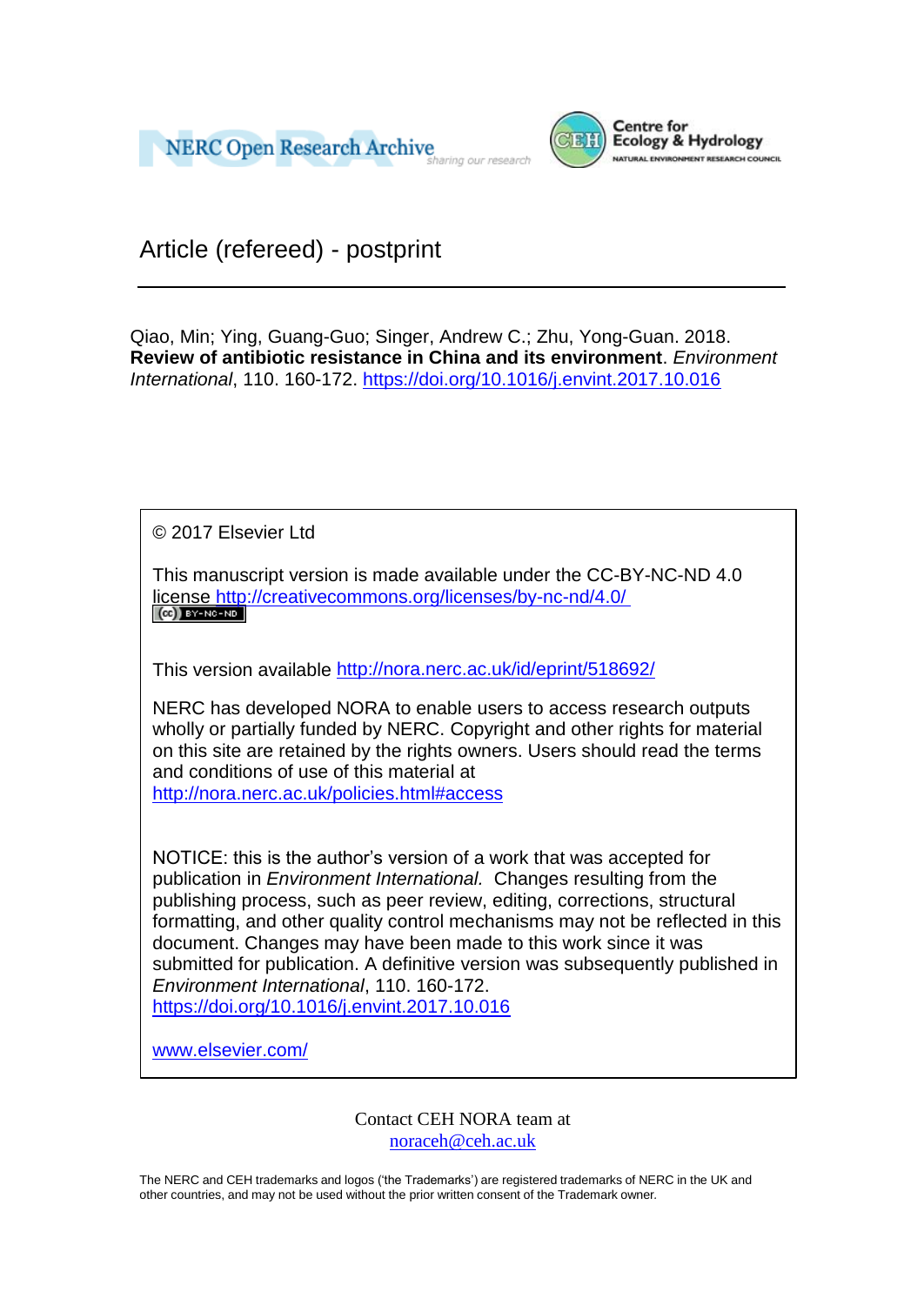NERC Open Research Archive

Centre for Ecology & Hydrology

NATURAL ENVIRONMENT RESEARCH COUNCIL

# Article (refereed) - postprint

Qiao, Min; Ying, Guang-Guo; Singer, Andrew C.; Zhu, Yong-Guan. 2018. **Review of antibiotic resistance in China and its environment**. *Environment International*, 110. 160-172. https://doi.org/10.1016/j.envint.2017.10.016

© 2017 Elsevier Ltd

This manuscript version is made available under the CC-BY-NC-ND 4.0 license http://creativecommons.org/licenses/by-nc-nd/4.0/

This version available http://nora.nerc.ac.uk/id/eprint/518692/

NERC has developed NORA to enable users to access research outputs wholly or partially funded by NERC. Copyright and other rights for material on this site are retained by the rights owners. Users should read the terms and conditions of use of this material at http://nora.nerc.ac.uk/policies.html#access

NOTICE: this is the author's version of a work that was accepted for publication in *Environment International.* Changes resulting from the publishing process, such as peer review, editing, corrections, structural formatting, and other quality control mechanisms may not be reflected in this document. Changes may have been made to this work since it was submitted for publication. A definitive version was subsequently published in *Environment International*, 110. 160-172. https://doi.org/10.1016/j.envint.2017.10.016

www.elsevier.com/

Contact CEH NORA team at noraceh@ceh.ac.uk

The NERC and CEH trademarks and logos ('the Trademarks') are registered trademarks of NERC in the UK and other countries, and may not be used without the prior written consent of the Trademark owner.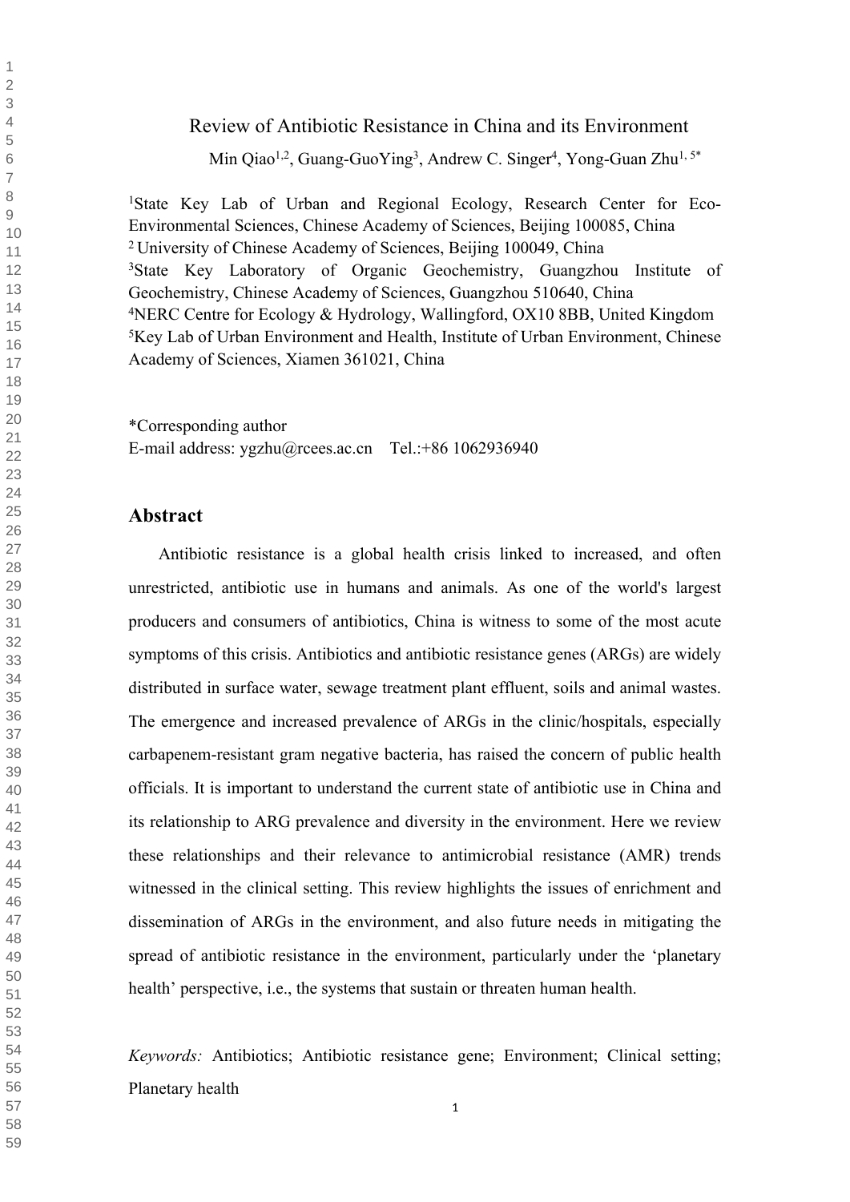# Review of Antibiotic Resistance in China and its Environment

Min Qiao[1,2], Guang-GuoYing[3], Andrew C. Singer[4], Yong-Guan Zhu[1, 5*]

[1]State Key Lab of Urban and Regional Ecology, Research Center for Eco-Environmental Sciences, Chinese Academy of Sciences, Beijing 100085, China

[2] University of Chinese Academy of Sciences, Beijing 100049, China

[3]State Key Laboratory of Organic Geochemistry, Guangzhou Institute of Geochemistry, Chinese Academy of Sciences, Guangzhou 510640, China

[4]NERC Centre for Ecology & Hydrology, Wallingford, OX10 8BB, United Kingdom

[5]Key Lab of Urban Environment and Health, Institute of Urban Environment, Chinese Academy of Sciences, Xiamen 361021, China

*Corresponding author
E-mail address: ygzhu@rcees.ac.cn Tel.:+86 1062936940

## Abstract

Antibiotic resistance is a global health crisis linked to increased, and often unrestricted, antibiotic use in humans and animals. As one of the world's largest producers and consumers of antibiotics, China is witness to some of the most acute symptoms of this crisis. Antibiotics and antibiotic resistance genes (ARGs) are widely distributed in surface water, sewage treatment plant effluent, soils and animal wastes. The emergence and increased prevalence of ARGs in the clinic/hospitals, especially carbapenem-resistant gram negative bacteria, has raised the concern of public health officials. It is important to understand the current state of antibiotic use in China and its relationship to ARG prevalence and diversity in the environment. Here we review these relationships and their relevance to antimicrobial resistance (AMR) trends witnessed in the clinical setting. This review highlights the issues of enrichment and dissemination of ARGs in the environment, and also future needs in mitigating the spread of antibiotic resistance in the environment, particularly under the 'planetary health' perspective, i.e., the systems that sustain or threaten human health.

*Keywords:* Antibiotics; Antibiotic resistance gene; Environment; Clinical setting; Planetary health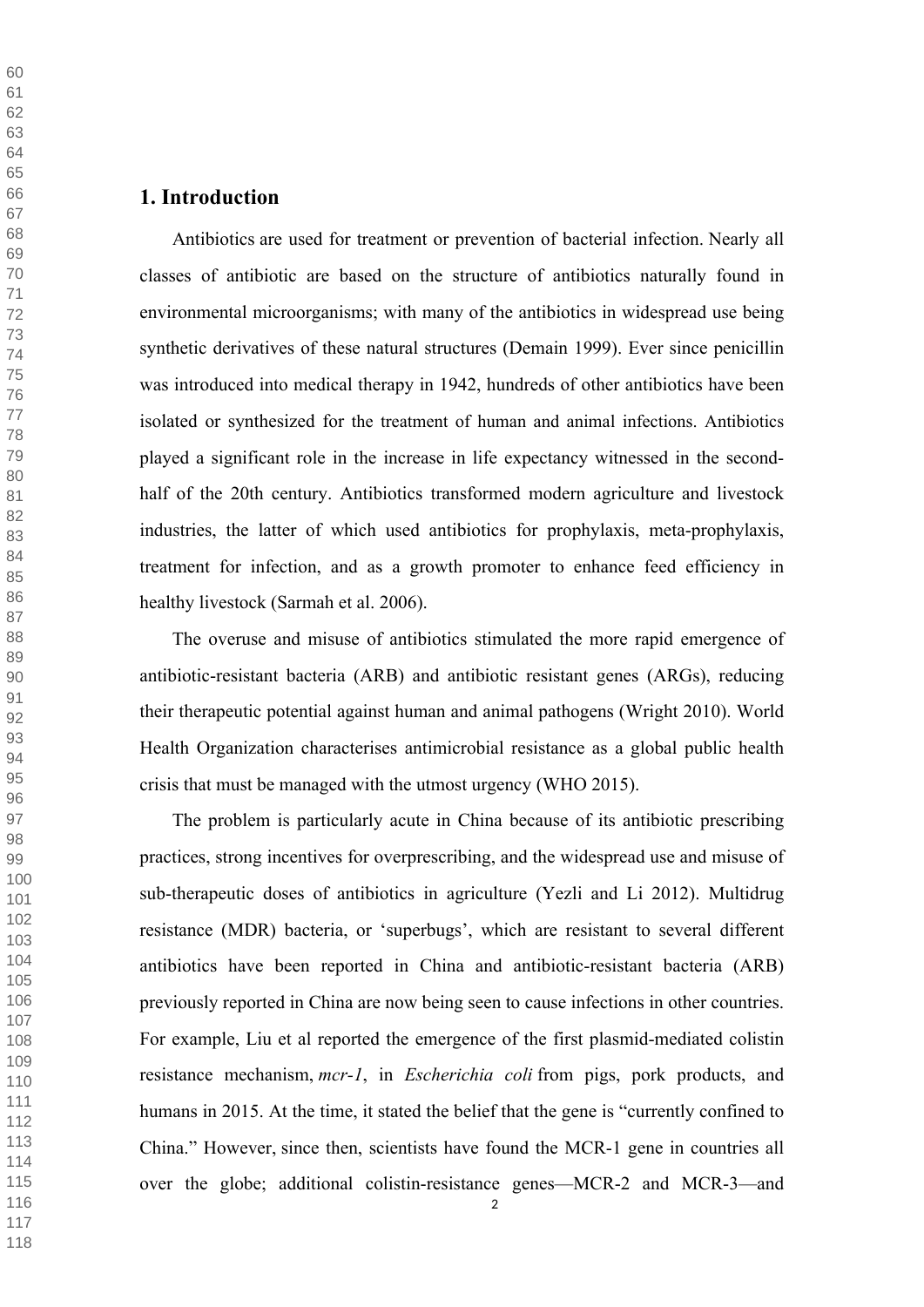## 1. Introduction

Antibiotics are used for treatment or prevention of bacterial infection. Nearly all classes of antibiotic are based on the structure of antibiotics naturally found in environmental microorganisms; with many of the antibiotics in widespread use being synthetic derivatives of these natural structures (Demain 1999). Ever since penicillin was introduced into medical therapy in 1942, hundreds of other antibiotics have been isolated or synthesized for the treatment of human and animal infections. Antibiotics played a significant role in the increase in life expectancy witnessed in the second-half of the 20th century. Antibiotics transformed modern agriculture and livestock industries, the latter of which used antibiotics for prophylaxis, meta-prophylaxis, treatment for infection, and as a growth promoter to enhance feed efficiency in healthy livestock (Sarmah et al. 2006).

The overuse and misuse of antibiotics stimulated the more rapid emergence of antibiotic-resistant bacteria (ARB) and antibiotic resistant genes (ARGs), reducing their therapeutic potential against human and animal pathogens (Wright 2010). World Health Organization characterises antimicrobial resistance as a global public health crisis that must be managed with the utmost urgency (WHO 2015).

The problem is particularly acute in China because of its antibiotic prescribing practices, strong incentives for overprescribing, and the widespread use and misuse of sub-therapeutic doses of antibiotics in agriculture (Yezli and Li 2012). Multidrug resistance (MDR) bacteria, or 'superbugs', which are resistant to several different antibiotics have been reported in China and antibiotic-resistant bacteria (ARB) previously reported in China are now being seen to cause infections in other countries. For example, Liu et al reported the emergence of the first plasmid-mediated colistin resistance mechanism, *mcr-1*, in *Escherichia coli* from pigs, pork products, and humans in 2015. At the time, it stated the belief that the gene is "currently confined to China." However, since then, scientists have found the MCR-1 gene in countries all over the globe; additional colistin-resistance genes—MCR-2 and MCR-3—and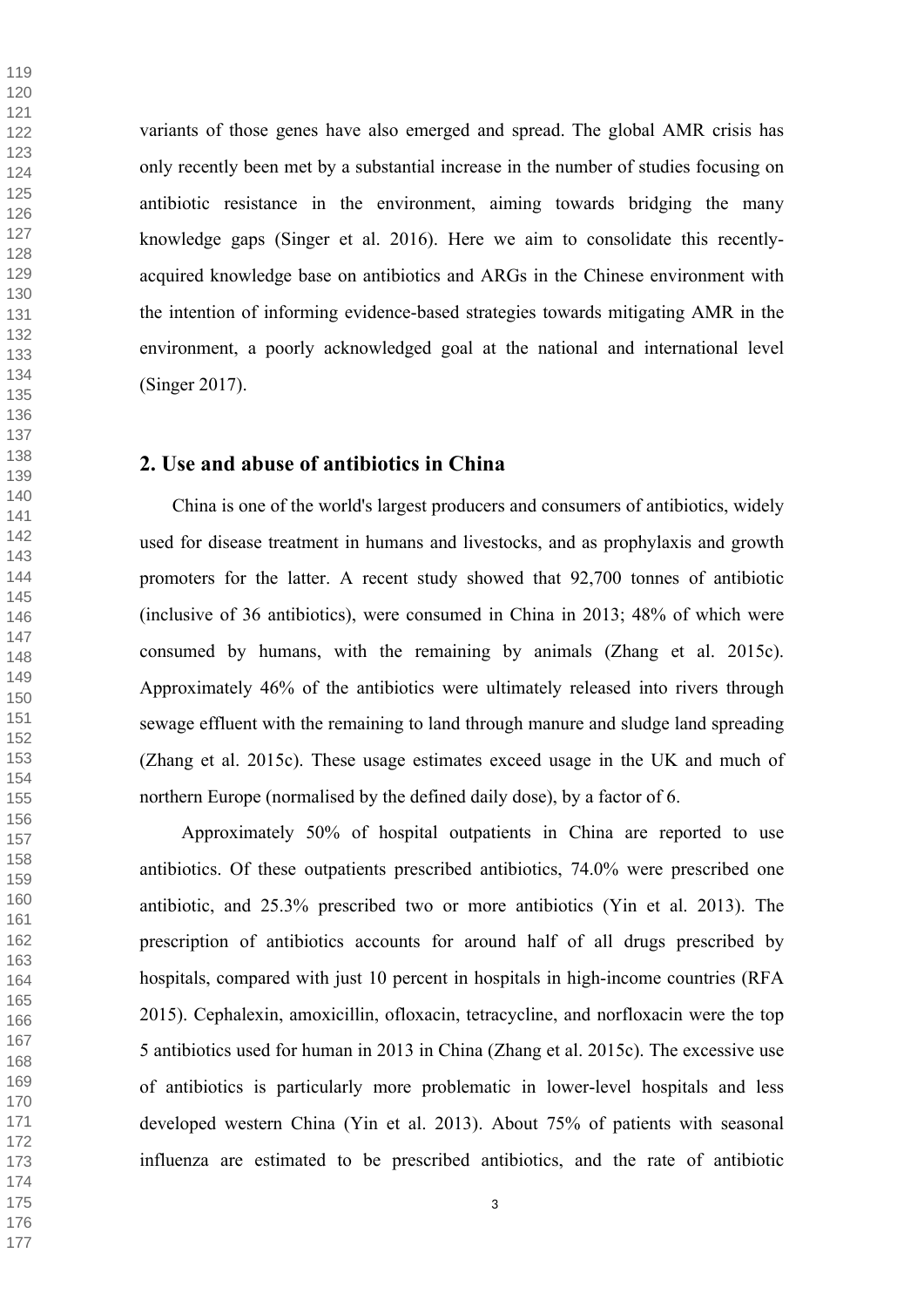variants of those genes have also emerged and spread. The global AMR crisis has only recently been met by a substantial increase in the number of studies focusing on antibiotic resistance in the environment, aiming towards bridging the many knowledge gaps (Singer et al. 2016). Here we aim to consolidate this recently-acquired knowledge base on antibiotics and ARGs in the Chinese environment with the intention of informing evidence-based strategies towards mitigating AMR in the environment, a poorly acknowledged goal at the national and international level (Singer 2017).

## 2. Use and abuse of antibiotics in China

China is one of the world's largest producers and consumers of antibiotics, widely used for disease treatment in humans and livestocks, and as prophylaxis and growth promoters for the latter. A recent study showed that 92,700 tonnes of antibiotic (inclusive of 36 antibiotics), were consumed in China in 2013; 48% of which were consumed by humans, with the remaining by animals (Zhang et al. 2015c). Approximately 46% of the antibiotics were ultimately released into rivers through sewage effluent with the remaining to land through manure and sludge land spreading (Zhang et al. 2015c). These usage estimates exceed usage in the UK and much of northern Europe (normalised by the defined daily dose), by a factor of 6.

Approximately 50% of hospital outpatients in China are reported to use antibiotics. Of these outpatients prescribed antibiotics, 74.0% were prescribed one antibiotic, and 25.3% prescribed two or more antibiotics (Yin et al. 2013). The prescription of antibiotics accounts for around half of all drugs prescribed by hospitals, compared with just 10 percent in hospitals in high-income countries (RFA 2015). Cephalexin, amoxicillin, ofloxacin, tetracycline, and norfloxacin were the top 5 antibiotics used for human in 2013 in China (Zhang et al. 2015c). The excessive use of antibiotics is particularly more problematic in lower-level hospitals and less developed western China (Yin et al. 2013). About 75% of patients with seasonal influenza are estimated to be prescribed antibiotics, and the rate of antibiotic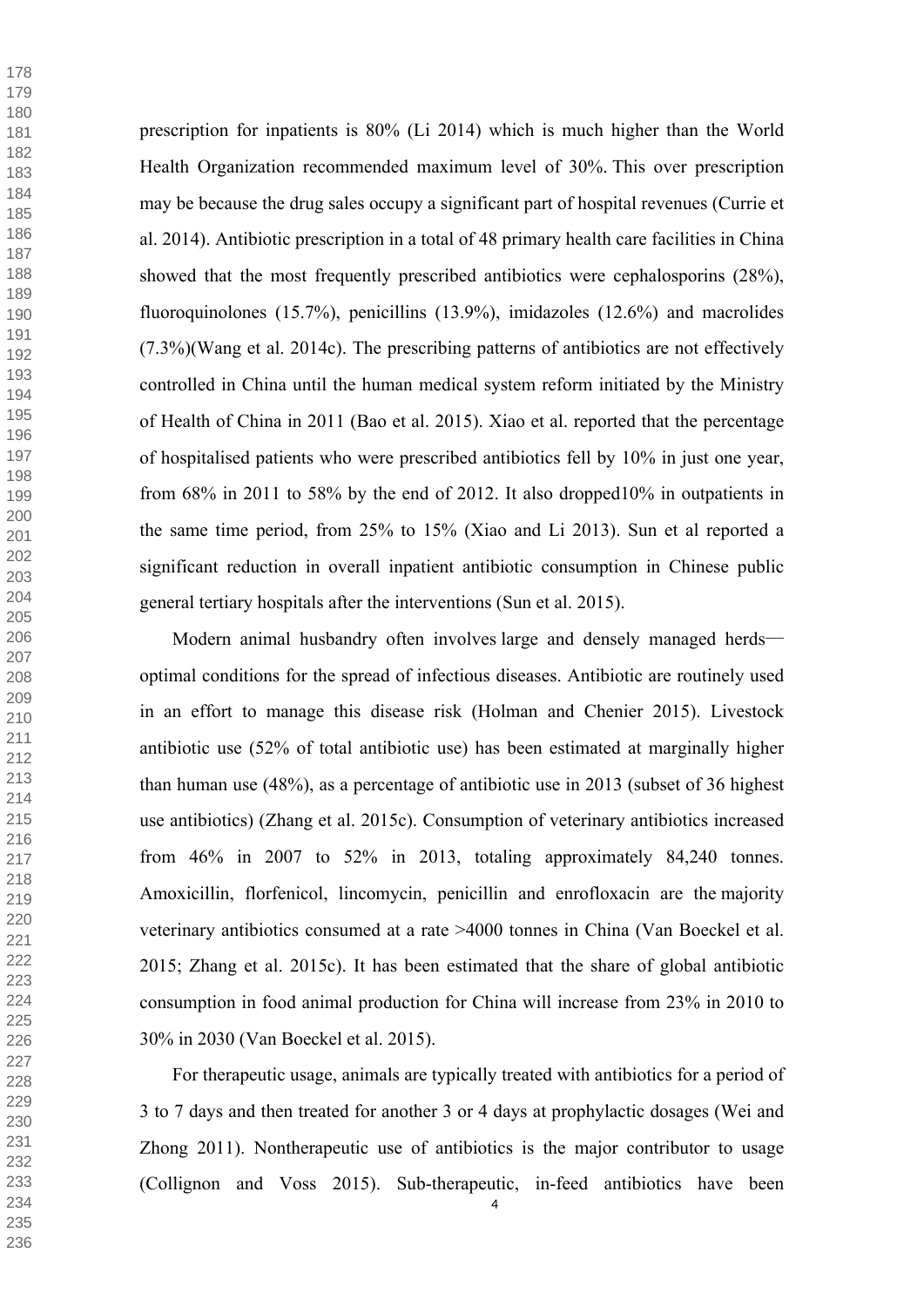prescription for inpatients is 80% (Li 2014) which is much higher than the World Health Organization recommended maximum level of 30%. This over prescription may be because the drug sales occupy a significant part of hospital revenues (Currie et al. 2014). Antibiotic prescription in a total of 48 primary health care facilities in China showed that the most frequently prescribed antibiotics were cephalosporins (28%), fluoroquinolones (15.7%), penicillins (13.9%), imidazoles (12.6%) and macrolides (7.3%)(Wang et al. 2014c). The prescribing patterns of antibiotics are not effectively controlled in China until the human medical system reform initiated by the Ministry of Health of China in 2011 (Bao et al. 2015). Xiao et al. reported that the percentage of hospitalised patients who were prescribed antibiotics fell by 10% in just one year, from 68% in 2011 to 58% by the end of 2012. It also dropped10% in outpatients in the same time period, from 25% to 15% (Xiao and Li 2013). Sun et al reported a significant reduction in overall inpatient antibiotic consumption in Chinese public general tertiary hospitals after the interventions (Sun et al. 2015).

Modern animal husbandry often involves large and densely managed herds—optimal conditions for the spread of infectious diseases. Antibiotic are routinely used in an effort to manage this disease risk (Holman and Chenier 2015). Livestock antibiotic use (52% of total antibiotic use) has been estimated at marginally higher than human use (48%), as a percentage of antibiotic use in 2013 (subset of 36 highest use antibiotics) (Zhang et al. 2015c). Consumption of veterinary antibiotics increased from 46% in 2007 to 52% in 2013, totaling approximately 84,240 tonnes. Amoxicillin, florfenicol, lincomycin, penicillin and enrofloxacin are the majority veterinary antibiotics consumed at a rate >4000 tonnes in China (Van Boeckel et al. 2015; Zhang et al. 2015c). It has been estimated that the share of global antibiotic consumption in food animal production for China will increase from 23% in 2010 to 30% in 2030 (Van Boeckel et al. 2015).

For therapeutic usage, animals are typically treated with antibiotics for a period of 3 to 7 days and then treated for another 3 or 4 days at prophylactic dosages (Wei and Zhong 2011). Nontherapeutic use of antibiotics is the major contributor to usage (Collignon and Voss 2015). Sub-therapeutic, in-feed antibiotics have been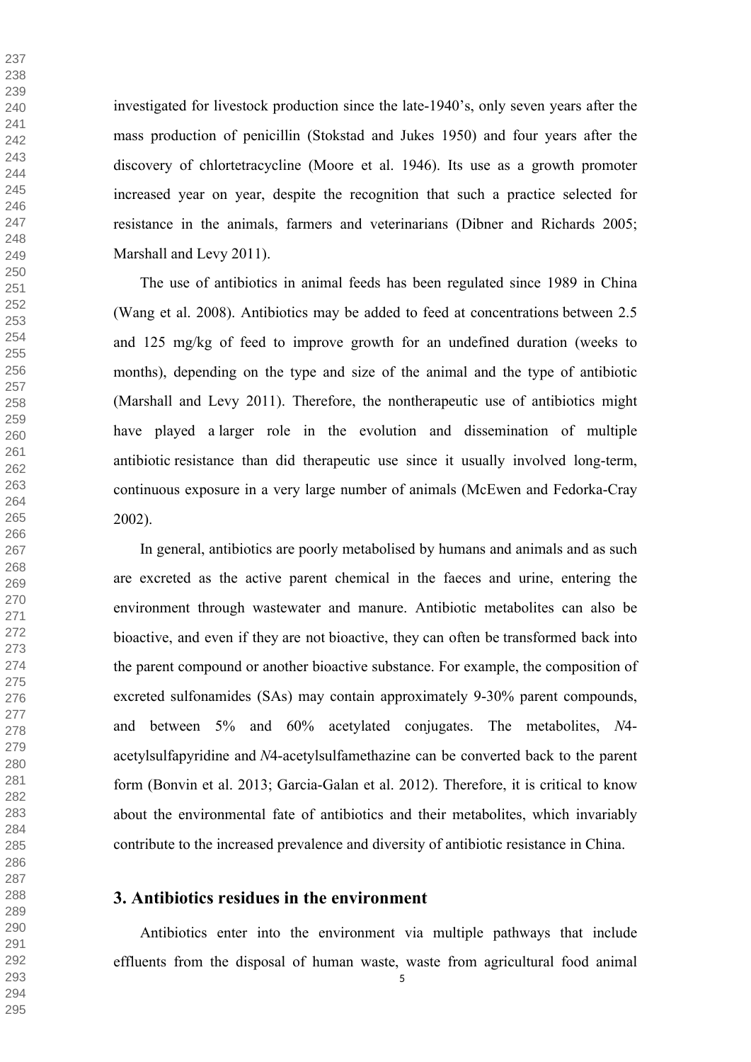investigated for livestock production since the late-1940's, only seven years after the mass production of penicillin (Stokstad and Jukes 1950) and four years after the discovery of chlortetracycline (Moore et al. 1946). Its use as a growth promoter increased year on year, despite the recognition that such a practice selected for resistance in the animals, farmers and veterinarians (Dibner and Richards 2005; Marshall and Levy 2011).

The use of antibiotics in animal feeds has been regulated since 1989 in China (Wang et al. 2008). Antibiotics may be added to feed at concentrations between 2.5 and 125 mg/kg of feed to improve growth for an undefined duration (weeks to months), depending on the type and size of the animal and the type of antibiotic (Marshall and Levy 2011). Therefore, the nontherapeutic use of antibiotics might have played a larger role in the evolution and dissemination of multiple antibiotic resistance than did therapeutic use since it usually involved long-term, continuous exposure in a very large number of animals (McEwen and Fedorka-Cray 2002).

In general, antibiotics are poorly metabolised by humans and animals and as such are excreted as the active parent chemical in the faeces and urine, entering the environment through wastewater and manure. Antibiotic metabolites can also be bioactive, and even if they are not bioactive, they can often be transformed back into the parent compound or another bioactive substance. For example, the composition of excreted sulfonamides (SAs) may contain approximately 9-30% parent compounds, and between 5% and 60% acetylated conjugates. The metabolites, *N*4-acetylsulfapyridine and *N*4-acetylsulfamethazine can be converted back to the parent form (Bonvin et al. 2013; Garcia-Galan et al. 2012). Therefore, it is critical to know about the environmental fate of antibiotics and their metabolites, which invariably contribute to the increased prevalence and diversity of antibiotic resistance in China.

## 3. Antibiotics residues in the environment

Antibiotics enter into the environment via multiple pathways that include effluents from the disposal of human waste, waste from agricultural food animal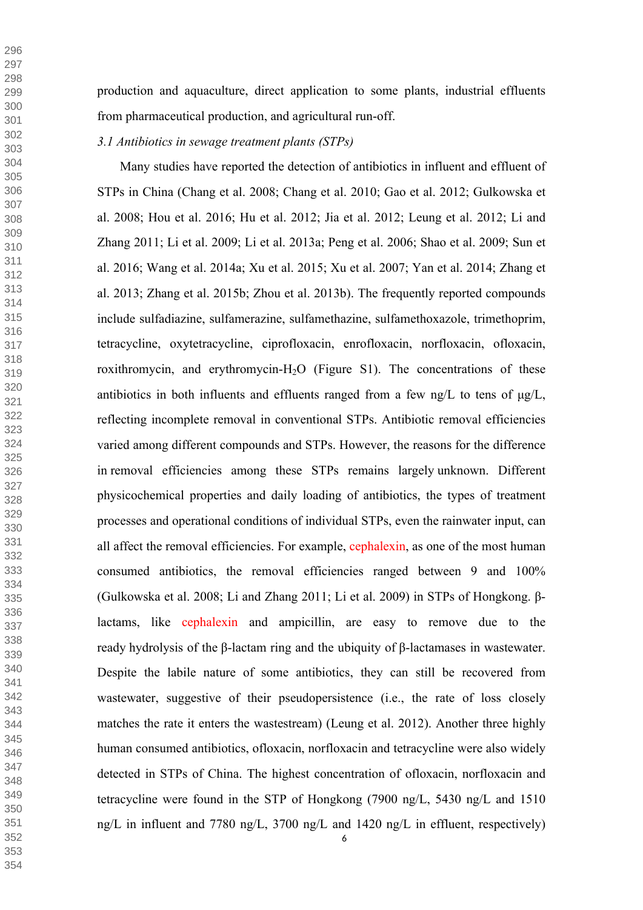production and aquaculture, direct application to some plants, industrial effluents from pharmaceutical production, and agricultural run-off.

*3.1 Antibiotics in sewage treatment plants (STPs)*

Many studies have reported the detection of antibiotics in influent and effluent of STPs in China (Chang et al. 2008; Chang et al. 2010; Gao et al. 2012; Gulkowska et al. 2008; Hou et al. 2016; Hu et al. 2012; Jia et al. 2012; Leung et al. 2012; Li and Zhang 2011; Li et al. 2009; Li et al. 2013a; Peng et al. 2006; Shao et al. 2009; Sun et al. 2016; Wang et al. 2014a; Xu et al. 2015; Xu et al. 2007; Yan et al. 2014; Zhang et al. 2013; Zhang et al. 2015b; Zhou et al. 2013b). The frequently reported compounds include sulfadiazine, sulfamerazine, sulfamethazine, sulfamethoxazole, trimethoprim, tetracycline, oxytetracycline, ciprofloxacin, enrofloxacin, norfloxacin, ofloxacin, roxithromycin, and erythromycin-$H_2O$ (Figure S1). The concentrations of these antibiotics in both influents and effluents ranged from a few ng/L to tens of μg/L, reflecting incomplete removal in conventional STPs. Antibiotic removal efficiencies varied among different compounds and STPs. However, the reasons for the difference in removal efficiencies among these STPs remains largely unknown. Different physicochemical properties and daily loading of antibiotics, the types of treatment processes and operational conditions of individual STPs, even the rainwater input, can all affect the removal efficiencies. For example, cephalexin, as one of the most human consumed antibiotics, the removal efficiencies ranged between 9 and 100% (Gulkowska et al. 2008; Li and Zhang 2011; Li et al. 2009) in STPs of Hongkong. β-lactams, like cephalexin and ampicillin, are easy to remove due to the ready hydrolysis of the β-lactam ring and the ubiquity of β-lactamases in wastewater. Despite the labile nature of some antibiotics, they can still be recovered from wastewater, suggestive of their pseudopersistence (i.e., the rate of loss closely matches the rate it enters the wastestream) (Leung et al. 2012). Another three highly human consumed antibiotics, ofloxacin, norfloxacin and tetracycline were also widely detected in STPs of China. The highest concentration of ofloxacin, norfloxacin and tetracycline were found in the STP of Hongkong (7900 ng/L, 5430 ng/L and 1510 ng/L in influent and 7780 ng/L, 3700 ng/L and 1420 ng/L in effluent, respectively)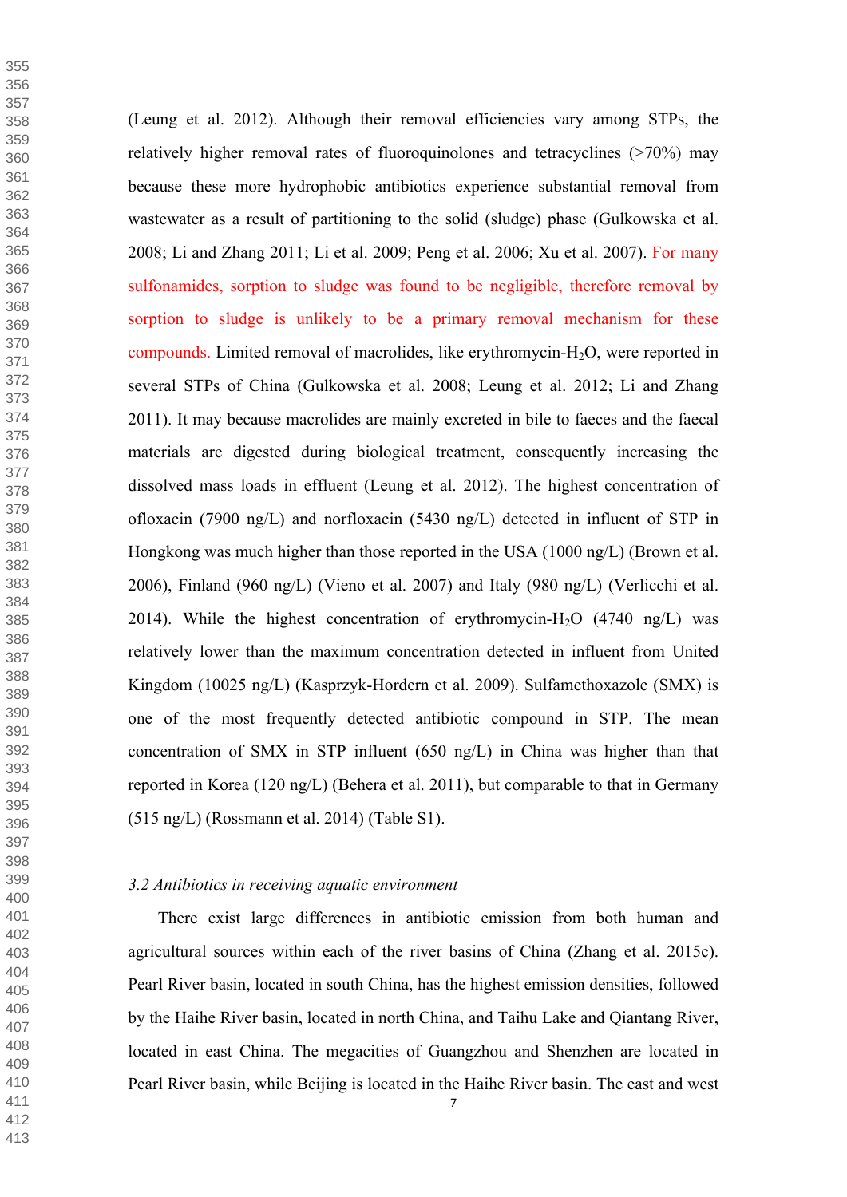(Leung et al. 2012). Although their removal efficiencies vary among STPs, the relatively higher removal rates of fluoroquinolones and tetracyclines (>70%) may because these more hydrophobic antibiotics experience substantial removal from wastewater as a result of partitioning to the solid (sludge) phase (Gulkowska et al. 2008; Li and Zhang 2011; Li et al. 2009; Peng et al. 2006; Xu et al. 2007). For many sulfonamides, sorption to sludge was found to be negligible, therefore removal by sorption to sludge is unlikely to be a primary removal mechanism for these compounds. Limited removal of macrolides, like erythromycin-$H_2O$, were reported in several STPs of China (Gulkowska et al. 2008; Leung et al. 2012; Li and Zhang 2011). It may because macrolides are mainly excreted in bile to faeces and the faecal materials are digested during biological treatment, consequently increasing the dissolved mass loads in effluent (Leung et al. 2012). The highest concentration of ofloxacin (7900 ng/L) and norfloxacin (5430 ng/L) detected in influent of STP in Hongkong was much higher than those reported in the USA (1000 ng/L) (Brown et al. 2006), Finland (960 ng/L) (Vieno et al. 2007) and Italy (980 ng/L) (Verlicchi et al. 2014). While the highest concentration of erythromycin-$H_2O$ (4740 ng/L) was relatively lower than the maximum concentration detected in influent from United Kingdom (10025 ng/L) (Kasprzyk-Hordern et al. 2009). Sulfamethoxazole (SMX) is one of the most frequently detected antibiotic compound in STP. The mean concentration of SMX in STP influent (650 ng/L) in China was higher than that reported in Korea (120 ng/L) (Behera et al. 2011), but comparable to that in Germany (515 ng/L) (Rossmann et al. 2014) (Table S1).

### *3.2 Antibiotics in receiving aquatic environment*

There exist large differences in antibiotic emission from both human and agricultural sources within each of the river basins of China (Zhang et al. 2015c). Pearl River basin, located in south China, has the highest emission densities, followed by the Haihe River basin, located in north China, and Taihu Lake and Qiantang River, located in east China. The megacities of Guangzhou and Shenzhen are located in Pearl River basin, while Beijing is located in the Haihe River basin. The east and west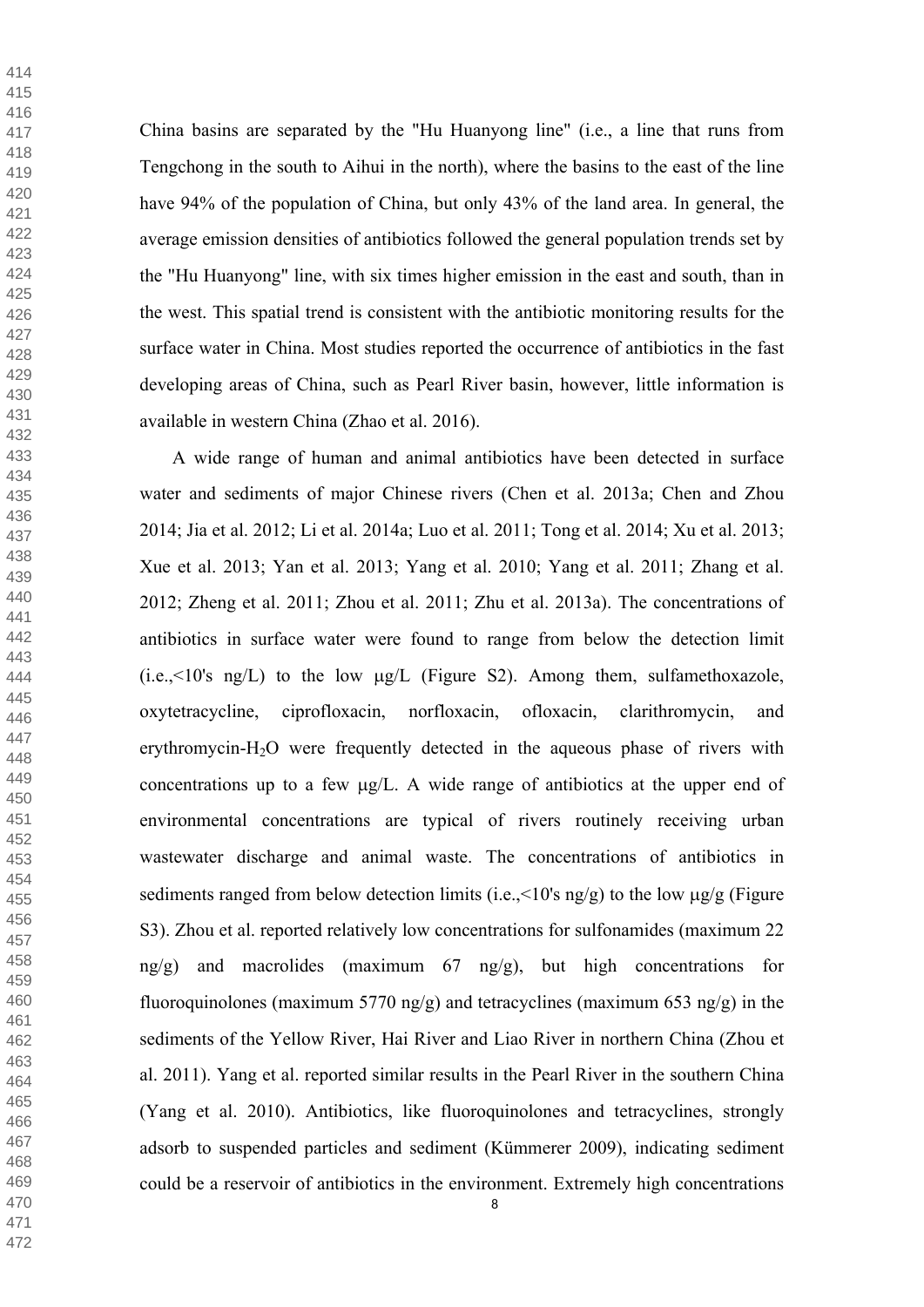China basins are separated by the "Hu Huanyong line" (i.e., a line that runs from Tengchong in the south to Aihui in the north), where the basins to the east of the line have 94% of the population of China, but only 43% of the land area. In general, the average emission densities of antibiotics followed the general population trends set by the "Hu Huanyong" line, with six times higher emission in the east and south, than in the west. This spatial trend is consistent with the antibiotic monitoring results for the surface water in China. Most studies reported the occurrence of antibiotics in the fast developing areas of China, such as Pearl River basin, however, little information is available in western China (Zhao et al. 2016).

A wide range of human and animal antibiotics have been detected in surface water and sediments of major Chinese rivers (Chen et al. 2013a; Chen and Zhou 2014; Jia et al. 2012; Li et al. 2014a; Luo et al. 2011; Tong et al. 2014; Xu et al. 2013; Xue et al. 2013; Yan et al. 2013; Yang et al. 2010; Yang et al. 2011; Zhang et al. 2012; Zheng et al. 2011; Zhou et al. 2011; Zhu et al. 2013a). The concentrations of antibiotics in surface water were found to range from below the detection limit (i.e.,<10's ng/L) to the low μg/L (Figure S2). Among them, sulfamethoxazole, oxytetracycline, ciprofloxacin, norfloxacin, ofloxacin, clarithromycin, and erythromycin-$H_2O$ were frequently detected in the aqueous phase of rivers with concentrations up to a few μg/L. A wide range of antibiotics at the upper end of environmental concentrations are typical of rivers routinely receiving urban wastewater discharge and animal waste. The concentrations of antibiotics in sediments ranged from below detection limits (i.e.,<10's ng/g) to the low μg/g (Figure S3). Zhou et al. reported relatively low concentrations for sulfonamides (maximum 22 ng/g) and macrolides (maximum 67 ng/g), but high concentrations for fluoroquinolones (maximum 5770 ng/g) and tetracyclines (maximum 653 ng/g) in the sediments of the Yellow River, Hai River and Liao River in northern China (Zhou et al. 2011). Yang et al. reported similar results in the Pearl River in the southern China (Yang et al. 2010). Antibiotics, like fluoroquinolones and tetracyclines, strongly adsorb to suspended particles and sediment (Kümmerer 2009), indicating sediment could be a reservoir of antibiotics in the environment. Extremely high concentrations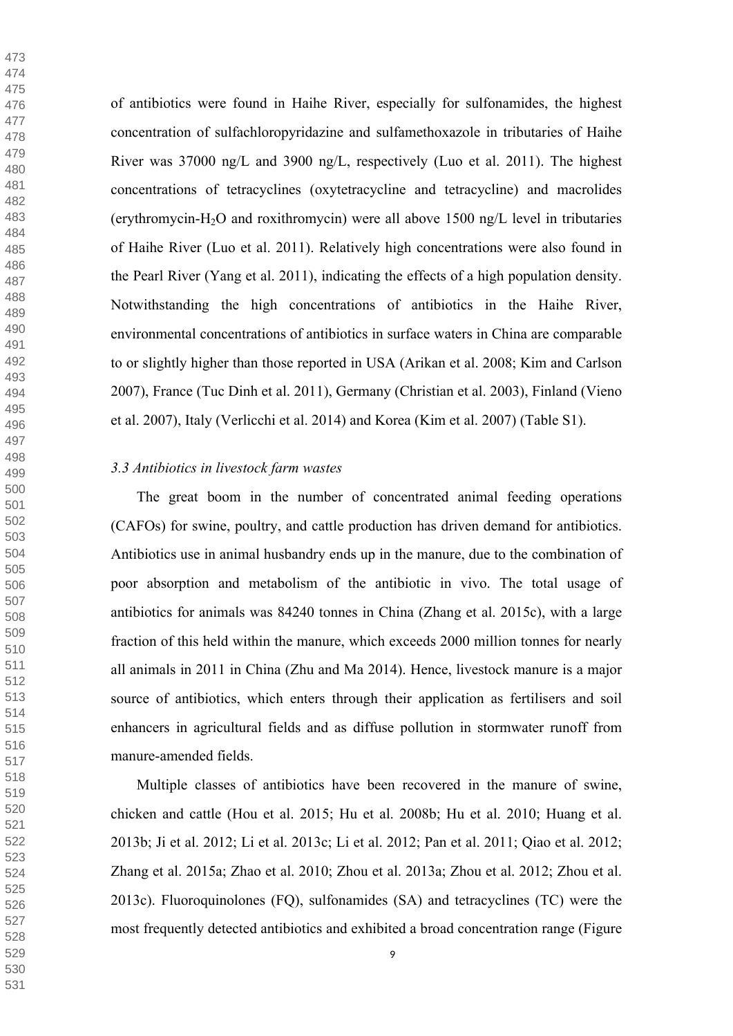of antibiotics were found in Haihe River, especially for sulfonamides, the highest concentration of sulfachloropyridazine and sulfamethoxazole in tributaries of Haihe River was 37000 ng/L and 3900 ng/L, respectively (Luo et al. 2011). The highest concentrations of tetracyclines (oxytetracycline and tetracycline) and macrolides (erythromycin-$H_2O$ and roxithromycin) were all above 1500 ng/L level in tributaries of Haihe River (Luo et al. 2011). Relatively high concentrations were also found in the Pearl River (Yang et al. 2011), indicating the effects of a high population density. Notwithstanding the high concentrations of antibiotics in the Haihe River, environmental concentrations of antibiotics in surface waters in China are comparable to or slightly higher than those reported in USA (Arikan et al. 2008; Kim and Carlson 2007), France (Tuc Dinh et al. 2011), Germany (Christian et al. 2003), Finland (Vieno et al. 2007), Italy (Verlicchi et al. 2014) and Korea (Kim et al. 2007) (Table S1).

### *3.3 Antibiotics in livestock farm wastes*

The great boom in the number of concentrated animal feeding operations (CAFOs) for swine, poultry, and cattle production has driven demand for antibiotics. Antibiotics use in animal husbandry ends up in the manure, due to the combination of poor absorption and metabolism of the antibiotic in vivo. The total usage of antibiotics for animals was 84240 tonnes in China (Zhang et al. 2015c), with a large fraction of this held within the manure, which exceeds 2000 million tonnes for nearly all animals in 2011 in China (Zhu and Ma 2014). Hence, livestock manure is a major source of antibiotics, which enters through their application as fertilisers and soil enhancers in agricultural fields and as diffuse pollution in stormwater runoff from manure-amended fields.

Multiple classes of antibiotics have been recovered in the manure of swine, chicken and cattle (Hou et al. 2015; Hu et al. 2008b; Hu et al. 2010; Huang et al. 2013b; Ji et al. 2012; Li et al. 2013c; Li et al. 2012; Pan et al. 2011; Qiao et al. 2012; Zhang et al. 2015a; Zhao et al. 2010; Zhou et al. 2013a; Zhou et al. 2012; Zhou et al. 2013c). Fluoroquinolones (FQ), sulfonamides (SA) and tetracyclines (TC) were the most frequently detected antibiotics and exhibited a broad concentration range (Figure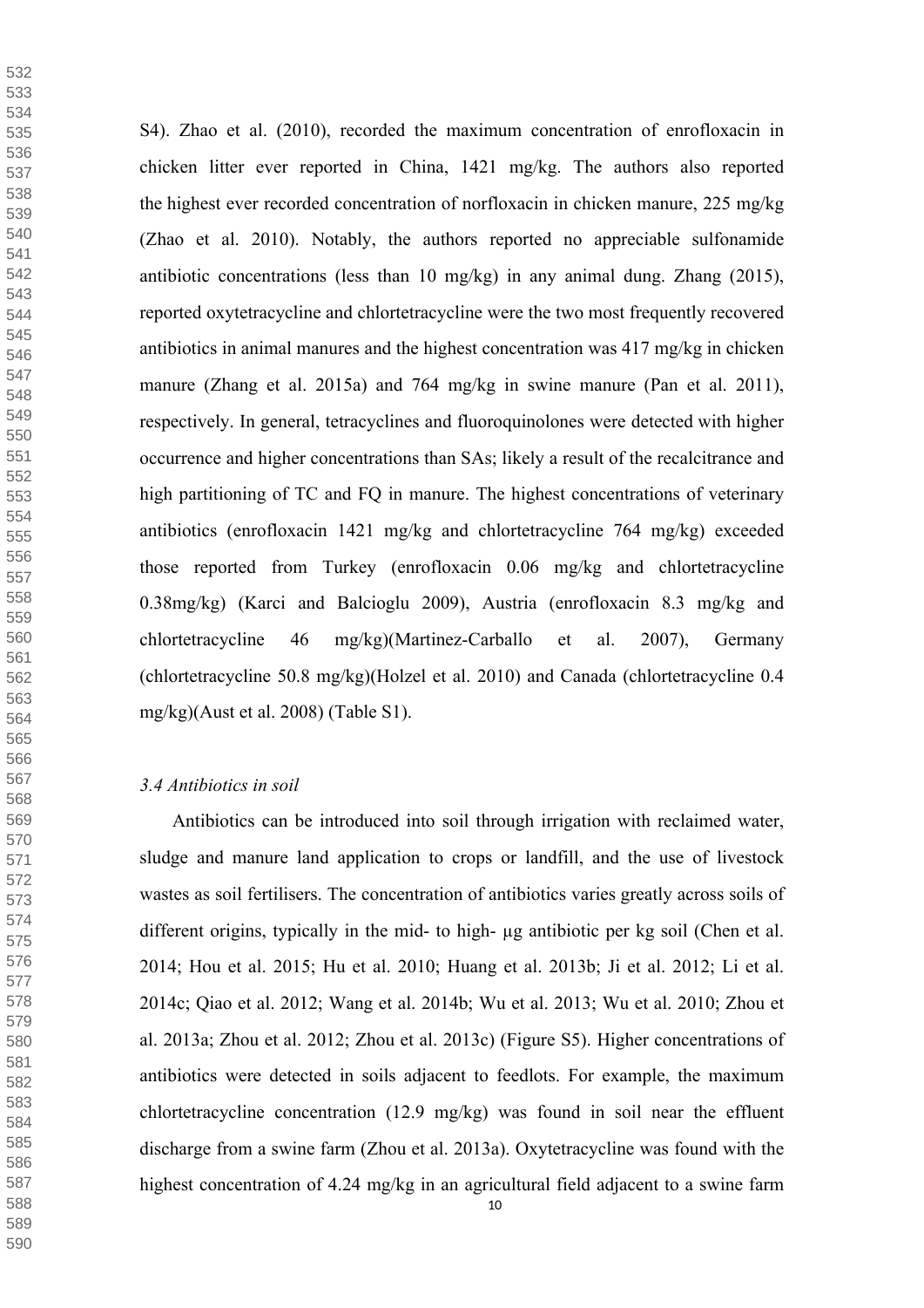S4). Zhao et al. (2010), recorded the maximum concentration of enrofloxacin in chicken litter ever reported in China, 1421 mg/kg. The authors also reported the highest ever recorded concentration of norfloxacin in chicken manure, 225 mg/kg (Zhao et al. 2010). Notably, the authors reported no appreciable sulfonamide antibiotic concentrations (less than 10 mg/kg) in any animal dung. Zhang (2015), reported oxytetracycline and chlortetracycline were the two most frequently recovered antibiotics in animal manures and the highest concentration was 417 mg/kg in chicken manure (Zhang et al. 2015a) and 764 mg/kg in swine manure (Pan et al. 2011), respectively. In general, tetracyclines and fluoroquinolones were detected with higher occurrence and higher concentrations than SAs; likely a result of the recalcitrance and high partitioning of TC and FQ in manure. The highest concentrations of veterinary antibiotics (enrofloxacin 1421 mg/kg and chlortetracycline 764 mg/kg) exceeded those reported from Turkey (enrofloxacin 0.06 mg/kg and chlortetracycline 0.38mg/kg) (Karci and Balcioglu 2009), Austria (enrofloxacin 8.3 mg/kg and chlortetracycline 46 mg/kg)(Martinez-Carballo et al. 2007), Germany (chlortetracycline 50.8 mg/kg)(Holzel et al. 2010) and Canada (chlortetracycline 0.4 mg/kg)(Aust et al. 2008) (Table S1).

### *3.4 Antibiotics in soil*

Antibiotics can be introduced into soil through irrigation with reclaimed water, sludge and manure land application to crops or landfill, and the use of livestock wastes as soil fertilisers. The concentration of antibiotics varies greatly across soils of different origins, typically in the mid- to high- μg antibiotic per kg soil (Chen et al. 2014; Hou et al. 2015; Hu et al. 2010; Huang et al. 2013b; Ji et al. 2012; Li et al. 2014c; Qiao et al. 2012; Wang et al. 2014b; Wu et al. 2013; Wu et al. 2010; Zhou et al. 2013a; Zhou et al. 2012; Zhou et al. 2013c) (Figure S5). Higher concentrations of antibiotics were detected in soils adjacent to feedlots. For example, the maximum chlortetracycline concentration (12.9 mg/kg) was found in soil near the effluent discharge from a swine farm (Zhou et al. 2013a). Oxytetracycline was found with the highest concentration of 4.24 mg/kg in an agricultural field adjacent to a swine farm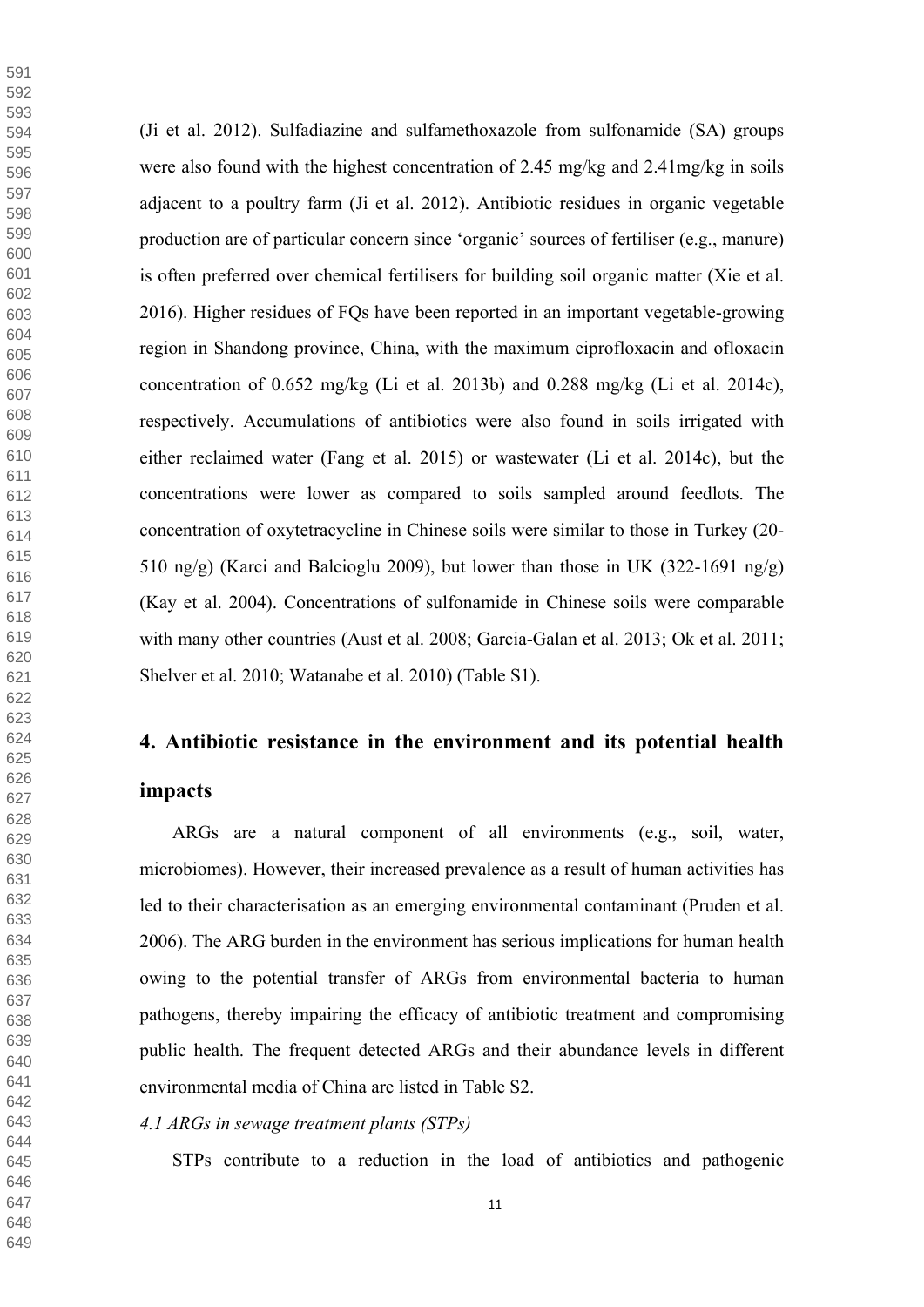(Ji et al. 2012). Sulfadiazine and sulfamethoxazole from sulfonamide (SA) groups were also found with the highest concentration of 2.45 mg/kg and 2.41mg/kg in soils adjacent to a poultry farm (Ji et al. 2012). Antibiotic residues in organic vegetable production are of particular concern since 'organic' sources of fertiliser (e.g., manure) is often preferred over chemical fertilisers for building soil organic matter (Xie et al. 2016). Higher residues of FQs have been reported in an important vegetable-growing region in Shandong province, China, with the maximum ciprofloxacin and ofloxacin concentration of 0.652 mg/kg (Li et al. 2013b) and 0.288 mg/kg (Li et al. 2014c), respectively. Accumulations of antibiotics were also found in soils irrigated with either reclaimed water (Fang et al. 2015) or wastewater (Li et al. 2014c), but the concentrations were lower as compared to soils sampled around feedlots. The concentration of oxytetracycline in Chinese soils were similar to those in Turkey (20-510 ng/g) (Karci and Balcioglu 2009), but lower than those in UK (322-1691 ng/g) (Kay et al. 2004). Concentrations of sulfonamide in Chinese soils were comparable with many other countries (Aust et al. 2008; Garcia-Galan et al. 2013; Ok et al. 2011; Shelver et al. 2010; Watanabe et al. 2010) (Table S1).

## 4. Antibiotic resistance in the environment and its potential health impacts

ARGs are a natural component of all environments (e.g., soil, water, microbiomes). However, their increased prevalence as a result of human activities has led to their characterisation as an emerging environmental contaminant (Pruden et al. 2006). The ARG burden in the environment has serious implications for human health owing to the potential transfer of ARGs from environmental bacteria to human pathogens, thereby impairing the efficacy of antibiotic treatment and compromising public health. The frequent detected ARGs and their abundance levels in different environmental media of China are listed in Table S2.

### *4.1 ARGs in sewage treatment plants (STPs)*

STPs contribute to a reduction in the load of antibiotics and pathogenic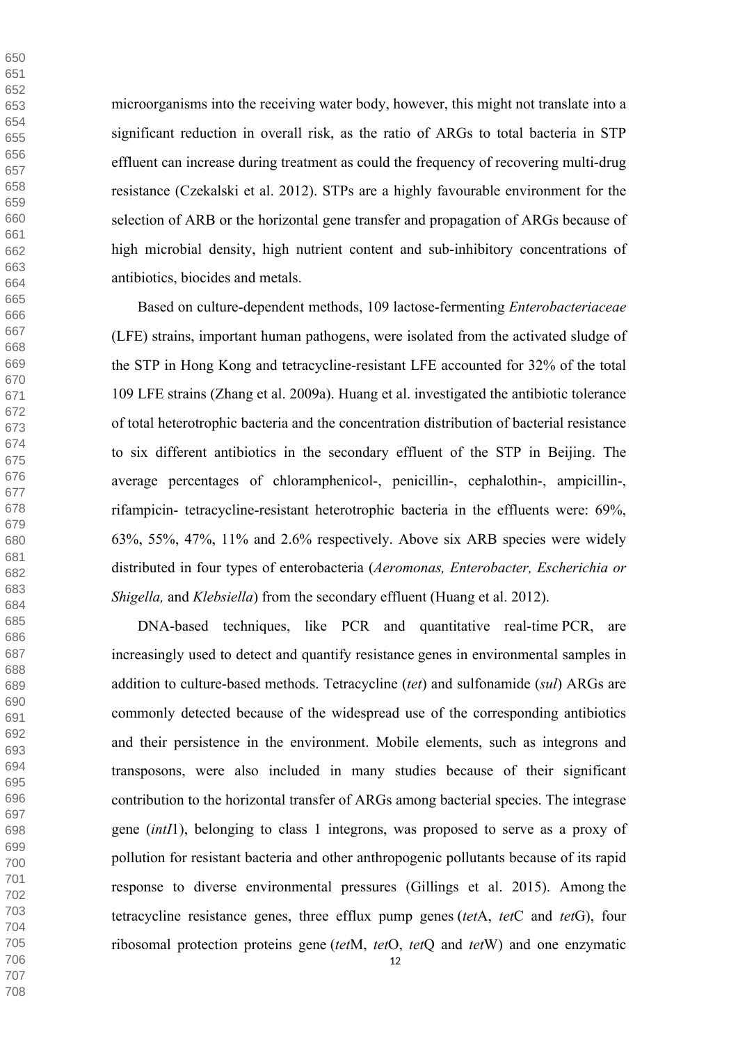microorganisms into the receiving water body, however, this might not translate into a significant reduction in overall risk, as the ratio of ARGs to total bacteria in STP effluent can increase during treatment as could the frequency of recovering multi-drug resistance (Czekalski et al. 2012). STPs are a highly favourable environment for the selection of ARB or the horizontal gene transfer and propagation of ARGs because of high microbial density, high nutrient content and sub-inhibitory concentrations of antibiotics, biocides and metals.

Based on culture-dependent methods, 109 lactose-fermenting *Enterobacteriaceae* (LFE) strains, important human pathogens, were isolated from the activated sludge of the STP in Hong Kong and tetracycline-resistant LFE accounted for 32% of the total 109 LFE strains (Zhang et al. 2009a). Huang et al. investigated the antibiotic tolerance of total heterotrophic bacteria and the concentration distribution of bacterial resistance to six different antibiotics in the secondary effluent of the STP in Beijing. The average percentages of chloramphenicol-, penicillin-, cephalothin-, ampicillin-, rifampicin- tetracycline-resistant heterotrophic bacteria in the effluents were: 69%, 63%, 55%, 47%, 11% and 2.6% respectively. Above six ARB species were widely distributed in four types of enterobacteria (*Aeromonas, Enterobacter, Escherichia or Shigella,* and *Klebsiella*) from the secondary effluent (Huang et al. 2012).

DNA-based techniques, like PCR and quantitative real-time PCR, are increasingly used to detect and quantify resistance genes in environmental samples in addition to culture-based methods. Tetracycline (*tet*) and sulfonamide (*sul*) ARGs are commonly detected because of the widespread use of the corresponding antibiotics and their persistence in the environment. Mobile elements, such as integrons and transposons, were also included in many studies because of their significant contribution to the horizontal transfer of ARGs among bacterial species. The integrase gene (*intI*1), belonging to class 1 integrons, was proposed to serve as a proxy of pollution for resistant bacteria and other anthropogenic pollutants because of its rapid response to diverse environmental pressures (Gillings et al. 2015). Among the tetracycline resistance genes, three efflux pump genes (*tet*A, *tet*C and *tet*G), four ribosomal protection proteins gene (*tet*M, *tet*O, *tet*Q and *tet*W) and one enzymatic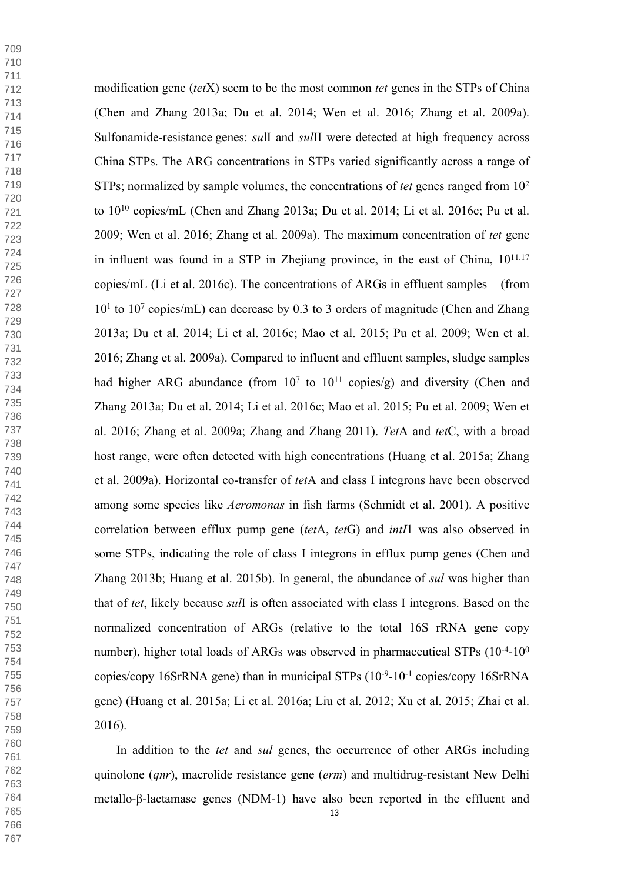modification gene (*tet*X) seem to be the most common *tet* genes in the STPs of China (Chen and Zhang 2013a; Du et al. 2014; Wen et al. 2016; Zhang et al. 2009a). Sulfonamide-resistance genes: *sul*I and *sul*II were detected at high frequency across China STPs. The ARG concentrations in STPs varied significantly across a range of STPs; normalized by sample volumes, the concentrations of *tet* genes ranged from $10^2$ to $10^{10}$ copies/mL (Chen and Zhang 2013a; Du et al. 2014; Li et al. 2016c; Pu et al. 2009; Wen et al. 2016; Zhang et al. 2009a). The maximum concentration of *tet* gene in influent was found in a STP in Zhejiang province, in the east of China, $10^{11.17}$ copies/mL (Li et al. 2016c). The concentrations of ARGs in effluent samples (from $10^1$ to $10^7$ copies/mL) can decrease by 0.3 to 3 orders of magnitude (Chen and Zhang 2013a; Du et al. 2014; Li et al. 2016c; Mao et al. 2015; Pu et al. 2009; Wen et al. 2016; Zhang et al. 2009a). Compared to influent and effluent samples, sludge samples had higher ARG abundance (from $10^7$ to $10^{11}$ copies/g) and diversity (Chen and Zhang 2013a; Du et al. 2014; Li et al. 2016c; Mao et al. 2015; Pu et al. 2009; Wen et al. 2016; Zhang et al. 2009a; Zhang and Zhang 2011). *Tet*A and *tet*C, with a broad host range, were often detected with high concentrations (Huang et al. 2015a; Zhang et al. 2009a). Horizontal co-transfer of *tet*A and class I integrons have been observed among some species like *Aeromonas* in fish farms (Schmidt et al. 2001). A positive correlation between efflux pump gene (*tet*A, *tet*G) and *intI*1 was also observed in some STPs, indicating the role of class I integrons in efflux pump genes (Chen and Zhang 2013b; Huang et al. 2015b). In general, the abundance of *sul* was higher than that of *tet*, likely because *sul*I is often associated with class I integrons. Based on the normalized concentration of ARGs (relative to the total 16S rRNA gene copy number), higher total loads of ARGs was observed in pharmaceutical STPs ($10^{-4}$-$10^0$ copies/copy 16SrRNA gene) than in municipal STPs ($10^{-9}$-$10^{-1}$ copies/copy 16SrRNA gene) (Huang et al. 2015a; Li et al. 2016a; Liu et al. 2012; Xu et al. 2015; Zhai et al. 2016).

In addition to the *tet* and *sul* genes, the occurrence of other ARGs including quinolone (*qnr*), macrolide resistance gene (*erm*) and multidrug-resistant New Delhi metallo-β-lactamase genes (NDM-1) have also been reported in the effluent and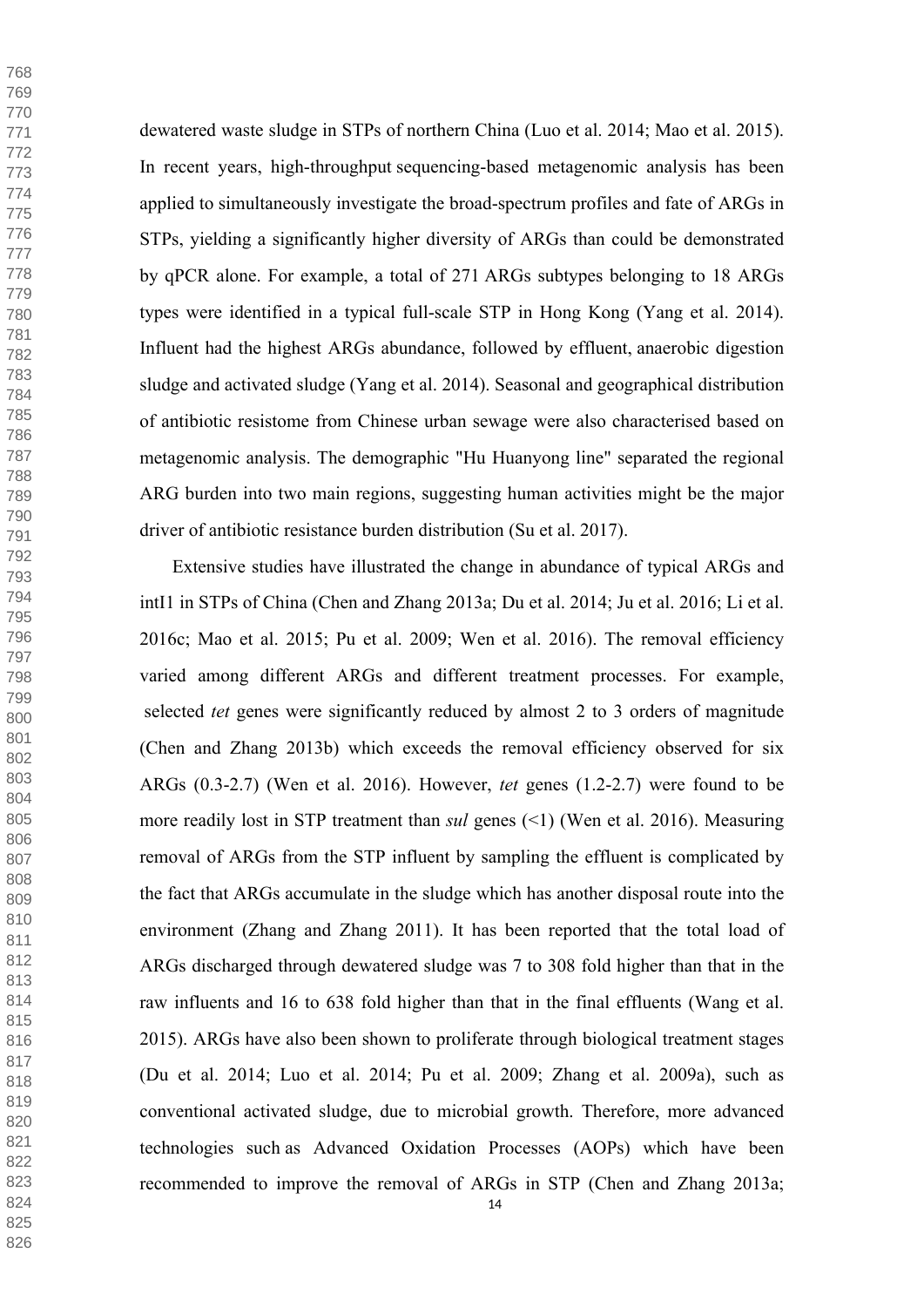dewatered waste sludge in STPs of northern China (Luo et al. 2014; Mao et al. 2015). In recent years, high-throughput sequencing-based metagenomic analysis has been applied to simultaneously investigate the broad-spectrum profiles and fate of ARGs in STPs, yielding a significantly higher diversity of ARGs than could be demonstrated by qPCR alone. For example, a total of 271 ARGs subtypes belonging to 18 ARGs types were identified in a typical full-scale STP in Hong Kong (Yang et al. 2014). Influent had the highest ARGs abundance, followed by effluent, anaerobic digestion sludge and activated sludge (Yang et al. 2014). Seasonal and geographical distribution of antibiotic resistome from Chinese urban sewage were also characterised based on metagenomic analysis. The demographic "Hu Huanyong line" separated the regional ARG burden into two main regions, suggesting human activities might be the major driver of antibiotic resistance burden distribution (Su et al. 2017).

Extensive studies have illustrated the change in abundance of typical ARGs and intI1 in STPs of China (Chen and Zhang 2013a; Du et al. 2014; Ju et al. 2016; Li et al. 2016c; Mao et al. 2015; Pu et al. 2009; Wen et al. 2016). The removal efficiency varied among different ARGs and different treatment processes. For example, selected *tet* genes were significantly reduced by almost 2 to 3 orders of magnitude (Chen and Zhang 2013b) which exceeds the removal efficiency observed for six ARGs (0.3-2.7) (Wen et al. 2016). However, *tet* genes (1.2-2.7) were found to be more readily lost in STP treatment than *sul* genes (<1) (Wen et al. 2016). Measuring removal of ARGs from the STP influent by sampling the effluent is complicated by the fact that ARGs accumulate in the sludge which has another disposal route into the environment (Zhang and Zhang 2011). It has been reported that the total load of ARGs discharged through dewatered sludge was 7 to 308 fold higher than that in the raw influents and 16 to 638 fold higher than that in the final effluents (Wang et al. 2015). ARGs have also been shown to proliferate through biological treatment stages (Du et al. 2014; Luo et al. 2014; Pu et al. 2009; Zhang et al. 2009a), such as conventional activated sludge, due to microbial growth. Therefore, more advanced technologies such as Advanced Oxidation Processes (AOPs) which have been recommended to improve the removal of ARGs in STP (Chen and Zhang 2013a;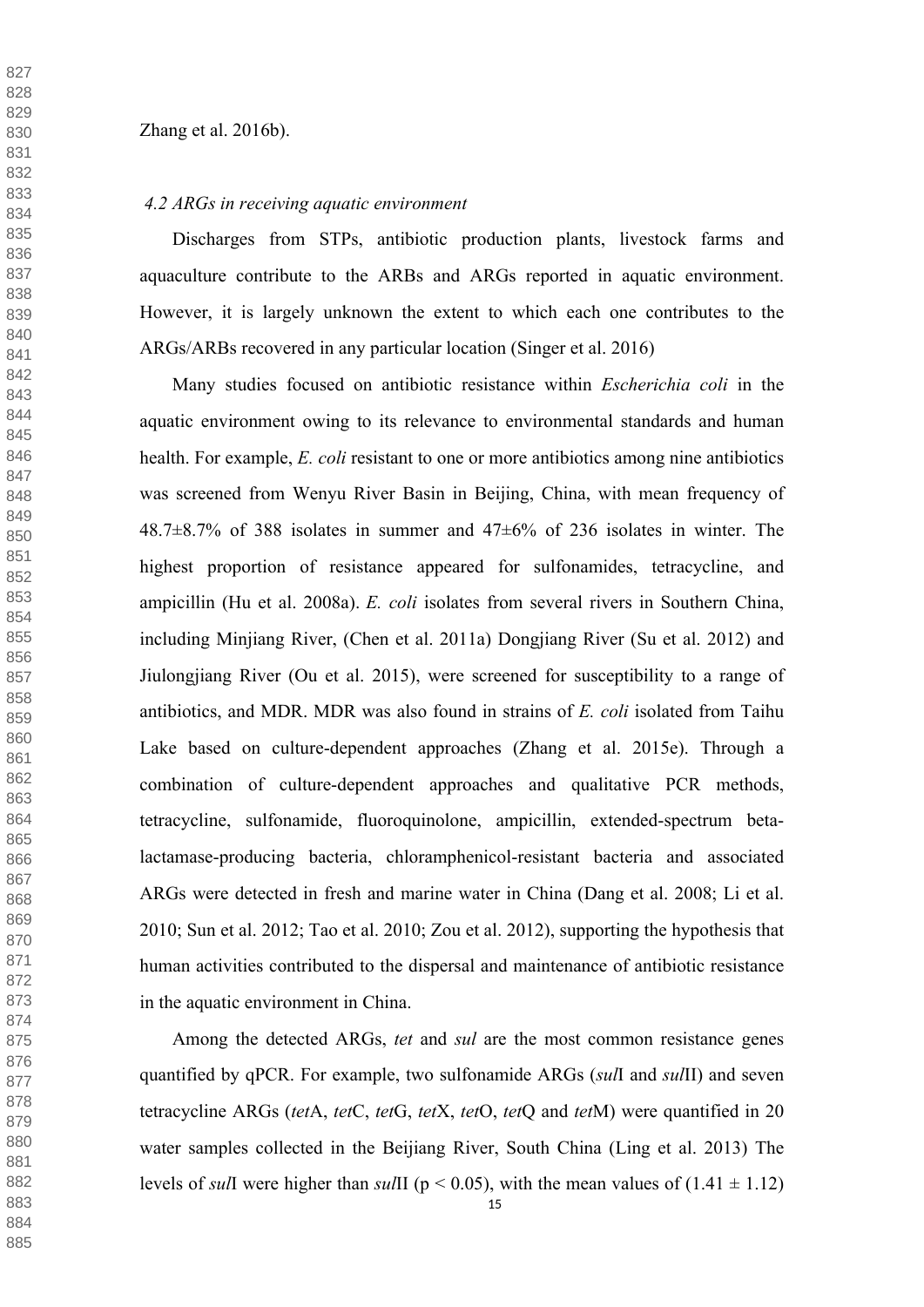Zhang et al. 2016b).

### *4.2 ARGs in receiving aquatic environment*

Discharges from STPs, antibiotic production plants, livestock farms and aquaculture contribute to the ARBs and ARGs reported in aquatic environment. However, it is largely unknown the extent to which each one contributes to the ARGs/ARBs recovered in any particular location (Singer et al. 2016)

Many studies focused on antibiotic resistance within *Escherichia coli* in the aquatic environment owing to its relevance to environmental standards and human health. For example, *E. coli* resistant to one or more antibiotics among nine antibiotics was screened from Wenyu River Basin in Beijing, China, with mean frequency of 48.7±8.7% of 388 isolates in summer and 47±6% of 236 isolates in winter. The highest proportion of resistance appeared for sulfonamides, tetracycline, and ampicillin (Hu et al. 2008a). *E. coli* isolates from several rivers in Southern China, including Minjiang River, (Chen et al. 2011a) Dongjiang River (Su et al. 2012) and Jiulongjiang River (Ou et al. 2015), were screened for susceptibility to a range of antibiotics, and MDR. MDR was also found in strains of *E. coli* isolated from Taihu Lake based on culture-dependent approaches (Zhang et al. 2015e). Through a combination of culture-dependent approaches and qualitative PCR methods, tetracycline, sulfonamide, fluoroquinolone, ampicillin, extended-spectrum beta-lactamase-producing bacteria, chloramphenicol-resistant bacteria and associated ARGs were detected in fresh and marine water in China (Dang et al. 2008; Li et al. 2010; Sun et al. 2012; Tao et al. 2010; Zou et al. 2012), supporting the hypothesis that human activities contributed to the dispersal and maintenance of antibiotic resistance in the aquatic environment in China.

Among the detected ARGs, *tet* and *sul* are the most common resistance genes quantified by qPCR. For example, two sulfonamide ARGs (*sul*I and *sul*II) and seven tetracycline ARGs (*tet*A, *tet*C, *tet*G, *tet*X, *tet*O, *tet*Q and *tet*M) were quantified in 20 water samples collected in the Beijiang River, South China (Ling et al. 2013) The levels of *sul*I were higher than *sul*II ($p < 0.05$), with the mean values of (1.41 ± 1.12)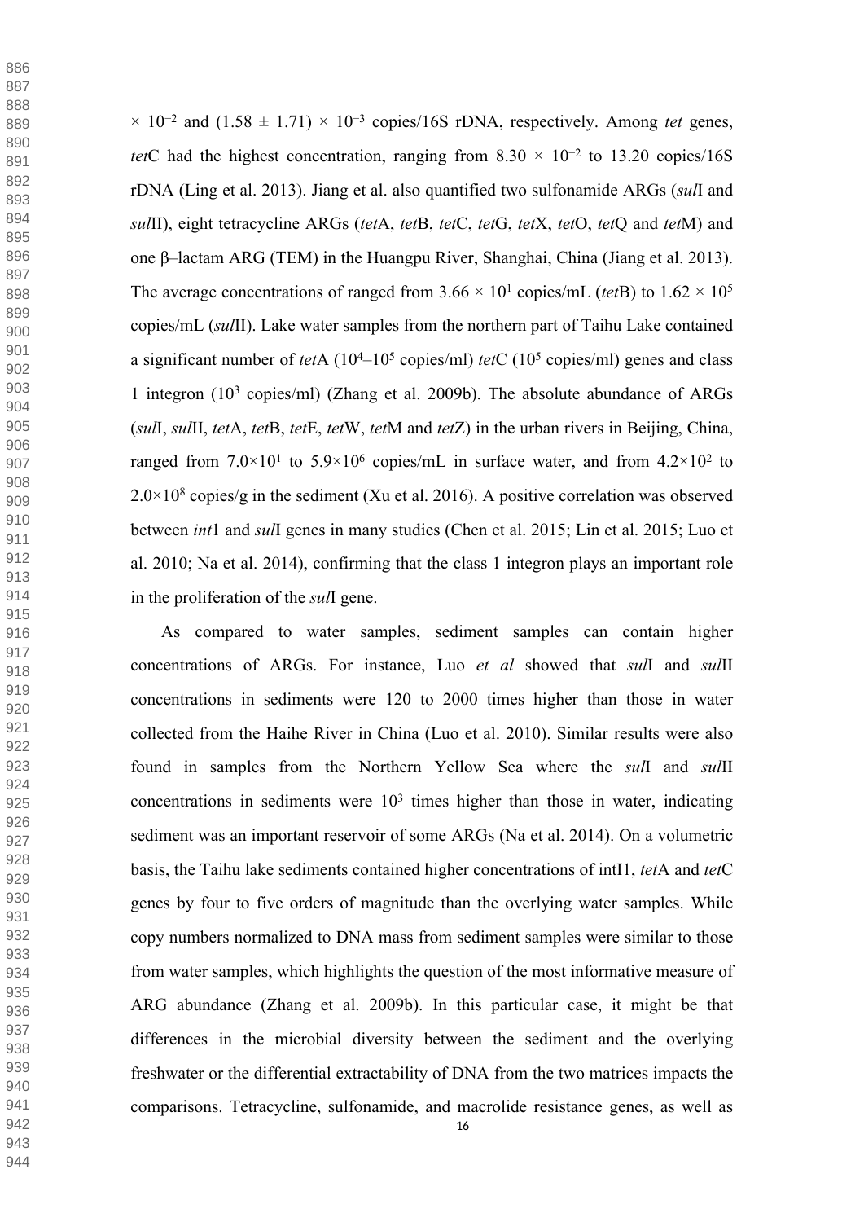$\times 10^{-2}$ and $(1.58 \pm 1.71) \times 10^{-3}$ copies/16S rDNA, respectively. Among *tet* genes, *tet*C had the highest concentration, ranging from $8.30 \times 10^{-2}$ to 13.20 copies/16S rDNA (Ling et al. 2013). Jiang et al. also quantified two sulfonamide ARGs (*sul*I and *sul*II), eight tetracycline ARGs (*tet*A, *tet*B, *tet*C, *tet*G, *tet*X, *tet*O, *tet*Q and *tet*M) and one β–lactam ARG (TEM) in the Huangpu River, Shanghai, China (Jiang et al. 2013). The average concentrations of ranged from $3.66 \times 10^{1}$ copies/mL (*tet*B) to $1.62 \times 10^{5}$ copies/mL (*sul*II). Lake water samples from the northern part of Taihu Lake contained a significant number of *tet*A ($10^{4}$–$10^{5}$ copies/ml) *tet*C ($10^{5}$ copies/ml) genes and class 1 integron ($10^{3}$ copies/ml) (Zhang et al. 2009b). The absolute abundance of ARGs (*sul*I, *sul*II, *tet*A, *tet*B, *tet*E, *tet*W, *tet*M and *tet*Z) in the urban rivers in Beijing, China, ranged from $7.0\times10^{1}$ to $5.9\times10^{6}$ copies/mL in surface water, and from $4.2\times10^{2}$ to $2.0\times10^{8}$ copies/g in the sediment (Xu et al. 2016). A positive correlation was observed between *int*1 and *sul*I genes in many studies (Chen et al. 2015; Lin et al. 2015; Luo et al. 2010; Na et al. 2014), confirming that the class 1 integron plays an important role in the proliferation of the *sul*I gene.

As compared to water samples, sediment samples can contain higher concentrations of ARGs. For instance, Luo *et al* showed that *sul*I and *sul*II concentrations in sediments were 120 to 2000 times higher than those in water collected from the Haihe River in China (Luo et al. 2010). Similar results were also found in samples from the Northern Yellow Sea where the *sul*I and *sul*II concentrations in sediments were $10^{3}$ times higher than those in water, indicating sediment was an important reservoir of some ARGs (Na et al. 2014). On a volumetric basis, the Taihu lake sediments contained higher concentrations of intI1, *tet*A and *tet*C genes by four to five orders of magnitude than the overlying water samples. While copy numbers normalized to DNA mass from sediment samples were similar to those from water samples, which highlights the question of the most informative measure of ARG abundance (Zhang et al. 2009b). In this particular case, it might be that differences in the microbial diversity between the sediment and the overlying freshwater or the differential extractability of DNA from the two matrices impacts the comparisons. Tetracycline, sulfonamide, and macrolide resistance genes, as well as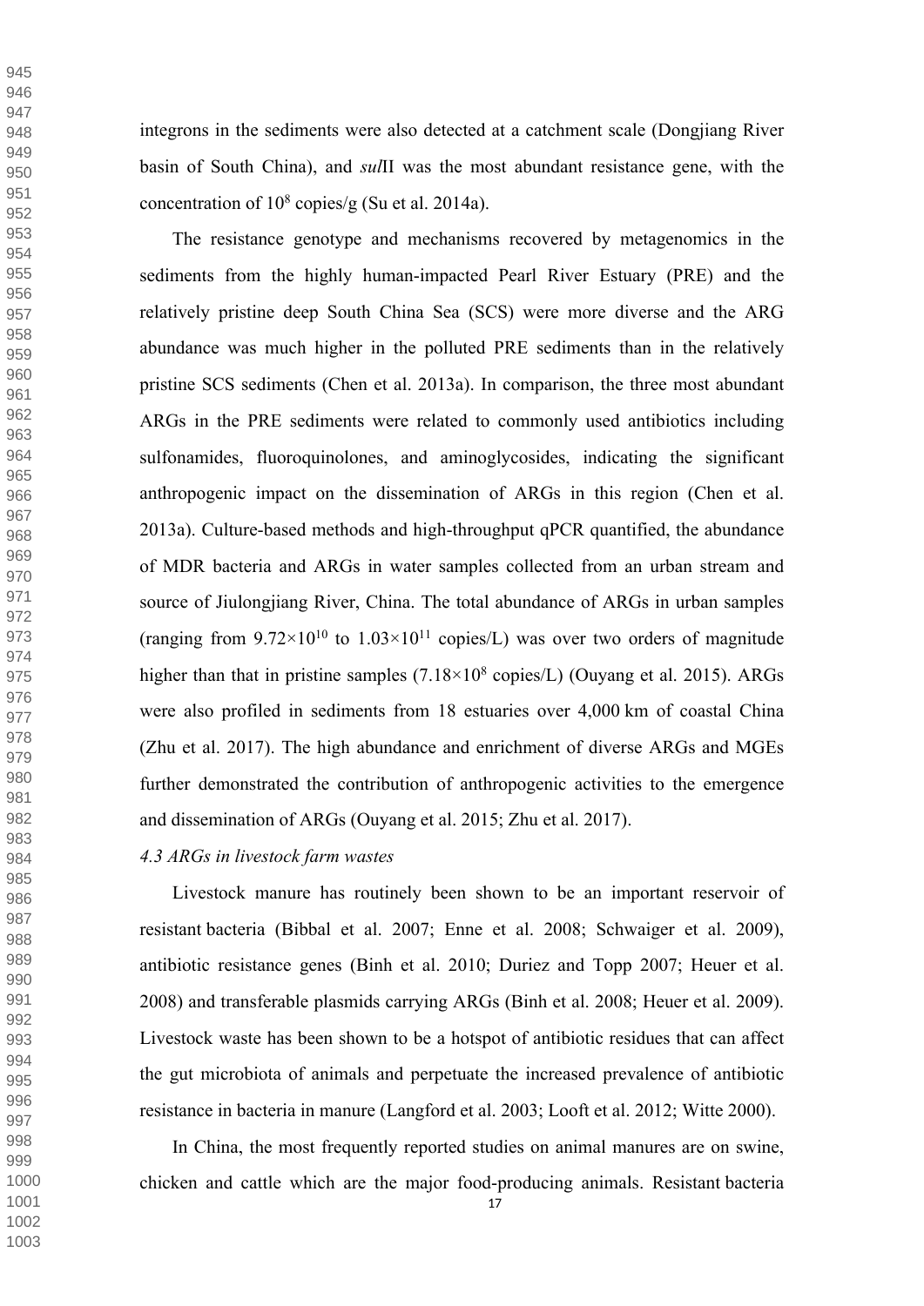integrons in the sediments were also detected at a catchment scale (Dongjiang River basin of South China), and *sul*II was the most abundant resistance gene, with the concentration of $10^8$ copies/g (Su et al. 2014a).

The resistance genotype and mechanisms recovered by metagenomics in the sediments from the highly human-impacted Pearl River Estuary (PRE) and the relatively pristine deep South China Sea (SCS) were more diverse and the ARG abundance was much higher in the polluted PRE sediments than in the relatively pristine SCS sediments (Chen et al. 2013a). In comparison, the three most abundant ARGs in the PRE sediments were related to commonly used antibiotics including sulfonamides, fluoroquinolones, and aminoglycosides, indicating the significant anthropogenic impact on the dissemination of ARGs in this region (Chen et al. 2013a). Culture-based methods and high-throughput qPCR quantified, the abundance of MDR bacteria and ARGs in water samples collected from an urban stream and source of Jiulongjiang River, China. The total abundance of ARGs in urban samples (ranging from $9.72\times10^{10}$ to $1.03\times10^{11}$ copies/L) was over two orders of magnitude higher than that in pristine samples ($7.18\times10^{8}$ copies/L) (Ouyang et al. 2015). ARGs were also profiled in sediments from 18 estuaries over 4,000 km of coastal China (Zhu et al. 2017). The high abundance and enrichment of diverse ARGs and MGEs further demonstrated the contribution of anthropogenic activities to the emergence and dissemination of ARGs (Ouyang et al. 2015; Zhu et al. 2017).

### *4.3 ARGs in livestock farm wastes*

Livestock manure has routinely been shown to be an important reservoir of resistant bacteria (Bibbal et al. 2007; Enne et al. 2008; Schwaiger et al. 2009), antibiotic resistance genes (Binh et al. 2010; Duriez and Topp 2007; Heuer et al. 2008) and transferable plasmids carrying ARGs (Binh et al. 2008; Heuer et al. 2009). Livestock waste has been shown to be a hotspot of antibiotic residues that can affect the gut microbiota of animals and perpetuate the increased prevalence of antibiotic resistance in bacteria in manure (Langford et al. 2003; Looft et al. 2012; Witte 2000).

In China, the most frequently reported studies on animal manures are on swine, chicken and cattle which are the major food-producing animals. Resistant bacteria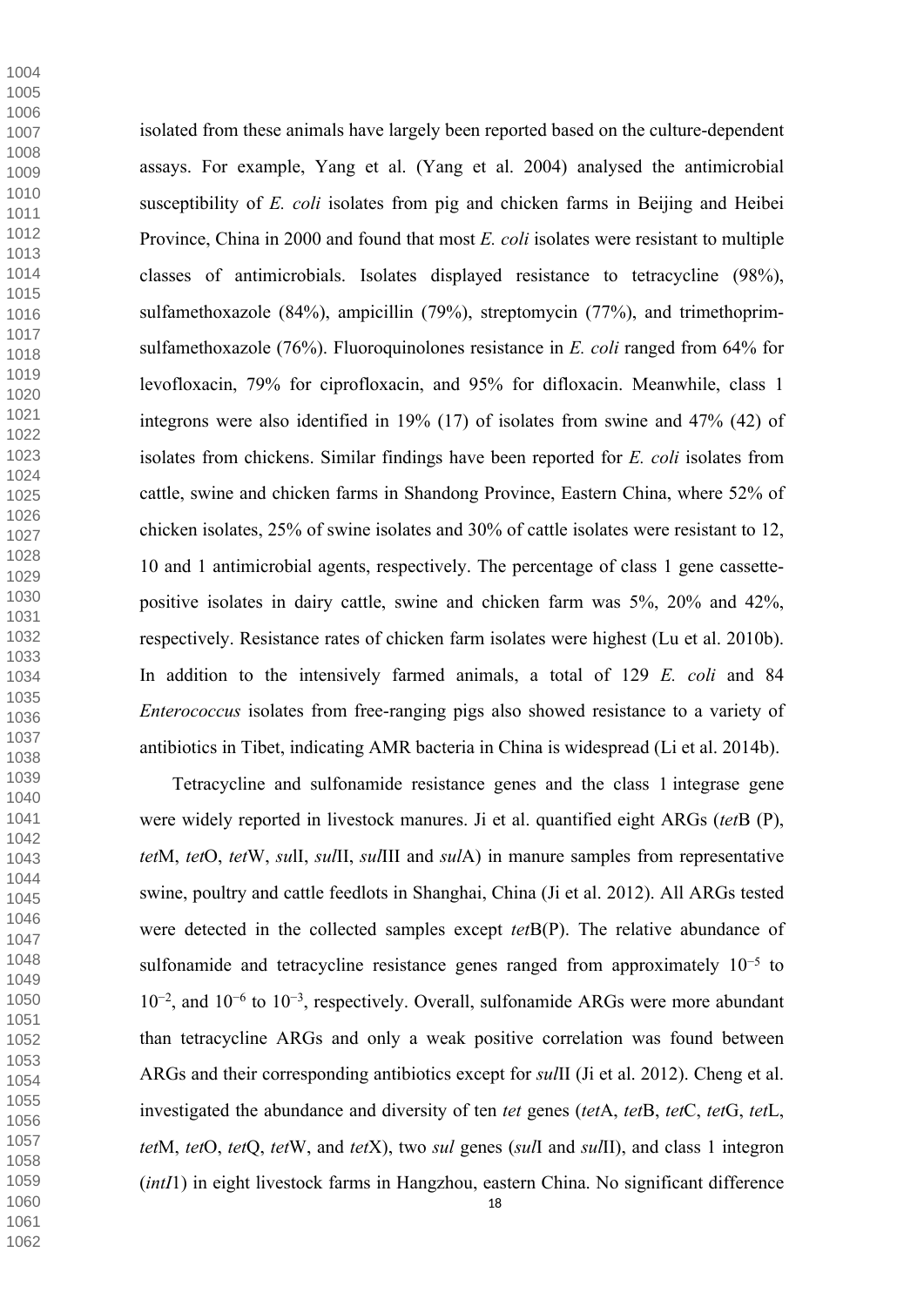isolated from these animals have largely been reported based on the culture-dependent assays. For example, Yang et al. (Yang et al. 2004) analysed the antimicrobial susceptibility of *E. coli* isolates from pig and chicken farms in Beijing and Heibei Province, China in 2000 and found that most *E. coli* isolates were resistant to multiple classes of antimicrobials. Isolates displayed resistance to tetracycline (98%), sulfamethoxazole (84%), ampicillin (79%), streptomycin (77%), and trimethoprim-sulfamethoxazole (76%). Fluoroquinolones resistance in *E. coli* ranged from 64% for levofloxacin, 79% for ciprofloxacin, and 95% for difloxacin. Meanwhile, class 1 integrons were also identified in 19% (17) of isolates from swine and 47% (42) of isolates from chickens. Similar findings have been reported for *E. coli* isolates from cattle, swine and chicken farms in Shandong Province, Eastern China, where 52% of chicken isolates, 25% of swine isolates and 30% of cattle isolates were resistant to 12, 10 and 1 antimicrobial agents, respectively. The percentage of class 1 gene cassette-positive isolates in dairy cattle, swine and chicken farm was 5%, 20% and 42%, respectively. Resistance rates of chicken farm isolates were highest (Lu et al. 2010b). In addition to the intensively farmed animals, a total of 129 *E. coli* and 84 *Enterococcus* isolates from free-ranging pigs also showed resistance to a variety of antibiotics in Tibet, indicating AMR bacteria in China is widespread (Li et al. 2014b).

Tetracycline and sulfonamide resistance genes and the class 1 integrase gene were widely reported in livestock manures. Ji et al. quantified eight ARGs (*tet*B (P), *tet*M, *tet*O, *tet*W, *su*lI, *sul*II, *sul*III and *sul*A) in manure samples from representative swine, poultry and cattle feedlots in Shanghai, China (Ji et al. 2012). All ARGs tested were detected in the collected samples except *tet*B(P). The relative abundance of sulfonamide and tetracycline resistance genes ranged from approximately $10^{-5}$ to $10^{-2}$, and $10^{-6}$ to $10^{-3}$, respectively. Overall, sulfonamide ARGs were more abundant than tetracycline ARGs and only a weak positive correlation was found between ARGs and their corresponding antibiotics except for *sul*II (Ji et al. 2012). Cheng et al. investigated the abundance and diversity of ten *tet* genes (*tet*A, *tet*B, *tet*C, *tet*G, *tet*L, *tet*M, *tet*O, *tet*Q, *tet*W, and *tet*X), two *sul* genes (*sul*I and *sul*II), and class 1 integron (*intI*1) in eight livestock farms in Hangzhou, eastern China. No significant difference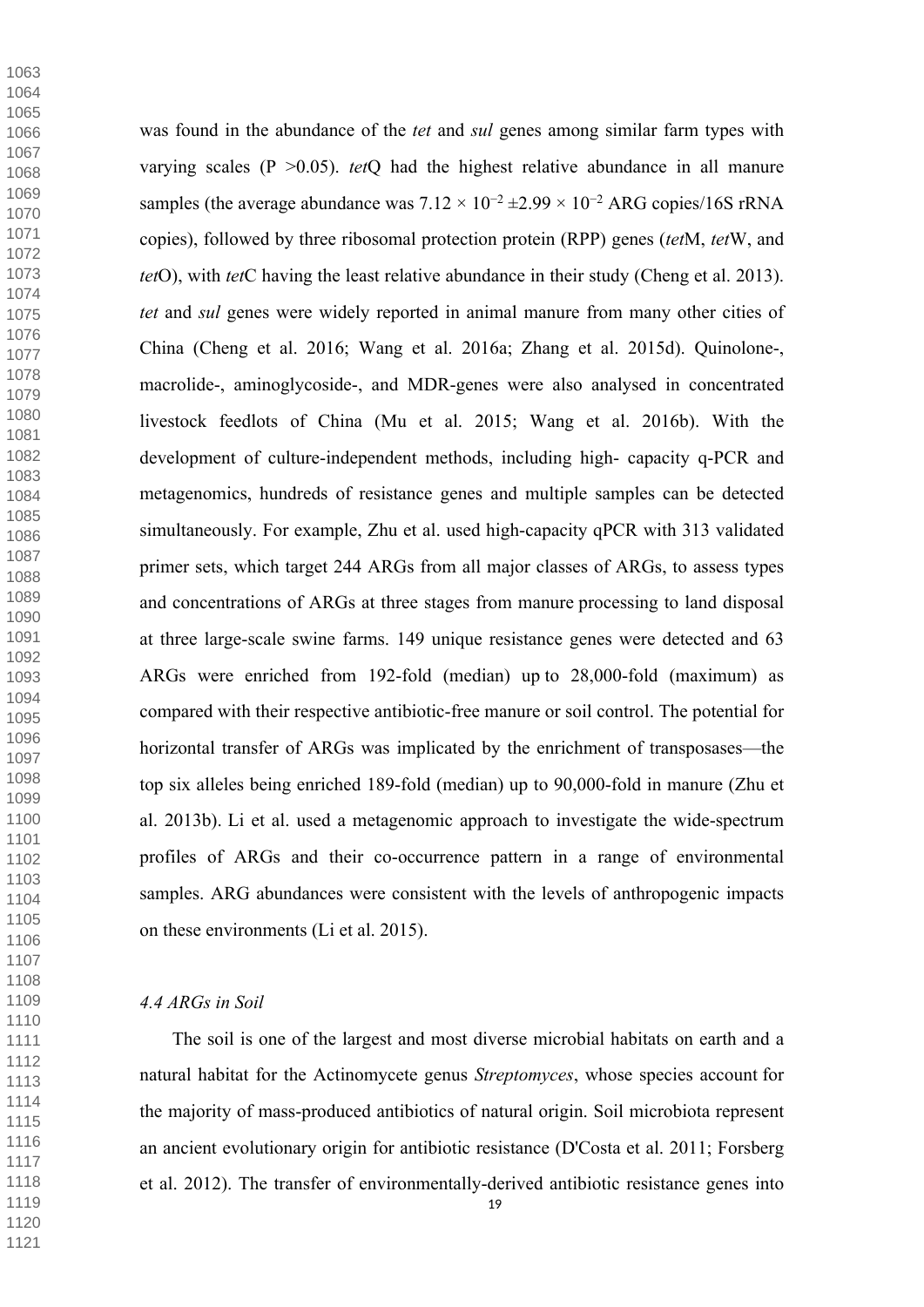was found in the abundance of the *tet* and *sul* genes among similar farm types with varying scales ($P > 0.05$). *tet*Q had the highest relative abundance in all manure samples (the average abundance was $7.12 \times 10^{-2} \pm 2.99 \times 10^{-2}$ ARG copies/16S rRNA copies), followed by three ribosomal protection protein (RPP) genes (*tet*M, *tet*W, and *tet*O), with *tet*C having the least relative abundance in their study (Cheng et al. 2013). *tet* and *sul* genes were widely reported in animal manure from many other cities of China (Cheng et al. 2016; Wang et al. 2016a; Zhang et al. 2015d). Quinolone-, macrolide-, aminoglycoside-, and MDR-genes were also analysed in concentrated livestock feedlots of China (Mu et al. 2015; Wang et al. 2016b). With the development of culture-independent methods, including high- capacity q-PCR and metagenomics, hundreds of resistance genes and multiple samples can be detected simultaneously. For example, Zhu et al. used high-capacity qPCR with 313 validated primer sets, which target 244 ARGs from all major classes of ARGs, to assess types and concentrations of ARGs at three stages from manure processing to land disposal at three large-scale swine farms. 149 unique resistance genes were detected and 63 ARGs were enriched from 192-fold (median) up to 28,000-fold (maximum) as compared with their respective antibiotic-free manure or soil control. The potential for horizontal transfer of ARGs was implicated by the enrichment of transposases—the top six alleles being enriched 189-fold (median) up to 90,000-fold in manure (Zhu et al. 2013b). Li et al. used a metagenomic approach to investigate the wide-spectrum profiles of ARGs and their co-occurrence pattern in a range of environmental samples. ARG abundances were consistent with the levels of anthropogenic impacts on these environments (Li et al. 2015).

### *4.4 ARGs in Soil*

The soil is one of the largest and most diverse microbial habitats on earth and a natural habitat for the Actinomycete genus *Streptomyces*, whose species account for the majority of mass-produced antibiotics of natural origin. Soil microbiota represent an ancient evolutionary origin for antibiotic resistance (D'Costa et al. 2011; Forsberg et al. 2012). The transfer of environmentally-derived antibiotic resistance genes into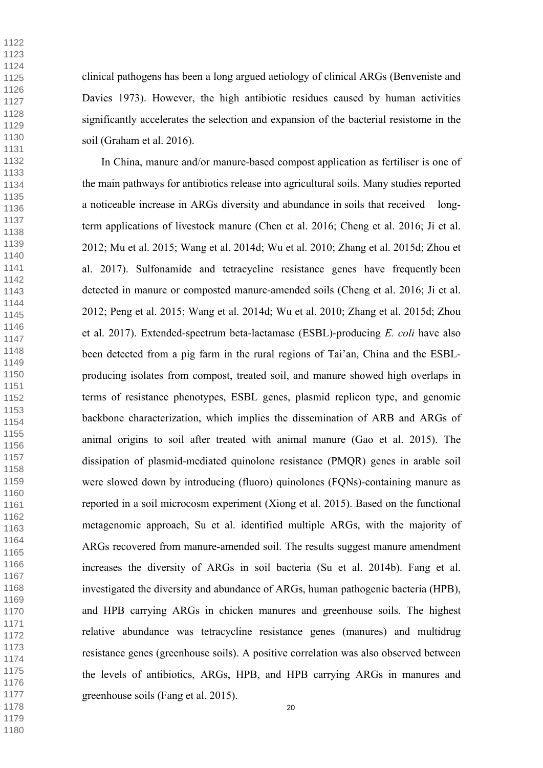clinical pathogens has been a long argued aetiology of clinical ARGs (Benveniste and Davies 1973). However, the high antibiotic residues caused by human activities significantly accelerates the selection and expansion of the bacterial resistome in the soil (Graham et al. 2016).

In China, manure and/or manure-based compost application as fertiliser is one of the main pathways for antibiotics release into agricultural soils. Many studies reported a noticeable increase in ARGs diversity and abundance in soils that received long-term applications of livestock manure (Chen et al. 2016; Cheng et al. 2016; Ji et al. 2012; Mu et al. 2015; Wang et al. 2014d; Wu et al. 2010; Zhang et al. 2015d; Zhou et al. 2017). Sulfonamide and tetracycline resistance genes have frequently been detected in manure or composted manure-amended soils (Cheng et al. 2016; Ji et al. 2012; Peng et al. 2015; Wang et al. 2014d; Wu et al. 2010; Zhang et al. 2015d; Zhou et al. 2017). Extended-spectrum beta-lactamase (ESBL)-producing *E. coli* have also been detected from a pig farm in the rural regions of Tai'an, China and the ESBL-producing isolates from compost, treated soil, and manure showed high overlaps in terms of resistance phenotypes, ESBL genes, plasmid replicon type, and genomic backbone characterization, which implies the dissemination of ARB and ARGs of animal origins to soil after treated with animal manure (Gao et al. 2015). The dissipation of plasmid-mediated quinolone resistance (PMQR) genes in arable soil were slowed down by introducing (fluoro) quinolones (FQNs)-containing manure as reported in a soil microcosm experiment (Xiong et al. 2015). Based on the functional metagenomic approach, Su et al. identified multiple ARGs, with the majority of ARGs recovered from manure-amended soil. The results suggest manure amendment increases the diversity of ARGs in soil bacteria (Su et al. 2014b). Fang et al. investigated the diversity and abundance of ARGs, human pathogenic bacteria (HPB), and HPB carrying ARGs in chicken manures and greenhouse soils. The highest relative abundance was tetracycline resistance genes (manures) and multidrug resistance genes (greenhouse soils). A positive correlation was also observed between the levels of antibiotics, ARGs, HPB, and HPB carrying ARGs in manures and greenhouse soils (Fang et al. 2015).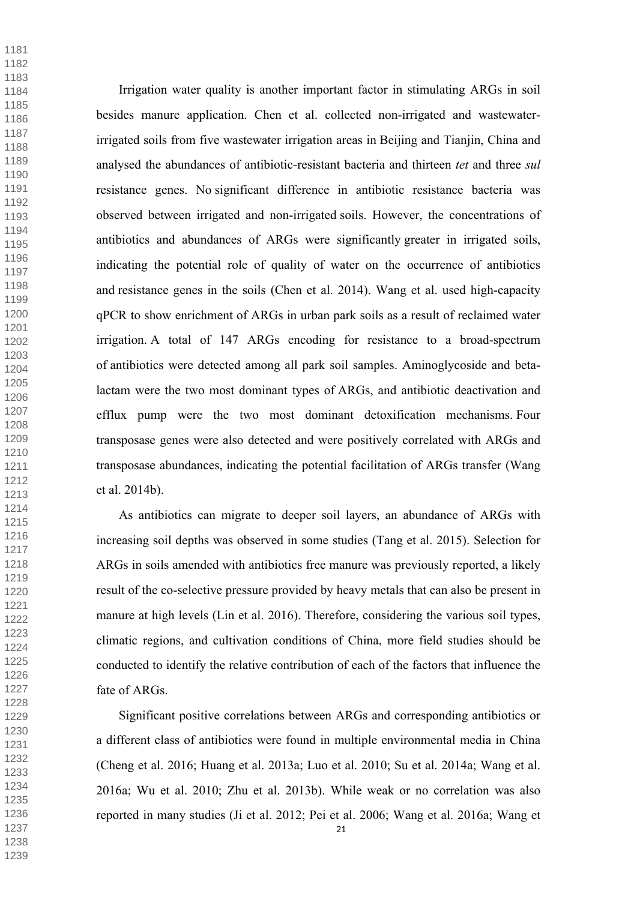Irrigation water quality is another important factor in stimulating ARGs in soil besides manure application. Chen et al. collected non-irrigated and wastewater-irrigated soils from five wastewater irrigation areas in Beijing and Tianjin, China and analysed the abundances of antibiotic-resistant bacteria and thirteen *tet* and three *sul* resistance genes. No significant difference in antibiotic resistance bacteria was observed between irrigated and non-irrigated soils. However, the concentrations of antibiotics and abundances of ARGs were significantly greater in irrigated soils, indicating the potential role of quality of water on the occurrence of antibiotics and resistance genes in the soils (Chen et al. 2014). Wang et al. used high-capacity qPCR to show enrichment of ARGs in urban park soils as a result of reclaimed water irrigation. A total of 147 ARGs encoding for resistance to a broad-spectrum of antibiotics were detected among all park soil samples. Aminoglycoside and beta-lactam were the two most dominant types of ARGs, and antibiotic deactivation and efflux pump were the two most dominant detoxification mechanisms. Four transposase genes were also detected and were positively correlated with ARGs and transposase abundances, indicating the potential facilitation of ARGs transfer (Wang et al. 2014b).

As antibiotics can migrate to deeper soil layers, an abundance of ARGs with increasing soil depths was observed in some studies (Tang et al. 2015). Selection for ARGs in soils amended with antibiotics free manure was previously reported, a likely result of the co-selective pressure provided by heavy metals that can also be present in manure at high levels (Lin et al. 2016). Therefore, considering the various soil types, climatic regions, and cultivation conditions of China, more field studies should be conducted to identify the relative contribution of each of the factors that influence the fate of ARGs.

Significant positive correlations between ARGs and corresponding antibiotics or a different class of antibiotics were found in multiple environmental media in China (Cheng et al. 2016; Huang et al. 2013a; Luo et al. 2010; Su et al. 2014a; Wang et al. 2016a; Wu et al. 2010; Zhu et al. 2013b). While weak or no correlation was also reported in many studies (Ji et al. 2012; Pei et al. 2006; Wang et al. 2016a; Wang et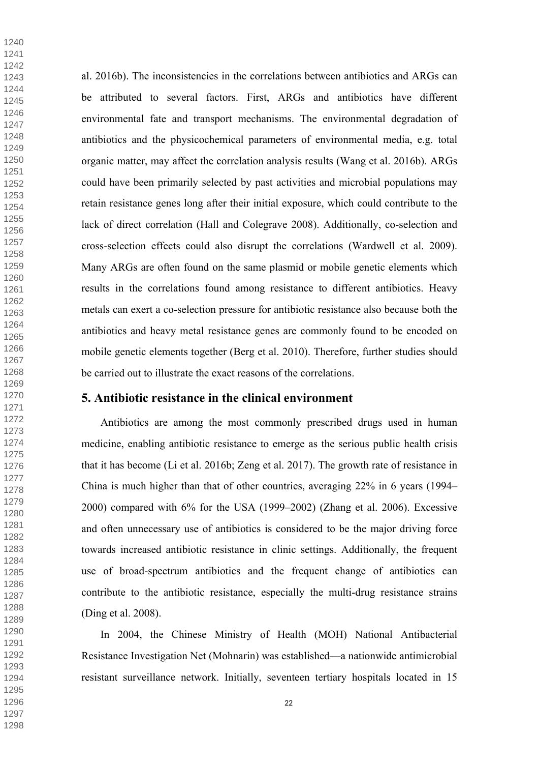al. 2016b). The inconsistencies in the correlations between antibiotics and ARGs can be attributed to several factors. First, ARGs and antibiotics have different environmental fate and transport mechanisms. The environmental degradation of antibiotics and the physicochemical parameters of environmental media, e.g. total organic matter, may affect the correlation analysis results (Wang et al. 2016b). ARGs could have been primarily selected by past activities and microbial populations may retain resistance genes long after their initial exposure, which could contribute to the lack of direct correlation (Hall and Colegrave 2008). Additionally, co-selection and cross-selection effects could also disrupt the correlations (Wardwell et al. 2009). Many ARGs are often found on the same plasmid or mobile genetic elements which results in the correlations found among resistance to different antibiotics. Heavy metals can exert a co-selection pressure for antibiotic resistance also because both the antibiotics and heavy metal resistance genes are commonly found to be encoded on mobile genetic elements together (Berg et al. 2010). Therefore, further studies should be carried out to illustrate the exact reasons of the correlations.

## 5. Antibiotic resistance in the clinical environment

Antibiotics are among the most commonly prescribed drugs used in human medicine, enabling antibiotic resistance to emerge as the serious public health crisis that it has become (Li et al. 2016b; Zeng et al. 2017). The growth rate of resistance in China is much higher than that of other countries, averaging 22% in 6 years (1994–2000) compared with 6% for the USA (1999–2002) (Zhang et al. 2006). Excessive and often unnecessary use of antibiotics is considered to be the major driving force towards increased antibiotic resistance in clinic settings. Additionally, the frequent use of broad-spectrum antibiotics and the frequent change of antibiotics can contribute to the antibiotic resistance, especially the multi-drug resistance strains (Ding et al. 2008).

In 2004, the Chinese Ministry of Health (MOH) National Antibacterial Resistance Investigation Net (Mohnarin) was established—a nationwide antimicrobial resistant surveillance network. Initially, seventeen tertiary hospitals located in 15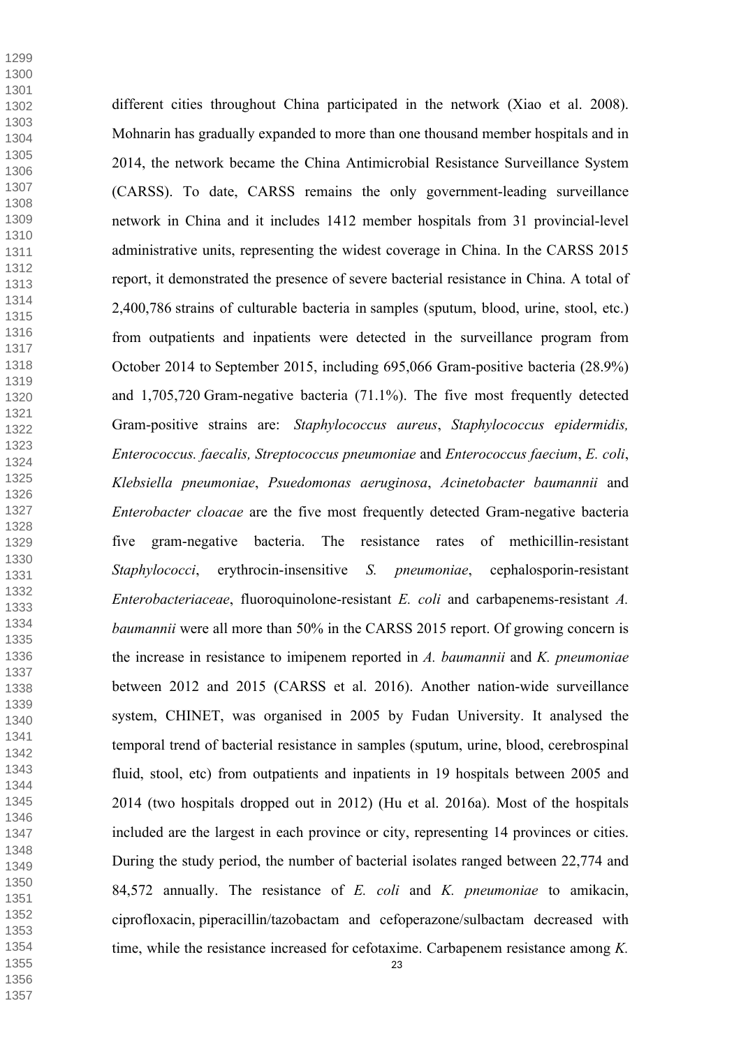different cities throughout China participated in the network (Xiao et al. 2008). Mohnarin has gradually expanded to more than one thousand member hospitals and in 2014, the network became the China Antimicrobial Resistance Surveillance System (CARSS). To date, CARSS remains the only government-leading surveillance network in China and it includes 1412 member hospitals from 31 provincial-level administrative units, representing the widest coverage in China. In the CARSS 2015 report, it demonstrated the presence of severe bacterial resistance in China. A total of 2,400,786 strains of culturable bacteria in samples (sputum, blood, urine, stool, etc.) from outpatients and inpatients were detected in the surveillance program from October 2014 to September 2015, including 695,066 Gram-positive bacteria (28.9%) and 1,705,720 Gram-negative bacteria (71.1%). The five most frequently detected Gram-positive strains are: *Staphylococcus aureus*, *Staphylococcus epidermidis, Enterococcus. faecalis, Streptococcus pneumoniae* and *Enterococcus faecium*, *E. coli*, *Klebsiella pneumoniae*, *Psuedomonas aeruginosa*, *Acinetobacter baumannii* and *Enterobacter cloacae* are the five most frequently detected Gram-negative bacteria five gram-negative bacteria. The resistance rates of methicillin-resistant *Staphylococci*, erythrocin-insensitive *S. pneumoniae*, cephalosporin-resistant *Enterobacteriaceae*, fluoroquinolone-resistant *E. coli* and carbapenems-resistant *A. baumannii* were all more than 50% in the CARSS 2015 report. Of growing concern is the increase in resistance to imipenem reported in *A. baumannii* and *K. pneumoniae* between 2012 and 2015 (CARSS et al. 2016). Another nation-wide surveillance system, CHINET, was organised in 2005 by Fudan University. It analysed the temporal trend of bacterial resistance in samples (sputum, urine, blood, cerebrospinal fluid, stool, etc) from outpatients and inpatients in 19 hospitals between 2005 and 2014 (two hospitals dropped out in 2012) (Hu et al. 2016a). Most of the hospitals included are the largest in each province or city, representing 14 provinces or cities. During the study period, the number of bacterial isolates ranged between 22,774 and 84,572 annually. The resistance of *E. coli* and *K. pneumoniae* to amikacin, ciprofloxacin, piperacillin/tazobactam and cefoperazone/sulbactam decreased with time, while the resistance increased for cefotaxime. Carbapenem resistance among *K.*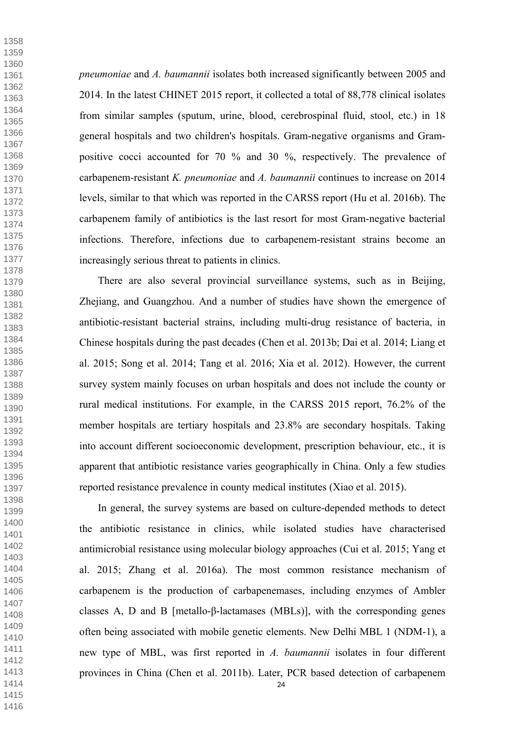*pneumoniae* and *A. baumannii* isolates both increased significantly between 2005 and 2014. In the latest CHINET 2015 report, it collected a total of 88,778 clinical isolates from similar samples (sputum, urine, blood, cerebrospinal fluid, stool, etc.) in 18 general hospitals and two children's hospitals. Gram-negative organisms and Gram-positive cocci accounted for 70 % and 30 %, respectively. The prevalence of carbapenem-resistant *K. pneumoniae* and *A. baumannii* continues to increase on 2014 levels, similar to that which was reported in the CARSS report (Hu et al. 2016b). The carbapenem family of antibiotics is the last resort for most Gram-negative bacterial infections. Therefore, infections due to carbapenem-resistant strains become an increasingly serious threat to patients in clinics.

There are also several provincial surveillance systems, such as in Beijing, Zhejiang, and Guangzhou. And a number of studies have shown the emergence of antibiotic-resistant bacterial strains, including multi-drug resistance of bacteria, in Chinese hospitals during the past decades (Chen et al. 2013b; Dai et al. 2014; Liang et al. 2015; Song et al. 2014; Tang et al. 2016; Xia et al. 2012). However, the current survey system mainly focuses on urban hospitals and does not include the county or rural medical institutions. For example, in the CARSS 2015 report, 76.2% of the member hospitals are tertiary hospitals and 23.8% are secondary hospitals. Taking into account different socioeconomic development, prescription behaviour, etc., it is apparent that antibiotic resistance varies geographically in China. Only a few studies reported resistance prevalence in county medical institutes (Xiao et al. 2015).

In general, the survey systems are based on culture-depended methods to detect the antibiotic resistance in clinics, while isolated studies have characterised antimicrobial resistance using molecular biology approaches (Cui et al. 2015; Yang et al. 2015; Zhang et al. 2016a). The most common resistance mechanism of carbapenem is the production of carbapenemases, including enzymes of Ambler classes A, D and B [metallo-β-lactamases (MBLs)], with the corresponding genes often being associated with mobile genetic elements. New Delhi MBL 1 (NDM-1), a new type of MBL, was first reported in *A. baumannii* isolates in four different provinces in China (Chen et al. 2011b). Later, PCR based detection of carbapenem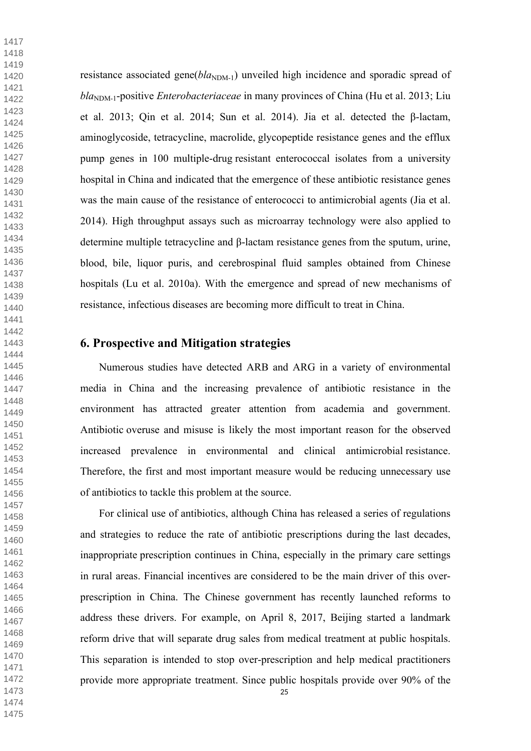resistance associated gene(*bla*$_{NDM-1}$) unveiled high incidence and sporadic spread of *bla*$_{NDM-1}$-positive *Enterobacteriaceae* in many provinces of China (Hu et al. 2013; Liu et al. 2013; Qin et al. 2014; Sun et al. 2014). Jia et al. detected the β-lactam, aminoglycoside, tetracycline, macrolide, glycopeptide resistance genes and the efflux pump genes in 100 multiple-drug resistant enterococcal isolates from a university hospital in China and indicated that the emergence of these antibiotic resistance genes was the main cause of the resistance of enterococci to antimicrobial agents (Jia et al. 2014). High throughput assays such as microarray technology were also applied to determine multiple tetracycline and β-lactam resistance genes from the sputum, urine, blood, bile, liquor puris, and cerebrospinal fluid samples obtained from Chinese hospitals (Lu et al. 2010a). With the emergence and spread of new mechanisms of resistance, infectious diseases are becoming more difficult to treat in China.

## 6. Prospective and Mitigation strategies

Numerous studies have detected ARB and ARG in a variety of environmental media in China and the increasing prevalence of antibiotic resistance in the environment has attracted greater attention from academia and government. Antibiotic overuse and misuse is likely the most important reason for the observed increased prevalence in environmental and clinical antimicrobial resistance. Therefore, the first and most important measure would be reducing unnecessary use of antibiotics to tackle this problem at the source.

For clinical use of antibiotics, although China has released a series of regulations and strategies to reduce the rate of antibiotic prescriptions during the last decades, inappropriate prescription continues in China, especially in the primary care settings in rural areas. Financial incentives are considered to be the main driver of this over-prescription in China. The Chinese government has recently launched reforms to address these drivers. For example, on April 8, 2017, Beijing started a landmark reform drive that will separate drug sales from medical treatment at public hospitals. This separation is intended to stop over-prescription and help medical practitioners provide more appropriate treatment. Since public hospitals provide over 90% of the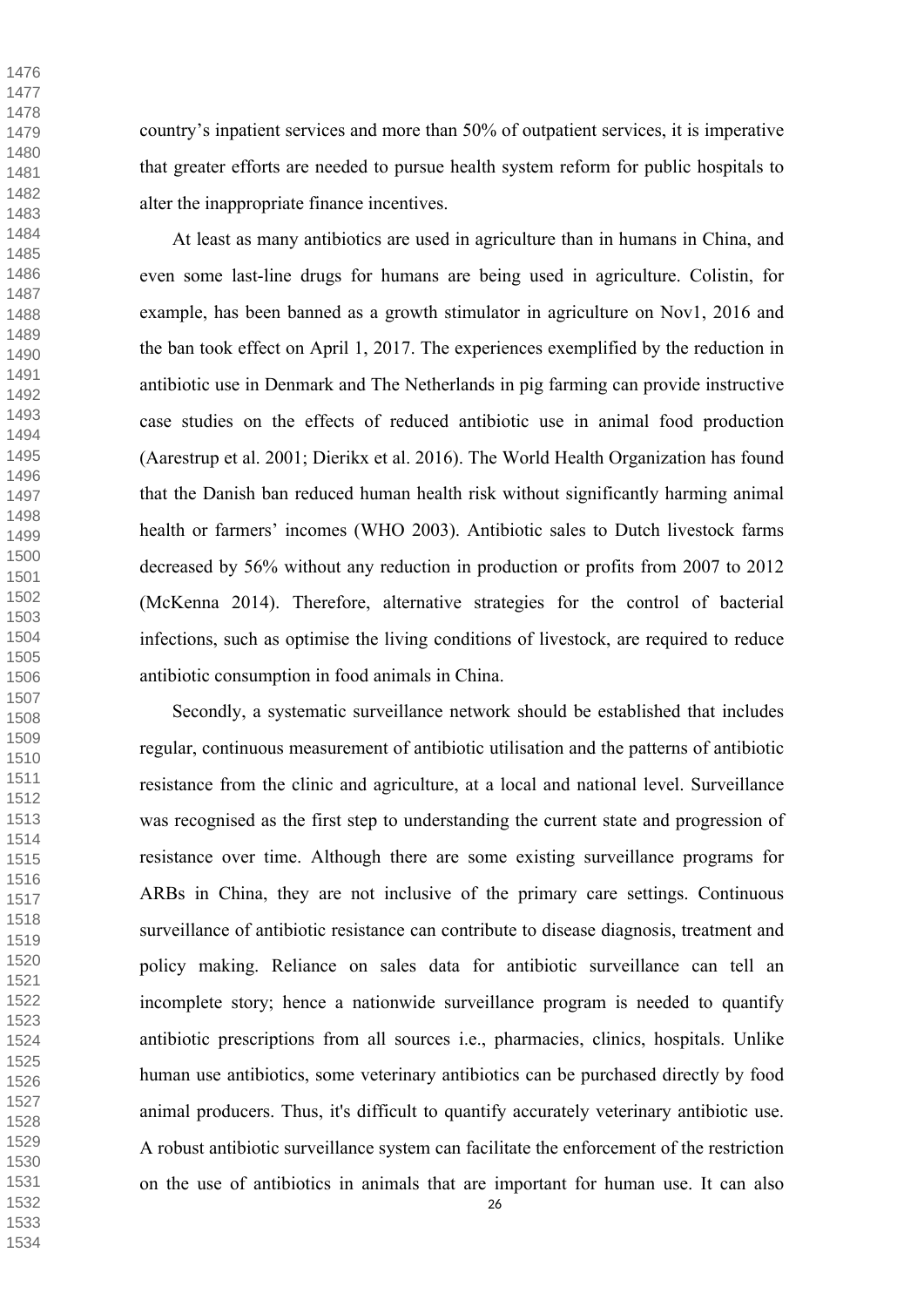country's inpatient services and more than 50% of outpatient services, it is imperative that greater efforts are needed to pursue health system reform for public hospitals to alter the inappropriate finance incentives.

At least as many antibiotics are used in agriculture than in humans in China, and even some last-line drugs for humans are being used in agriculture. Colistin, for example, has been banned as a growth stimulator in agriculture on Nov1, 2016 and the ban took effect on April 1, 2017. The experiences exemplified by the reduction in antibiotic use in Denmark and The Netherlands in pig farming can provide instructive case studies on the effects of reduced antibiotic use in animal food production (Aarestrup et al. 2001; Dierikx et al. 2016). The World Health Organization has found that the Danish ban reduced human health risk without significantly harming animal health or farmers' incomes (WHO 2003). Antibiotic sales to Dutch livestock farms decreased by 56% without any reduction in production or profits from 2007 to 2012 (McKenna 2014). Therefore, alternative strategies for the control of bacterial infections, such as optimise the living conditions of livestock, are required to reduce antibiotic consumption in food animals in China.

Secondly, a systematic surveillance network should be established that includes regular, continuous measurement of antibiotic utilisation and the patterns of antibiotic resistance from the clinic and agriculture, at a local and national level. Surveillance was recognised as the first step to understanding the current state and progression of resistance over time. Although there are some existing surveillance programs for ARBs in China, they are not inclusive of the primary care settings. Continuous surveillance of antibiotic resistance can contribute to disease diagnosis, treatment and policy making. Reliance on sales data for antibiotic surveillance can tell an incomplete story; hence a nationwide surveillance program is needed to quantify antibiotic prescriptions from all sources i.e., pharmacies, clinics, hospitals. Unlike human use antibiotics, some veterinary antibiotics can be purchased directly by food animal producers. Thus, it's difficult to quantify accurately veterinary antibiotic use. A robust antibiotic surveillance system can facilitate the enforcement of the restriction on the use of antibiotics in animals that are important for human use. It can also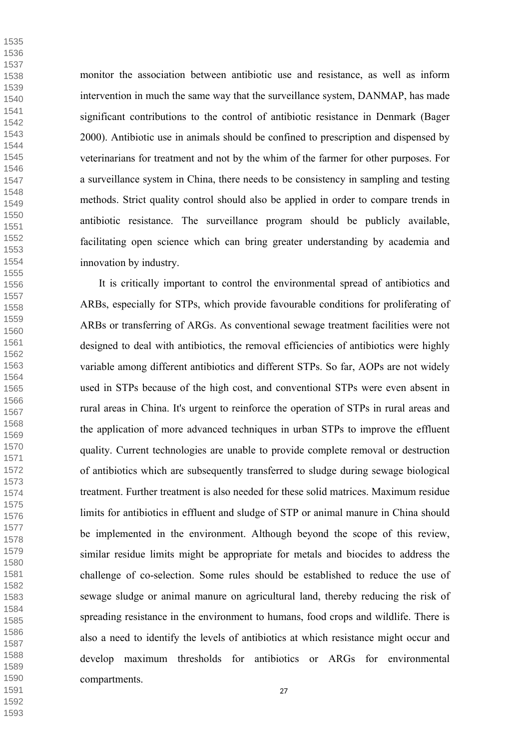monitor the association between antibiotic use and resistance, as well as inform intervention in much the same way that the surveillance system, DANMAP, has made significant contributions to the control of antibiotic resistance in Denmark (Bager 2000). Antibiotic use in animals should be confined to prescription and dispensed by veterinarians for treatment and not by the whim of the farmer for other purposes. For a surveillance system in China, there needs to be consistency in sampling and testing methods. Strict quality control should also be applied in order to compare trends in antibiotic resistance. The surveillance program should be publicly available, facilitating open science which can bring greater understanding by academia and innovation by industry.

It is critically important to control the environmental spread of antibiotics and ARBs, especially for STPs, which provide favourable conditions for proliferating of ARBs or transferring of ARGs. As conventional sewage treatment facilities were not designed to deal with antibiotics, the removal efficiencies of antibiotics were highly variable among different antibiotics and different STPs. So far, AOPs are not widely used in STPs because of the high cost, and conventional STPs were even absent in rural areas in China. It's urgent to reinforce the operation of STPs in rural areas and the application of more advanced techniques in urban STPs to improve the effluent quality. Current technologies are unable to provide complete removal or destruction of antibiotics which are subsequently transferred to sludge during sewage biological treatment. Further treatment is also needed for these solid matrices. Maximum residue limits for antibiotics in effluent and sludge of STP or animal manure in China should be implemented in the environment. Although beyond the scope of this review, similar residue limits might be appropriate for metals and biocides to address the challenge of co-selection. Some rules should be established to reduce the use of sewage sludge or animal manure on agricultural land, thereby reducing the risk of spreading resistance in the environment to humans, food crops and wildlife. There is also a need to identify the levels of antibiotics at which resistance might occur and develop maximum thresholds for antibiotics or ARGs for environmental compartments.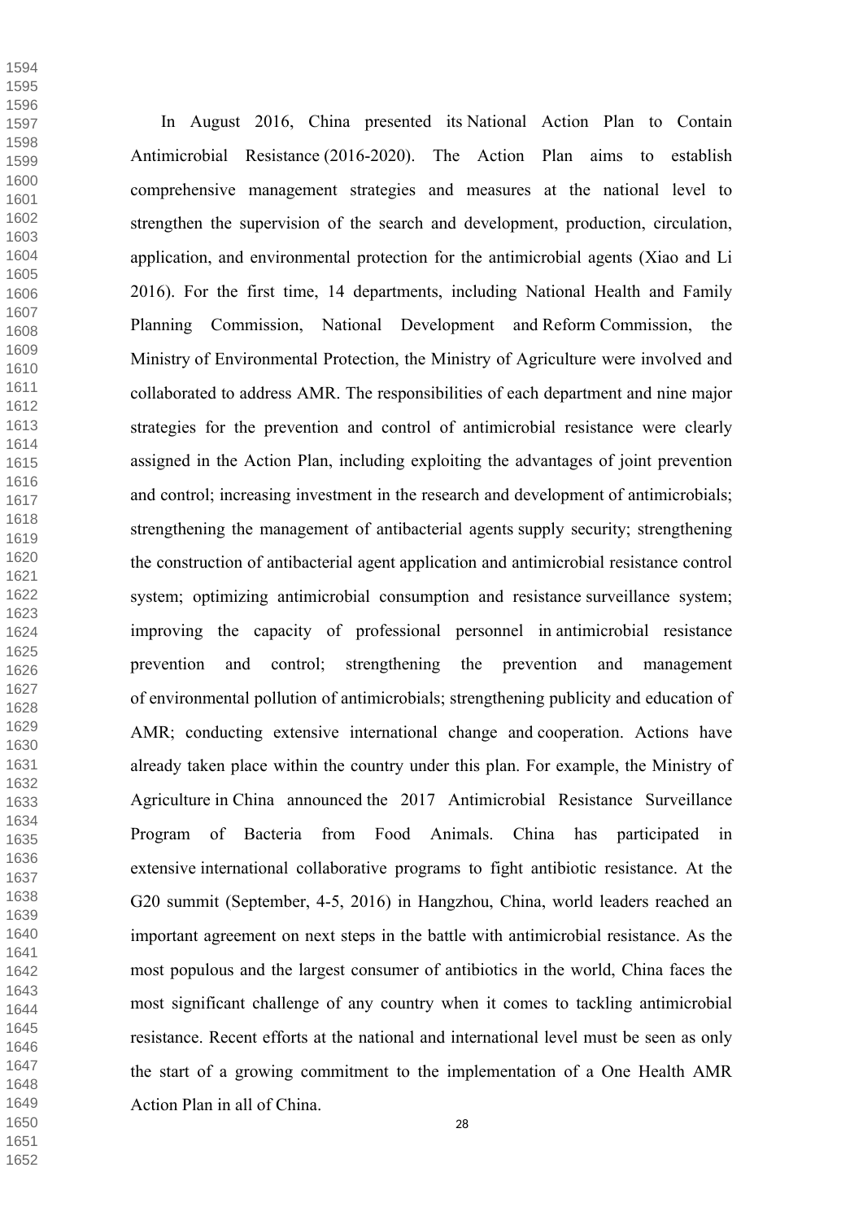In August 2016, China presented its National Action Plan to Contain Antimicrobial Resistance (2016-2020). The Action Plan aims to establish comprehensive management strategies and measures at the national level to strengthen the supervision of the search and development, production, circulation, application, and environmental protection for the antimicrobial agents (Xiao and Li 2016). For the first time, 14 departments, including National Health and Family Planning Commission, National Development and Reform Commission, the Ministry of Environmental Protection, the Ministry of Agriculture were involved and collaborated to address AMR. The responsibilities of each department and nine major strategies for the prevention and control of antimicrobial resistance were clearly assigned in the Action Plan, including exploiting the advantages of joint prevention and control; increasing investment in the research and development of antimicrobials; strengthening the management of antibacterial agents supply security; strengthening the construction of antibacterial agent application and antimicrobial resistance control system; optimizing antimicrobial consumption and resistance surveillance system; improving the capacity of professional personnel in antimicrobial resistance prevention and control; strengthening the prevention and management of environmental pollution of antimicrobials; strengthening publicity and education of AMR; conducting extensive international change and cooperation. Actions have already taken place within the country under this plan. For example, the Ministry of Agriculture in China announced the 2017 Antimicrobial Resistance Surveillance Program of Bacteria from Food Animals. China has participated in extensive international collaborative programs to fight antibiotic resistance. At the G20 summit (September, 4-5, 2016) in Hangzhou, China, world leaders reached an important agreement on next steps in the battle with antimicrobial resistance. As the most populous and the largest consumer of antibiotics in the world, China faces the most significant challenge of any country when it comes to tackling antimicrobial resistance. Recent efforts at the national and international level must be seen as only the start of a growing commitment to the implementation of a One Health AMR Action Plan in all of China.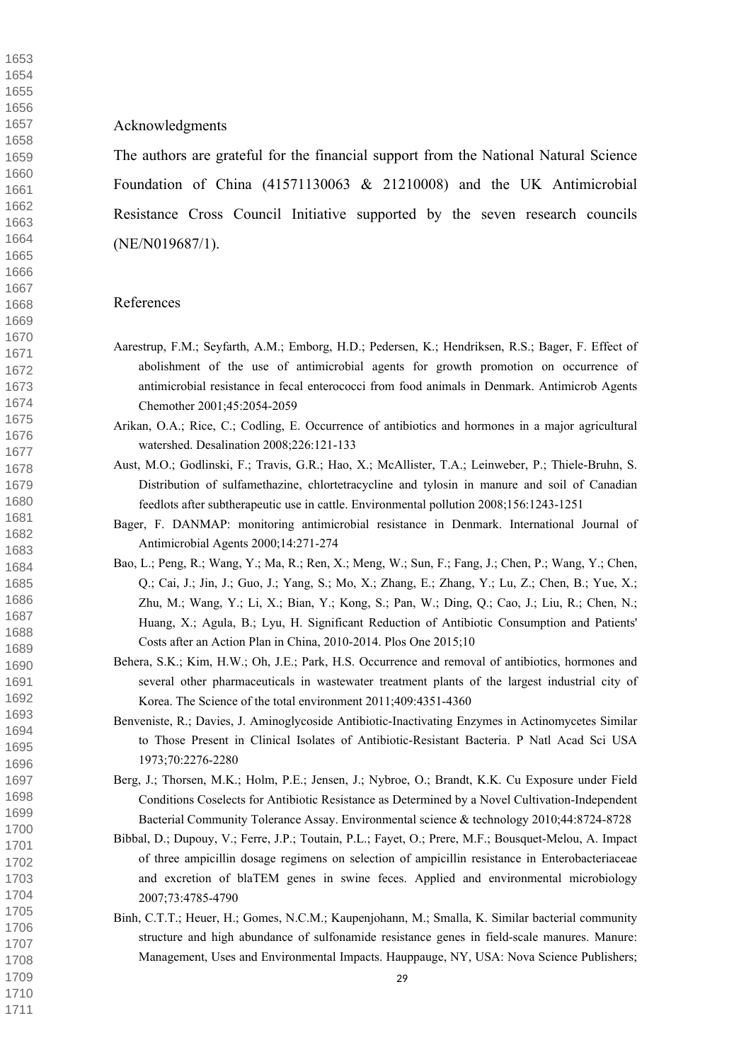## Acknowledgments

The authors are grateful for the financial support from the National Natural Science Foundation of China (41571130063 & 21210008) and the UK Antimicrobial Resistance Cross Council Initiative supported by the seven research councils (NE/N019687/1).

## References

Aarestrup, F.M.; Seyfarth, A.M.; Emborg, H.D.; Pedersen, K.; Hendriksen, R.S.; Bager, F. Effect of abolishment of the use of antimicrobial agents for growth promotion on occurrence of antimicrobial resistance in fecal enterococci from food animals in Denmark. Antimicrob Agents Chemother 2001;45:2054-2059

Arikan, O.A.; Rice, C.; Codling, E. Occurrence of antibiotics and hormones in a major agricultural watershed. Desalination 2008;226:121-133

Aust, M.O.; Godlinski, F.; Travis, G.R.; Hao, X.; McAllister, T.A.; Leinweber, P.; Thiele-Bruhn, S. Distribution of sulfamethazine, chlortetracycline and tylosin in manure and soil of Canadian feedlots after subtherapeutic use in cattle. Environmental pollution 2008;156:1243-1251

Bager, F. DANMAP: monitoring antimicrobial resistance in Denmark. International Journal of Antimicrobial Agents 2000;14:271-274

Bao, L.; Peng, R.; Wang, Y.; Ma, R.; Ren, X.; Meng, W.; Sun, F.; Fang, J.; Chen, P.; Wang, Y.; Chen, Q.; Cai, J.; Jin, J.; Guo, J.; Yang, S.; Mo, X.; Zhang, E.; Zhang, Y.; Lu, Z.; Chen, B.; Yue, X.; Zhu, M.; Wang, Y.; Li, X.; Bian, Y.; Kong, S.; Pan, W.; Ding, Q.; Cao, J.; Liu, R.; Chen, N.; Huang, X.; Agula, B.; Lyu, H. Significant Reduction of Antibiotic Consumption and Patients' Costs after an Action Plan in China, 2010-2014. Plos One 2015;10

Behera, S.K.; Kim, H.W.; Oh, J.E.; Park, H.S. Occurrence and removal of antibiotics, hormones and several other pharmaceuticals in wastewater treatment plants of the largest industrial city of Korea. The Science of the total environment 2011;409:4351-4360

Benveniste, R.; Davies, J. Aminoglycoside Antibiotic-Inactivating Enzymes in Actinomycetes Similar to Those Present in Clinical Isolates of Antibiotic-Resistant Bacteria. P Natl Acad Sci USA 1973;70:2276-2280

Berg, J.; Thorsen, M.K.; Holm, P.E.; Jensen, J.; Nybroe, O.; Brandt, K.K. Cu Exposure under Field Conditions Coselects for Antibiotic Resistance as Determined by a Novel Cultivation-Independent Bacterial Community Tolerance Assay. Environmental science & technology 2010;44:8724-8728

Bibbal, D.; Dupouy, V.; Ferre, J.P.; Toutain, P.L.; Fayet, O.; Prere, M.F.; Bousquet-Melou, A. Impact of three ampicillin dosage regimens on selection of ampicillin resistance in Enterobacteriaceae and excretion of blaTEM genes in swine feces. Applied and environmental microbiology 2007;73:4785-4790

Binh, C.T.T.; Heuer, H.; Gomes, N.C.M.; Kaupenjohann, M.; Smalla, K. Similar bacterial community structure and high abundance of sulfonamide resistance genes in field-scale manures. Manure: Management, Uses and Environmental Impacts. Hauppauge, NY, USA: Nova Science Publishers;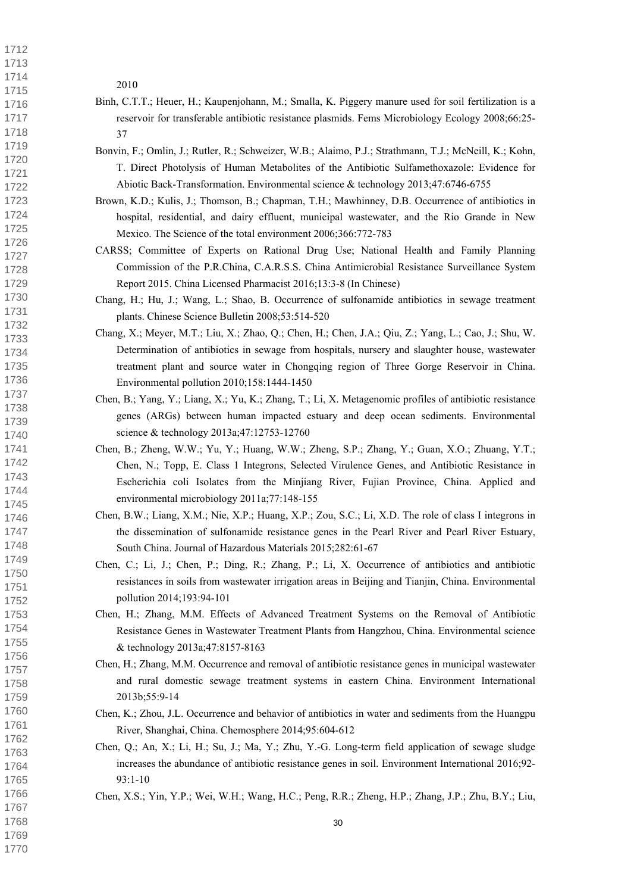2010

Binh, C.T.T.; Heuer, H.; Kaupenjohann, M.; Smalla, K. Piggery manure used for soil fertilization is a reservoir for transferable antibiotic resistance plasmids. Fems Microbiology Ecology 2008;66:25-37

Bonvin, F.; Omlin, J.; Rutler, R.; Schweizer, W.B.; Alaimo, P.J.; Strathmann, T.J.; McNeill, K.; Kohn, T. Direct Photolysis of Human Metabolites of the Antibiotic Sulfamethoxazole: Evidence for Abiotic Back-Transformation. Environmental science & technology 2013;47:6746-6755

Brown, K.D.; Kulis, J.; Thomson, B.; Chapman, T.H.; Mawhinney, D.B. Occurrence of antibiotics in hospital, residential, and dairy effluent, municipal wastewater, and the Rio Grande in New Mexico. The Science of the total environment 2006;366:772-783

CARSS; Committee of Experts on Rational Drug Use; National Health and Family Planning Commission of the P.R.China, C.A.R.S.S. China Antimicrobial Resistance Surveillance System Report 2015. China Licensed Pharmacist 2016;13:3-8 (In Chinese)

Chang, H.; Hu, J.; Wang, L.; Shao, B. Occurrence of sulfonamide antibiotics in sewage treatment plants. Chinese Science Bulletin 2008;53:514-520

Chang, X.; Meyer, M.T.; Liu, X.; Zhao, Q.; Chen, H.; Chen, J.A.; Qiu, Z.; Yang, L.; Cao, J.; Shu, W. Determination of antibiotics in sewage from hospitals, nursery and slaughter house, wastewater treatment plant and source water in Chongqing region of Three Gorge Reservoir in China. Environmental pollution 2010;158:1444-1450

Chen, B.; Yang, Y.; Liang, X.; Yu, K.; Zhang, T.; Li, X. Metagenomic profiles of antibiotic resistance genes (ARGs) between human impacted estuary and deep ocean sediments. Environmental science & technology 2013a;47:12753-12760

Chen, B.; Zheng, W.W.; Yu, Y.; Huang, W.W.; Zheng, S.P.; Zhang, Y.; Guan, X.O.; Zhuang, Y.T.; Chen, N.; Topp, E. Class 1 Integrons, Selected Virulence Genes, and Antibiotic Resistance in Escherichia coli Isolates from the Minjiang River, Fujian Province, China. Applied and environmental microbiology 2011a;77:148-155

Chen, B.W.; Liang, X.M.; Nie, X.P.; Huang, X.P.; Zou, S.C.; Li, X.D. The role of class I integrons in the dissemination of sulfonamide resistance genes in the Pearl River and Pearl River Estuary, South China. Journal of Hazardous Materials 2015;282:61-67

Chen, C.; Li, J.; Chen, P.; Ding, R.; Zhang, P.; Li, X. Occurrence of antibiotics and antibiotic resistances in soils from wastewater irrigation areas in Beijing and Tianjin, China. Environmental pollution 2014;193:94-101

Chen, H.; Zhang, M.M. Effects of Advanced Treatment Systems on the Removal of Antibiotic Resistance Genes in Wastewater Treatment Plants from Hangzhou, China. Environmental science & technology 2013a;47:8157-8163

Chen, H.; Zhang, M.M. Occurrence and removal of antibiotic resistance genes in municipal wastewater and rural domestic sewage treatment systems in eastern China. Environment International 2013b;55:9-14

Chen, K.; Zhou, J.L. Occurrence and behavior of antibiotics in water and sediments from the Huangpu River, Shanghai, China. Chemosphere 2014;95:604-612

Chen, Q.; An, X.; Li, H.; Su, J.; Ma, Y.; Zhu, Y.-G. Long-term field application of sewage sludge increases the abundance of antibiotic resistance genes in soil. Environment International 2016;92-93:1-10

Chen, X.S.; Yin, Y.P.; Wei, W.H.; Wang, H.C.; Peng, R.R.; Zheng, H.P.; Zhang, J.P.; Zhu, B.Y.; Liu,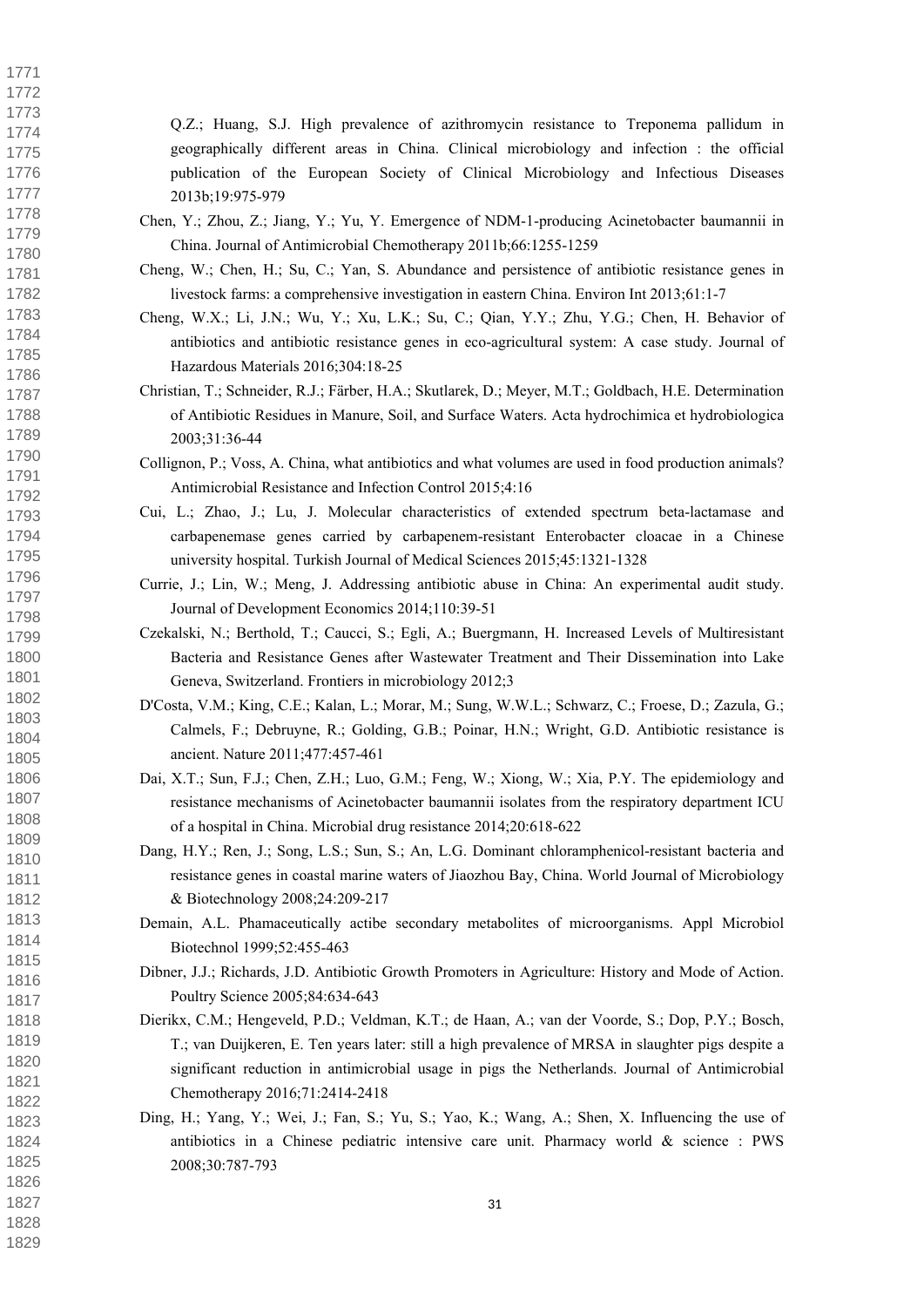Q.Z.; Huang, S.J. High prevalence of azithromycin resistance to Treponema pallidum in geographically different areas in China. Clinical microbiology and infection : the official publication of the European Society of Clinical Microbiology and Infectious Diseases 2013b;19:975-979

Chen, Y.; Zhou, Z.; Jiang, Y.; Yu, Y. Emergence of NDM-1-producing Acinetobacter baumannii in China. Journal of Antimicrobial Chemotherapy 2011b;66:1255-1259

Cheng, W.; Chen, H.; Su, C.; Yan, S. Abundance and persistence of antibiotic resistance genes in livestock farms: a comprehensive investigation in eastern China. Environ Int 2013;61:1-7

Cheng, W.X.; Li, J.N.; Wu, Y.; Xu, L.K.; Su, C.; Qian, Y.Y.; Zhu, Y.G.; Chen, H. Behavior of antibiotics and antibiotic resistance genes in eco-agricultural system: A case study. Journal of Hazardous Materials 2016;304:18-25

Christian, T.; Schneider, R.J.; Färber, H.A.; Skutlarek, D.; Meyer, M.T.; Goldbach, H.E. Determination of Antibiotic Residues in Manure, Soil, and Surface Waters. Acta hydrochimica et hydrobiologica 2003;31:36-44

Collignon, P.; Voss, A. China, what antibiotics and what volumes are used in food production animals? Antimicrobial Resistance and Infection Control 2015;4:16

Cui, L.; Zhao, J.; Lu, J. Molecular characteristics of extended spectrum beta-lactamase and carbapenemase genes carried by carbapenem-resistant Enterobacter cloacae in a Chinese university hospital. Turkish Journal of Medical Sciences 2015;45:1321-1328

Currie, J.; Lin, W.; Meng, J. Addressing antibiotic abuse in China: An experimental audit study. Journal of Development Economics 2014;110:39-51

Czekalski, N.; Berthold, T.; Caucci, S.; Egli, A.; Buergmann, H. Increased Levels of Multiresistant Bacteria and Resistance Genes after Wastewater Treatment and Their Dissemination into Lake Geneva, Switzerland. Frontiers in microbiology 2012;3

D'Costa, V.M.; King, C.E.; Kalan, L.; Morar, M.; Sung, W.W.L.; Schwarz, C.; Froese, D.; Zazula, G.; Calmels, F.; Debruyne, R.; Golding, G.B.; Poinar, H.N.; Wright, G.D. Antibiotic resistance is ancient. Nature 2011;477:457-461

Dai, X.T.; Sun, F.J.; Chen, Z.H.; Luo, G.M.; Feng, W.; Xiong, W.; Xia, P.Y. The epidemiology and resistance mechanisms of Acinetobacter baumannii isolates from the respiratory department ICU of a hospital in China. Microbial drug resistance 2014;20:618-622

Dang, H.Y.; Ren, J.; Song, L.S.; Sun, S.; An, L.G. Dominant chloramphenicol-resistant bacteria and resistance genes in coastal marine waters of Jiaozhou Bay, China. World Journal of Microbiology & Biotechnology 2008;24:209-217

Demain, A.L. Phamaceutically actibe secondary metabolites of microorganisms. Appl Microbiol Biotechnol 1999;52:455-463

Dibner, J.J.; Richards, J.D. Antibiotic Growth Promoters in Agriculture: History and Mode of Action. Poultry Science 2005;84:634-643

Dierikx, C.M.; Hengeveld, P.D.; Veldman, K.T.; de Haan, A.; van der Voorde, S.; Dop, P.Y.; Bosch, T.; van Duijkeren, E. Ten years later: still a high prevalence of MRSA in slaughter pigs despite a significant reduction in antimicrobial usage in pigs the Netherlands. Journal of Antimicrobial Chemotherapy 2016;71:2414-2418

Ding, H.; Yang, Y.; Wei, J.; Fan, S.; Yu, S.; Yao, K.; Wang, A.; Shen, X. Influencing the use of antibiotics in a Chinese pediatric intensive care unit. Pharmacy world & science : PWS 2008;30:787-793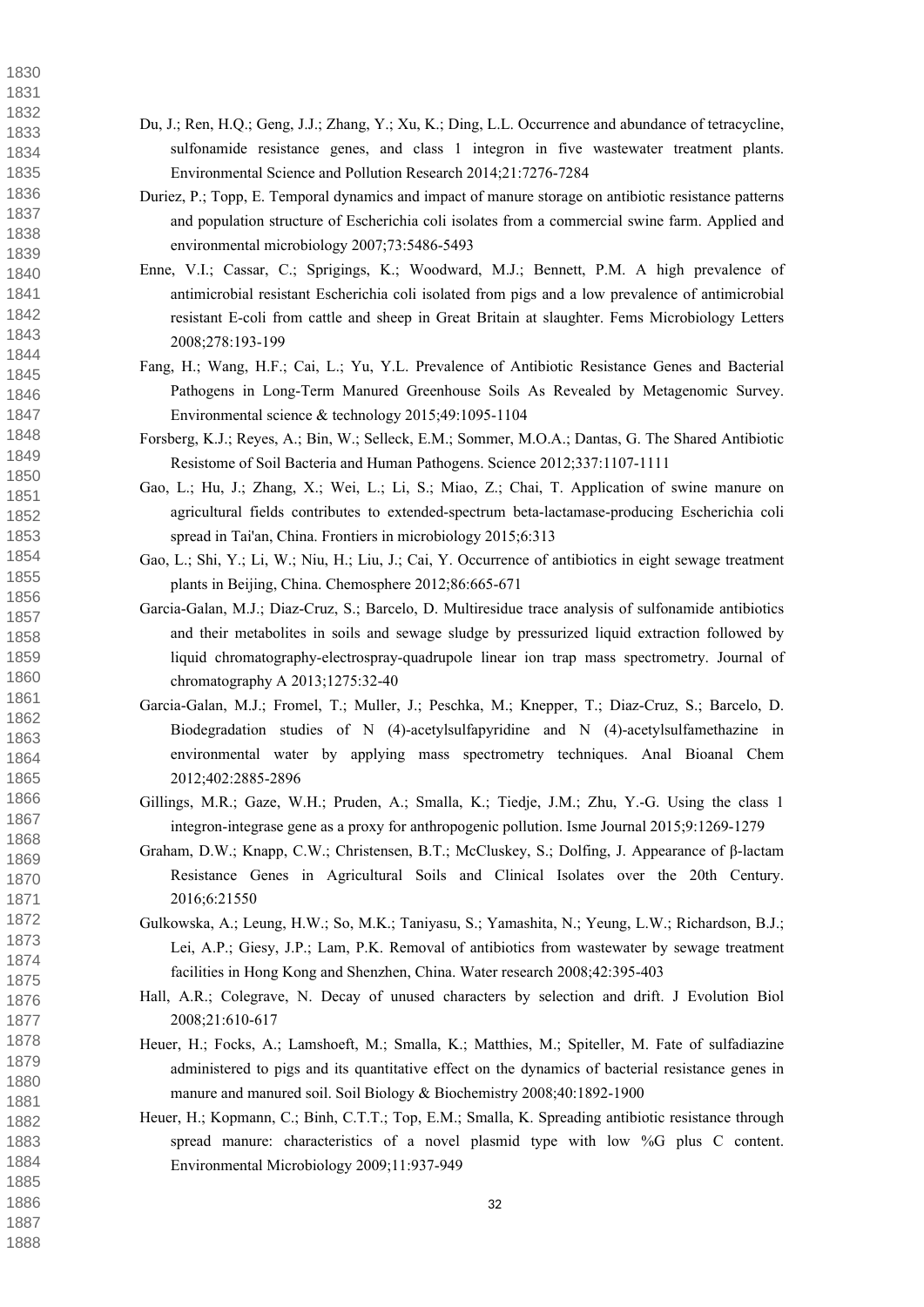Du, J.; Ren, H.Q.; Geng, J.J.; Zhang, Y.; Xu, K.; Ding, L.L. Occurrence and abundance of tetracycline, sulfonamide resistance genes, and class 1 integron in five wastewater treatment plants. Environmental Science and Pollution Research 2014;21:7276-7284

Duriez, P.; Topp, E. Temporal dynamics and impact of manure storage on antibiotic resistance patterns and population structure of Escherichia coli isolates from a commercial swine farm. Applied and environmental microbiology 2007;73:5486-5493

Enne, V.I.; Cassar, C.; Sprigings, K.; Woodward, M.J.; Bennett, P.M. A high prevalence of antimicrobial resistant Escherichia coli isolated from pigs and a low prevalence of antimicrobial resistant E-coli from cattle and sheep in Great Britain at slaughter. Fems Microbiology Letters 2008;278:193-199

Fang, H.; Wang, H.F.; Cai, L.; Yu, Y.L. Prevalence of Antibiotic Resistance Genes and Bacterial Pathogens in Long-Term Manured Greenhouse Soils As Revealed by Metagenomic Survey. Environmental science & technology 2015;49:1095-1104

Forsberg, K.J.; Reyes, A.; Bin, W.; Selleck, E.M.; Sommer, M.O.A.; Dantas, G. The Shared Antibiotic Resistome of Soil Bacteria and Human Pathogens. Science 2012;337:1107-1111

Gao, L.; Hu, J.; Zhang, X.; Wei, L.; Li, S.; Miao, Z.; Chai, T. Application of swine manure on agricultural fields contributes to extended-spectrum beta-lactamase-producing Escherichia coli spread in Tai'an, China. Frontiers in microbiology 2015;6:313

Gao, L.; Shi, Y.; Li, W.; Niu, H.; Liu, J.; Cai, Y. Occurrence of antibiotics in eight sewage treatment plants in Beijing, China. Chemosphere 2012;86:665-671

Garcia-Galan, M.J.; Diaz-Cruz, S.; Barcelo, D. Multiresidue trace analysis of sulfonamide antibiotics and their metabolites in soils and sewage sludge by pressurized liquid extraction followed by liquid chromatography-electrospray-quadrupole linear ion trap mass spectrometry. Journal of chromatography A 2013;1275:32-40

Garcia-Galan, M.J.; Fromel, T.; Muller, J.; Peschka, M.; Knepper, T.; Diaz-Cruz, S.; Barcelo, D. Biodegradation studies of N (4)-acetylsulfapyridine and N (4)-acetylsulfamethazine in environmental water by applying mass spectrometry techniques. Anal Bioanal Chem 2012;402:2885-2896

Gillings, M.R.; Gaze, W.H.; Pruden, A.; Smalla, K.; Tiedje, J.M.; Zhu, Y.-G. Using the class 1 integron-integrase gene as a proxy for anthropogenic pollution. Isme Journal 2015;9:1269-1279

Graham, D.W.; Knapp, C.W.; Christensen, B.T.; McCluskey, S.; Dolfing, J. Appearance of β-lactam Resistance Genes in Agricultural Soils and Clinical Isolates over the 20th Century. 2016;6:21550

Gulkowska, A.; Leung, H.W.; So, M.K.; Taniyasu, S.; Yamashita, N.; Yeung, L.W.; Richardson, B.J.; Lei, A.P.; Giesy, J.P.; Lam, P.K. Removal of antibiotics from wastewater by sewage treatment facilities in Hong Kong and Shenzhen, China. Water research 2008;42:395-403

Hall, A.R.; Colegrave, N. Decay of unused characters by selection and drift. J Evolution Biol 2008;21:610-617

Heuer, H.; Focks, A.; Lamshoeft, M.; Smalla, K.; Matthies, M.; Spiteller, M. Fate of sulfadiazine administered to pigs and its quantitative effect on the dynamics of bacterial resistance genes in manure and manured soil. Soil Biology & Biochemistry 2008;40:1892-1900

Heuer, H.; Kopmann, C.; Binh, C.T.T.; Top, E.M.; Smalla, K. Spreading antibiotic resistance through spread manure: characteristics of a novel plasmid type with low %G plus C content. Environmental Microbiology 2009;11:937-949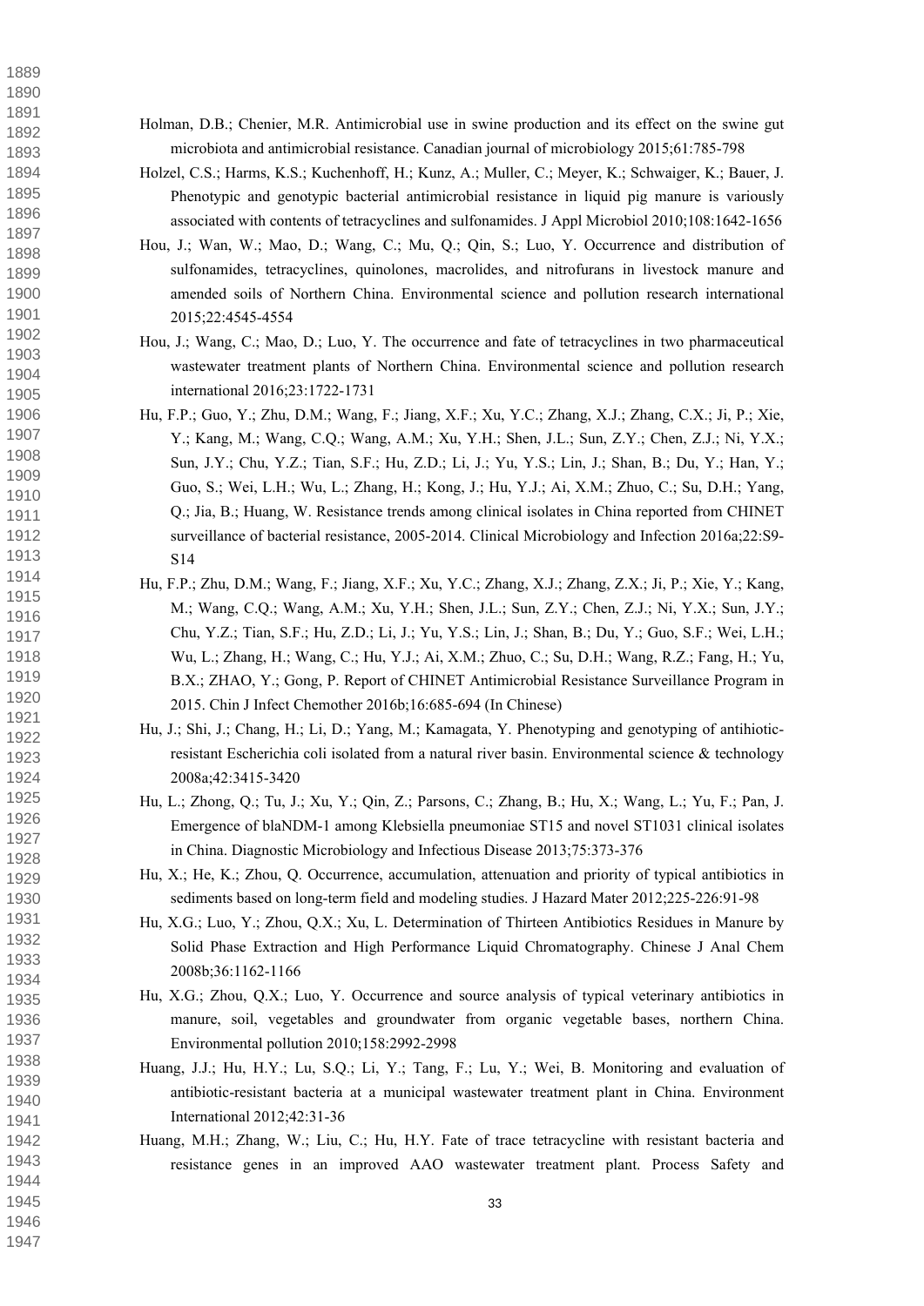Holman, D.B.; Chenier, M.R. Antimicrobial use in swine production and its effect on the swine gut microbiota and antimicrobial resistance. Canadian journal of microbiology 2015;61:785-798

Holzel, C.S.; Harms, K.S.; Kuchenhoff, H.; Kunz, A.; Muller, C.; Meyer, K.; Schwaiger, K.; Bauer, J. Phenotypic and genotypic bacterial antimicrobial resistance in liquid pig manure is variously associated with contents of tetracyclines and sulfonamides. J Appl Microbiol 2010;108:1642-1656

Hou, J.; Wan, W.; Mao, D.; Wang, C.; Mu, Q.; Qin, S.; Luo, Y. Occurrence and distribution of sulfonamides, tetracyclines, quinolones, macrolides, and nitrofurans in livestock manure and amended soils of Northern China. Environmental science and pollution research international 2015;22:4545-4554

Hou, J.; Wang, C.; Mao, D.; Luo, Y. The occurrence and fate of tetracyclines in two pharmaceutical wastewater treatment plants of Northern China. Environmental science and pollution research international 2016;23:1722-1731

Hu, F.P.; Guo, Y.; Zhu, D.M.; Wang, F.; Jiang, X.F.; Xu, Y.C.; Zhang, X.J.; Zhang, C.X.; Ji, P.; Xie, Y.; Kang, M.; Wang, C.Q.; Wang, A.M.; Xu, Y.H.; Shen, J.L.; Sun, Z.Y.; Chen, Z.J.; Ni, Y.X.; Sun, J.Y.; Chu, Y.Z.; Tian, S.F.; Hu, Z.D.; Li, J.; Yu, Y.S.; Lin, J.; Shan, B.; Du, Y.; Han, Y.; Guo, S.; Wei, L.H.; Wu, L.; Zhang, H.; Kong, J.; Hu, Y.J.; Ai, X.M.; Zhuo, C.; Su, D.H.; Yang, Q.; Jia, B.; Huang, W. Resistance trends among clinical isolates in China reported from CHINET surveillance of bacterial resistance, 2005-2014. Clinical Microbiology and Infection 2016a;22:S9-S14

Hu, F.P.; Zhu, D.M.; Wang, F.; Jiang, X.F.; Xu, Y.C.; Zhang, X.J.; Zhang, Z.X.; Ji, P.; Xie, Y.; Kang, M.; Wang, C.Q.; Wang, A.M.; Xu, Y.H.; Shen, J.L.; Sun, Z.Y.; Chen, Z.J.; Ni, Y.X.; Sun, J.Y.; Chu, Y.Z.; Tian, S.F.; Hu, Z.D.; Li, J.; Yu, Y.S.; Lin, J.; Shan, B.; Du, Y.; Guo, S.F.; Wei, L.H.; Wu, L.; Zhang, H.; Wang, C.; Hu, Y.J.; Ai, X.M.; Zhuo, C.; Su, D.H.; Wang, R.Z.; Fang, H.; Yu, B.X.; ZHAO, Y.; Gong, P. Report of CHINET Antimicrobial Resistance Surveillance Program in 2015. Chin J Infect Chemother 2016b;16:685-694 (In Chinese)

Hu, J.; Shi, J.; Chang, H.; Li, D.; Yang, M.; Kamagata, Y. Phenotyping and genotyping of antihiotic-resistant Escherichia coli isolated from a natural river basin. Environmental science & technology 2008a;42:3415-3420

Hu, L.; Zhong, Q.; Tu, J.; Xu, Y.; Qin, Z.; Parsons, C.; Zhang, B.; Hu, X.; Wang, L.; Yu, F.; Pan, J. Emergence of blaNDM-1 among Klebsiella pneumoniae ST15 and novel ST1031 clinical isolates in China. Diagnostic Microbiology and Infectious Disease 2013;75:373-376

Hu, X.; He, K.; Zhou, Q. Occurrence, accumulation, attenuation and priority of typical antibiotics in sediments based on long-term field and modeling studies. J Hazard Mater 2012;225-226:91-98

Hu, X.G.; Luo, Y.; Zhou, Q.X.; Xu, L. Determination of Thirteen Antibiotics Residues in Manure by Solid Phase Extraction and High Performance Liquid Chromatography. Chinese J Anal Chem 2008b;36:1162-1166

Hu, X.G.; Zhou, Q.X.; Luo, Y. Occurrence and source analysis of typical veterinary antibiotics in manure, soil, vegetables and groundwater from organic vegetable bases, northern China. Environmental pollution 2010;158:2992-2998

Huang, J.J.; Hu, H.Y.; Lu, S.Q.; Li, Y.; Tang, F.; Lu, Y.; Wei, B. Monitoring and evaluation of antibiotic-resistant bacteria at a municipal wastewater treatment plant in China. Environment International 2012;42:31-36

Huang, M.H.; Zhang, W.; Liu, C.; Hu, H.Y. Fate of trace tetracycline with resistant bacteria and resistance genes in an improved AAO wastewater treatment plant. Process Safety and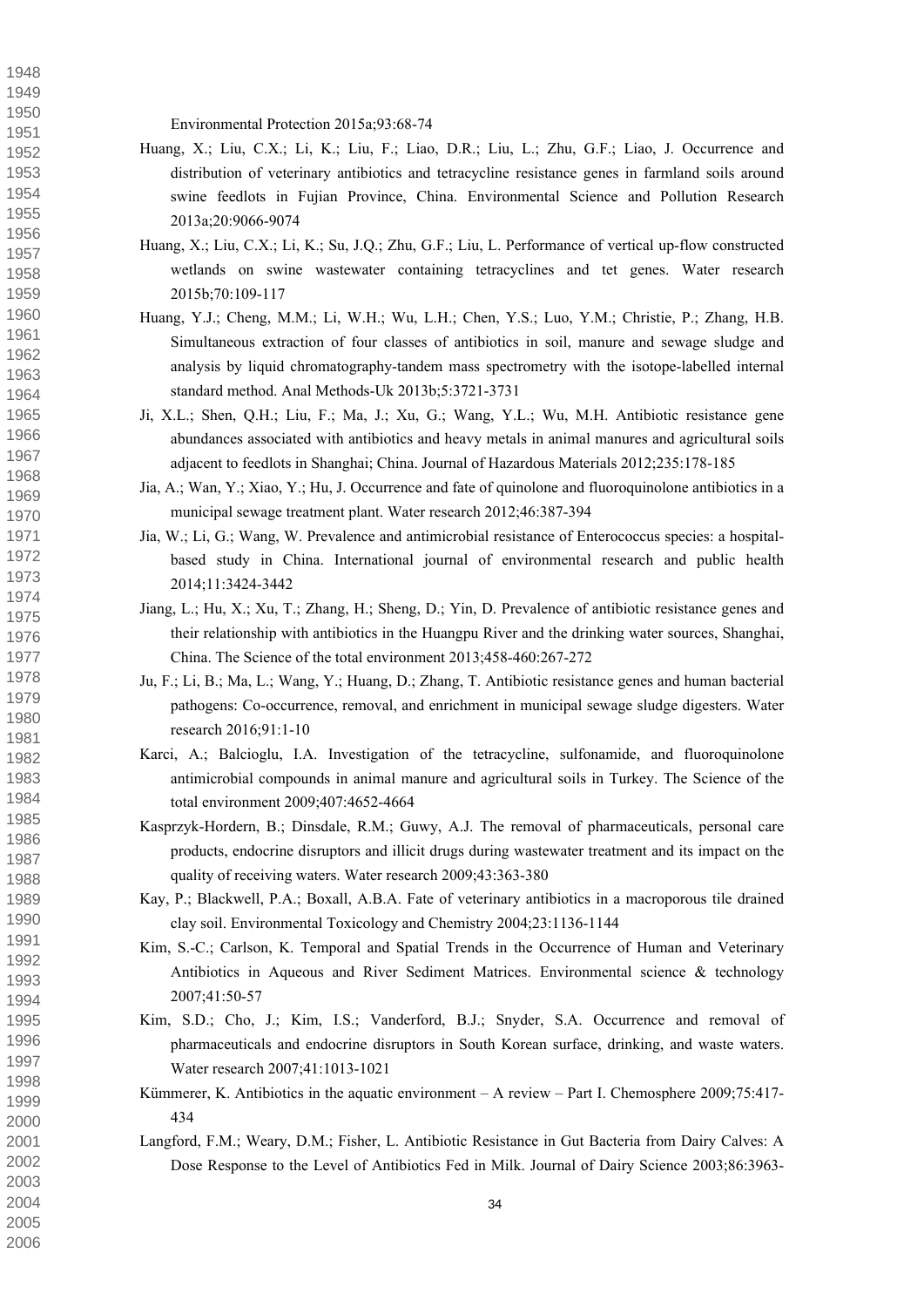Environmental Protection 2015a;93:68-74

Huang, X.; Liu, C.X.; Li, K.; Liu, F.; Liao, D.R.; Liu, L.; Zhu, G.F.; Liao, J. Occurrence and distribution of veterinary antibiotics and tetracycline resistance genes in farmland soils around swine feedlots in Fujian Province, China. Environmental Science and Pollution Research 2013a;20:9066-9074

Huang, X.; Liu, C.X.; Li, K.; Su, J.Q.; Zhu, G.F.; Liu, L. Performance of vertical up-flow constructed wetlands on swine wastewater containing tetracyclines and tet genes. Water research 2015b;70:109-117

Huang, Y.J.; Cheng, M.M.; Li, W.H.; Wu, L.H.; Chen, Y.S.; Luo, Y.M.; Christie, P.; Zhang, H.B. Simultaneous extraction of four classes of antibiotics in soil, manure and sewage sludge and analysis by liquid chromatography-tandem mass spectrometry with the isotope-labelled internal standard method. Anal Methods-Uk 2013b;5:3721-3731

Ji, X.L.; Shen, Q.H.; Liu, F.; Ma, J.; Xu, G.; Wang, Y.L.; Wu, M.H. Antibiotic resistance gene abundances associated with antibiotics and heavy metals in animal manures and agricultural soils adjacent to feedlots in Shanghai; China. Journal of Hazardous Materials 2012;235:178-185

Jia, A.; Wan, Y.; Xiao, Y.; Hu, J. Occurrence and fate of quinolone and fluoroquinolone antibiotics in a municipal sewage treatment plant. Water research 2012;46:387-394

Jia, W.; Li, G.; Wang, W. Prevalence and antimicrobial resistance of Enterococcus species: a hospital-based study in China. International journal of environmental research and public health 2014;11:3424-3442

Jiang, L.; Hu, X.; Xu, T.; Zhang, H.; Sheng, D.; Yin, D. Prevalence of antibiotic resistance genes and their relationship with antibiotics in the Huangpu River and the drinking water sources, Shanghai, China. The Science of the total environment 2013;458-460:267-272

Ju, F.; Li, B.; Ma, L.; Wang, Y.; Huang, D.; Zhang, T. Antibiotic resistance genes and human bacterial pathogens: Co-occurrence, removal, and enrichment in municipal sewage sludge digesters. Water research 2016;91:1-10

Karci, A.; Balcioglu, I.A. Investigation of the tetracycline, sulfonamide, and fluoroquinolone antimicrobial compounds in animal manure and agricultural soils in Turkey. The Science of the total environment 2009;407:4652-4664

Kasprzyk-Hordern, B.; Dinsdale, R.M.; Guwy, A.J. The removal of pharmaceuticals, personal care products, endocrine disruptors and illicit drugs during wastewater treatment and its impact on the quality of receiving waters. Water research 2009;43:363-380

Kay, P.; Blackwell, P.A.; Boxall, A.B.A. Fate of veterinary antibiotics in a macroporous tile drained clay soil. Environmental Toxicology and Chemistry 2004;23:1136-1144

Kim, S.-C.; Carlson, K. Temporal and Spatial Trends in the Occurrence of Human and Veterinary Antibiotics in Aqueous and River Sediment Matrices. Environmental science & technology 2007;41:50-57

Kim, S.D.; Cho, J.; Kim, I.S.; Vanderford, B.J.; Snyder, S.A. Occurrence and removal of pharmaceuticals and endocrine disruptors in South Korean surface, drinking, and waste waters. Water research 2007;41:1013-1021

Kümmerer, K. Antibiotics in the aquatic environment – A review – Part I. Chemosphere 2009;75:417-434

Langford, F.M.; Weary, D.M.; Fisher, L. Antibiotic Resistance in Gut Bacteria from Dairy Calves: A Dose Response to the Level of Antibiotics Fed in Milk. Journal of Dairy Science 2003;86:3963-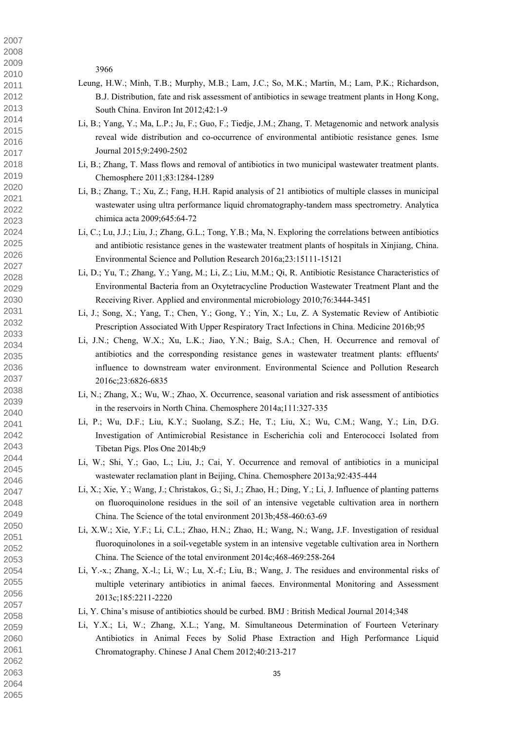3966

Leung, H.W.; Minh, T.B.; Murphy, M.B.; Lam, J.C.; So, M.K.; Martin, M.; Lam, P.K.; Richardson, B.J. Distribution, fate and risk assessment of antibiotics in sewage treatment plants in Hong Kong, South China. Environ Int 2012;42:1-9

Li, B.; Yang, Y.; Ma, L.P.; Ju, F.; Guo, F.; Tiedje, J.M.; Zhang, T. Metagenomic and network analysis reveal wide distribution and co-occurrence of environmental antibiotic resistance genes. Isme Journal 2015;9:2490-2502

Li, B.; Zhang, T. Mass flows and removal of antibiotics in two municipal wastewater treatment plants. Chemosphere 2011;83:1284-1289

Li, B.; Zhang, T.; Xu, Z.; Fang, H.H. Rapid analysis of 21 antibiotics of multiple classes in municipal wastewater using ultra performance liquid chromatography-tandem mass spectrometry. Analytica chimica acta 2009;645:64-72

Li, C.; Lu, J.J.; Liu, J.; Zhang, G.L.; Tong, Y.B.; Ma, N. Exploring the correlations between antibiotics and antibiotic resistance genes in the wastewater treatment plants of hospitals in Xinjiang, China. Environmental Science and Pollution Research 2016a;23:15111-15121

Li, D.; Yu, T.; Zhang, Y.; Yang, M.; Li, Z.; Liu, M.M.; Qi, R. Antibiotic Resistance Characteristics of Environmental Bacteria from an Oxytetracycline Production Wastewater Treatment Plant and the Receiving River. Applied and environmental microbiology 2010;76:3444-3451

Li, J.; Song, X.; Yang, T.; Chen, Y.; Gong, Y.; Yin, X.; Lu, Z. A Systematic Review of Antibiotic Prescription Associated With Upper Respiratory Tract Infections in China. Medicine 2016b;95

Li, J.N.; Cheng, W.X.; Xu, L.K.; Jiao, Y.N.; Baig, S.A.; Chen, H. Occurrence and removal of antibiotics and the corresponding resistance genes in wastewater treatment plants: effluents' influence to downstream water environment. Environmental Science and Pollution Research 2016c;23:6826-6835

Li, N.; Zhang, X.; Wu, W.; Zhao, X. Occurrence, seasonal variation and risk assessment of antibiotics in the reservoirs in North China. Chemosphere 2014a;111:327-335

Li, P.; Wu, D.F.; Liu, K.Y.; Suolang, S.Z.; He, T.; Liu, X.; Wu, C.M.; Wang, Y.; Lin, D.G. Investigation of Antimicrobial Resistance in Escherichia coli and Enterococci Isolated from Tibetan Pigs. Plos One 2014b;9

Li, W.; Shi, Y.; Gao, L.; Liu, J.; Cai, Y. Occurrence and removal of antibiotics in a municipal wastewater reclamation plant in Beijing, China. Chemosphere 2013a;92:435-444

Li, X.; Xie, Y.; Wang, J.; Christakos, G.; Si, J.; Zhao, H.; Ding, Y.; Li, J. Influence of planting patterns on fluoroquinolone residues in the soil of an intensive vegetable cultivation area in northern China. The Science of the total environment 2013b;458-460:63-69

Li, X.W.; Xie, Y.F.; Li, C.L.; Zhao, H.N.; Zhao, H.; Wang, N.; Wang, J.F. Investigation of residual fluoroquinolones in a soil-vegetable system in an intensive vegetable cultivation area in Northern China. The Science of the total environment 2014c;468-469:258-264

Li, Y.-x.; Zhang, X.-l.; Li, W.; Lu, X.-f.; Liu, B.; Wang, J. The residues and environmental risks of multiple veterinary antibiotics in animal faeces. Environmental Monitoring and Assessment 2013c;185:2211-2220

Li, Y. China's misuse of antibiotics should be curbed. BMJ : British Medical Journal 2014;348

Li, Y.X.; Li, W.; Zhang, X.L.; Yang, M. Simultaneous Determination of Fourteen Veterinary Antibiotics in Animal Feces by Solid Phase Extraction and High Performance Liquid Chromatography. Chinese J Anal Chem 2012;40:213-217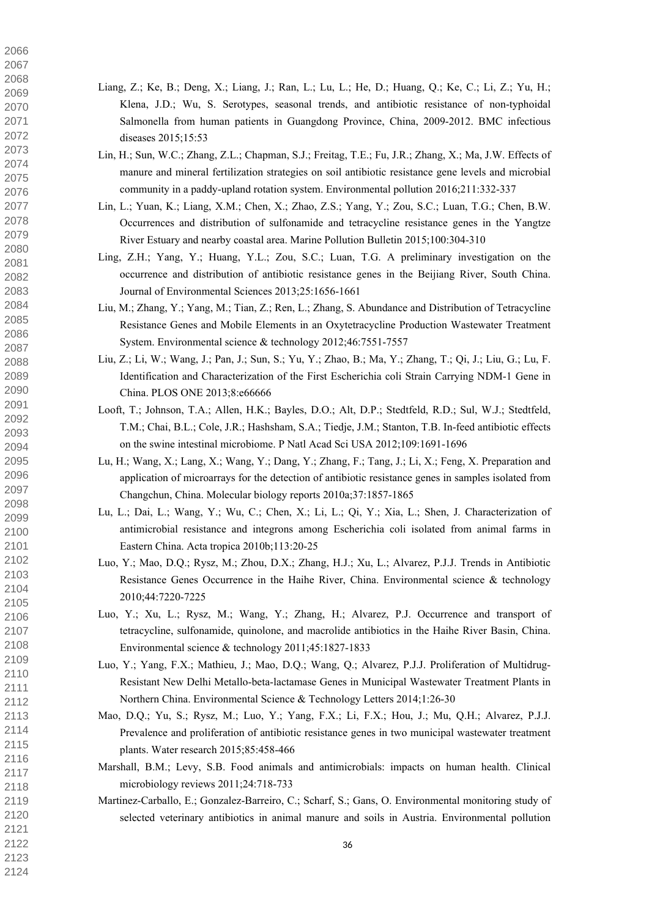Liang, Z.; Ke, B.; Deng, X.; Liang, J.; Ran, L.; Lu, L.; He, D.; Huang, Q.; Ke, C.; Li, Z.; Yu, H.; Klena, J.D.; Wu, S. Serotypes, seasonal trends, and antibiotic resistance of non-typhoidal Salmonella from human patients in Guangdong Province, China, 2009-2012. BMC infectious diseases 2015;15:53

Lin, H.; Sun, W.C.; Zhang, Z.L.; Chapman, S.J.; Freitag, T.E.; Fu, J.R.; Zhang, X.; Ma, J.W. Effects of manure and mineral fertilization strategies on soil antibiotic resistance gene levels and microbial community in a paddy-upland rotation system. Environmental pollution 2016;211:332-337

Lin, L.; Yuan, K.; Liang, X.M.; Chen, X.; Zhao, Z.S.; Yang, Y.; Zou, S.C.; Luan, T.G.; Chen, B.W. Occurrences and distribution of sulfonamide and tetracycline resistance genes in the Yangtze River Estuary and nearby coastal area. Marine Pollution Bulletin 2015;100:304-310

Ling, Z.H.; Yang, Y.; Huang, Y.L.; Zou, S.C.; Luan, T.G. A preliminary investigation on the occurrence and distribution of antibiotic resistance genes in the Beijiang River, South China. Journal of Environmental Sciences 2013;25:1656-1661

Liu, M.; Zhang, Y.; Yang, M.; Tian, Z.; Ren, L.; Zhang, S. Abundance and Distribution of Tetracycline Resistance Genes and Mobile Elements in an Oxytetracycline Production Wastewater Treatment System. Environmental science & technology 2012;46:7551-7557

Liu, Z.; Li, W.; Wang, J.; Pan, J.; Sun, S.; Yu, Y.; Zhao, B.; Ma, Y.; Zhang, T.; Qi, J.; Liu, G.; Lu, F. Identification and Characterization of the First Escherichia coli Strain Carrying NDM-1 Gene in China. PLOS ONE 2013;8:e66666

Looft, T.; Johnson, T.A.; Allen, H.K.; Bayles, D.O.; Alt, D.P.; Stedtfeld, R.D.; Sul, W.J.; Stedtfeld, T.M.; Chai, B.L.; Cole, J.R.; Hashsham, S.A.; Tiedje, J.M.; Stanton, T.B. In-feed antibiotic effects on the swine intestinal microbiome. P Natl Acad Sci USA 2012;109:1691-1696

Lu, H.; Wang, X.; Lang, X.; Wang, Y.; Dang, Y.; Zhang, F.; Tang, J.; Li, X.; Feng, X. Preparation and application of microarrays for the detection of antibiotic resistance genes in samples isolated from Changchun, China. Molecular biology reports 2010a;37:1857-1865

Lu, L.; Dai, L.; Wang, Y.; Wu, C.; Chen, X.; Li, L.; Qi, Y.; Xia, L.; Shen, J. Characterization of antimicrobial resistance and integrons among Escherichia coli isolated from animal farms in Eastern China. Acta tropica 2010b;113:20-25

Luo, Y.; Mao, D.Q.; Rysz, M.; Zhou, D.X.; Zhang, H.J.; Xu, L.; Alvarez, P.J.J. Trends in Antibiotic Resistance Genes Occurrence in the Haihe River, China. Environmental science & technology 2010;44:7220-7225

Luo, Y.; Xu, L.; Rysz, M.; Wang, Y.; Zhang, H.; Alvarez, P.J. Occurrence and transport of tetracycline, sulfonamide, quinolone, and macrolide antibiotics in the Haihe River Basin, China. Environmental science & technology 2011;45:1827-1833

Luo, Y.; Yang, F.X.; Mathieu, J.; Mao, D.Q.; Wang, Q.; Alvarez, P.J.J. Proliferation of Multidrug-Resistant New Delhi Metallo-beta-lactamase Genes in Municipal Wastewater Treatment Plants in Northern China. Environmental Science & Technology Letters 2014;1:26-30

Mao, D.Q.; Yu, S.; Rysz, M.; Luo, Y.; Yang, F.X.; Li, F.X.; Hou, J.; Mu, Q.H.; Alvarez, P.J.J. Prevalence and proliferation of antibiotic resistance genes in two municipal wastewater treatment plants. Water research 2015;85:458-466

Marshall, B.M.; Levy, S.B. Food animals and antimicrobials: impacts on human health. Clinical microbiology reviews 2011;24:718-733

Martinez-Carballo, E.; Gonzalez-Barreiro, C.; Scharf, S.; Gans, O. Environmental monitoring study of selected veterinary antibiotics in animal manure and soils in Austria. Environmental pollution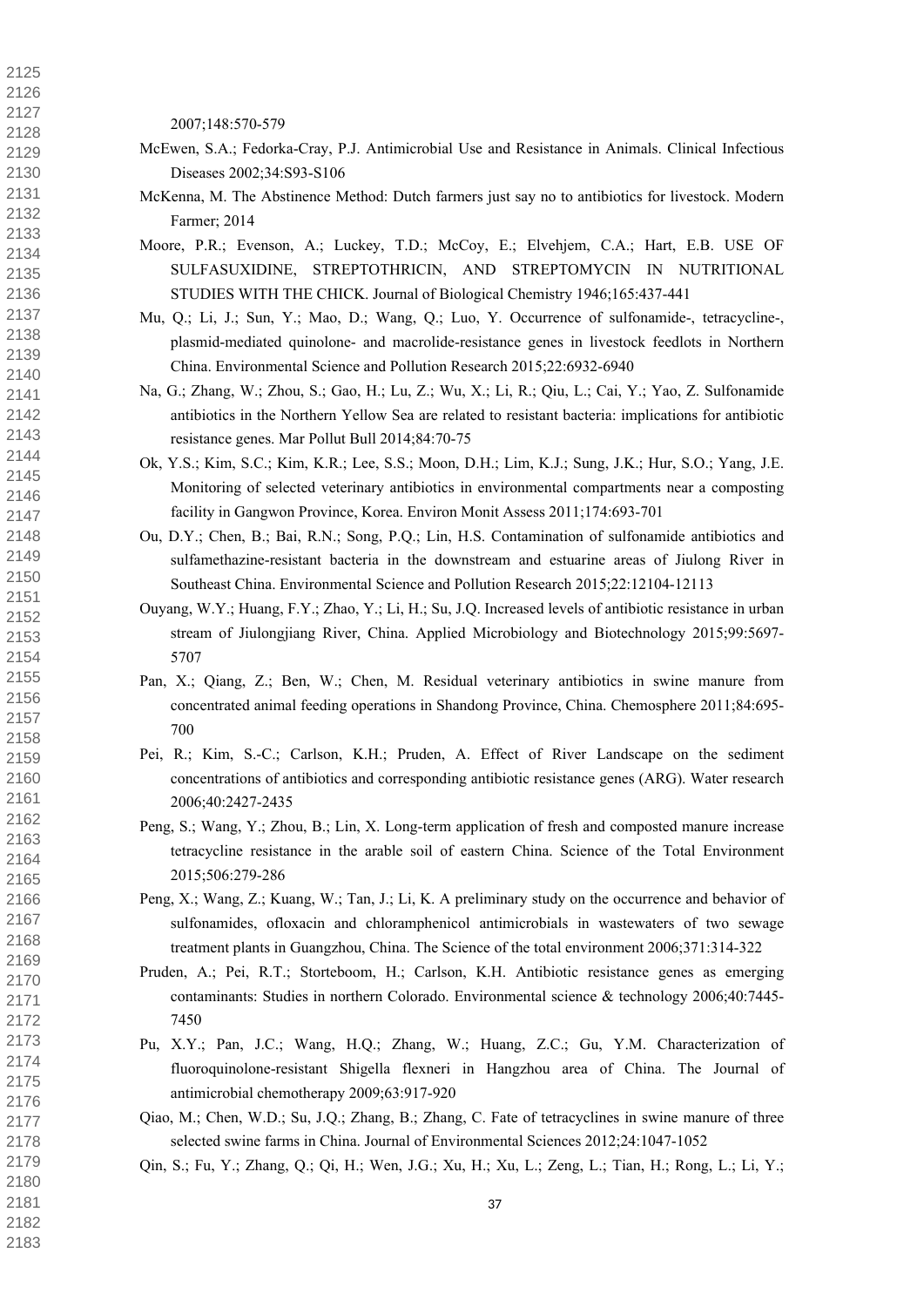2007;148:570-579

McEwen, S.A.; Fedorka-Cray, P.J. Antimicrobial Use and Resistance in Animals. Clinical Infectious Diseases 2002;34:S93-S106

McKenna, M. The Abstinence Method: Dutch farmers just say no to antibiotics for livestock. Modern Farmer; 2014

Moore, P.R.; Evenson, A.; Luckey, T.D.; McCoy, E.; Elvehjem, C.A.; Hart, E.B. USE OF SULFASUXIDINE, STREPTOTHRICIN, AND STREPTOMYCIN IN NUTRITIONAL STUDIES WITH THE CHICK. Journal of Biological Chemistry 1946;165:437-441

Mu, Q.; Li, J.; Sun, Y.; Mao, D.; Wang, Q.; Luo, Y. Occurrence of sulfonamide-, tetracycline-, plasmid-mediated quinolone- and macrolide-resistance genes in livestock feedlots in Northern China. Environmental Science and Pollution Research 2015;22:6932-6940

Na, G.; Zhang, W.; Zhou, S.; Gao, H.; Lu, Z.; Wu, X.; Li, R.; Qiu, L.; Cai, Y.; Yao, Z. Sulfonamide antibiotics in the Northern Yellow Sea are related to resistant bacteria: implications for antibiotic resistance genes. Mar Pollut Bull 2014;84:70-75

Ok, Y.S.; Kim, S.C.; Kim, K.R.; Lee, S.S.; Moon, D.H.; Lim, K.J.; Sung, J.K.; Hur, S.O.; Yang, J.E. Monitoring of selected veterinary antibiotics in environmental compartments near a composting facility in Gangwon Province, Korea. Environ Monit Assess 2011;174:693-701

Ou, D.Y.; Chen, B.; Bai, R.N.; Song, P.Q.; Lin, H.S. Contamination of sulfonamide antibiotics and sulfamethazine-resistant bacteria in the downstream and estuarine areas of Jiulong River in Southeast China. Environmental Science and Pollution Research 2015;22:12104-12113

Ouyang, W.Y.; Huang, F.Y.; Zhao, Y.; Li, H.; Su, J.Q. Increased levels of antibiotic resistance in urban stream of Jiulongjiang River, China. Applied Microbiology and Biotechnology 2015;99:5697-5707

Pan, X.; Qiang, Z.; Ben, W.; Chen, M. Residual veterinary antibiotics in swine manure from concentrated animal feeding operations in Shandong Province, China. Chemosphere 2011;84:695-700

Pei, R.; Kim, S.-C.; Carlson, K.H.; Pruden, A. Effect of River Landscape on the sediment concentrations of antibiotics and corresponding antibiotic resistance genes (ARG). Water research 2006;40:2427-2435

Peng, S.; Wang, Y.; Zhou, B.; Lin, X. Long-term application of fresh and composted manure increase tetracycline resistance in the arable soil of eastern China. Science of the Total Environment 2015;506:279-286

Peng, X.; Wang, Z.; Kuang, W.; Tan, J.; Li, K. A preliminary study on the occurrence and behavior of sulfonamides, ofloxacin and chloramphenicol antimicrobials in wastewaters of two sewage treatment plants in Guangzhou, China. The Science of the total environment 2006;371:314-322

Pruden, A.; Pei, R.T.; Storteboom, H.; Carlson, K.H. Antibiotic resistance genes as emerging contaminants: Studies in northern Colorado. Environmental science & technology 2006;40:7445-7450

Pu, X.Y.; Pan, J.C.; Wang, H.Q.; Zhang, W.; Huang, Z.C.; Gu, Y.M. Characterization of fluoroquinolone-resistant Shigella flexneri in Hangzhou area of China. The Journal of antimicrobial chemotherapy 2009;63:917-920

Qiao, M.; Chen, W.D.; Su, J.Q.; Zhang, B.; Zhang, C. Fate of tetracyclines in swine manure of three selected swine farms in China. Journal of Environmental Sciences 2012;24:1047-1052

Qin, S.; Fu, Y.; Zhang, Q.; Qi, H.; Wen, J.G.; Xu, H.; Xu, L.; Zeng, L.; Tian, H.; Rong, L.; Li, Y.;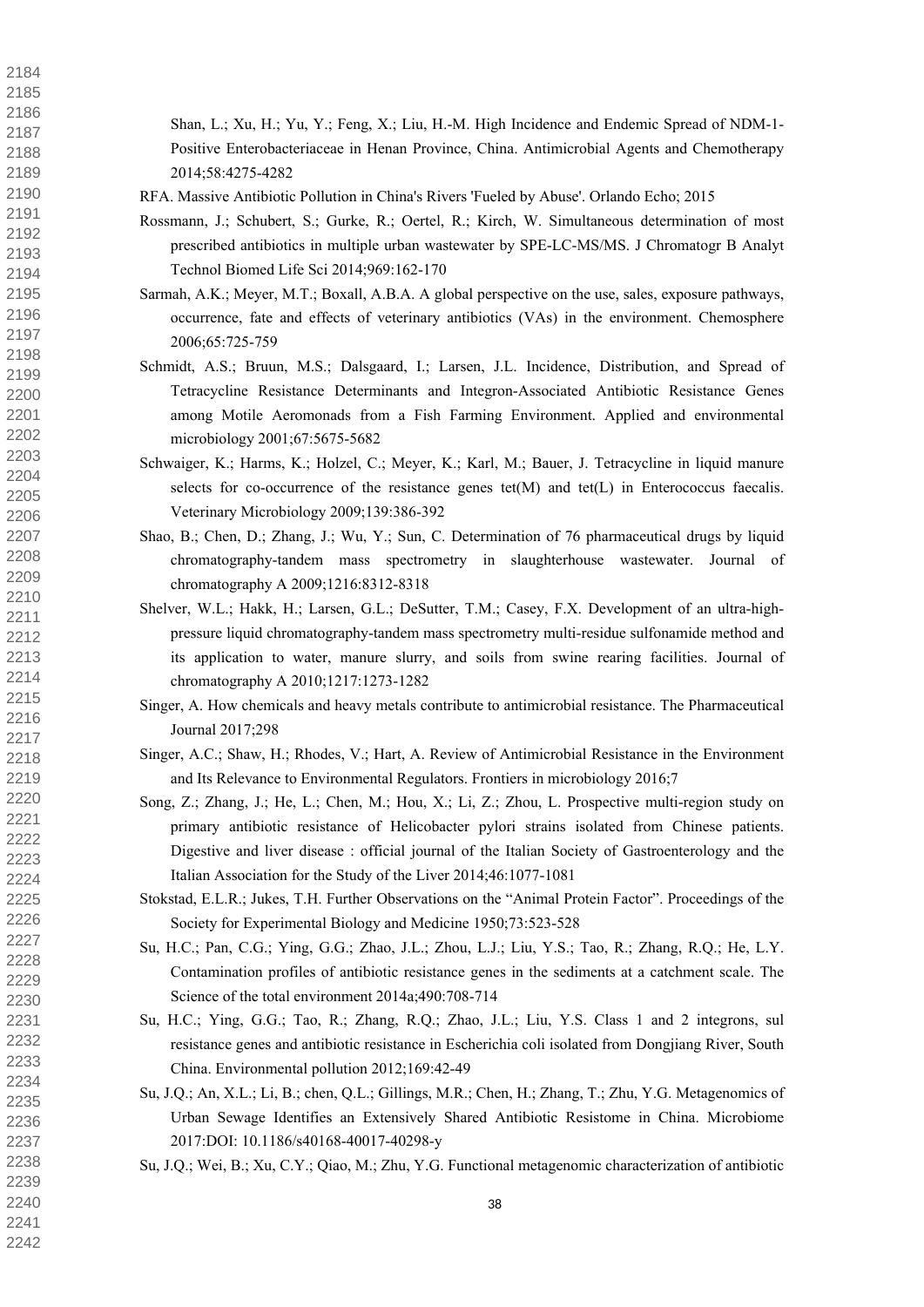Shan, L.; Xu, H.; Yu, Y.; Feng, X.; Liu, H.-M. High Incidence and Endemic Spread of NDM-1-Positive Enterobacteriaceae in Henan Province, China. Antimicrobial Agents and Chemotherapy 2014;58:4275-4282

RFA. Massive Antibiotic Pollution in China's Rivers 'Fueled by Abuse'. Orlando Echo; 2015

Rossmann, J.; Schubert, S.; Gurke, R.; Oertel, R.; Kirch, W. Simultaneous determination of most prescribed antibiotics in multiple urban wastewater by SPE-LC-MS/MS. J Chromatogr B Analyt Technol Biomed Life Sci 2014;969:162-170

Sarmah, A.K.; Meyer, M.T.; Boxall, A.B.A. A global perspective on the use, sales, exposure pathways, occurrence, fate and effects of veterinary antibiotics (VAs) in the environment. Chemosphere 2006;65:725-759

Schmidt, A.S.; Bruun, M.S.; Dalsgaard, I.; Larsen, J.L. Incidence, Distribution, and Spread of Tetracycline Resistance Determinants and Integron-Associated Antibiotic Resistance Genes among Motile Aeromonads from a Fish Farming Environment. Applied and environmental microbiology 2001;67:5675-5682

Schwaiger, K.; Harms, K.; Holzel, C.; Meyer, K.; Karl, M.; Bauer, J. Tetracycline in liquid manure selects for co-occurrence of the resistance genes tet(M) and tet(L) in Enterococcus faecalis. Veterinary Microbiology 2009;139:386-392

Shao, B.; Chen, D.; Zhang, J.; Wu, Y.; Sun, C. Determination of 76 pharmaceutical drugs by liquid chromatography-tandem mass spectrometry in slaughterhouse wastewater. Journal of chromatography A 2009;1216:8312-8318

Shelver, W.L.; Hakk, H.; Larsen, G.L.; DeSutter, T.M.; Casey, F.X. Development of an ultra-high-pressure liquid chromatography-tandem mass spectrometry multi-residue sulfonamide method and its application to water, manure slurry, and soils from swine rearing facilities. Journal of chromatography A 2010;1217:1273-1282

Singer, A. How chemicals and heavy metals contribute to antimicrobial resistance. The Pharmaceutical Journal 2017;298

Singer, A.C.; Shaw, H.; Rhodes, V.; Hart, A. Review of Antimicrobial Resistance in the Environment and Its Relevance to Environmental Regulators. Frontiers in microbiology 2016;7

Song, Z.; Zhang, J.; He, L.; Chen, M.; Hou, X.; Li, Z.; Zhou, L. Prospective multi-region study on primary antibiotic resistance of Helicobacter pylori strains isolated from Chinese patients. Digestive and liver disease : official journal of the Italian Society of Gastroenterology and the Italian Association for the Study of the Liver 2014;46:1077-1081

Stokstad, E.L.R.; Jukes, T.H. Further Observations on the "Animal Protein Factor". Proceedings of the Society for Experimental Biology and Medicine 1950;73:523-528

Su, H.C.; Pan, C.G.; Ying, G.G.; Zhao, J.L.; Zhou, L.J.; Liu, Y.S.; Tao, R.; Zhang, R.Q.; He, L.Y. Contamination profiles of antibiotic resistance genes in the sediments at a catchment scale. The Science of the total environment 2014a;490:708-714

Su, H.C.; Ying, G.G.; Tao, R.; Zhang, R.Q.; Zhao, J.L.; Liu, Y.S. Class 1 and 2 integrons, sul resistance genes and antibiotic resistance in Escherichia coli isolated from Dongjiang River, South China. Environmental pollution 2012;169:42-49

Su, J.Q.; An, X.L.; Li, B.; chen, Q.L.; Gillings, M.R.; Chen, H.; Zhang, T.; Zhu, Y.G. Metagenomics of Urban Sewage Identifies an Extensively Shared Antibiotic Resistome in China. Microbiome 2017:DOI: 10.1186/s40168-40017-40298-y

Su, J.Q.; Wei, B.; Xu, C.Y.; Qiao, M.; Zhu, Y.G. Functional metagenomic characterization of antibiotic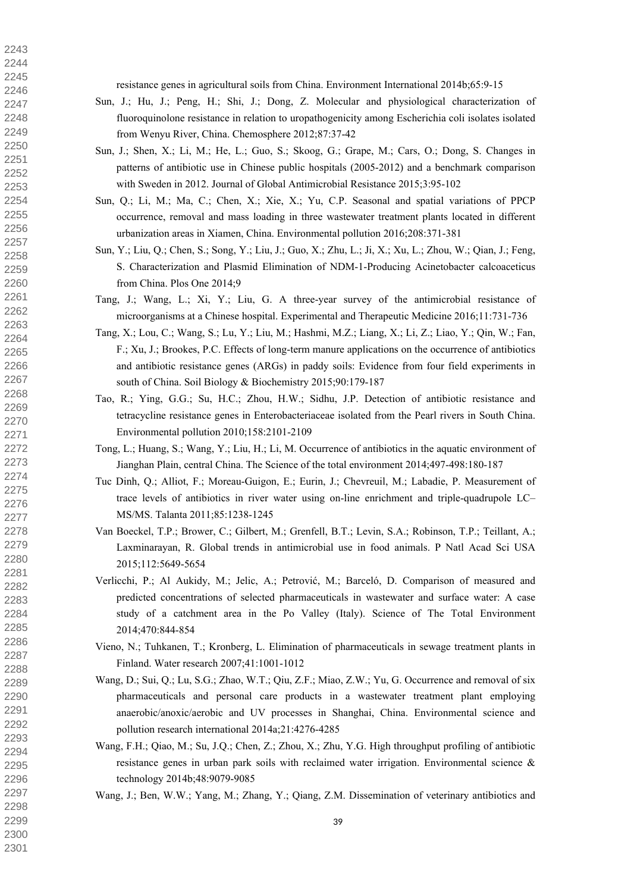resistance genes in agricultural soils from China. Environment International 2014b;65:9-15

Sun, J.; Hu, J.; Peng, H.; Shi, J.; Dong, Z. Molecular and physiological characterization of fluoroquinolone resistance in relation to uropathogenicity among Escherichia coli isolates isolated from Wenyu River, China. Chemosphere 2012;87:37-42

Sun, J.; Shen, X.; Li, M.; He, L.; Guo, S.; Skoog, G.; Grape, M.; Cars, O.; Dong, S. Changes in patterns of antibiotic use in Chinese public hospitals (2005-2012) and a benchmark comparison with Sweden in 2012. Journal of Global Antimicrobial Resistance 2015;3:95-102

Sun, Q.; Li, M.; Ma, C.; Chen, X.; Xie, X.; Yu, C.P. Seasonal and spatial variations of PPCP occurrence, removal and mass loading in three wastewater treatment plants located in different urbanization areas in Xiamen, China. Environmental pollution 2016;208:371-381

Sun, Y.; Liu, Q.; Chen, S.; Song, Y.; Liu, J.; Guo, X.; Zhu, L.; Ji, X.; Xu, L.; Zhou, W.; Qian, J.; Feng, S. Characterization and Plasmid Elimination of NDM-1-Producing Acinetobacter calcoaceticus from China. Plos One 2014;9

Tang, J.; Wang, L.; Xi, Y.; Liu, G. A three-year survey of the antimicrobial resistance of microorganisms at a Chinese hospital. Experimental and Therapeutic Medicine 2016;11:731-736

Tang, X.; Lou, C.; Wang, S.; Lu, Y.; Liu, M.; Hashmi, M.Z.; Liang, X.; Li, Z.; Liao, Y.; Qin, W.; Fan, F.; Xu, J.; Brookes, P.C. Effects of long-term manure applications on the occurrence of antibiotics and antibiotic resistance genes (ARGs) in paddy soils: Evidence from four field experiments in south of China. Soil Biology & Biochemistry 2015;90:179-187

Tao, R.; Ying, G.G.; Su, H.C.; Zhou, H.W.; Sidhu, J.P. Detection of antibiotic resistance and tetracycline resistance genes in Enterobacteriaceae isolated from the Pearl rivers in South China. Environmental pollution 2010;158:2101-2109

Tong, L.; Huang, S.; Wang, Y.; Liu, H.; Li, M. Occurrence of antibiotics in the aquatic environment of Jianghan Plain, central China. The Science of the total environment 2014;497-498:180-187

Tuc Dinh, Q.; Alliot, F.; Moreau-Guigon, E.; Eurin, J.; Chevreuil, M.; Labadie, P. Measurement of trace levels of antibiotics in river water using on-line enrichment and triple-quadrupole LC–MS/MS. Talanta 2011;85:1238-1245

Van Boeckel, T.P.; Brower, C.; Gilbert, M.; Grenfell, B.T.; Levin, S.A.; Robinson, T.P.; Teillant, A.; Laxminarayan, R. Global trends in antimicrobial use in food animals. P Natl Acad Sci USA 2015;112:5649-5654

Verlicchi, P.; Al Aukidy, M.; Jelic, A.; Petrović, M.; Barceló, D. Comparison of measured and predicted concentrations of selected pharmaceuticals in wastewater and surface water: A case study of a catchment area in the Po Valley (Italy). Science of The Total Environment 2014;470:844-854

Vieno, N.; Tuhkanen, T.; Kronberg, L. Elimination of pharmaceuticals in sewage treatment plants in Finland. Water research 2007;41:1001-1012

Wang, D.; Sui, Q.; Lu, S.G.; Zhao, W.T.; Qiu, Z.F.; Miao, Z.W.; Yu, G. Occurrence and removal of six pharmaceuticals and personal care products in a wastewater treatment plant employing anaerobic/anoxic/aerobic and UV processes in Shanghai, China. Environmental science and pollution research international 2014a;21:4276-4285

Wang, F.H.; Qiao, M.; Su, J.Q.; Chen, Z.; Zhou, X.; Zhu, Y.G. High throughput profiling of antibiotic resistance genes in urban park soils with reclaimed water irrigation. Environmental science & technology 2014b;48:9079-9085

Wang, J.; Ben, W.W.; Yang, M.; Zhang, Y.; Qiang, Z.M. Dissemination of veterinary antibiotics and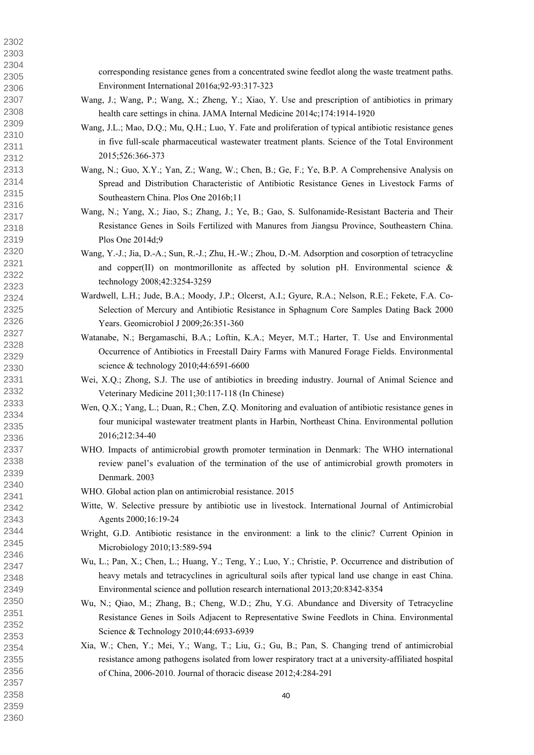corresponding resistance genes from a concentrated swine feedlot along the waste treatment paths. Environment International 2016a;92-93:317-323

Wang, J.; Wang, P.; Wang, X.; Zheng, Y.; Xiao, Y. Use and prescription of antibiotics in primary health care settings in china. JAMA Internal Medicine 2014c;174:1914-1920

Wang, J.L.; Mao, D.Q.; Mu, Q.H.; Luo, Y. Fate and proliferation of typical antibiotic resistance genes in five full-scale pharmaceutical wastewater treatment plants. Science of the Total Environment 2015;526:366-373

Wang, N.; Guo, X.Y.; Yan, Z.; Wang, W.; Chen, B.; Ge, F.; Ye, B.P. A Comprehensive Analysis on Spread and Distribution Characteristic of Antibiotic Resistance Genes in Livestock Farms of Southeastern China. Plos One 2016b;11

Wang, N.; Yang, X.; Jiao, S.; Zhang, J.; Ye, B.; Gao, S. Sulfonamide-Resistant Bacteria and Their Resistance Genes in Soils Fertilized with Manures from Jiangsu Province, Southeastern China. Plos One 2014d;9

Wang, Y.-J.; Jia, D.-A.; Sun, R.-J.; Zhu, H.-W.; Zhou, D.-M. Adsorption and cosorption of tetracycline and copper(II) on montmorillonite as affected by solution pH. Environmental science & technology 2008;42:3254-3259

Wardwell, L.H.; Jude, B.A.; Moody, J.P.; Olcerst, A.I.; Gyure, R.A.; Nelson, R.E.; Fekete, F.A. Co-Selection of Mercury and Antibiotic Resistance in Sphagnum Core Samples Dating Back 2000 Years. Geomicrobiol J 2009;26:351-360

Watanabe, N.; Bergamaschi, B.A.; Loftin, K.A.; Meyer, M.T.; Harter, T. Use and Environmental Occurrence of Antibiotics in Freestall Dairy Farms with Manured Forage Fields. Environmental science & technology 2010;44:6591-6600

Wei, X.Q.; Zhong, S.J. The use of antibiotics in breeding industry. Journal of Animal Science and Veterinary Medicine 2011;30:117-118 (In Chinese)

Wen, Q.X.; Yang, L.; Duan, R.; Chen, Z.Q. Monitoring and evaluation of antibiotic resistance genes in four municipal wastewater treatment plants in Harbin, Northeast China. Environmental pollution 2016;212:34-40

WHO. Impacts of antimicrobial growth promoter termination in Denmark: The WHO international review panel's evaluation of the termination of the use of antimicrobial growth promoters in Denmark. 2003

WHO. Global action plan on antimicrobial resistance. 2015

Witte, W. Selective pressure by antibiotic use in livestock. International Journal of Antimicrobial Agents 2000;16:19-24

Wright, G.D. Antibiotic resistance in the environment: a link to the clinic? Current Opinion in Microbiology 2010;13:589-594

Wu, L.; Pan, X.; Chen, L.; Huang, Y.; Teng, Y.; Luo, Y.; Christie, P. Occurrence and distribution of heavy metals and tetracyclines in agricultural soils after typical land use change in east China. Environmental science and pollution research international 2013;20:8342-8354

Wu, N.; Qiao, M.; Zhang, B.; Cheng, W.D.; Zhu, Y.G. Abundance and Diversity of Tetracycline Resistance Genes in Soils Adjacent to Representative Swine Feedlots in China. Environmental Science & Technology 2010;44:6933-6939

Xia, W.; Chen, Y.; Mei, Y.; Wang, T.; Liu, G.; Gu, B.; Pan, S. Changing trend of antimicrobial resistance among pathogens isolated from lower respiratory tract at a university-affiliated hospital of China, 2006-2010. Journal of thoracic disease 2012;4:284-291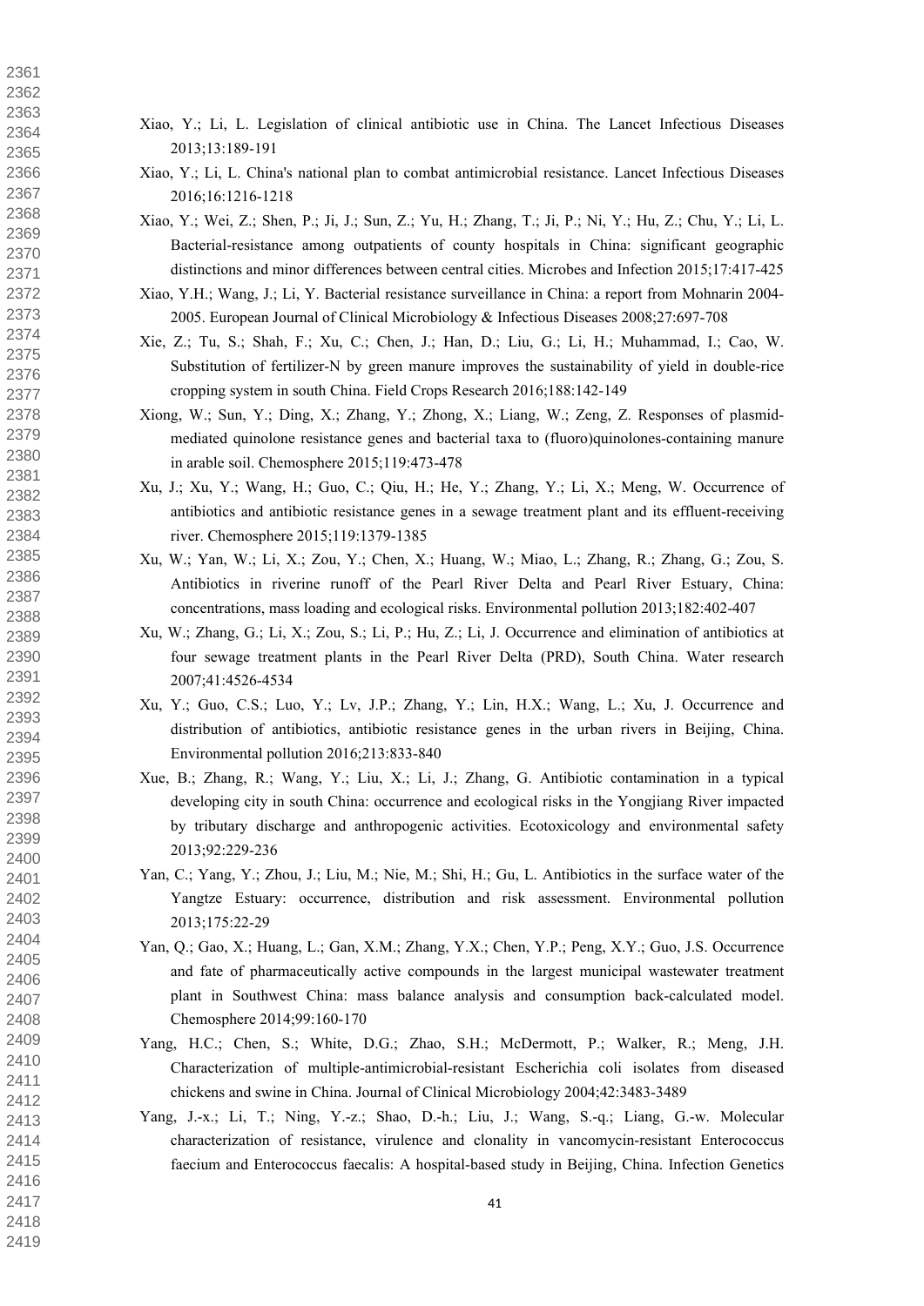Xiao, Y.; Li, L. Legislation of clinical antibiotic use in China. The Lancet Infectious Diseases 2013;13:189-191

Xiao, Y.; Li, L. China's national plan to combat antimicrobial resistance. Lancet Infectious Diseases 2016;16:1216-1218

Xiao, Y.; Wei, Z.; Shen, P.; Ji, J.; Sun, Z.; Yu, H.; Zhang, T.; Ji, P.; Ni, Y.; Hu, Z.; Chu, Y.; Li, L. Bacterial-resistance among outpatients of county hospitals in China: significant geographic distinctions and minor differences between central cities. Microbes and Infection 2015;17:417-425

Xiao, Y.H.; Wang, J.; Li, Y. Bacterial resistance surveillance in China: a report from Mohnarin 2004-2005. European Journal of Clinical Microbiology & Infectious Diseases 2008;27:697-708

Xie, Z.; Tu, S.; Shah, F.; Xu, C.; Chen, J.; Han, D.; Liu, G.; Li, H.; Muhammad, I.; Cao, W. Substitution of fertilizer-N by green manure improves the sustainability of yield in double-rice cropping system in south China. Field Crops Research 2016;188:142-149

Xiong, W.; Sun, Y.; Ding, X.; Zhang, Y.; Zhong, X.; Liang, W.; Zeng, Z. Responses of plasmid-mediated quinolone resistance genes and bacterial taxa to (fluoro)quinolones-containing manure in arable soil. Chemosphere 2015;119:473-478

Xu, J.; Xu, Y.; Wang, H.; Guo, C.; Qiu, H.; He, Y.; Zhang, Y.; Li, X.; Meng, W. Occurrence of antibiotics and antibiotic resistance genes in a sewage treatment plant and its effluent-receiving river. Chemosphere 2015;119:1379-1385

Xu, W.; Yan, W.; Li, X.; Zou, Y.; Chen, X.; Huang, W.; Miao, L.; Zhang, R.; Zhang, G.; Zou, S. Antibiotics in riverine runoff of the Pearl River Delta and Pearl River Estuary, China: concentrations, mass loading and ecological risks. Environmental pollution 2013;182:402-407

Xu, W.; Zhang, G.; Li, X.; Zou, S.; Li, P.; Hu, Z.; Li, J. Occurrence and elimination of antibiotics at four sewage treatment plants in the Pearl River Delta (PRD), South China. Water research 2007;41:4526-4534

Xu, Y.; Guo, C.S.; Luo, Y.; Lv, J.P.; Zhang, Y.; Lin, H.X.; Wang, L.; Xu, J. Occurrence and distribution of antibiotics, antibiotic resistance genes in the urban rivers in Beijing, China. Environmental pollution 2016;213:833-840

Xue, B.; Zhang, R.; Wang, Y.; Liu, X.; Li, J.; Zhang, G. Antibiotic contamination in a typical developing city in south China: occurrence and ecological risks in the Yongjiang River impacted by tributary discharge and anthropogenic activities. Ecotoxicology and environmental safety 2013;92:229-236

Yan, C.; Yang, Y.; Zhou, J.; Liu, M.; Nie, M.; Shi, H.; Gu, L. Antibiotics in the surface water of the Yangtze Estuary: occurrence, distribution and risk assessment. Environmental pollution 2013;175:22-29

Yan, Q.; Gao, X.; Huang, L.; Gan, X.M.; Zhang, Y.X.; Chen, Y.P.; Peng, X.Y.; Guo, J.S. Occurrence and fate of pharmaceutically active compounds in the largest municipal wastewater treatment plant in Southwest China: mass balance analysis and consumption back-calculated model. Chemosphere 2014;99:160-170

Yang, H.C.; Chen, S.; White, D.G.; Zhao, S.H.; McDermott, P.; Walker, R.; Meng, J.H. Characterization of multiple-antimicrobial-resistant Escherichia coli isolates from diseased chickens and swine in China. Journal of Clinical Microbiology 2004;42:3483-3489

Yang, J.-x.; Li, T.; Ning, Y.-z.; Shao, D.-h.; Liu, J.; Wang, S.-q.; Liang, G.-w. Molecular characterization of resistance, virulence and clonality in vancomycin-resistant Enterococcus faecium and Enterococcus faecalis: A hospital-based study in Beijing, China. Infection Genetics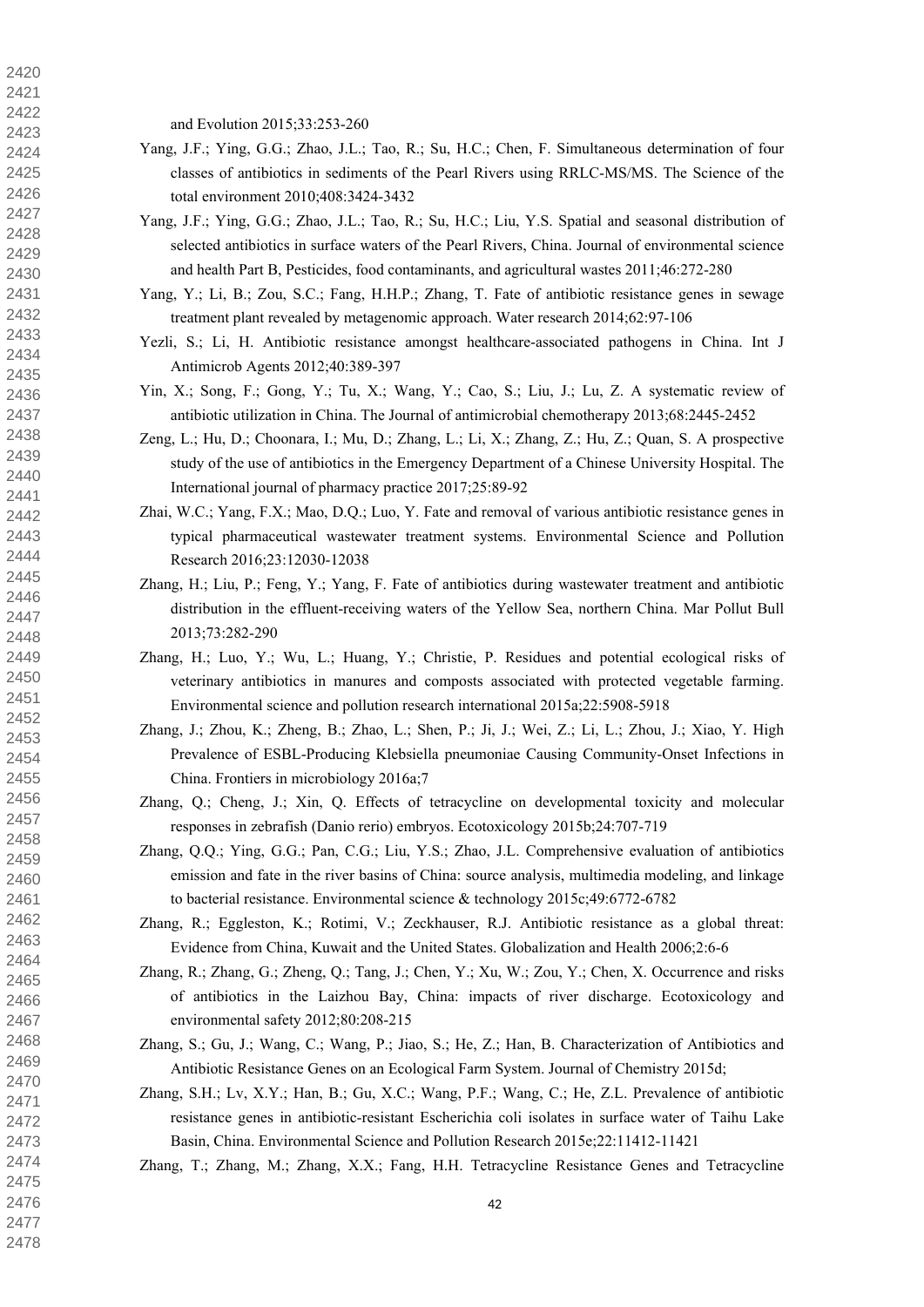and Evolution 2015;33:253-260

Yang, J.F.; Ying, G.G.; Zhao, J.L.; Tao, R.; Su, H.C.; Chen, F. Simultaneous determination of four classes of antibiotics in sediments of the Pearl Rivers using RRLC-MS/MS. The Science of the total environment 2010;408:3424-3432

Yang, J.F.; Ying, G.G.; Zhao, J.L.; Tao, R.; Su, H.C.; Liu, Y.S. Spatial and seasonal distribution of selected antibiotics in surface waters of the Pearl Rivers, China. Journal of environmental science and health Part B, Pesticides, food contaminants, and agricultural wastes 2011;46:272-280

Yang, Y.; Li, B.; Zou, S.C.; Fang, H.H.P.; Zhang, T. Fate of antibiotic resistance genes in sewage treatment plant revealed by metagenomic approach. Water research 2014;62:97-106

Yezli, S.; Li, H. Antibiotic resistance amongst healthcare-associated pathogens in China. Int J Antimicrob Agents 2012;40:389-397

Yin, X.; Song, F.; Gong, Y.; Tu, X.; Wang, Y.; Cao, S.; Liu, J.; Lu, Z. A systematic review of antibiotic utilization in China. The Journal of antimicrobial chemotherapy 2013;68:2445-2452

Zeng, L.; Hu, D.; Choonara, I.; Mu, D.; Zhang, L.; Li, X.; Zhang, Z.; Hu, Z.; Quan, S. A prospective study of the use of antibiotics in the Emergency Department of a Chinese University Hospital. The International journal of pharmacy practice 2017;25:89-92

Zhai, W.C.; Yang, F.X.; Mao, D.Q.; Luo, Y. Fate and removal of various antibiotic resistance genes in typical pharmaceutical wastewater treatment systems. Environmental Science and Pollution Research 2016;23:12030-12038

Zhang, H.; Liu, P.; Feng, Y.; Yang, F. Fate of antibiotics during wastewater treatment and antibiotic distribution in the effluent-receiving waters of the Yellow Sea, northern China. Mar Pollut Bull 2013;73:282-290

Zhang, H.; Luo, Y.; Wu, L.; Huang, Y.; Christie, P. Residues and potential ecological risks of veterinary antibiotics in manures and composts associated with protected vegetable farming. Environmental science and pollution research international 2015a;22:5908-5918

Zhang, J.; Zhou, K.; Zheng, B.; Zhao, L.; Shen, P.; Ji, J.; Wei, Z.; Li, L.; Zhou, J.; Xiao, Y. High Prevalence of ESBL-Producing Klebsiella pneumoniae Causing Community-Onset Infections in China. Frontiers in microbiology 2016a;7

Zhang, Q.; Cheng, J.; Xin, Q. Effects of tetracycline on developmental toxicity and molecular responses in zebrafish (Danio rerio) embryos. Ecotoxicology 2015b;24:707-719

Zhang, Q.Q.; Ying, G.G.; Pan, C.G.; Liu, Y.S.; Zhao, J.L. Comprehensive evaluation of antibiotics emission and fate in the river basins of China: source analysis, multimedia modeling, and linkage to bacterial resistance. Environmental science & technology 2015c;49:6772-6782

Zhang, R.; Eggleston, K.; Rotimi, V.; Zeckhauser, R.J. Antibiotic resistance as a global threat: Evidence from China, Kuwait and the United States. Globalization and Health 2006;2:6-6

Zhang, R.; Zhang, G.; Zheng, Q.; Tang, J.; Chen, Y.; Xu, W.; Zou, Y.; Chen, X. Occurrence and risks of antibiotics in the Laizhou Bay, China: impacts of river discharge. Ecotoxicology and environmental safety 2012;80:208-215

Zhang, S.; Gu, J.; Wang, C.; Wang, P.; Jiao, S.; He, Z.; Han, B. Characterization of Antibiotics and Antibiotic Resistance Genes on an Ecological Farm System. Journal of Chemistry 2015d;

Zhang, S.H.; Lv, X.Y.; Han, B.; Gu, X.C.; Wang, P.F.; Wang, C.; He, Z.L. Prevalence of antibiotic resistance genes in antibiotic-resistant Escherichia coli isolates in surface water of Taihu Lake Basin, China. Environmental Science and Pollution Research 2015e;22:11412-11421

Zhang, T.; Zhang, M.; Zhang, X.X.; Fang, H.H. Tetracycline Resistance Genes and Tetracycline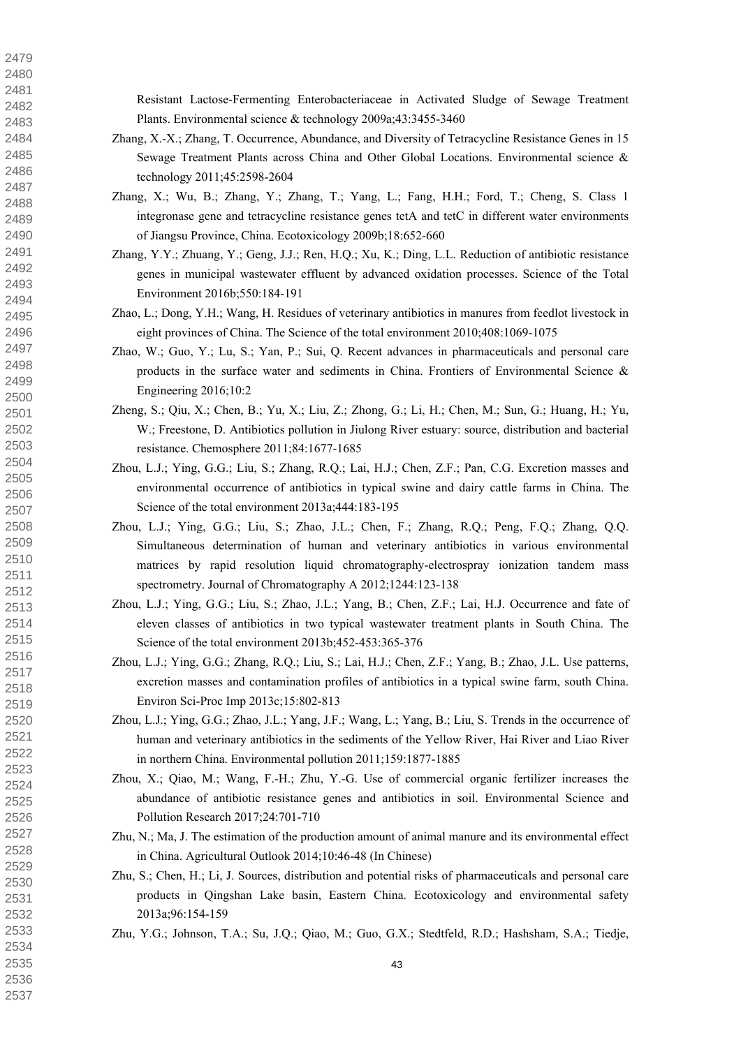Resistant Lactose-Fermenting Enterobacteriaceae in Activated Sludge of Sewage Treatment Plants. Environmental science & technology 2009a;43:3455-3460

Zhang, X.-X.; Zhang, T. Occurrence, Abundance, and Diversity of Tetracycline Resistance Genes in 15 Sewage Treatment Plants across China and Other Global Locations. Environmental science & technology 2011;45:2598-2604

Zhang, X.; Wu, B.; Zhang, Y.; Zhang, T.; Yang, L.; Fang, H.H.; Ford, T.; Cheng, S. Class 1 integronase gene and tetracycline resistance genes tetA and tetC in different water environments of Jiangsu Province, China. Ecotoxicology 2009b;18:652-660

Zhang, Y.Y.; Zhuang, Y.; Geng, J.J.; Ren, H.Q.; Xu, K.; Ding, L.L. Reduction of antibiotic resistance genes in municipal wastewater effluent by advanced oxidation processes. Science of the Total Environment 2016b;550:184-191

Zhao, L.; Dong, Y.H.; Wang, H. Residues of veterinary antibiotics in manures from feedlot livestock in eight provinces of China. The Science of the total environment 2010;408:1069-1075

Zhao, W.; Guo, Y.; Lu, S.; Yan, P.; Sui, Q. Recent advances in pharmaceuticals and personal care products in the surface water and sediments in China. Frontiers of Environmental Science & Engineering 2016;10:2

Zheng, S.; Qiu, X.; Chen, B.; Yu, X.; Liu, Z.; Zhong, G.; Li, H.; Chen, M.; Sun, G.; Huang, H.; Yu, W.; Freestone, D. Antibiotics pollution in Jiulong River estuary: source, distribution and bacterial resistance. Chemosphere 2011;84:1677-1685

Zhou, L.J.; Ying, G.G.; Liu, S.; Zhang, R.Q.; Lai, H.J.; Chen, Z.F.; Pan, C.G. Excretion masses and environmental occurrence of antibiotics in typical swine and dairy cattle farms in China. The Science of the total environment 2013a;444:183-195

Zhou, L.J.; Ying, G.G.; Liu, S.; Zhao, J.L.; Chen, F.; Zhang, R.Q.; Peng, F.Q.; Zhang, Q.Q. Simultaneous determination of human and veterinary antibiotics in various environmental matrices by rapid resolution liquid chromatography-electrospray ionization tandem mass spectrometry. Journal of Chromatography A 2012;1244:123-138

Zhou, L.J.; Ying, G.G.; Liu, S.; Zhao, J.L.; Yang, B.; Chen, Z.F.; Lai, H.J. Occurrence and fate of eleven classes of antibiotics in two typical wastewater treatment plants in South China. The Science of the total environment 2013b;452-453:365-376

Zhou, L.J.; Ying, G.G.; Zhang, R.Q.; Liu, S.; Lai, H.J.; Chen, Z.F.; Yang, B.; Zhao, J.L. Use patterns, excretion masses and contamination profiles of antibiotics in a typical swine farm, south China. Environ Sci-Proc Imp 2013c;15:802-813

Zhou, L.J.; Ying, G.G.; Zhao, J.L.; Yang, J.F.; Wang, L.; Yang, B.; Liu, S. Trends in the occurrence of human and veterinary antibiotics in the sediments of the Yellow River, Hai River and Liao River in northern China. Environmental pollution 2011;159:1877-1885

Zhou, X.; Qiao, M.; Wang, F.-H.; Zhu, Y.-G. Use of commercial organic fertilizer increases the abundance of antibiotic resistance genes and antibiotics in soil. Environmental Science and Pollution Research 2017;24:701-710

Zhu, N.; Ma, J. The estimation of the production amount of animal manure and its environmental effect in China. Agricultural Outlook 2014;10:46-48 (In Chinese)

Zhu, S.; Chen, H.; Li, J. Sources, distribution and potential risks of pharmaceuticals and personal care products in Qingshan Lake basin, Eastern China. Ecotoxicology and environmental safety 2013a;96:154-159

Zhu, Y.G.; Johnson, T.A.; Su, J.Q.; Qiao, M.; Guo, G.X.; Stedtfeld, R.D.; Hashsham, S.A.; Tiedje,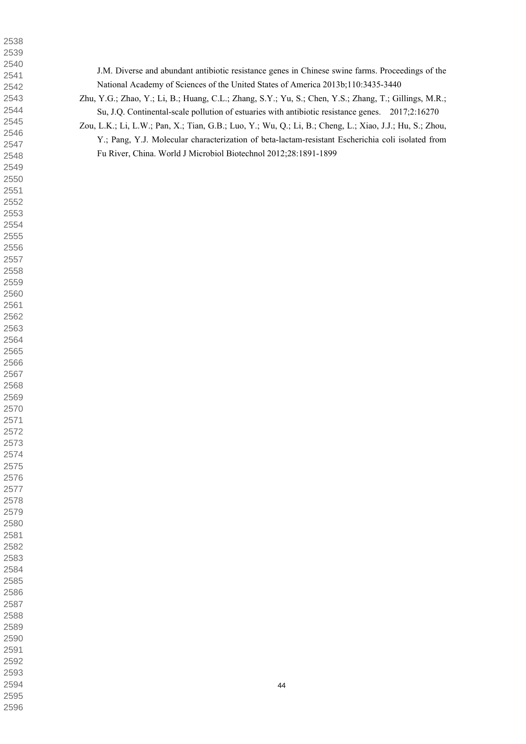J.M. Diverse and abundant antibiotic resistance genes in Chinese swine farms. Proceedings of the National Academy of Sciences of the United States of America 2013b;110:3435-3440

Zhu, Y.G.; Zhao, Y.; Li, B.; Huang, C.L.; Zhang, S.Y.; Yu, S.; Chen, Y.S.; Zhang, T.; Gillings, M.R.; Su, J.Q. Continental-scale pollution of estuaries with antibiotic resistance genes. 2017;2:16270

Zou, L.K.; Li, L.W.; Pan, X.; Tian, G.B.; Luo, Y.; Wu, Q.; Li, B.; Cheng, L.; Xiao, J.J.; Hu, S.; Zhou, Y.; Pang, Y.J. Molecular characterization of beta-lactam-resistant Escherichia coli isolated from Fu River, China. World J Microbiol Biotechnol 2012;28:1891-1899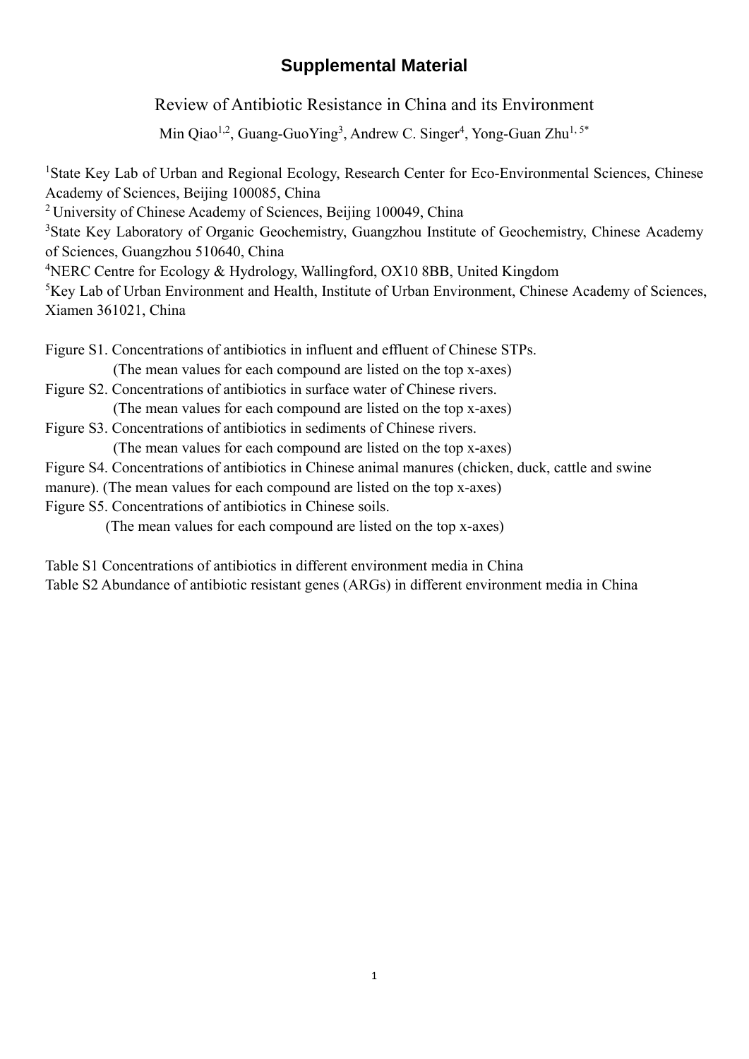# Supplemental Material

## Review of Antibiotic Resistance in China and its Environment

Min Qiao[1,2], Guang-GuoYing[3], Andrew C. Singer[4], Yong-Guan Zhu[1, 5*]

[1]State Key Lab of Urban and Regional Ecology, Research Center for Eco-Environmental Sciences, Chinese Academy of Sciences, Beijing 100085, China

[2] University of Chinese Academy of Sciences, Beijing 100049, China

[3]State Key Laboratory of Organic Geochemistry, Guangzhou Institute of Geochemistry, Chinese Academy of Sciences, Guangzhou 510640, China

[4]NERC Centre for Ecology & Hydrology, Wallingford, OX10 8BB, United Kingdom

[5]Key Lab of Urban Environment and Health, Institute of Urban Environment, Chinese Academy of Sciences, Xiamen 361021, China

Figure S1. Concentrations of antibiotics in influent and effluent of Chinese STPs.
(The mean values for each compound are listed on the top x-axes)

Figure S2. Concentrations of antibiotics in surface water of Chinese rivers.
(The mean values for each compound are listed on the top x-axes)

Figure S3. Concentrations of antibiotics in sediments of Chinese rivers.
(The mean values for each compound are listed on the top x-axes)

Figure S4. Concentrations of antibiotics in Chinese animal manures (chicken, duck, cattle and swine manure). (The mean values for each compound are listed on the top x-axes)

Figure S5. Concentrations of antibiotics in Chinese soils.
(The mean values for each compound are listed on the top x-axes)

Table S1 Concentrations of antibiotics in different environment media in China

Table S2 Abundance of antibiotic resistant genes (ARGs) in different environment media in China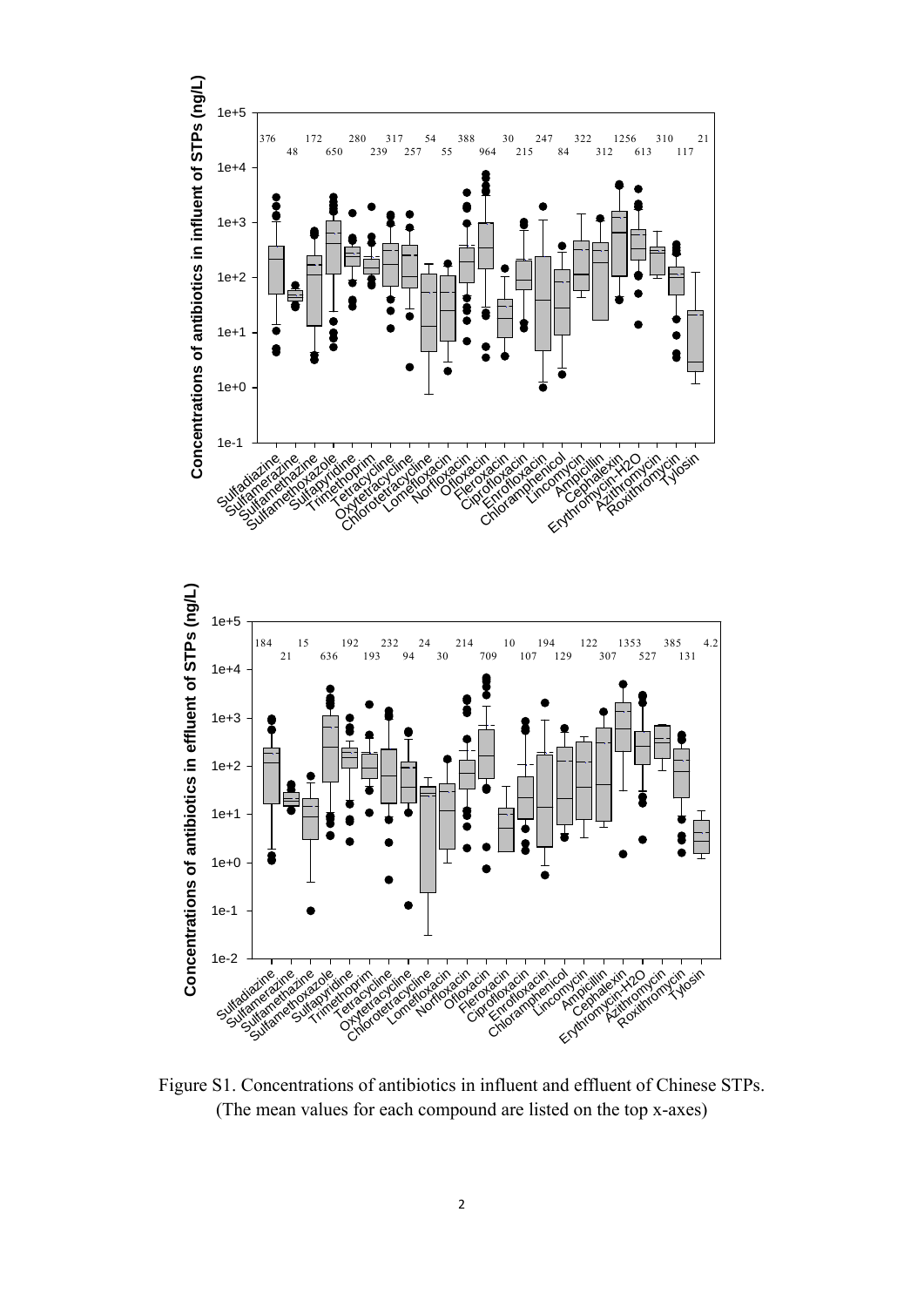Figure S1. Concentrations of antibiotics in influent and effluent of Chinese STPs. (The mean values for each compound are listed on the top x-axes)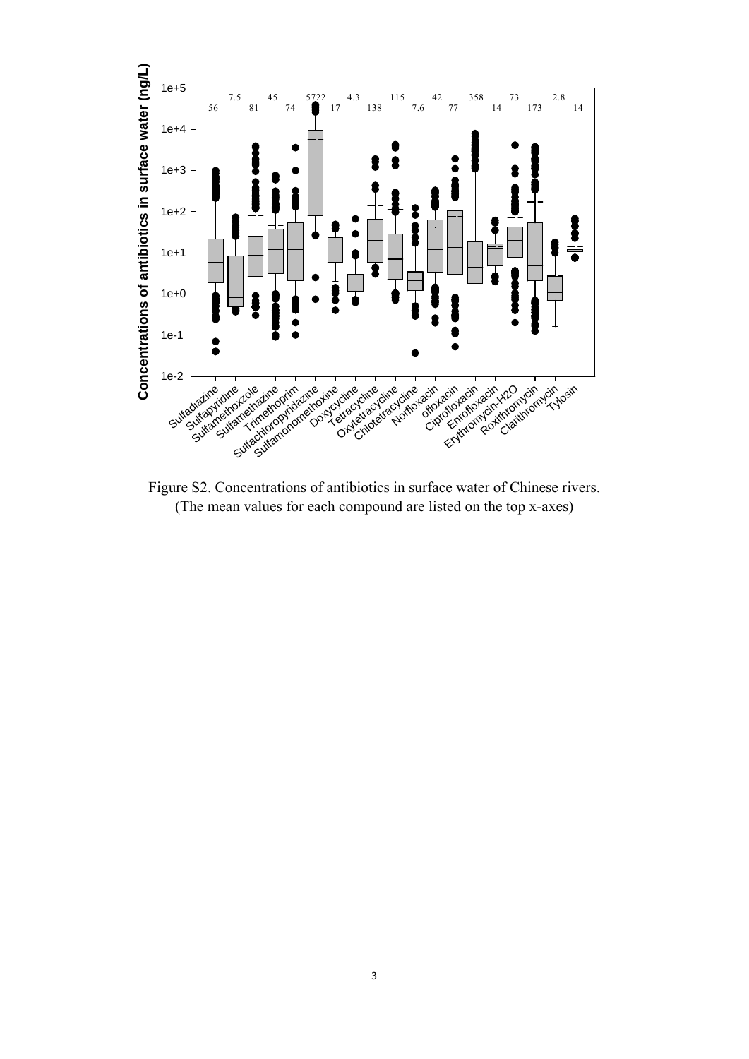Figure S2. Concentrations of antibiotics in surface water of Chinese rivers.
(The mean values for each compound are listed on the top x-axes)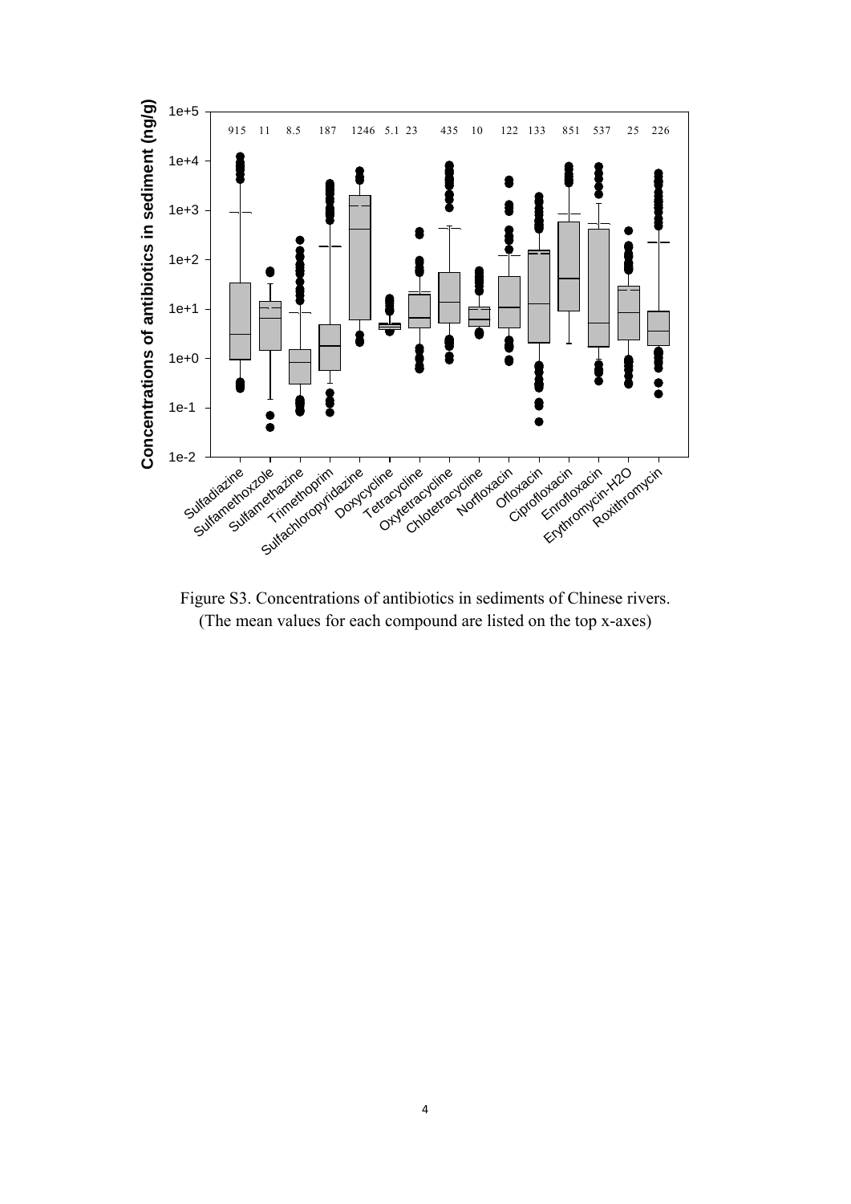Figure S3. Concentrations of antibiotics in sediments of Chinese rivers. (The mean values for each compound are listed on the top x-axes)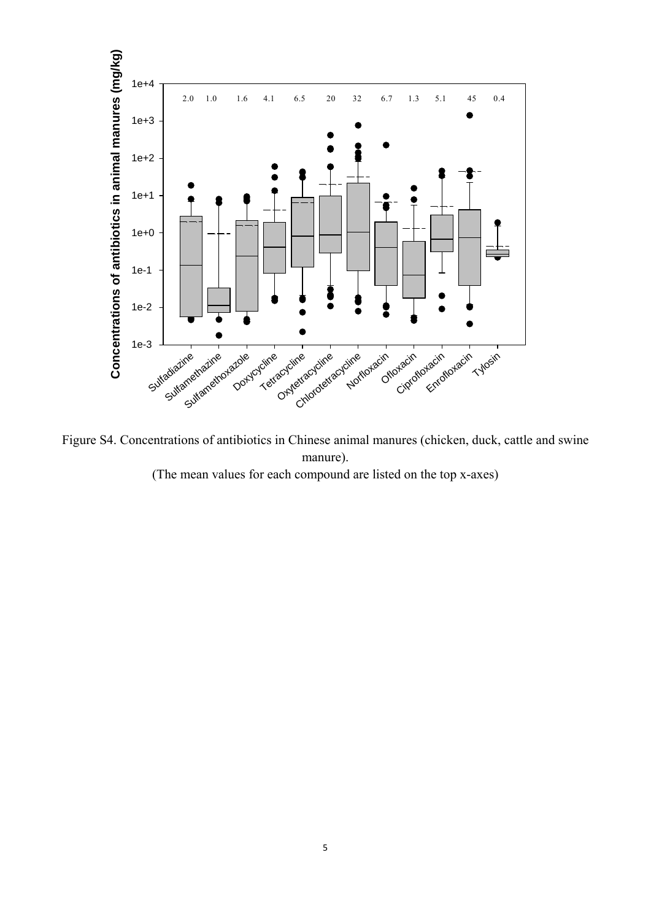Figure S4. Concentrations of antibiotics in Chinese animal manures (chicken, duck, cattle and swine manure).

(The mean values for each compound are listed on the top x-axes)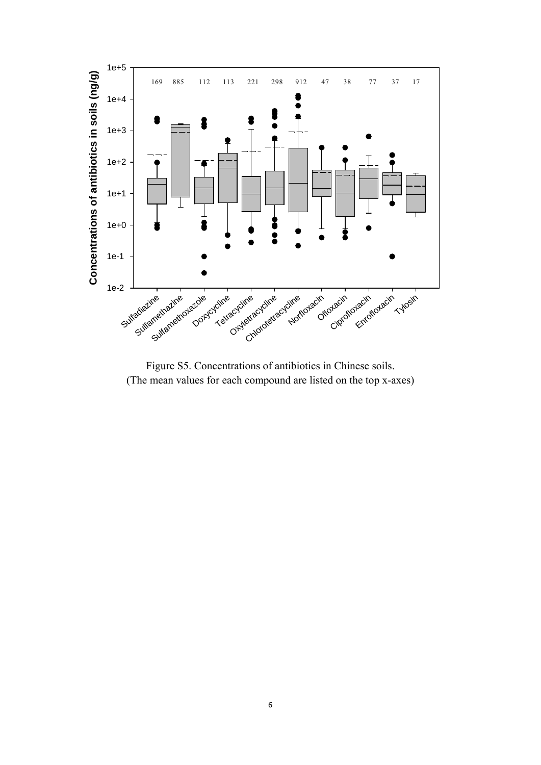Figure S5. Concentrations of antibiotics in Chinese soils.
(The mean values for each compound are listed on the top x-axes)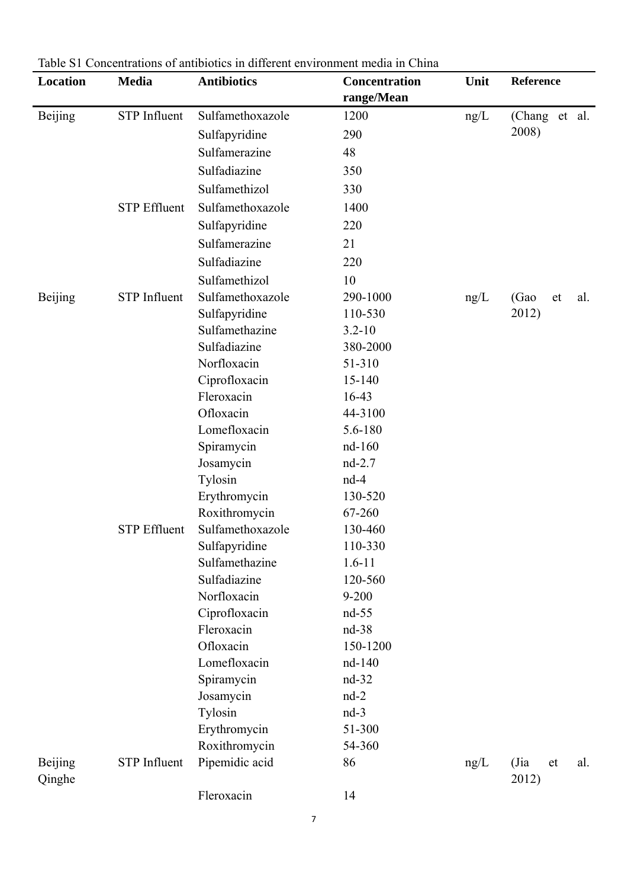Table S1 Concentrations of antibiotics in different environment media in China

| Location | Media | Antibiotics | Concentration range/Mean | Unit | Reference |
|---|---|---|---|---|---|
| Beijing | STP Influent | Sulfamethoxazole | 1200 | ng/L | (Chang et al. 2008) |
| | | Sulfapyridine | 290 | | |
| | | Sulfamerazine | 48 | | |
| | | Sulfadiazine | 350 | | |
| | | Sulfamethizol | 330 | | |
| | STP Effluent | Sulfamethoxazole | 1400 | | |
| | | Sulfapyridine | 220 | | |
| | | Sulfamerazine | 21 | | |
| | | Sulfadiazine | 220 | | |
| | | Sulfamethizol | 10 | | |
| Beijing | STP Influent | Sulfamethoxazole | 290-1000 | ng/L | (Gao et al. 2012) |
| | | Sulfapyridine | 110-530 | | |
| | | Sulfamethazine | 3.2-10 | | |
| | | Sulfadiazine | 380-2000 | | |
| | | Norfloxacin | 51-310 | | |
| | | Ciprofloxacin | 15-140 | | |
| | | Fleroxacin | 16-43 | | |
| | | Ofloxacin | 44-3100 | | |
| | | Lomefloxacin | 5.6-180 | | |
| | | Spiramycin | nd-160 | | |
| | | Josamycin | nd-2.7 | | |
| | | Tylosin | nd-4 | | |
| | | Erythromycin | 130-520 | | |
| | | Roxithromycin | 67-260 | | |
| | STP Effluent | Sulfamethoxazole | 130-460 | | |
| | | Sulfapyridine | 110-330 | | |
| | | Sulfamethazine | 1.6-11 | | |
| | | Sulfadiazine | 120-560 | | |
| | | Norfloxacin | 9-200 | | |
| | | Ciprofloxacin | nd-55 | | |
| | | Fleroxacin | nd-38 | | |
| | | Ofloxacin | 150-1200 | | |
| | | Lomefloxacin | nd-140 | | |
| | | Spiramycin | nd-32 | | |
| | | Josamycin | nd-2 | | |
| | | Tylosin | nd-3 | | |
| | | Erythromycin | 51-300 | | |
| | | Roxithromycin | 54-360 | | |
| Beijing Qinghe | STP Influent | Pipemidic acid | 86 | ng/L | (Jia et al. 2012) |
| | | Fleroxacin | 14 | | |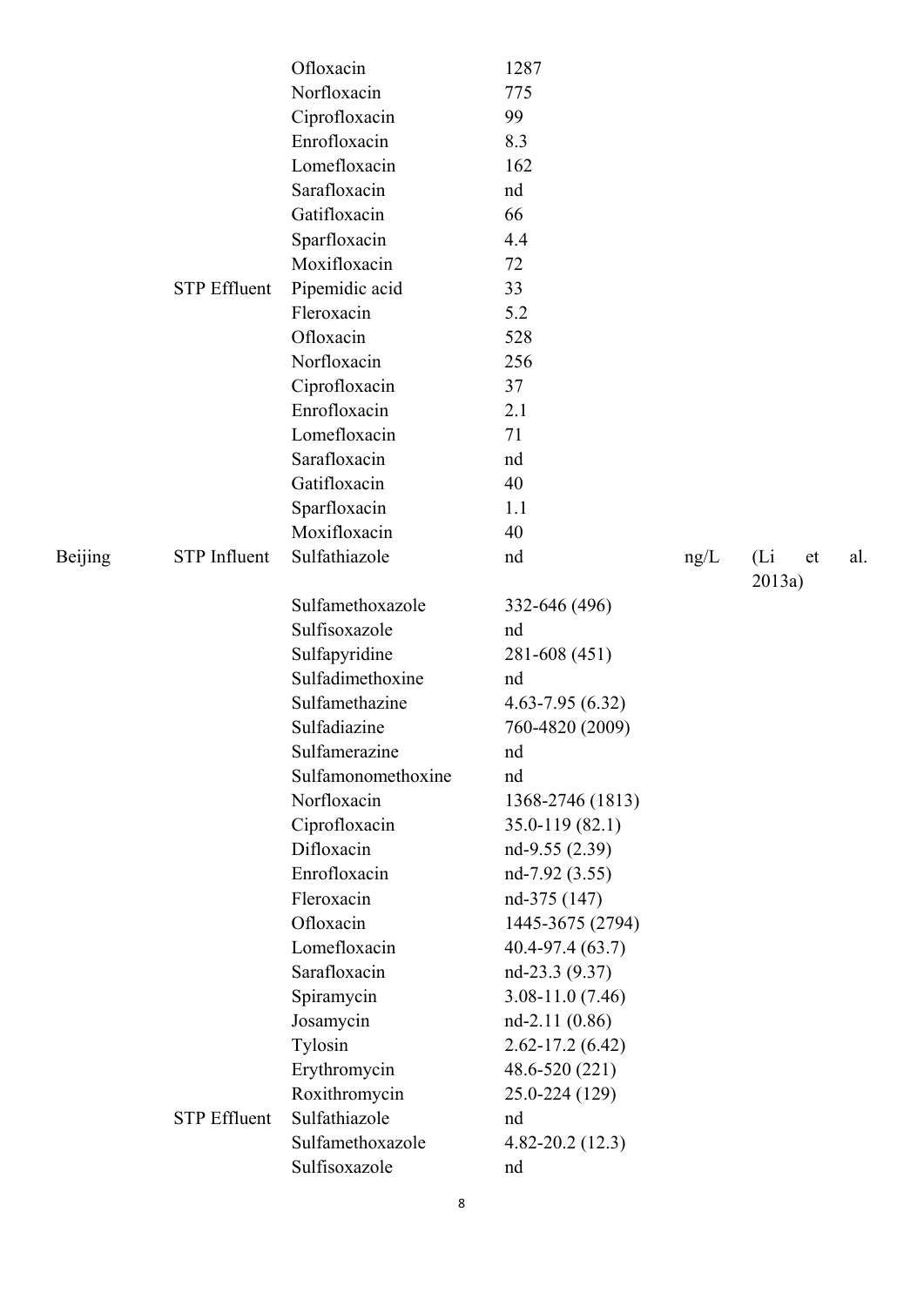| | | Ofloxacin | 1287 | | |
|---|---|---|---|---|---|
| | | Norfloxacin | 775 | | |
| | | Ciprofloxacin | 99 | | |
| | | Enrofloxacin | 8.3 | | |
| | | Lomefloxacin | 162 | | |
| | | Sarafloxacin | nd | | |
| | | Gatifloxacin | 66 | | |
| | | Sparfloxacin | 4.4 | | |
| | | Moxifloxacin | 72 | | |
| | STP Effluent | Pipemidic acid | 33 | | |
| | | Fleroxacin | 5.2 | | |
| | | Ofloxacin | 528 | | |
| | | Norfloxacin | 256 | | |
| | | Ciprofloxacin | 37 | | |
| | | Enrofloxacin | 2.1 | | |
| | | Lomefloxacin | 71 | | |
| | | Sarafloxacin | nd | | |
| | | Gatifloxacin | 40 | | |
| | | Sparfloxacin | 1.1 | | |
| | | Moxifloxacin | 40 | | |
| Beijing | STP Influent | Sulfathiazole | nd | ng/L | (Li et al. 2013a) |
| | | Sulfamethoxazole | 332-646 (496) | | |
| | | Sulfisoxazole | nd | | |
| | | Sulfapyridine | 281-608 (451) | | |
| | | Sulfadimethoxine | nd | | |
| | | Sulfamethazine | 4.63-7.95 (6.32) | | |
| | | Sulfadiazine | 760-4820 (2009) | | |
| | | Sulfamerazine | nd | | |
| | | Sulfamonomethoxine | nd | | |
| | | Norfloxacin | 1368-2746 (1813) | | |
| | | Ciprofloxacin | 35.0-119 (82.1) | | |
| | | Difloxacin | nd-9.55 (2.39) | | |
| | | Enrofloxacin | nd-7.92 (3.55) | | |
| | | Fleroxacin | nd-375 (147) | | |
| | | Ofloxacin | 1445-3675 (2794) | | |
| | | Lomefloxacin | 40.4-97.4 (63.7) | | |
| | | Sarafloxacin | nd-23.3 (9.37) | | |
| | | Spiramycin | 3.08-11.0 (7.46) | | |
| | | Josamycin | nd-2.11 (0.86) | | |
| | | Tylosin | 2.62-17.2 (6.42) | | |
| | | Erythromycin | 48.6-520 (221) | | |
| | | Roxithromycin | 25.0-224 (129) | | |
| | STP Effluent | Sulfathiazole | nd | | |
| | | Sulfamethoxazole | 4.82-20.2 (12.3) | | |
| | | Sulfisoxazole | nd | | |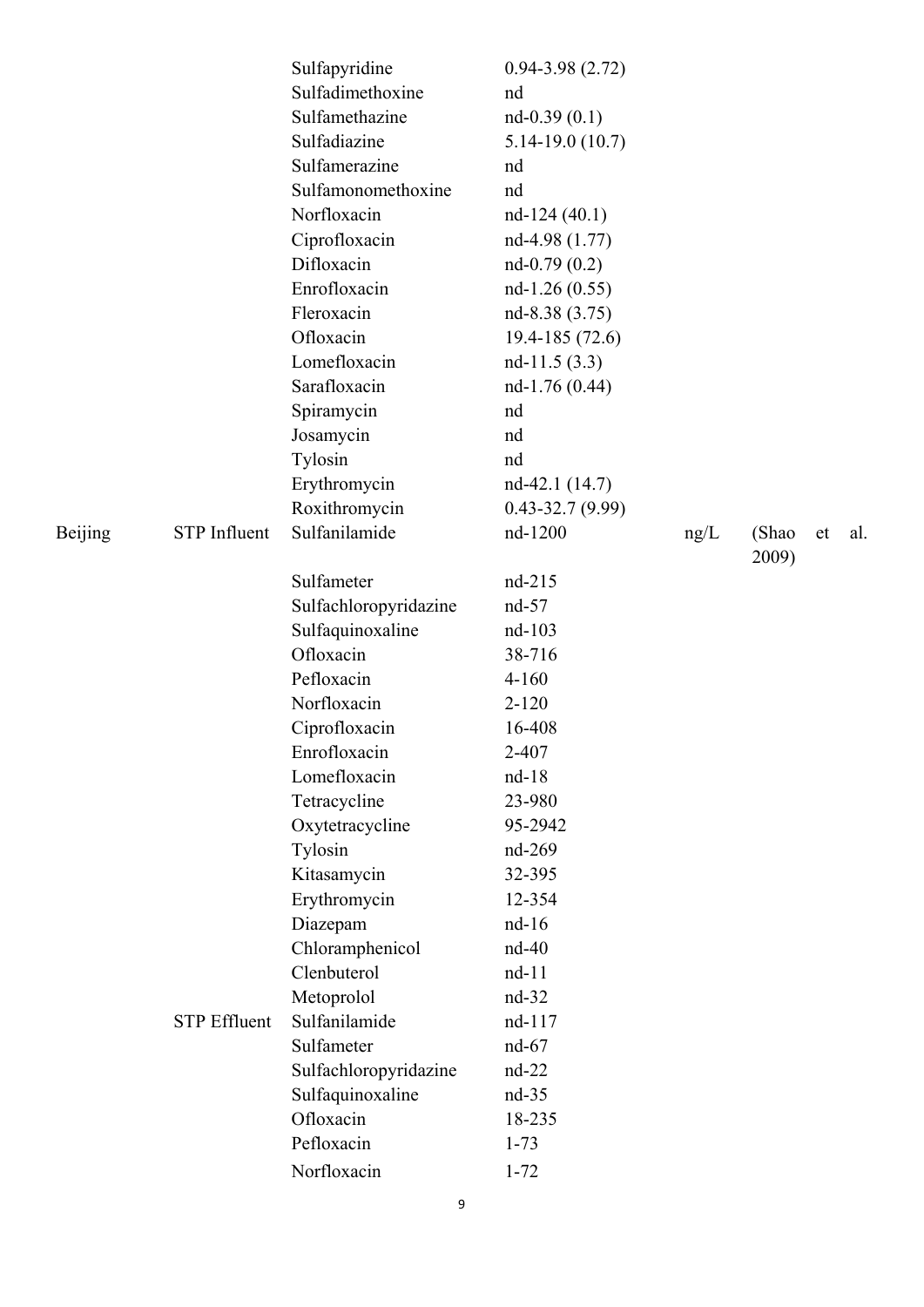|  |  |  |  |  |  |
|---|---|---|---|---|---|
|  |  | Sulfapyridine | 0.94-3.98 (2.72) |  |  |
|  |  | Sulfadimethoxine | nd |  |  |
|  |  | Sulfamethazine | nd-0.39 (0.1) |  |  |
|  |  | Sulfadiazine | 5.14-19.0 (10.7) |  |  |
|  |  | Sulfamerazine | nd |  |  |
|  |  | Sulfamonomethoxine | nd |  |  |
|  |  | Norfloxacin | nd-124 (40.1) |  |  |
|  |  | Ciprofloxacin | nd-4.98 (1.77) |  |  |
|  |  | Difloxacin | nd-0.79 (0.2) |  |  |
|  |  | Enrofloxacin | nd-1.26 (0.55) |  |  |
|  |  | Fleroxacin | nd-8.38 (3.75) |  |  |
|  |  | Ofloxacin | 19.4-185 (72.6) |  |  |
|  |  | Lomefloxacin | nd-11.5 (3.3) |  |  |
|  |  | Sarafloxacin | nd-1.76 (0.44) |  |  |
|  |  | Spiramycin | nd |  |  |
|  |  | Josamycin | nd |  |  |
|  |  | Tylosin | nd |  |  |
|  |  | Erythromycin | nd-42.1 (14.7) |  |  |
|  |  | Roxithromycin | 0.43-32.7 (9.99) |  |  |
| Beijing | STP Influent | Sulfanilamide | nd-1200 | ng/L | (Shao et al. 2009) |
|  |  | Sulfameter | nd-215 |  |  |
|  |  | Sulfachloropyridazine | nd-57 |  |  |
|  |  | Sulfaquinoxaline | nd-103 |  |  |
|  |  | Ofloxacin | 38-716 |  |  |
|  |  | Pefloxacin | 4-160 |  |  |
|  |  | Norfloxacin | 2-120 |  |  |
|  |  | Ciprofloxacin | 16-408 |  |  |
|  |  | Enrofloxacin | 2-407 |  |  |
|  |  | Lomefloxacin | nd-18 |  |  |
|  |  | Tetracycline | 23-980 |  |  |
|  |  | Oxytetracycline | 95-2942 |  |  |
|  |  | Tylosin | nd-269 |  |  |
|  |  | Kitasamycin | 32-395 |  |  |
|  |  | Erythromycin | 12-354 |  |  |
|  |  | Diazepam | nd-16 |  |  |
|  |  | Chloramphenicol | nd-40 |  |  |
|  |  | Clenbuterol | nd-11 |  |  |
|  |  | Metoprolol | nd-32 |  |  |
|  | STP Effluent | Sulfanilamide | nd-117 |  |  |
|  |  | Sulfameter | nd-67 |  |  |
|  |  | Sulfachloropyridazine | nd-22 |  |  |
|  |  | Sulfaquinoxaline | nd-35 |  |  |
|  |  | Ofloxacin | 18-235 |  |  |
|  |  | Pefloxacin | 1-73 |  |  |
|  |  | Norfloxacin | 1-72 |  |  |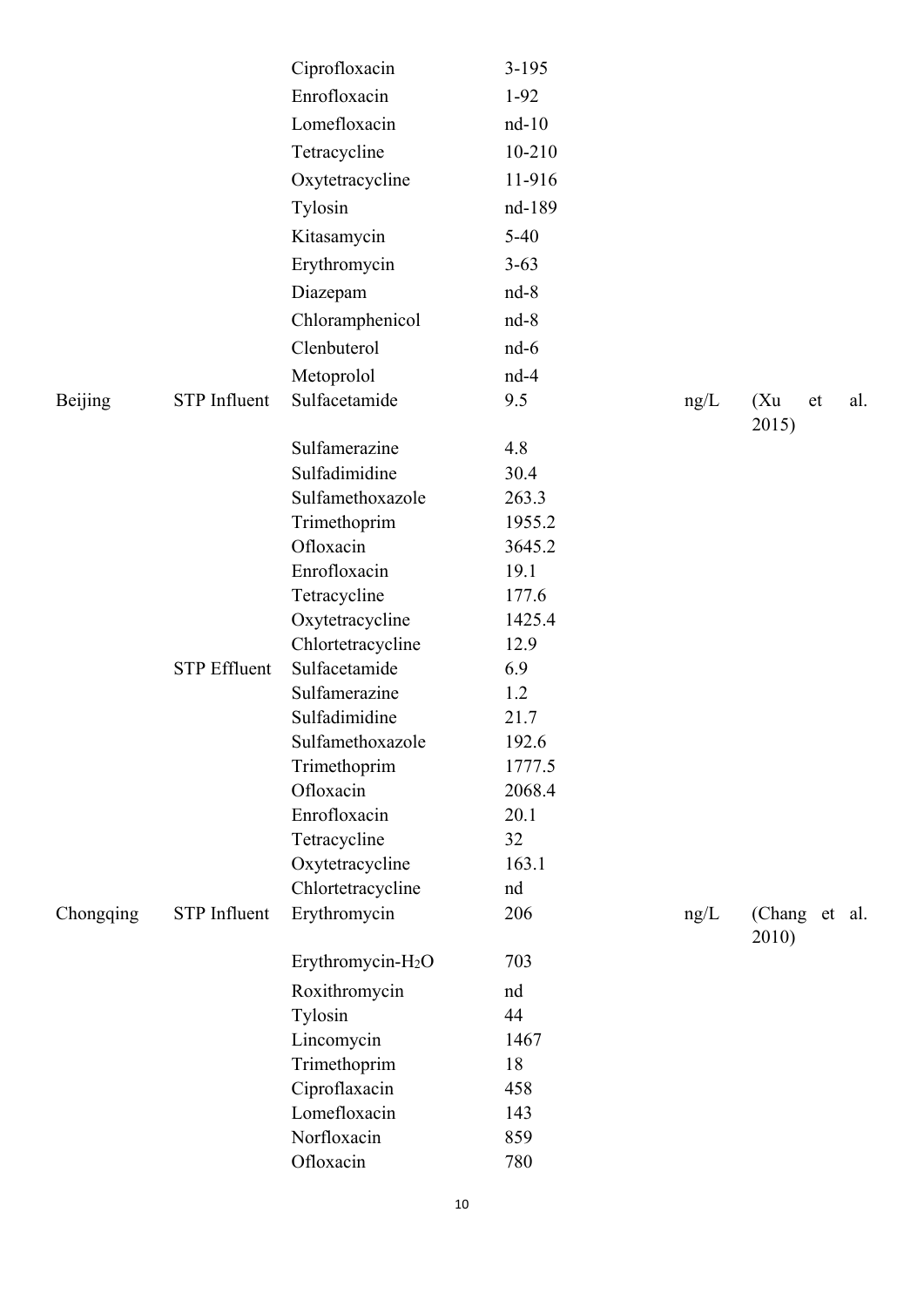| | | Ciprofloxacin | 3-195 | | |
|---|---|---|---|---|---|
| | | Enrofloxacin | 1-92 | | |
| | | Lomefloxacin | nd-10 | | |
| | | Tetracycline | 10-210 | | |
| | | Oxytetracycline | 11-916 | | |
| | | Tylosin | nd-189 | | |
| | | Kitasamycin | 5-40 | | |
| | | Erythromycin | 3-63 | | |
| | | Diazepam | nd-8 | | |
| | | Chloramphenicol | nd-8 | | |
| | | Clenbuterol | nd-6 | | |
| | | Metoprolol | nd-4 | | |
| Beijing | STP Influent | Sulfacetamide | 9.5 | ng/L | (Xu et al. 2015) |
| | | Sulfamerazine | 4.8 | | |
| | | Sulfadimidine | 30.4 | | |
| | | Sulfamethoxazole | 263.3 | | |
| | | Trimethoprim | 1955.2 | | |
| | | Ofloxacin | 3645.2 | | |
| | | Enrofloxacin | 19.1 | | |
| | | Tetracycline | 177.6 | | |
| | | Oxytetracycline | 1425.4 | | |
| | | Chlortetracycline | 12.9 | | |
| | STP Effluent | Sulfacetamide | 6.9 | | |
| | | Sulfamerazine | 1.2 | | |
| | | Sulfadimidine | 21.7 | | |
| | | Sulfamethoxazole | 192.6 | | |
| | | Trimethoprim | 1777.5 | | |
| | | Ofloxacin | 2068.4 | | |
| | | Enrofloxacin | 20.1 | | |
| | | Tetracycline | 32 | | |
| | | Oxytetracycline | 163.1 | | |
| | | Chlortetracycline | nd | | |
| Chongqing | STP Influent | Erythromycin | 206 | ng/L | (Chang et al. 2010) |
| | | Erythromycin-$H_2O$ | 703 | | |
| | | Roxithromycin | nd | | |
| | | Tylosin | 44 | | |
| | | Lincomycin | 1467 | | |
| | | Trimethoprim | 18 | | |
| | | Ciproflaxacin | 458 | | |
| | | Lomefloxacin | 143 | | |
| | | Norfloxacin | 859 | | |
| | | Ofloxacin | 780 | | |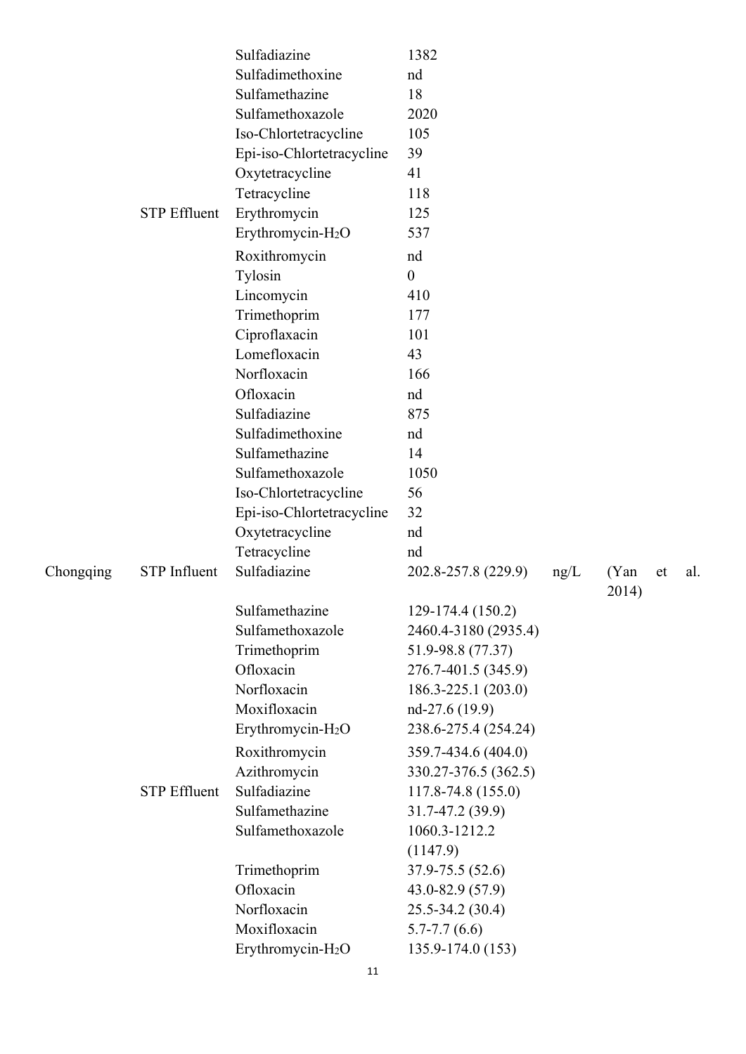| | | Sulfadiazine | 1382 | | |
|---|---|---|---|---|---|
| | | Sulfadimethoxine | nd | | |
| | | Sulfamethazine | 18 | | |
| | | Sulfamethoxazole | 2020 | | |
| | | Iso-Chlortetracycline | 105 | | |
| | | Epi-iso-Chlortetracycline | 39 | | |
| | | Oxytetracycline | 41 | | |
| | | Tetracycline | 118 | | |
| | STP Effluent | Erythromycin | 125 | | |
| | | Erythromycin-$H_2O$ | 537 | | |
| | | Roxithromycin | nd | | |
| | | Tylosin | 0 | | |
| | | Lincomycin | 410 | | |
| | | Trimethoprim | 177 | | |
| | | Ciproflaxacin | 101 | | |
| | | Lomefloxacin | 43 | | |
| | | Norfloxacin | 166 | | |
| | | Ofloxacin | nd | | |
| | | Sulfadiazine | 875 | | |
| | | Sulfadimethoxine | nd | | |
| | | Sulfamethazine | 14 | | |
| | | Sulfamethoxazole | 1050 | | |
| | | Iso-Chlortetracycline | 56 | | |
| | | Epi-iso-Chlortetracycline | 32 | | |
| | | Oxytetracycline | nd | | |
| | | Tetracycline | nd | | |
| Chongqing | STP Influent | Sulfadiazine | 202.8-257.8 (229.9) | ng/L | (Yan et al. 2014) |
| | | Sulfamethazine | 129-174.4 (150.2) | | |
| | | Sulfamethoxazole | 2460.4-3180 (2935.4) | | |
| | | Trimethoprim | 51.9-98.8 (77.37) | | |
| | | Ofloxacin | 276.7-401.5 (345.9) | | |
| | | Norfloxacin | 186.3-225.1 (203.0) | | |
| | | Moxifloxacin | nd-27.6 (19.9) | | |
| | | Erythromycin-$H_2O$ | 238.6-275.4 (254.24) | | |
| | | Roxithromycin | 359.7-434.6 (404.0) | | |
| | | Azithromycin | 330.27-376.5 (362.5) | | |
| | STP Effluent | Sulfadiazine | 117.8-74.8 (155.0) | | |
| | | Sulfamethazine | 31.7-47.2 (39.9) | | |
| | | Sulfamethoxazole | 1060.3-1212.2 (1147.9) | | |
| | | Trimethoprim | 37.9-75.5 (52.6) | | |
| | | Ofloxacin | 43.0-82.9 (57.9) | | |
| | | Norfloxacin | 25.5-34.2 (30.4) | | |
| | | Moxifloxacin | 5.7-7.7 (6.6) | | |
| | | Erythromycin-$H_2O$ | 135.9-174.0 (153) | | |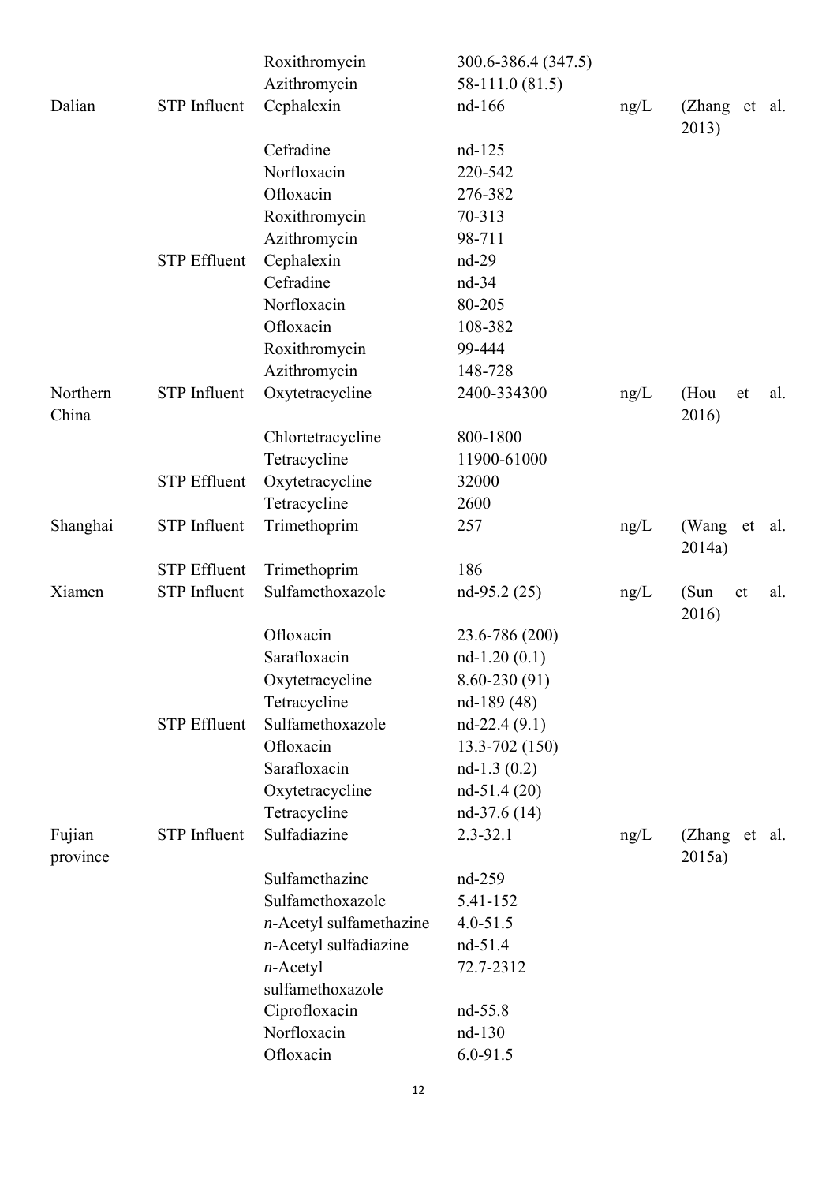| | | | | | |
|---|---|---|---|---|---|
| | | Roxithromycin | 300.6-386.4 (347.5) | | |
| | | Azithromycin | 58-111.0 (81.5) | | |
| Dalian | STP Influent | Cephalexin | nd-166 | ng/L | (Zhang et al. 2013) |
| | | Cefradine | nd-125 | | |
| | | Norfloxacin | 220-542 | | |
| | | Ofloxacin | 276-382 | | |
| | | Roxithromycin | 70-313 | | |
| | | Azithromycin | 98-711 | | |
| | STP Effluent | Cephalexin | nd-29 | | |
| | | Cefradine | nd-34 | | |
| | | Norfloxacin | 80-205 | | |
| | | Ofloxacin | 108-382 | | |
| | | Roxithromycin | 99-444 | | |
| | | Azithromycin | 148-728 | | |
| Northern China | STP Influent | Oxytetracycline | 2400-334300 | ng/L | (Hou et al. 2016) |
| | | Chlortetracycline | 800-1800 | | |
| | | Tetracycline | 11900-61000 | | |
| | STP Effluent | Oxytetracycline | 32000 | | |
| | | Tetracycline | 2600 | | |
| Shanghai | STP Influent | Trimethoprim | 257 | ng/L | (Wang et al. 2014a) |
| | STP Effluent | Trimethoprim | 186 | | |
| Xiamen | STP Influent | Sulfamethoxazole | nd-95.2 (25) | ng/L | (Sun et al. 2016) |
| | | Ofloxacin | 23.6-786 (200) | | |
| | | Sarafloxacin | nd-1.20 (0.1) | | |
| | | Oxytetracycline | 8.60-230 (91) | | |
| | | Tetracycline | nd-189 (48) | | |
| | STP Effluent | Sulfamethoxazole | nd-22.4 (9.1) | | |
| | | Ofloxacin | 13.3-702 (150) | | |
| | | Sarafloxacin | nd-1.3 (0.2) | | |
| | | Oxytetracycline | nd-51.4 (20) | | |
| | | Tetracycline | nd-37.6 (14) | | |
| Fujian province | STP Influent | Sulfadiazine | 2.3-32.1 | ng/L | (Zhang et al. 2015a) |
| | | Sulfamethazine | nd-259 | | |
| | | Sulfamethoxazole | 5.41-152 | | |
| | | *n*-Acetyl sulfamethazine | 4.0-51.5 | | |
| | | *n*-Acetyl sulfadiazine | nd-51.4 | | |
| | | *n*-Acetyl sulfamethoxazole | 72.7-2312 | | |
| | | Ciprofloxacin | nd-55.8 | | |
| | | Norfloxacin | nd-130 | | |
| | | Ofloxacin | 6.0-91.5 | | |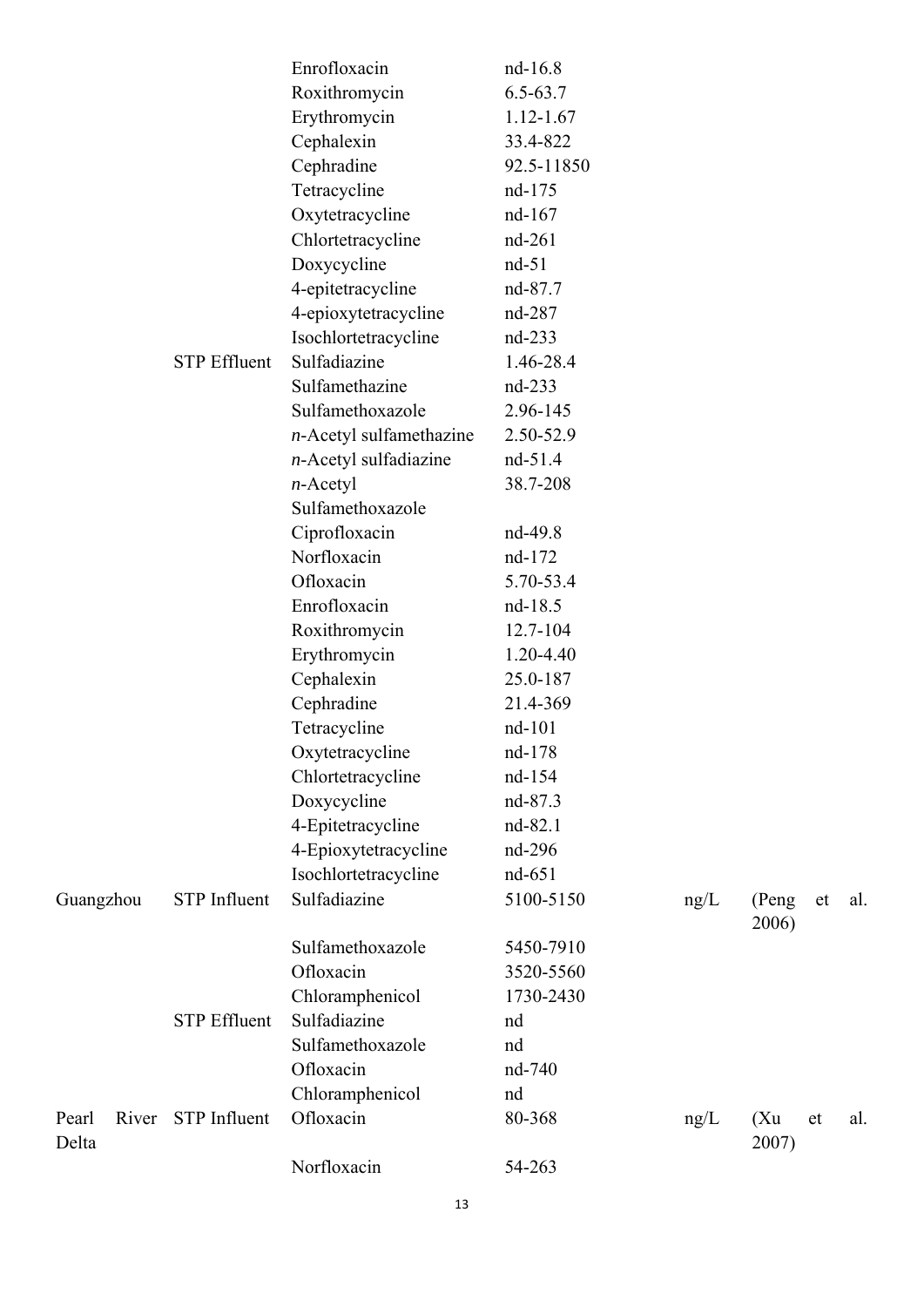| | | Enrofloxacin | nd-16.8 | | |
|---|---|---|---|---|---|
| | | Roxithromycin | 6.5-63.7 | | |
| | | Erythromycin | 1.12-1.67 | | |
| | | Cephalexin | 33.4-822 | | |
| | | Cephradine | 92.5-11850 | | |
| | | Tetracycline | nd-175 | | |
| | | Oxytetracycline | nd-167 | | |
| | | Chlortetracycline | nd-261 | | |
| | | Doxycycline | nd-51 | | |
| | | 4-epitetracycline | nd-87.7 | | |
| | | 4-epioxytetracycline | nd-287 | | |
| | | Isochlortetracycline | nd-233 | | |
| | STP Effluent | Sulfadiazine | 1.46-28.4 | | |
| | | Sulfamethazine | nd-233 | | |
| | | Sulfamethoxazole | 2.96-145 | | |
| | | *n*-Acetyl sulfamethazine | 2.50-52.9 | | |
| | | *n*-Acetyl sulfadiazine | nd-51.4 | | |
| | | *n*-Acetyl Sulfamethoxazole | 38.7-208 | | |
| | | Ciprofloxacin | nd-49.8 | | |
| | | Norfloxacin | nd-172 | | |
| | | Ofloxacin | 5.70-53.4 | | |
| | | Enrofloxacin | nd-18.5 | | |
| | | Roxithromycin | 12.7-104 | | |
| | | Erythromycin | 1.20-4.40 | | |
| | | Cephalexin | 25.0-187 | | |
| | | Cephradine | 21.4-369 | | |
| | | Tetracycline | nd-101 | | |
| | | Oxytetracycline | nd-178 | | |
| | | Chlortetracycline | nd-154 | | |
| | | Doxycycline | nd-87.3 | | |
| | | 4-Epitetracycline | nd-82.1 | | |
| | | 4-Epioxytetracycline | nd-296 | | |
| | | Isochlortetracycline | nd-651 | | |
| Guangzhou | STP Influent | Sulfadiazine | 5100-5150 | ng/L | (Peng et al. 2006) |
| | | Sulfamethoxazole | 5450-7910 | | |
| | | Ofloxacin | 3520-5560 | | |
| | | Chloramphenicol | 1730-2430 | | |
| | STP Effluent | Sulfadiazine | nd | | |
| | | Sulfamethoxazole | nd | | |
| | | Ofloxacin | nd-740 | | |
| | | Chloramphenicol | nd | | |
| Pearl River Delta | STP Influent | Ofloxacin | 80-368 | ng/L | (Xu et al. 2007) |
| | | Norfloxacin | 54-263 | | |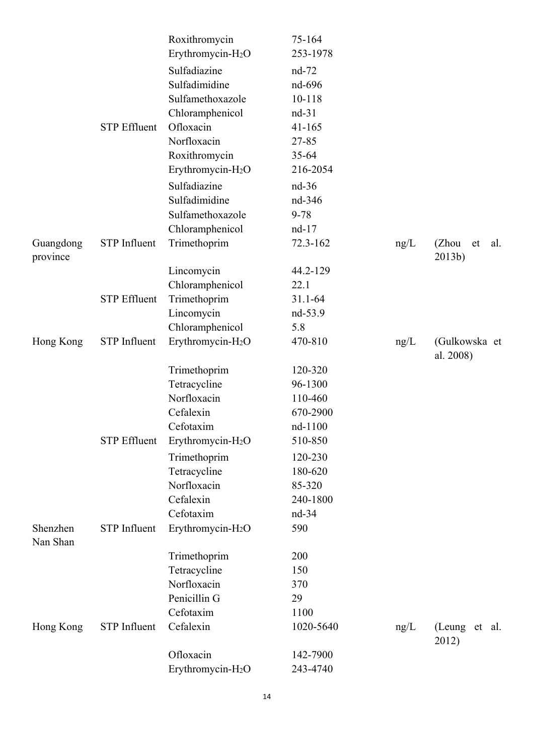| | | Roxithromycin | 75-164 | | |
|---|---|---|---|---|---|
| | | Erythromycin-$H_2O$ | 253-1978 | | |
| | | Sulfadiazine | nd-72 | | |
| | | Sulfadimidine | nd-696 | | |
| | | Sulfamethoxazole | 10-118 | | |
| | | Chloramphenicol | nd-31 | | |
| | STP Effluent | Ofloxacin | 41-165 | | |
| | | Norfloxacin | 27-85 | | |
| | | Roxithromycin | 35-64 | | |
| | | Erythromycin-$H_2O$ | 216-2054 | | |
| | | Sulfadiazine | nd-36 | | |
| | | Sulfadimidine | nd-346 | | |
| | | Sulfamethoxazole | 9-78 | | |
| | | Chloramphenicol | nd-17 | | |
| Guangdong province | STP Influent | Trimethoprim | 72.3-162 | ng/L | (Zhou et al. 2013b) |
| | | Lincomycin | 44.2-129 | | |
| | | Chloramphenicol | 22.1 | | |
| | STP Effluent | Trimethoprim | 31.1-64 | | |
| | | Lincomycin | nd-53.9 | | |
| | | Chloramphenicol | 5.8 | | |
| Hong Kong | STP Influent | Erythromycin-$H_2O$ | 470-810 | ng/L | (Gulkowska et al. 2008) |
| | | Trimethoprim | 120-320 | | |
| | | Tetracycline | 96-1300 | | |
| | | Norfloxacin | 110-460 | | |
| | | Cefalexin | 670-2900 | | |
| | | Cefotaxim | nd-1100 | | |
| | STP Effluent | Erythromycin-$H_2O$ | 510-850 | | |
| | | Trimethoprim | 120-230 | | |
| | | Tetracycline | 180-620 | | |
| | | Norfloxacin | 85-320 | | |
| | | Cefalexin | 240-1800 | | |
| | | Cefotaxim | nd-34 | | |
| Shenzhen Nan Shan | STP Influent | Erythromycin-$H_2O$ | 590 | | |
| | | Trimethoprim | 200 | | |
| | | Tetracycline | 150 | | |
| | | Norfloxacin | 370 | | |
| | | Penicillin G | 29 | | |
| | | Cefotaxim | 1100 | | |
| Hong Kong | STP Influent | Cefalexin | 1020-5640 | ng/L | (Leung et al. 2012) |
| | | Ofloxacin | 142-7900 | | |
| | | Erythromycin-$H_2O$ | 243-4740 | | |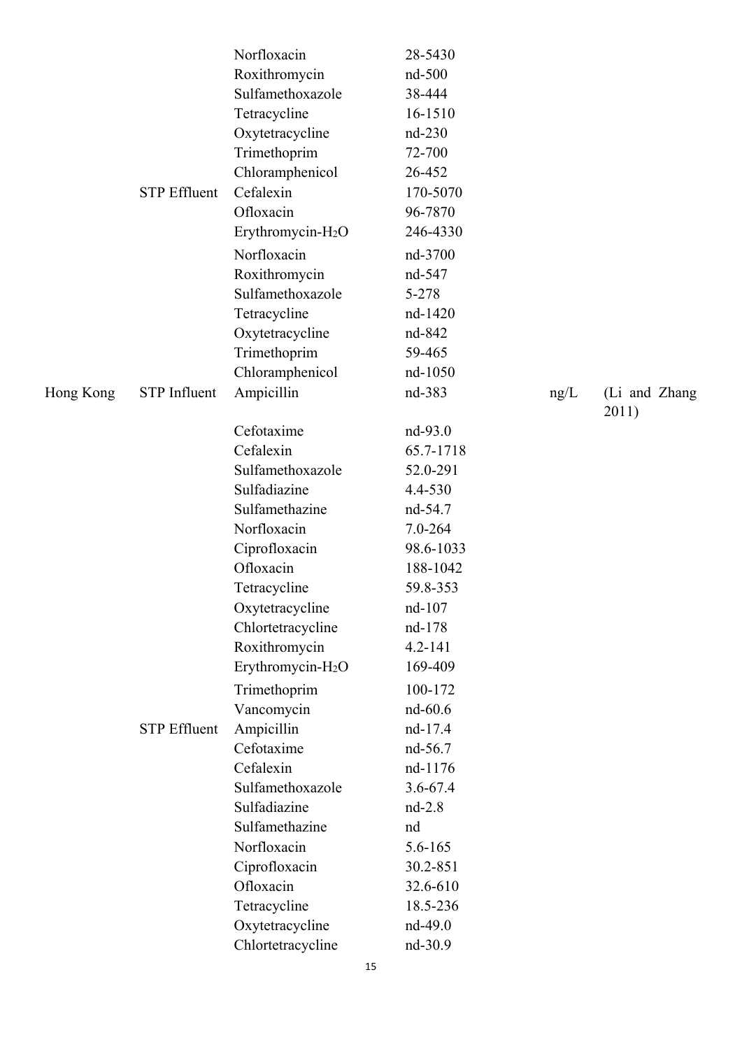| | | Norfloxacin | 28-5430 | | |
|---|---|---|---|---|---|
| | | Roxithromycin | nd-500 | | |
| | | Sulfamethoxazole | 38-444 | | |
| | | Tetracycline | 16-1510 | | |
| | | Oxytetracycline | nd-230 | | |
| | | Trimethoprim | 72-700 | | |
| | | Chloramphenicol | 26-452 | | |
| | STP Effluent | Cefalexin | 170-5070 | | |
| | | Ofloxacin | 96-7870 | | |
| | | Erythromycin-$H_2O$ | 246-4330 | | |
| | | Norfloxacin | nd-3700 | | |
| | | Roxithromycin | nd-547 | | |
| | | Sulfamethoxazole | 5-278 | | |
| | | Tetracycline | nd-1420 | | |
| | | Oxytetracycline | nd-842 | | |
| | | Trimethoprim | 59-465 | | |
| | | Chloramphenicol | nd-1050 | | |
| Hong Kong | STP Influent | Ampicillin | nd-383 | ng/L | (Li and Zhang 2011) |
| | | Cefotaxime | nd-93.0 | | |
| | | Cefalexin | 65.7-1718 | | |
| | | Sulfamethoxazole | 52.0-291 | | |
| | | Sulfadiazine | 4.4-530 | | |
| | | Sulfamethazine | nd-54.7 | | |
| | | Norfloxacin | 7.0-264 | | |
| | | Ciprofloxacin | 98.6-1033 | | |
| | | Ofloxacin | 188-1042 | | |
| | | Tetracycline | 59.8-353 | | |
| | | Oxytetracycline | nd-107 | | |
| | | Chlortetracycline | nd-178 | | |
| | | Roxithromycin | 4.2-141 | | |
| | | Erythromycin-$H_2O$ | 169-409 | | |
| | | Trimethoprim | 100-172 | | |
| | | Vancomycin | nd-60.6 | | |
| | STP Effluent | Ampicillin | nd-17.4 | | |
| | | Cefotaxime | nd-56.7 | | |
| | | Cefalexin | nd-1176 | | |
| | | Sulfamethoxazole | 3.6-67.4 | | |
| | | Sulfadiazine | nd-2.8 | | |
| | | Sulfamethazine | nd | | |
| | | Norfloxacin | 5.6-165 | | |
| | | Ciprofloxacin | 30.2-851 | | |
| | | Ofloxacin | 32.6-610 | | |
| | | Tetracycline | 18.5-236 | | |
| | | Oxytetracycline | nd-49.0 | | |
| | | Chlortetracycline | nd-30.9 | | |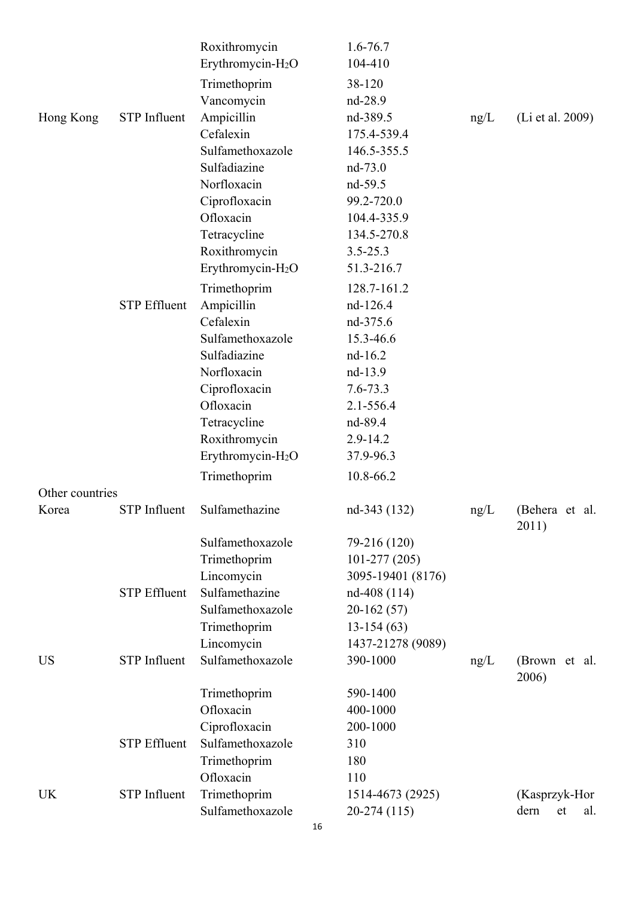| | | | | | |
|---|---|---|---|---|---|
| | | Roxithromycin | 1.6-76.7 | | |
| | | Erythromycin-$H_2O$ | 104-410 | | |
| | | Trimethoprim | 38-120 | | |
| | | Vancomycin | nd-28.9 | | |
| Hong Kong | STP Influent | Ampicillin | nd-389.5 | ng/L | (Li et al. 2009) |
| | | Cefalexin | 175.4-539.4 | | |
| | | Sulfamethoxazole | 146.5-355.5 | | |
| | | Sulfadiazine | nd-73.0 | | |
| | | Norfloxacin | nd-59.5 | | |
| | | Ciprofloxacin | 99.2-720.0 | | |
| | | Ofloxacin | 104.4-335.9 | | |
| | | Tetracycline | 134.5-270.8 | | |
| | | Roxithromycin | 3.5-25.3 | | |
| | | Erythromycin-$H_2O$ | 51.3-216.7 | | |
| | | Trimethoprim | 128.7-161.2 | | |
| | STP Effluent | Ampicillin | nd-126.4 | | |
| | | Cefalexin | nd-375.6 | | |
| | | Sulfamethoxazole | 15.3-46.6 | | |
| | | Sulfadiazine | nd-16.2 | | |
| | | Norfloxacin | nd-13.9 | | |
| | | Ciprofloxacin | 7.6-73.3 | | |
| | | Ofloxacin | 2.1-556.4 | | |
| | | Tetracycline | nd-89.4 | | |
| | | Roxithromycin | 2.9-14.2 | | |
| | | Erythromycin-$H_2O$ | 37.9-96.3 | | |
| | | Trimethoprim | 10.8-66.2 | | |
| Other countries | | | | | |
| Korea | STP Influent | Sulfamethazine | nd-343 (132) | ng/L | (Behera et al. 2011) |
| | | Sulfamethoxazole | 79-216 (120) | | |
| | | Trimethoprim | 101-277 (205) | | |
| | | Lincomycin | 3095-19401 (8176) | | |
| | STP Effluent | Sulfamethazine | nd-408 (114) | | |
| | | Sulfamethoxazole | 20-162 (57) | | |
| | | Trimethoprim | 13-154 (63) | | |
| | | Lincomycin | 1437-21278 (9089) | | |
| US | STP Influent | Sulfamethoxazole | 390-1000 | ng/L | (Brown et al. 2006) |
| | | Trimethoprim | 590-1400 | | |
| | | Ofloxacin | 400-1000 | | |
| | | Ciprofloxacin | 200-1000 | | |
| | STP Effluent | Sulfamethoxazole | 310 | | |
| | | Trimethoprim | 180 | | |
| | | Ofloxacin | 110 | | |
| UK | STP Influent | Trimethoprim | 1514-4673 (2925) | | (Kasprzyk-Hordern et al. |
| | | Sulfamethoxazole | 20-274 (115) | | |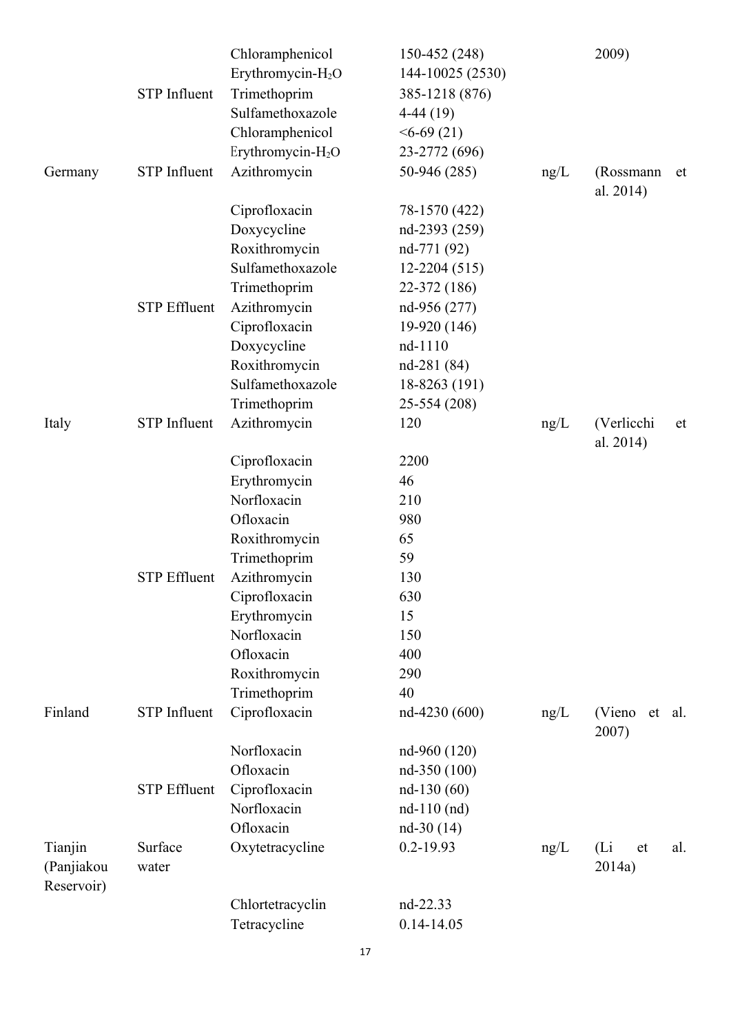| | | Chloramphenicol | 150-452 (248) | | 2009) |
|---|---|---|---|---|---|
| | | Erythromycin-$H_2O$ | 144-10025 (2530) | | |
| | STP Influent | Trimethoprim | 385-1218 (876) | | |
| | | Sulfamethoxazole | 4-44 (19) | | |
| | | Chloramphenicol | <6-69 (21) | | |
| | | Erythromycin-$H_2O$ | 23-2772 (696) | | |
| Germany | STP Influent | Azithromycin | 50-946 (285) | ng/L | (Rossmann et al. 2014) |
| | | Ciprofloxacin | 78-1570 (422) | | |
| | | Doxycycline | nd-2393 (259) | | |
| | | Roxithromycin | nd-771 (92) | | |
| | | Sulfamethoxazole | 12-2204 (515) | | |
| | | Trimethoprim | 22-372 (186) | | |
| | STP Effluent | Azithromycin | nd-956 (277) | | |
| | | Ciprofloxacin | 19-920 (146) | | |
| | | Doxycycline | nd-1110 | | |
| | | Roxithromycin | nd-281 (84) | | |
| | | Sulfamethoxazole | 18-8263 (191) | | |
| | | Trimethoprim | 25-554 (208) | | |
| Italy | STP Influent | Azithromycin | 120 | ng/L | (Verlicchi et al. 2014) |
| | | Ciprofloxacin | 2200 | | |
| | | Erythromycin | 46 | | |
| | | Norfloxacin | 210 | | |
| | | Ofloxacin | 980 | | |
| | | Roxithromycin | 65 | | |
| | | Trimethoprim | 59 | | |
| | STP Effluent | Azithromycin | 130 | | |
| | | Ciprofloxacin | 630 | | |
| | | Erythromycin | 15 | | |
| | | Norfloxacin | 150 | | |
| | | Ofloxacin | 400 | | |
| | | Roxithromycin | 290 | | |
| | | Trimethoprim | 40 | | |
| Finland | STP Influent | Ciprofloxacin | nd-4230 (600) | ng/L | (Vieno et al. 2007) |
| | | Norfloxacin | nd-960 (120) | | |
| | | Ofloxacin | nd-350 (100) | | |
| | STP Effluent | Ciprofloxacin | nd-130 (60) | | |
| | | Norfloxacin | nd-110 (nd) | | |
| | | Ofloxacin | nd-30 (14) | | |
| Tianjin (Panjiakou Reservoir) | Surface water | Oxytetracycline | 0.2-19.93 | ng/L | (Li et al. 2014a) |
| | | Chlortetracyclin | nd-22.33 | | |
| | | Tetracycline | 0.14-14.05 | | |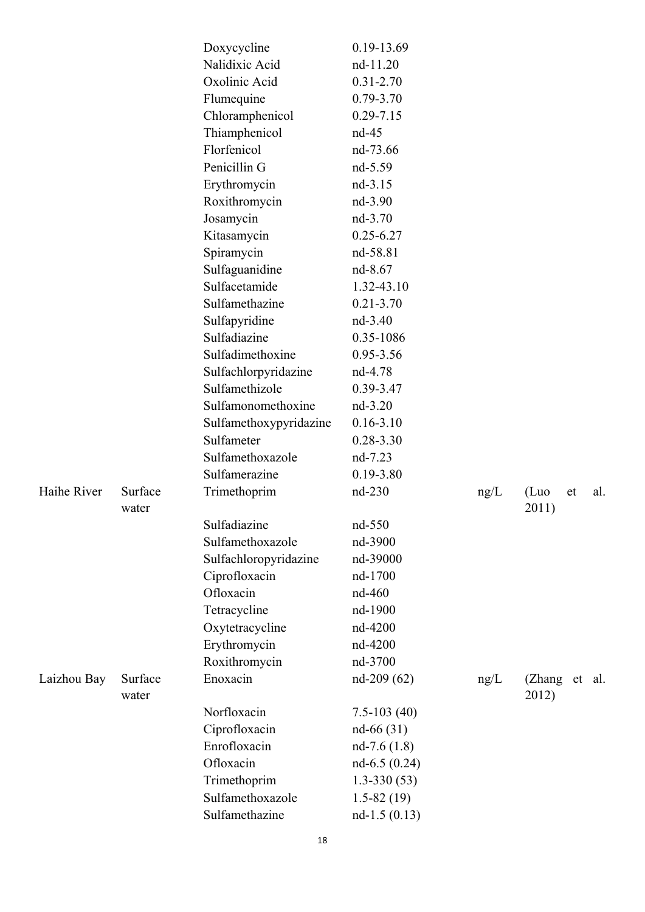| | | Doxycycline | 0.19-13.69 | | |
|---|---|---|---|---|---|
| | | Nalidixic Acid | nd-11.20 | | |
| | | Oxolinic Acid | 0.31-2.70 | | |
| | | Flumequine | 0.79-3.70 | | |
| | | Chloramphenicol | 0.29-7.15 | | |
| | | Thiamphenicol | nd-45 | | |
| | | Florfenicol | nd-73.66 | | |
| | | Penicillin G | nd-5.59 | | |
| | | Erythromycin | nd-3.15 | | |
| | | Roxithromycin | nd-3.90 | | |
| | | Josamycin | nd-3.70 | | |
| | | Kitasamycin | 0.25-6.27 | | |
| | | Spiramycin | nd-58.81 | | |
| | | Sulfaguanidine | nd-8.67 | | |
| | | Sulfacetamide | 1.32-43.10 | | |
| | | Sulfamethazine | 0.21-3.70 | | |
| | | Sulfapyridine | nd-3.40 | | |
| | | Sulfadiazine | 0.35-1086 | | |
| | | Sulfadimethoxine | 0.95-3.56 | | |
| | | Sulfachlorpyridazine | nd-4.78 | | |
| | | Sulfamethizole | 0.39-3.47 | | |
| | | Sulfamonomethoxine | nd-3.20 | | |
| | | Sulfamethoxypyridazine | 0.16-3.10 | | |
| | | Sulfameter | 0.28-3.30 | | |
| | | Sulfamethoxazole | nd-7.23 | | |
| | | Sulfamerazine | 0.19-3.80 | | |
| Haihe River | Surface water | Trimethoprim | nd-230 | ng/L | (Luo et al. 2011) |
| | | Sulfadiazine | nd-550 | | |
| | | Sulfamethoxazole | nd-3900 | | |
| | | Sulfachloropyridazine | nd-39000 | | |
| | | Ciprofloxacin | nd-1700 | | |
| | | Ofloxacin | nd-460 | | |
| | | Tetracycline | nd-1900 | | |
| | | Oxytetracycline | nd-4200 | | |
| | | Erythromycin | nd-4200 | | |
| | | Roxithromycin | nd-3700 | | |
| Laizhou Bay | Surface water | Enoxacin | nd-209 (62) | ng/L | (Zhang et al. 2012) |
| | | Norfloxacin | 7.5-103 (40) | | |
| | | Ciprofloxacin | nd-66 (31) | | |
| | | Enrofloxacin | nd-7.6 (1.8) | | |
| | | Ofloxacin | nd-6.5 (0.24) | | |
| | | Trimethoprim | 1.3-330 (53) | | |
| | | Sulfamethoxazole | 1.5-82 (19) | | |
| | | Sulfamethazine | nd-1.5 (0.13) | | |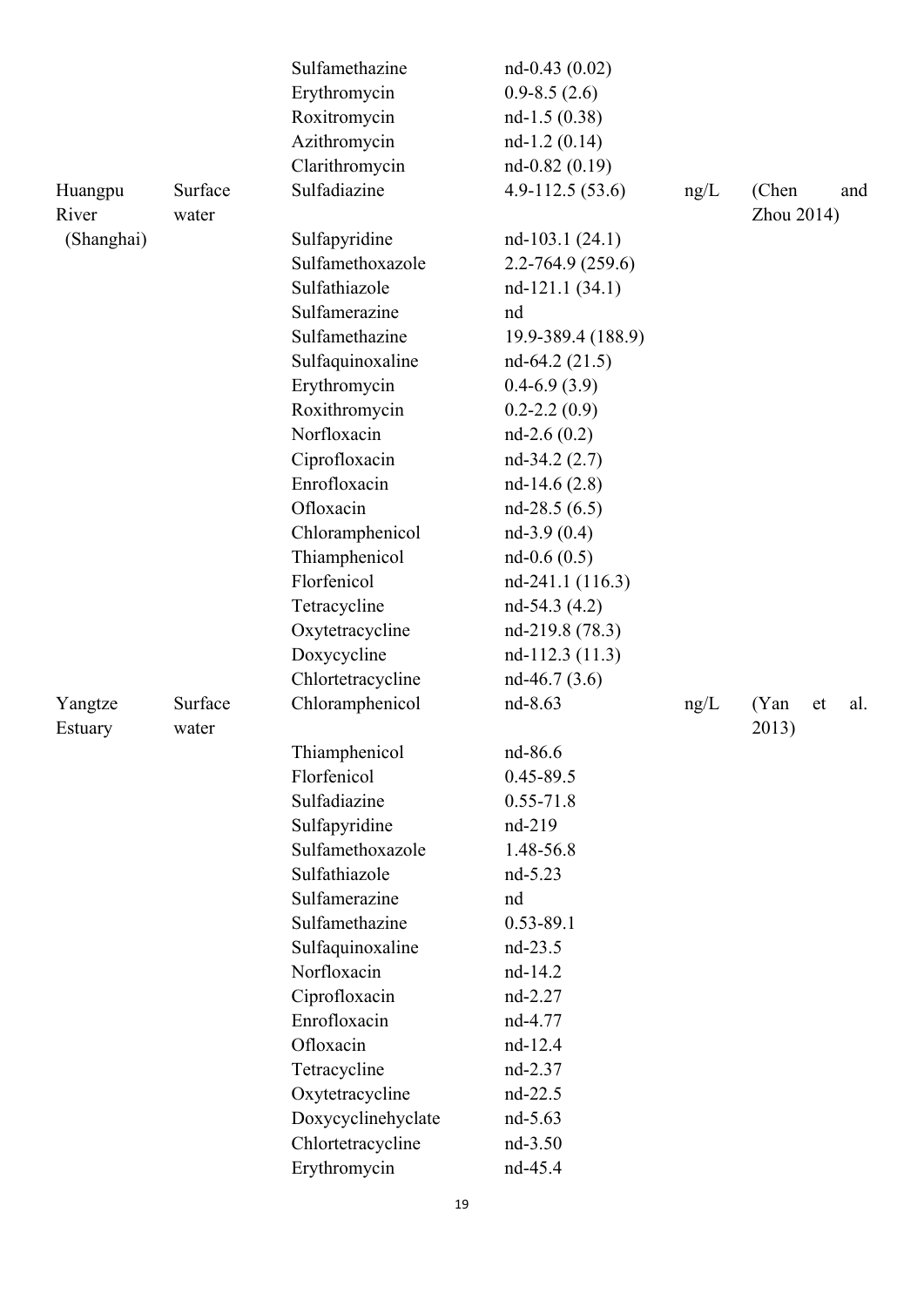| | | Sulfamethazine | nd-0.43 (0.02) | | |
|---|---|---|---|---|---|
| | | Erythromycin | 0.9-8.5 (2.6) | | |
| | | Roxitromycin | nd-1.5 (0.38) | | |
| | | Azithromycin | nd-1.2 (0.14) | | |
| | | Clarithromycin | nd-0.82 (0.19) | | |
| Huangpu River (Shanghai) | Surface water | Sulfadiazine | 4.9-112.5 (53.6) | ng/L | (Chen and Zhou 2014) |
| | | Sulfapyridine | nd-103.1 (24.1) | | |
| | | Sulfamethoxazole | 2.2-764.9 (259.6) | | |
| | | Sulfathiazole | nd-121.1 (34.1) | | |
| | | Sulfamerazine | nd | | |
| | | Sulfamethazine | 19.9-389.4 (188.9) | | |
| | | Sulfaquinoxaline | nd-64.2 (21.5) | | |
| | | Erythromycin | 0.4-6.9 (3.9) | | |
| | | Roxithromycin | 0.2-2.2 (0.9) | | |
| | | Norfloxacin | nd-2.6 (0.2) | | |
| | | Ciprofloxacin | nd-34.2 (2.7) | | |
| | | Enrofloxacin | nd-14.6 (2.8) | | |
| | | Ofloxacin | nd-28.5 (6.5) | | |
| | | Chloramphenicol | nd-3.9 (0.4) | | |
| | | Thiamphenicol | nd-0.6 (0.5) | | |
| | | Florfenicol | nd-241.1 (116.3) | | |
| | | Tetracycline | nd-54.3 (4.2) | | |
| | | Oxytetracycline | nd-219.8 (78.3) | | |
| | | Doxycycline | nd-112.3 (11.3) | | |
| | | Chlortetracycline | nd-46.7 (3.6) | | |
| Yangtze Estuary | Surface water | Chloramphenicol | nd-8.63 | ng/L | (Yan et al. 2013) |
| | | Thiamphenicol | nd-86.6 | | |
| | | Florfenicol | 0.45-89.5 | | |
| | | Sulfadiazine | 0.55-71.8 | | |
| | | Sulfapyridine | nd-219 | | |
| | | Sulfamethoxazole | 1.48-56.8 | | |
| | | Sulfathiazole | nd-5.23 | | |
| | | Sulfamerazine | nd | | |
| | | Sulfamethazine | 0.53-89.1 | | |
| | | Sulfaquinoxaline | nd-23.5 | | |
| | | Norfloxacin | nd-14.2 | | |
| | | Ciprofloxacin | nd-2.27 | | |
| | | Enrofloxacin | nd-4.77 | | |
| | | Ofloxacin | nd-12.4 | | |
| | | Tetracycline | nd-2.37 | | |
| | | Oxytetracycline | nd-22.5 | | |
| | | Doxycyclinehyclate | nd-5.63 | | |
| | | Chlortetracycline | nd-3.50 | | |
| | | Erythromycin | nd-45.4 | | |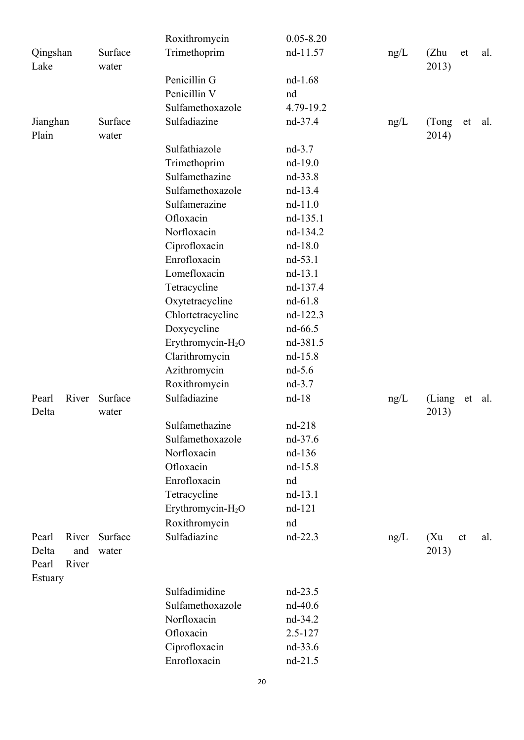| | | | | | |
|---|---|---|---|---|---|
| | | Roxithromycin | 0.05-8.20 | | |
| Qingshan Lake | Surface water | Trimethoprim | nd-11.57 | ng/L | (Zhu et al. 2013) |
| | | Penicillin G | nd-1.68 | | |
| | | Penicillin V | nd | | |
| | | Sulfamethoxazole | 4.79-19.2 | | |
| Jianghan Plain | Surface water | Sulfadiazine | nd-37.4 | ng/L | (Tong et al. 2014) |
| | | Sulfathiazole | nd-3.7 | | |
| | | Trimethoprim | nd-19.0 | | |
| | | Sulfamethazine | nd-33.8 | | |
| | | Sulfamethoxazole | nd-13.4 | | |
| | | Sulfamerazine | nd-11.0 | | |
| | | Ofloxacin | nd-135.1 | | |
| | | Norfloxacin | nd-134.2 | | |
| | | Ciprofloxacin | nd-18.0 | | |
| | | Enrofloxacin | nd-53.1 | | |
| | | Lomefloxacin | nd-13.1 | | |
| | | Tetracycline | nd-137.4 | | |
| | | Oxytetracycline | nd-61.8 | | |
| | | Chlortetracycline | nd-122.3 | | |
| | | Doxycycline | nd-66.5 | | |
| | | Erythromycin-$H_2O$ | nd-381.5 | | |
| | | Clarithromycin | nd-15.8 | | |
| | | Azithromycin | nd-5.6 | | |
| | | Roxithromycin | nd-3.7 | | |
| Pearl River Delta | Surface water | Sulfadiazine | nd-18 | ng/L | (Liang et al. 2013) |
| | | Sulfamethazine | nd-218 | | |
| | | Sulfamethoxazole | nd-37.6 | | |
| | | Norfloxacin | nd-136 | | |
| | | Ofloxacin | nd-15.8 | | |
| | | Enrofloxacin | nd | | |
| | | Tetracycline | nd-13.1 | | |
| | | Erythromycin-$H_2O$ | nd-121 | | |
| | | Roxithromycin | nd | | |
| Pearl River Delta and Pearl River Estuary | Surface water | Sulfadiazine | nd-22.3 | ng/L | (Xu et al. 2013) |
| | | Sulfadimidine | nd-23.5 | | |
| | | Sulfamethoxazole | nd-40.6 | | |
| | | Norfloxacin | nd-34.2 | | |
| | | Ofloxacin | 2.5-127 | | |
| | | Ciprofloxacin | nd-33.6 | | |
| | | Enrofloxacin | nd-21.5 | | |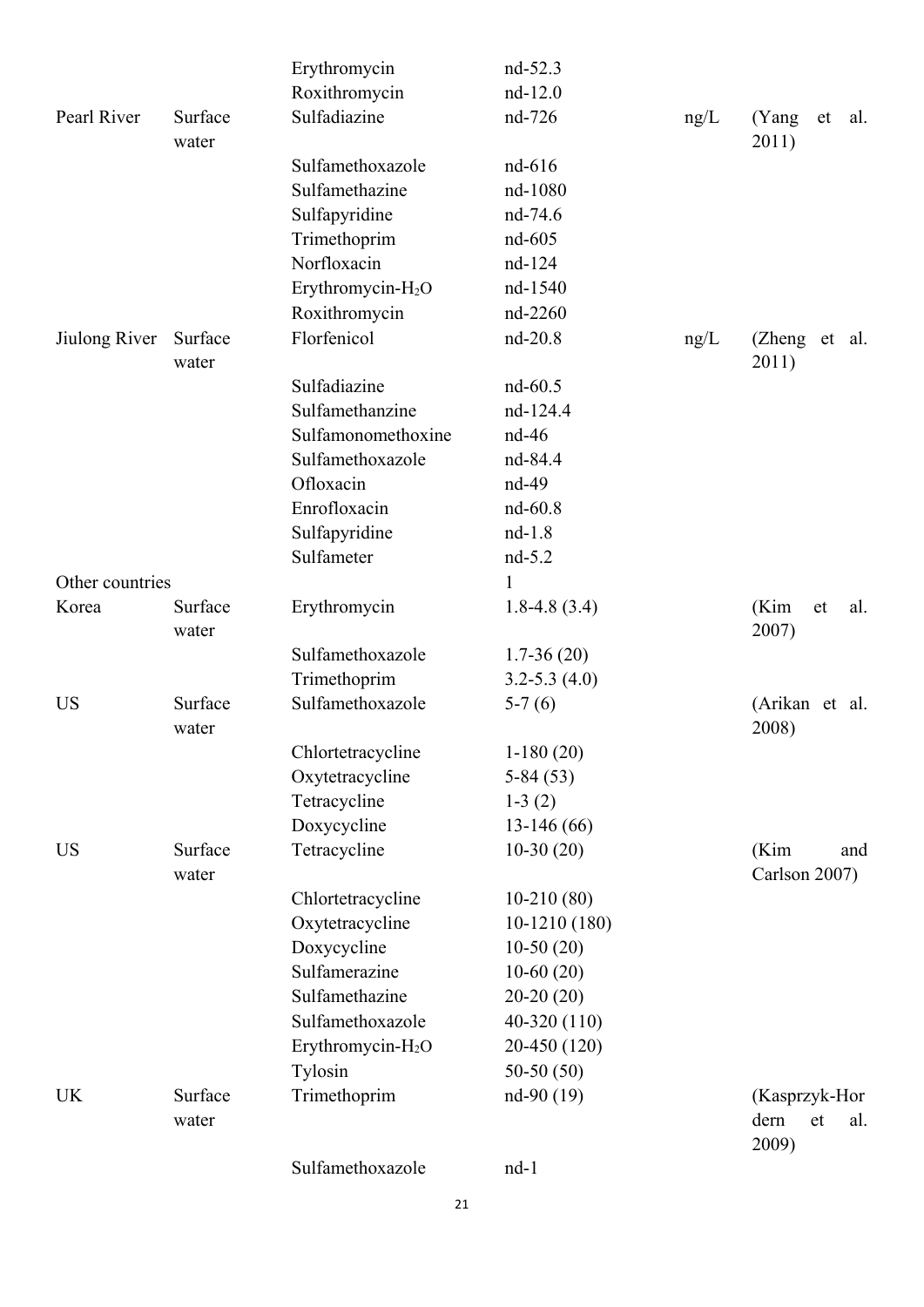| | | | | | |
|---|---|---|---|---|---|
| | | Erythromycin | nd-52.3 | | |
| | | Roxithromycin | nd-12.0 | | |
| Pearl River | Surface water | Sulfadiazine | nd-726 | ng/L | (Yang et al. 2011) |
| | | Sulfamethoxazole | nd-616 | | |
| | | Sulfamethazine | nd-1080 | | |
| | | Sulfapyridine | nd-74.6 | | |
| | | Trimethoprim | nd-605 | | |
| | | Norfloxacin | nd-124 | | |
| | | Erythromycin-$H_2O$ | nd-1540 | | |
| | | Roxithromycin | nd-2260 | | |
| Jiulong River | Surface water | Florfenicol | nd-20.8 | ng/L | (Zheng et al. 2011) |
| | | Sulfadiazine | nd-60.5 | | |
| | | Sulfamethanzine | nd-124.4 | | |
| | | Sulfamonomethoxine | nd-46 | | |
| | | Sulfamethoxazole | nd-84.4 | | |
| | | Ofloxacin | nd-49 | | |
| | | Enrofloxacin | nd-60.8 | | |
| | | Sulfapyridine | nd-1.8 | | |
| | | Sulfameter | nd-5.2 | | |
| Other countries | | | 1 | | |
| Korea | Surface water | Erythromycin | 1.8-4.8 (3.4) | | (Kim et al. 2007) |
| | | Sulfamethoxazole | 1.7-36 (20) | | |
| | | Trimethoprim | 3.2-5.3 (4.0) | | |
| US | Surface water | Sulfamethoxazole | 5-7 (6) | | (Arikan et al. 2008) |
| | | Chlortetracycline | 1-180 (20) | | |
| | | Oxytetracycline | 5-84 (53) | | |
| | | Tetracycline | 1-3 (2) | | |
| | | Doxycycline | 13-146 (66) | | |
| US | Surface water | Tetracycline | 10-30 (20) | | (Kim and Carlson 2007) |
| | | Chlortetracycline | 10-210 (80) | | |
| | | Oxytetracycline | 10-1210 (180) | | |
| | | Doxycycline | 10-50 (20) | | |
| | | Sulfamerazine | 10-60 (20) | | |
| | | Sulfamethazine | 20-20 (20) | | |
| | | Sulfamethoxazole | 40-320 (110) | | |
| | | Erythromycin-$H_2O$ | 20-450 (120) | | |
| | | Tylosin | 50-50 (50) | | |
| UK | Surface water | Trimethoprim | nd-90 (19) | | (Kasprzyk-Hordern et al. 2009) |
| | | Sulfamethoxazole | nd-1 | | |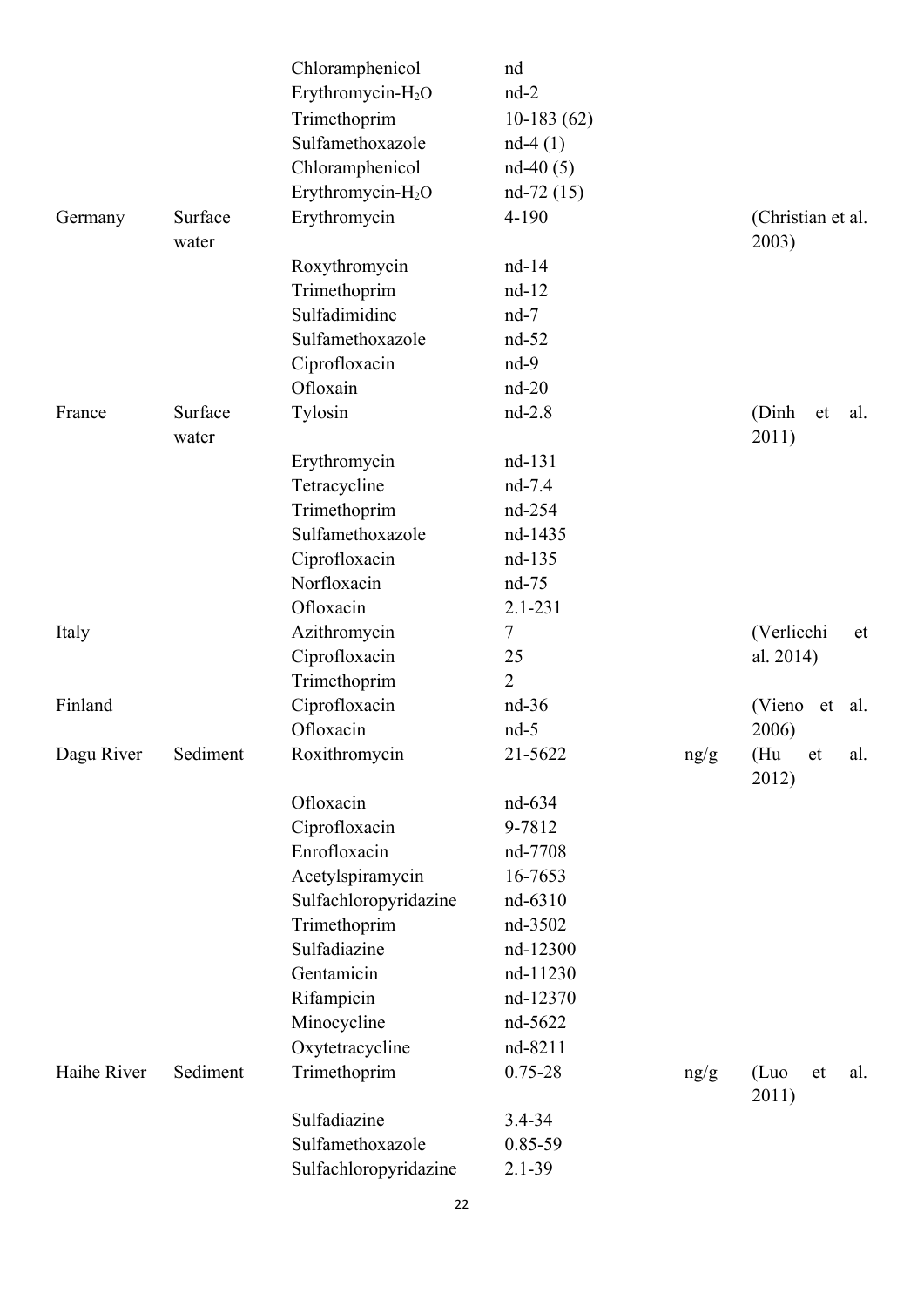| | | | | | |
|---|---|---|---|---|---|
| | | Chloramphenicol | nd | | |
| | | Erythromycin-$H_2O$ | nd-2 | | |
| | | Trimethoprim | 10-183 (62) | | |
| | | Sulfamethoxazole | nd-4 (1) | | |
| | | Chloramphenicol | nd-40 (5) | | |
| | | Erythromycin-$H_2O$ | nd-72 (15) | | |
| Germany | Surface water | Erythromycin | 4-190 | | (Christian et al. 2003) |
| | | Roxythromycin | nd-14 | | |
| | | Trimethoprim | nd-12 | | |
| | | Sulfadimidine | nd-7 | | |
| | | Sulfamethoxazole | nd-52 | | |
| | | Ciprofloxacin | nd-9 | | |
| | | Ofloxain | nd-20 | | |
| France | Surface water | Tylosin | nd-2.8 | | (Dinh et al. 2011) |
| | | Erythromycin | nd-131 | | |
| | | Tetracycline | nd-7.4 | | |
| | | Trimethoprim | nd-254 | | |
| | | Sulfamethoxazole | nd-1435 | | |
| | | Ciprofloxacin | nd-135 | | |
| | | Norfloxacin | nd-75 | | |
| | | Ofloxacin | 2.1-231 | | |
| Italy | | Azithromycin | 7 | | (Verlicchi et al. 2014) |
| | | Ciprofloxacin | 25 | | |
| | | Trimethoprim | 2 | | |
| Finland | | Ciprofloxacin | nd-36 | | (Vieno et al. 2006) |
| | | Ofloxacin | nd-5 | | |
| Dagu River | Sediment | Roxithromycin | 21-5622 | ng/g | (Hu et al. 2012) |
| | | Ofloxacin | nd-634 | | |
| | | Ciprofloxacin | 9-7812 | | |
| | | Enrofloxacin | nd-7708 | | |
| | | Acetylspiramycin | 16-7653 | | |
| | | Sulfachloropyridazine | nd-6310 | | |
| | | Trimethoprim | nd-3502 | | |
| | | Sulfadiazine | nd-12300 | | |
| | | Gentamicin | nd-11230 | | |
| | | Rifampicin | nd-12370 | | |
| | | Minocycline | nd-5622 | | |
| | | Oxytetracycline | nd-8211 | | |
| Haihe River | Sediment | Trimethoprim | 0.75-28 | ng/g | (Luo et al. 2011) |
| | | Sulfadiazine | 3.4-34 | | |
| | | Sulfamethoxazole | 0.85-59 | | |
| | | Sulfachloropyridazine | 2.1-39 | | |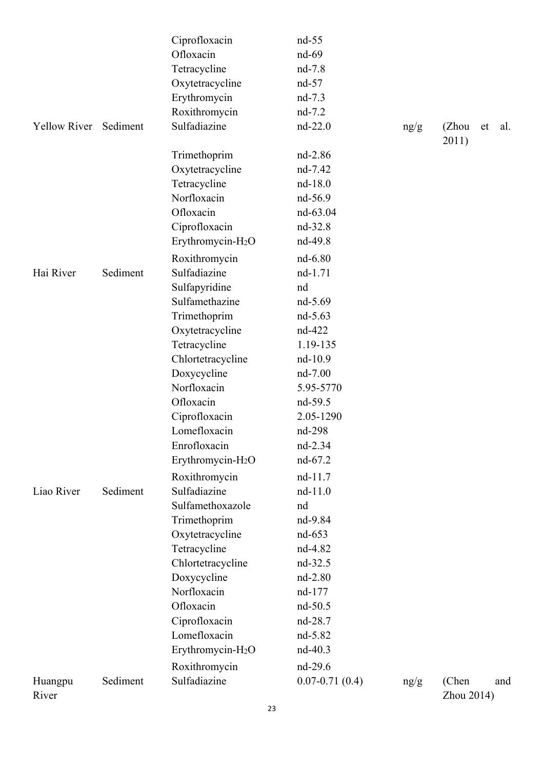| | | Ciprofloxacin | nd-55 | | |
|---|---|---|---|---|---|
| | | Ofloxacin | nd-69 | | |
| | | Tetracycline | nd-7.8 | | |
| | | Oxytetracycline | nd-57 | | |
| | | Erythromycin | nd-7.3 | | |
| | | Roxithromycin | nd-7.2 | | |
| Yellow River | Sediment | Sulfadiazine | nd-22.0 | ng/g | (Zhou et al. 2011) |
| | | Trimethoprim | nd-2.86 | | |
| | | Oxytetracycline | nd-7.42 | | |
| | | Tetracycline | nd-18.0 | | |
| | | Norfloxacin | nd-56.9 | | |
| | | Ofloxacin | nd-63.04 | | |
| | | Ciprofloxacin | nd-32.8 | | |
| | | Erythromycin-$H_2O$ | nd-49.8 | | |
| | | Roxithromycin | nd-6.80 | | |
| Hai River | Sediment | Sulfadiazine | nd-1.71 | | |
| | | Sulfapyridine | nd | | |
| | | Sulfamethazine | nd-5.69 | | |
| | | Trimethoprim | nd-5.63 | | |
| | | Oxytetracycline | nd-422 | | |
| | | Tetracycline | 1.19-135 | | |
| | | Chlortetracycline | nd-10.9 | | |
| | | Doxycycline | nd-7.00 | | |
| | | Norfloxacin | 5.95-5770 | | |
| | | Ofloxacin | nd-59.5 | | |
| | | Ciprofloxacin | 2.05-1290 | | |
| | | Lomefloxacin | nd-298 | | |
| | | Enrofloxacin | nd-2.34 | | |
| | | Erythromycin-$H_2O$ | nd-67.2 | | |
| | | Roxithromycin | nd-11.7 | | |
| Liao River | Sediment | Sulfadiazine | nd-11.0 | | |
| | | Sulfamethoxazole | nd | | |
| | | Trimethoprim | nd-9.84 | | |
| | | Oxytetracycline | nd-653 | | |
| | | Tetracycline | nd-4.82 | | |
| | | Chlortetracycline | nd-32.5 | | |
| | | Doxycycline | nd-2.80 | | |
| | | Norfloxacin | nd-177 | | |
| | | Ofloxacin | nd-50.5 | | |
| | | Ciprofloxacin | nd-28.7 | | |
| | | Lomefloxacin | nd-5.82 | | |
| | | Erythromycin-$H_2O$ | nd-40.3 | | |
| | | Roxithromycin | nd-29.6 | | |
| Huangpu River | Sediment | Sulfadiazine | 0.07-0.71 (0.4) | ng/g | (Chen and Zhou 2014) |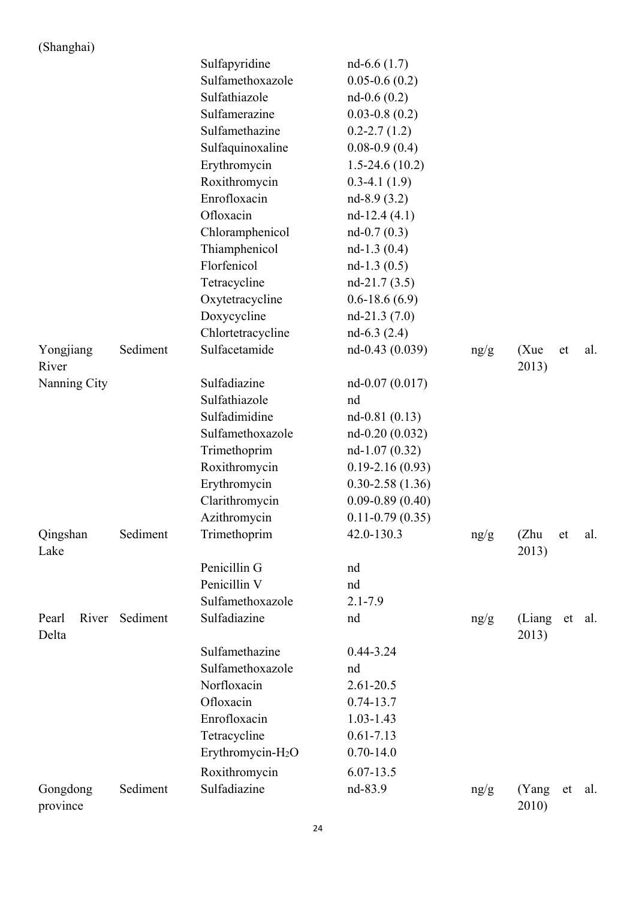| | | | | | |
|---|---|---|---|---|---|
| (Shanghai) | | | | | |
| | | Sulfapyridine | nd-6.6 (1.7) | | |
| | | Sulfamethoxazole | 0.05-0.6 (0.2) | | |
| | | Sulfathiazole | nd-0.6 (0.2) | | |
| | | Sulfamerazine | 0.03-0.8 (0.2) | | |
| | | Sulfamethazine | 0.2-2.7 (1.2) | | |
| | | Sulfaquinoxaline | 0.08-0.9 (0.4) | | |
| | | Erythromycin | 1.5-24.6 (10.2) | | |
| | | Roxithromycin | 0.3-4.1 (1.9) | | |
| | | Enrofloxacin | nd-8.9 (3.2) | | |
| | | Ofloxacin | nd-12.4 (4.1) | | |
| | | Chloramphenicol | nd-0.7 (0.3) | | |
| | | Thiamphenicol | nd-1.3 (0.4) | | |
| | | Florfenicol | nd-1.3 (0.5) | | |
| | | Tetracycline | nd-21.7 (3.5) | | |
| | | Oxytetracycline | 0.6-18.6 (6.9) | | |
| | | Doxycycline | nd-21.3 (7.0) | | |
| | | Chlortetracycline | nd-6.3 (2.4) | | |
| Yongjiang River | Sediment | Sulfacetamide | nd-0.43 (0.039) | ng/g | (Xue et al. 2013) |
| Nanning City | | Sulfadiazine | nd-0.07 (0.017) | | |
| | | Sulfathiazole | nd | | |
| | | Sulfadimidine | nd-0.81 (0.13) | | |
| | | Sulfamethoxazole | nd-0.20 (0.032) | | |
| | | Trimethoprim | nd-1.07 (0.32) | | |
| | | Roxithromycin | 0.19-2.16 (0.93) | | |
| | | Erythromycin | 0.30-2.58 (1.36) | | |
| | | Clarithromycin | 0.09-0.89 (0.40) | | |
| | | Azithromycin | 0.11-0.79 (0.35) | | |
| Qingshan Lake | Sediment | Trimethoprim | 42.0-130.3 | ng/g | (Zhu et al. 2013) |
| | | Penicillin G | nd | | |
| | | Penicillin V | nd | | |
| | | Sulfamethoxazole | 2.1-7.9 | | |
| Pearl River Delta | Sediment | Sulfadiazine | nd | ng/g | (Liang et al. 2013) |
| | | Sulfamethazine | 0.44-3.24 | | |
| | | Sulfamethoxazole | nd | | |
| | | Norfloxacin | 2.61-20.5 | | |
| | | Ofloxacin | 0.74-13.7 | | |
| | | Enrofloxacin | 1.03-1.43 | | |
| | | Tetracycline | 0.61-7.13 | | |
| | | Erythromycin-$H_2O$ | 0.70-14.0 | | |
| | | Roxithromycin | 6.07-13.5 | | |
| Gongdong province | Sediment | Sulfadiazine | nd-83.9 | ng/g | (Yang et al. 2010) |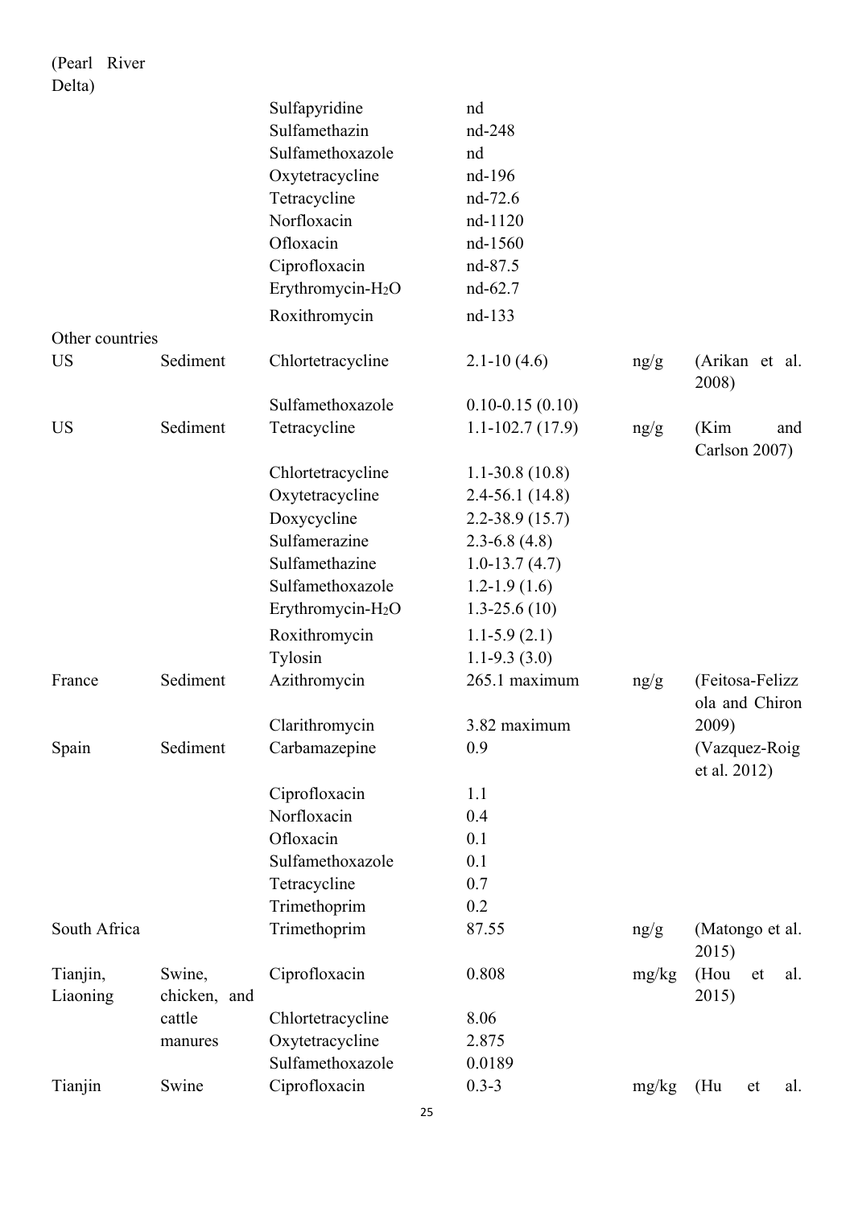| | | | | | |
|---|---|---|---|---|---|
| (Pearl River Delta) | | | | | |
| | | Sulfapyridine | nd | | |
| | | Sulfamethazin | nd-248 | | |
| | | Sulfamethoxazole | nd | | |
| | | Oxytetracycline | nd-196 | | |
| | | Tetracycline | nd-72.6 | | |
| | | Norfloxacin | nd-1120 | | |
| | | Ofloxacin | nd-1560 | | |
| | | Ciprofloxacin | nd-87.5 | | |
| | | Erythromycin-$H_2O$ | nd-62.7 | | |
| | | Roxithromycin | nd-133 | | |
| Other countries | | | | | |
| US | Sediment | Chlortetracycline | 2.1-10 (4.6) | ng/g | (Arikan et al. 2008) |
| | | Sulfamethoxazole | 0.10-0.15 (0.10) | | |
| US | Sediment | Tetracycline | 1.1-102.7 (17.9) | ng/g | (Kim and Carlson 2007) |
| | | Chlortetracycline | 1.1-30.8 (10.8) | | |
| | | Oxytetracycline | 2.4-56.1 (14.8) | | |
| | | Doxycycline | 2.2-38.9 (15.7) | | |
| | | Sulfamerazine | 2.3-6.8 (4.8) | | |
| | | Sulfamethazine | 1.0-13.7 (4.7) | | |
| | | Sulfamethoxazole | 1.2-1.9 (1.6) | | |
| | | Erythromycin-$H_2O$ | 1.3-25.6 (10) | | |
| | | Roxithromycin | 1.1-5.9 (2.1) | | |
| | | Tylosin | 1.1-9.3 (3.0) | | |
| France | Sediment | Azithromycin | 265.1 maximum | ng/g | (Feitosa-Felizzola and Chiron 2009) |
| | | Clarithromycin | 3.82 maximum | | |
| Spain | Sediment | Carbamazepine | 0.9 | | (Vazquez-Roig et al. 2012) |
| | | Ciprofloxacin | 1.1 | | |
| | | Norfloxacin | 0.4 | | |
| | | Ofloxacin | 0.1 | | |
| | | Sulfamethoxazole | 0.1 | | |
| | | Tetracycline | 0.7 | | |
| | | Trimethoprim | 0.2 | | |
| South Africa | | Trimethoprim | 87.55 | ng/g | (Matongo et al. 2015) |
| Tianjin, Liaoning | Swine, chicken, and cattle manures | Ciprofloxacin | 0.808 | mg/kg | (Hou et al. 2015) |
| | | Chlortetracycline | 8.06 | | |
| | | Oxytetracycline | 2.875 | | |
| | | Sulfamethoxazole | 0.0189 | | |
| Tianjin | Swine | Ciprofloxacin | 0.3-3 | mg/kg | (Hu et al. |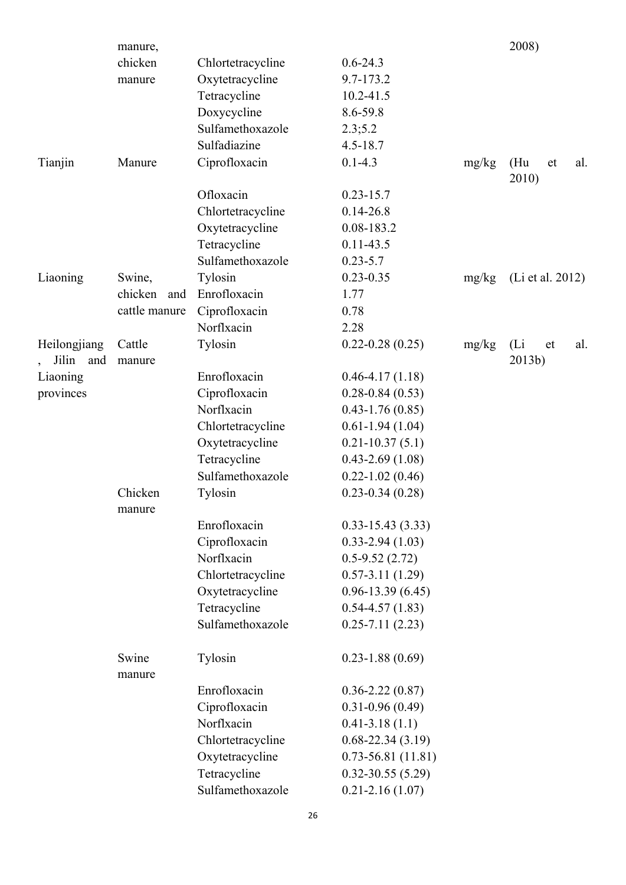| | manure, chicken manure | Chlortetracycline | 0.6-24.3 | | 2008) |
|---|---|---|---|---|---|
| | | Oxytetracycline | 9.7-173.2 | | |
| | | Tetracycline | 10.2-41.5 | | |
| | | Doxycycline | 8.6-59.8 | | |
| | | Sulfamethoxazole | 2.3;5.2 | | |
| | | Sulfadiazine | 4.5-18.7 | | |
| Tianjin | Manure | Ciprofloxacin | 0.1-4.3 | mg/kg | (Hu et al. 2010) |
| | | Ofloxacin | 0.23-15.7 | | |
| | | Chlortetracycline | 0.14-26.8 | | |
| | | Oxytetracycline | 0.08-183.2 | | |
| | | Tetracycline | 0.11-43.5 | | |
| | | Sulfamethoxazole | 0.23-5.7 | | |
| Liaoning | Swine, chicken and cattle manure | Tylosin | 0.23-0.35 | mg/kg | (Li et al. 2012) |
| | | Enrofloxacin | 1.77 | | |
| | | Ciprofloxacin | 0.78 | | |
| | | Norflxacin | 2.28 | | |
| Heilongjiang, Jilin and Liaoning provinces | Cattle manure | Tylosin | 0.22-0.28 (0.25) | mg/kg | (Li et al. 2013b) |
| | | Enrofloxacin | 0.46-4.17 (1.18) | | |
| | | Ciprofloxacin | 0.28-0.84 (0.53) | | |
| | | Norflxacin | 0.43-1.76 (0.85) | | |
| | | Chlortetracycline | 0.61-1.94 (1.04) | | |
| | | Oxytetracycline | 0.21-10.37 (5.1) | | |
| | | Tetracycline | 0.43-2.69 (1.08) | | |
| | | Sulfamethoxazole | 0.22-1.02 (0.46) | | |
| | Chicken manure | Tylosin | 0.23-0.34 (0.28) | | |
| | | Enrofloxacin | 0.33-15.43 (3.33) | | |
| | | Ciprofloxacin | 0.33-2.94 (1.03) | | |
| | | Norflxacin | 0.5-9.52 (2.72) | | |
| | | Chlortetracycline | 0.57-3.11 (1.29) | | |
| | | Oxytetracycline | 0.96-13.39 (6.45) | | |
| | | Tetracycline | 0.54-4.57 (1.83) | | |
| | | Sulfamethoxazole | 0.25-7.11 (2.23) | | |
| | Swine manure | Tylosin | 0.23-1.88 (0.69) | | |
| | | Enrofloxacin | 0.36-2.22 (0.87) | | |
| | | Ciprofloxacin | 0.31-0.96 (0.49) | | |
| | | Norflxacin | 0.41-3.18 (1.1) | | |
| | | Chlortetracycline | 0.68-22.34 (3.19) | | |
| | | Oxytetracycline | 0.73-56.81 (11.81) | | |
| | | Tetracycline | 0.32-30.55 (5.29) | | |
| | | Sulfamethoxazole | 0.21-2.16 (1.07) | | |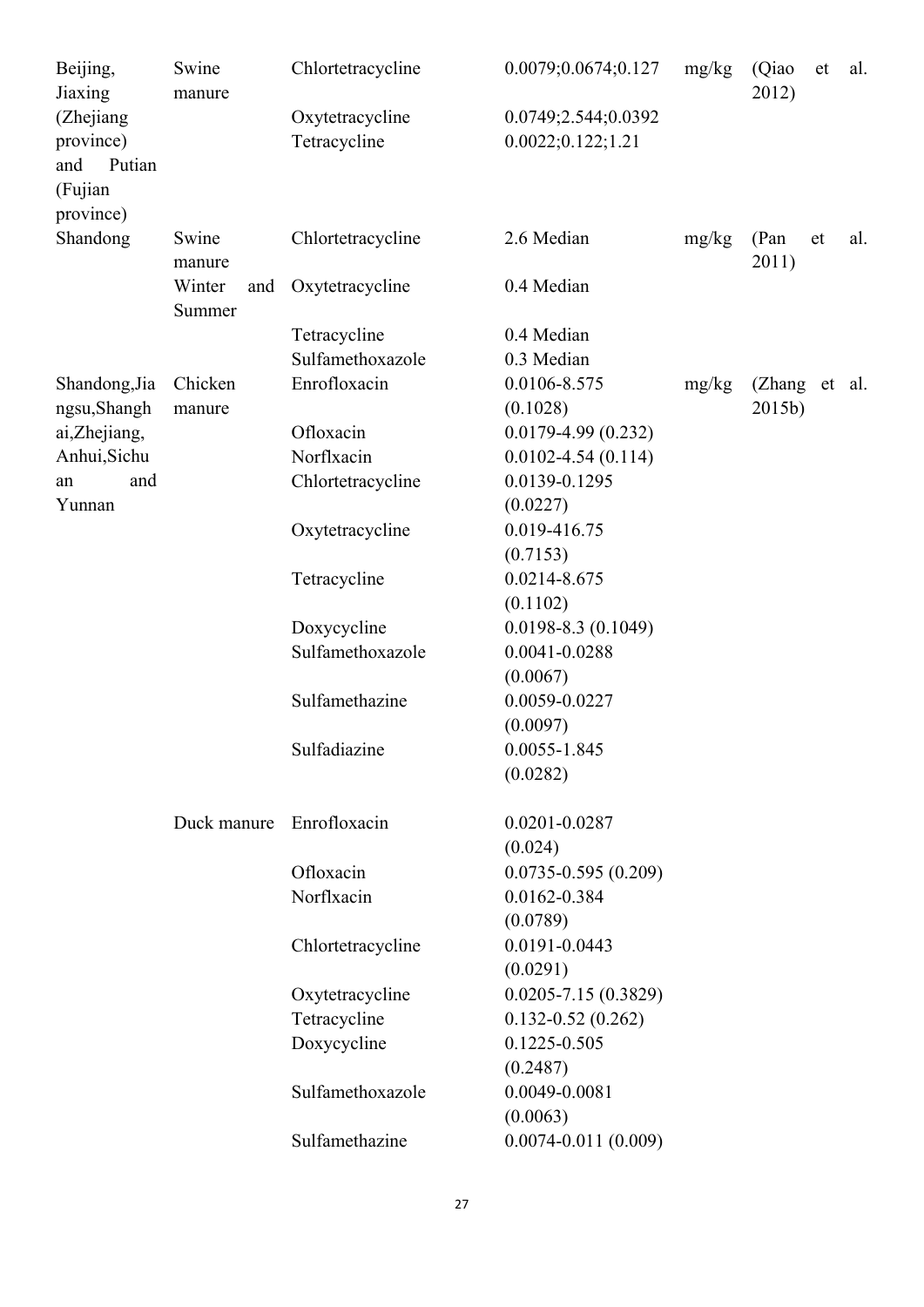| | | | | | |
|---|---|---|---|---|---|
| Beijing, Jiaxing (Zhejiang province) and Putian (Fujian province) | Swine manure | Chlortetracycline | 0.0079;0.0674;0.127 | mg/kg | (Qiao et al. 2012) |
| | | Oxytetracycline | 0.0749;2.544;0.0392 | | |
| | | Tetracycline | 0.0022;0.122;1.21 | | |
| Shandong | Swine manure | Chlortetracycline | 2.6 Median | mg/kg | (Pan et al. 2011) |
| | Winter and Summer | Oxytetracycline | 0.4 Median | | |
| | | Tetracycline | 0.4 Median | | |
| | | Sulfamethoxazole | 0.3 Median | | |
| Shandong,Jiangsu,Shanghai,Zhejiang, Anhui,Sichuan and Yunnan | Chicken manure | Enrofloxacin | 0.0106-8.575 (0.1028) | mg/kg | (Zhang et al. 2015b) |
| | | Ofloxacin | 0.0179-4.99 (0.232) | | |
| | | Norflxacin | 0.0102-4.54 (0.114) | | |
| | | Chlortetracycline | 0.0139-0.1295 (0.0227) | | |
| | | Oxytetracycline | 0.019-416.75 (0.7153) | | |
| | | Tetracycline | 0.0214-8.675 (0.1102) | | |
| | | Doxycycline | 0.0198-8.3 (0.1049) | | |
| | | Sulfamethoxazole | 0.0041-0.0288 (0.0067) | | |
| | | Sulfamethazine | 0.0059-0.0227 (0.0097) | | |
| | | Sulfadiazine | 0.0055-1.845 (0.0282) | | |
| | Duck manure | Enrofloxacin | 0.0201-0.0287 (0.024) | | |
| | | Ofloxacin | 0.0735-0.595 (0.209) | | |
| | | Norflxacin | 0.0162-0.384 (0.0789) | | |
| | | Chlortetracycline | 0.0191-0.0443 (0.0291) | | |
| | | Oxytetracycline | 0.0205-7.15 (0.3829) | | |
| | | Tetracycline | 0.132-0.52 (0.262) | | |
| | | Doxycycline | 0.1225-0.505 (0.2487) | | |
| | | Sulfamethoxazole | 0.0049-0.0081 (0.0063) | | |
| | | Sulfamethazine | 0.0074-0.011 (0.009) | | |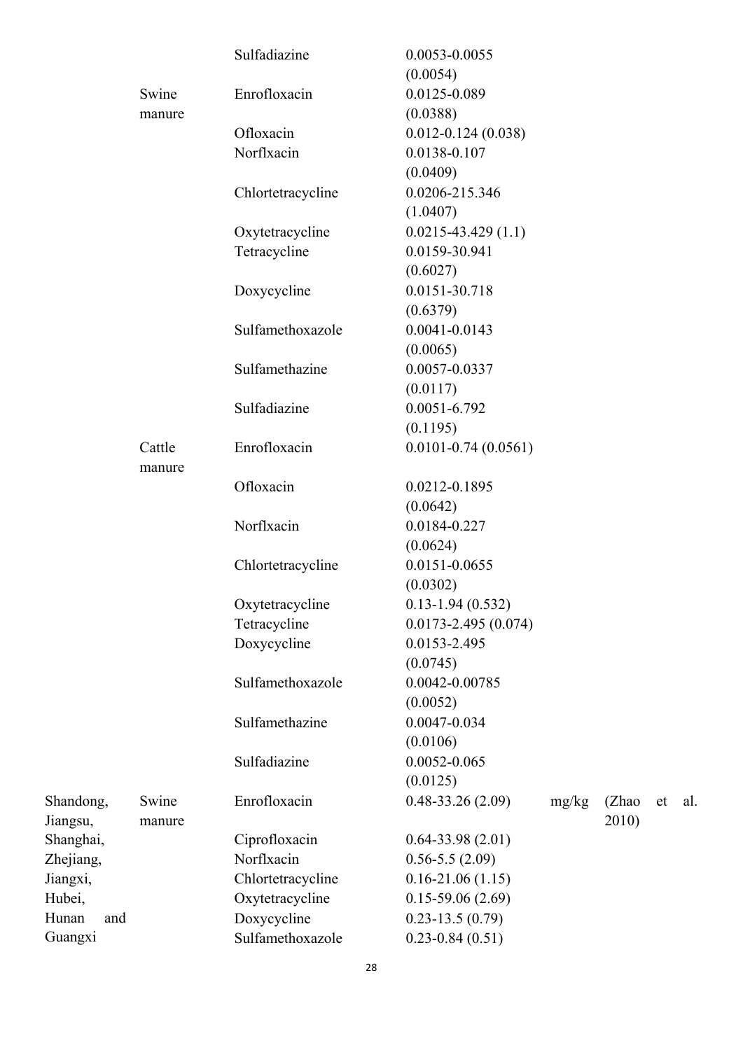| | | | | | |
|---|---|---|---|---|---|
| | | Sulfadiazine | 0.0053-0.0055 (0.0054) | | |
| | Swine manure | Enrofloxacin | 0.0125-0.089 (0.0388) | | |
| | | Ofloxacin | 0.012-0.124 (0.038) | | |
| | | Norflxacin | 0.0138-0.107 (0.0409) | | |
| | | Chlortetracycline | 0.0206-215.346 (1.0407) | | |
| | | Oxytetracycline | 0.0215-43.429 (1.1) | | |
| | | Tetracycline | 0.0159-30.941 (0.6027) | | |
| | | Doxycycline | 0.0151-30.718 (0.6379) | | |
| | | Sulfamethoxazole | 0.0041-0.0143 (0.0065) | | |
| | | Sulfamethazine | 0.0057-0.0337 (0.0117) | | |
| | | Sulfadiazine | 0.0051-6.792 (0.1195) | | |
| | Cattle manure | Enrofloxacin | 0.0101-0.74 (0.0561) | | |
| | | Ofloxacin | 0.0212-0.1895 (0.0642) | | |
| | | Norflxacin | 0.0184-0.227 (0.0624) | | |
| | | Chlortetracycline | 0.0151-0.0655 (0.0302) | | |
| | | Oxytetracycline | 0.13-1.94 (0.532) | | |
| | | Tetracycline | 0.0173-2.495 (0.074) | | |
| | | Doxycycline | 0.0153-2.495 (0.0745) | | |
| | | Sulfamethoxazole | 0.0042-0.00785 (0.0052) | | |
| | | Sulfamethazine | 0.0047-0.034 (0.0106) | | |
| | | Sulfadiazine | 0.0052-0.065 (0.0125) | | |
| Shandong, Jiangsu, Shanghai, Zhejiang, Jiangxi, Hubei, Hunan and Guangxi | Swine manure | Enrofloxacin | 0.48-33.26 (2.09) | mg/kg | (Zhao et al. 2010) |
| | | Ciprofloxacin | 0.64-33.98 (2.01) | | |
| | | Norflxacin | 0.56-5.5 (2.09) | | |
| | | Chlortetracycline | 0.16-21.06 (1.15) | | |
| | | Oxytetracycline | 0.15-59.06 (2.69) | | |
| | | Doxycycline | 0.23-13.5 (0.79) | | |
| | | Sulfamethoxazole | 0.23-0.84 (0.51) | | |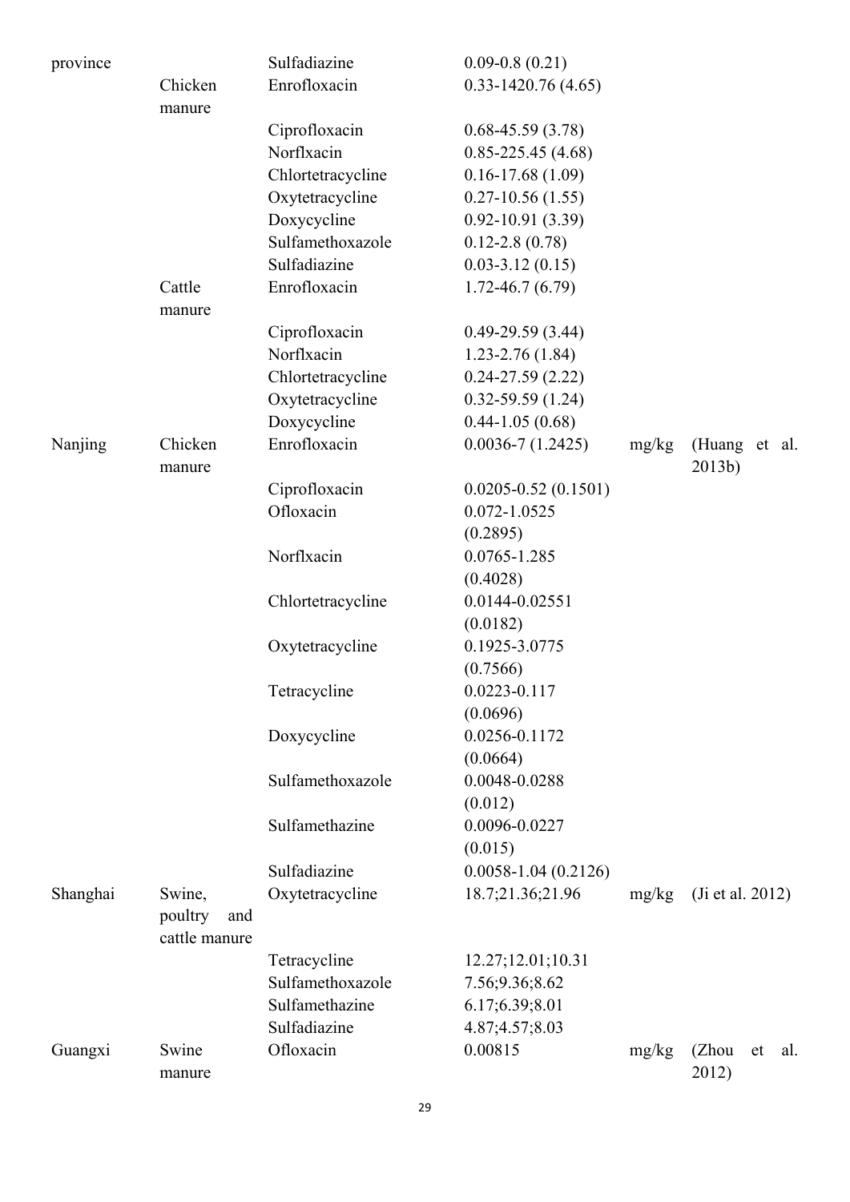| | | | | | |
|---|---|---|---|---|---|
| province | | Sulfadiazine | 0.09-0.8 (0.21) | | |
| | Chicken manure | Enrofloxacin | 0.33-1420.76 (4.65) | | |
| | | Ciprofloxacin | 0.68-45.59 (3.78) | | |
| | | Norflxacin | 0.85-225.45 (4.68) | | |
| | | Chlortetracycline | 0.16-17.68 (1.09) | | |
| | | Oxytetracycline | 0.27-10.56 (1.55) | | |
| | | Doxycycline | 0.92-10.91 (3.39) | | |
| | | Sulfamethoxazole | 0.12-2.8 (0.78) | | |
| | | Sulfadiazine | 0.03-3.12 (0.15) | | |
| | Cattle manure | Enrofloxacin | 1.72-46.7 (6.79) | | |
| | | Ciprofloxacin | 0.49-29.59 (3.44) | | |
| | | Norflxacin | 1.23-2.76 (1.84) | | |
| | | Chlortetracycline | 0.24-27.59 (2.22) | | |
| | | Oxytetracycline | 0.32-59.59 (1.24) | | |
| | | Doxycycline | 0.44-1.05 (0.68) | | |
| Nanjing | Chicken manure | Enrofloxacin | 0.0036-7 (1.2425) | mg/kg | (Huang et al. 2013b) |
| | | Ciprofloxacin | 0.0205-0.52 (0.1501) | | |
| | | Ofloxacin | 0.072-1.0525 (0.2895) | | |
| | | Norflxacin | 0.0765-1.285 (0.4028) | | |
| | | Chlortetracycline | 0.0144-0.02551 (0.0182) | | |
| | | Oxytetracycline | 0.1925-3.0775 (0.7566) | | |
| | | Tetracycline | 0.0223-0.117 (0.0696) | | |
| | | Doxycycline | 0.0256-0.1172 (0.0664) | | |
| | | Sulfamethoxazole | 0.0048-0.0288 (0.012) | | |
| | | Sulfamethazine | 0.0096-0.0227 (0.015) | | |
| | | Sulfadiazine | 0.0058-1.04 (0.2126) | | |
| Shanghai | Swine, poultry and cattle manure | Oxytetracycline | 18.7;21.36;21.96 | mg/kg | (Ji et al. 2012) |
| | | Tetracycline | 12.27;12.01;10.31 | | |
| | | Sulfamethoxazole | 7.56;9.36;8.62 | | |
| | | Sulfamethazine | 6.17;6.39;8.01 | | |
| | | Sulfadiazine | 4.87;4.57;8.03 | | |
| Guangxi | Swine manure | Ofloxacin | 0.00815 | mg/kg | (Zhou et al. 2012) |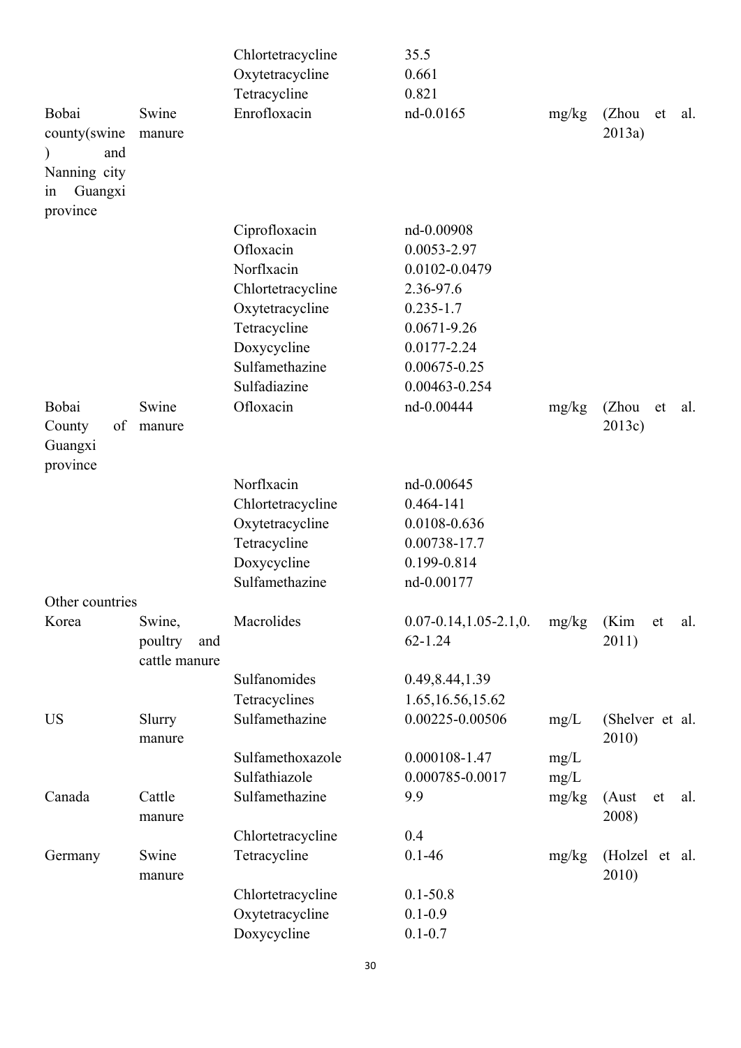| | | | | | |
|---|---|---|---|---|---|
| | | Chlortetracycline | 35.5 | | |
| | | Oxytetracycline | 0.661 | | |
| | | Tetracycline | 0.821 | | |
| Bobai county(swine) and Nanning city in Guangxi province | Swine manure | Enrofloxacin | nd-0.0165 | mg/kg | (Zhou et al. 2013a) |
| | | Ciprofloxacin | nd-0.00908 | | |
| | | Ofloxacin | 0.0053-2.97 | | |
| | | Norflxacin | 0.0102-0.0479 | | |
| | | Chlortetracycline | 2.36-97.6 | | |
| | | Oxytetracycline | 0.235-1.7 | | |
| | | Tetracycline | 0.0671-9.26 | | |
| | | Doxycycline | 0.0177-2.24 | | |
| | | Sulfamethazine | 0.00675-0.25 | | |
| | | Sulfadiazine | 0.00463-0.254 | | |
| Bobai County of Guangxi province | Swine manure | Ofloxacin | nd-0.00444 | mg/kg | (Zhou et al. 2013c) |
| | | Norflxacin | nd-0.00645 | | |
| | | Chlortetracycline | 0.464-141 | | |
| | | Oxytetracycline | 0.0108-0.636 | | |
| | | Tetracycline | 0.00738-17.7 | | |
| | | Doxycycline | 0.199-0.814 | | |
| | | Sulfamethazine | nd-0.00177 | | |
| Other countries | | | | | |
| Korea | Swine, poultry and cattle manure | Macrolides | 0.07-0.14,1.05-2.1,0.62-1.24 | mg/kg | (Kim et al. 2011) |
| | | Sulfanomides | 0.49,8.44,1.39 | | |
| | | Tetracyclines | 1.65,16.56,15.62 | | |
| US | Slurry manure | Sulfamethazine | 0.00225-0.00506 | mg/L | (Shelver et al. 2010) |
| | | Sulfamethoxazole | 0.000108-1.47 | mg/L | |
| | | Sulfathiazole | 0.000785-0.0017 | mg/L | |
| Canada | Cattle manure | Sulfamethazine | 9.9 | mg/kg | (Aust et al. 2008) |
| | | Chlortetracycline | 0.4 | | |
| Germany | Swine manure | Tetracycline | 0.1-46 | mg/kg | (Holzel et al. 2010) |
| | | Chlortetracycline | 0.1-50.8 | | |
| | | Oxytetracycline | 0.1-0.9 | | |
| | | Doxycycline | 0.1-0.7 | | |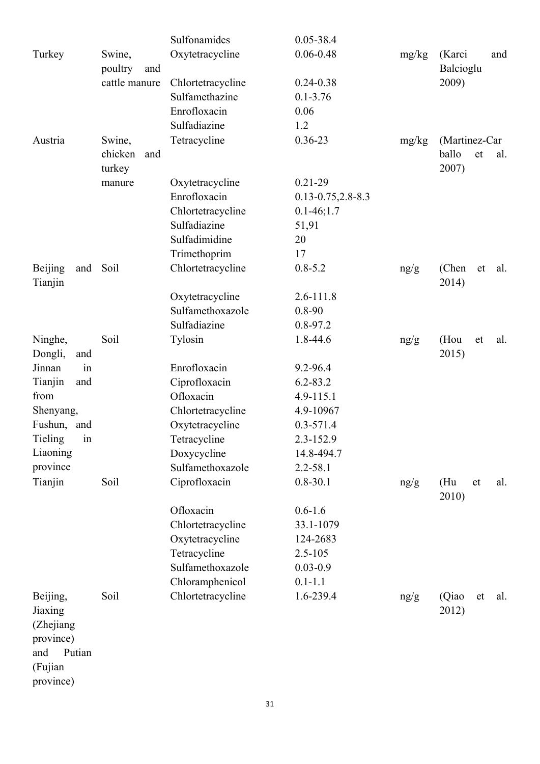| | | Sulfonamides | 0.05-38.4 | | |
|---|---|---|---|---|---|
| Turkey | Swine, poultry and cattle manure | Oxytetracycline | 0.06-0.48 | mg/kg | (Karci and Balcioglu 2009) |
| | | Chlortetracycline | 0.24-0.38 | | |
| | | Sulfamethazine | 0.1-3.76 | | |
| | | Enrofloxacin | 0.06 | | |
| | | Sulfadiazine | 1.2 | | |
| Austria | Swine, chicken and turkey manure | Tetracycline | 0.36-23 | mg/kg | (Martinez-Carballo et al. 2007) |
| | | Oxytetracycline | 0.21-29 | | |
| | | Enrofloxacin | 0.13-0.75,2.8-8.3 | | |
| | | Chlortetracycline | 0.1-46;1.7 | | |
| | | Sulfadiazine | 51,91 | | |
| | | Sulfadimidine | 20 | | |
| | | Trimethoprim | 17 | | |
| Beijing and Tianjin | Soil | Chlortetracycline | 0.8-5.2 | ng/g | (Chen et al. 2014) |
| | | Oxytetracycline | 2.6-111.8 | | |
| | | Sulfamethoxazole | 0.8-90 | | |
| | | Sulfadiazine | 0.8-97.2 | | |
| Ninghe, Dongli, and Jinnan in Tianjin and from Shenyang, Fushun, and Tieling in Liaoning province | Soil | Tylosin | 1.8-44.6 | ng/g | (Hou et al. 2015) |
| | | Enrofloxacin | 9.2-96.4 | | |
| | | Ciprofloxacin | 6.2-83.2 | | |
| | | Ofloxacin | 4.9-115.1 | | |
| | | Chlortetracycline | 4.9-10967 | | |
| | | Oxytetracycline | 0.3-571.4 | | |
| | | Tetracycline | 2.3-152.9 | | |
| | | Doxycycline | 14.8-494.7 | | |
| | | Sulfamethoxazole | 2.2-58.1 | | |
| Tianjin | Soil | Ciprofloxacin | 0.8-30.1 | ng/g | (Hu et al. 2010) |
| | | Ofloxacin | 0.6-1.6 | | |
| | | Chlortetracycline | 33.1-1079 | | |
| | | Oxytetracycline | 124-2683 | | |
| | | Tetracycline | 2.5-105 | | |
| | | Sulfamethoxazole | 0.03-0.9 | | |
| | | Chloramphenicol | 0.1-1.1 | | |
| Beijing, Jiaxing (Zhejiang province) and Putian (Fujian province) | Soil | Chlortetracycline | 1.6-239.4 | ng/g | (Qiao et al. 2012) |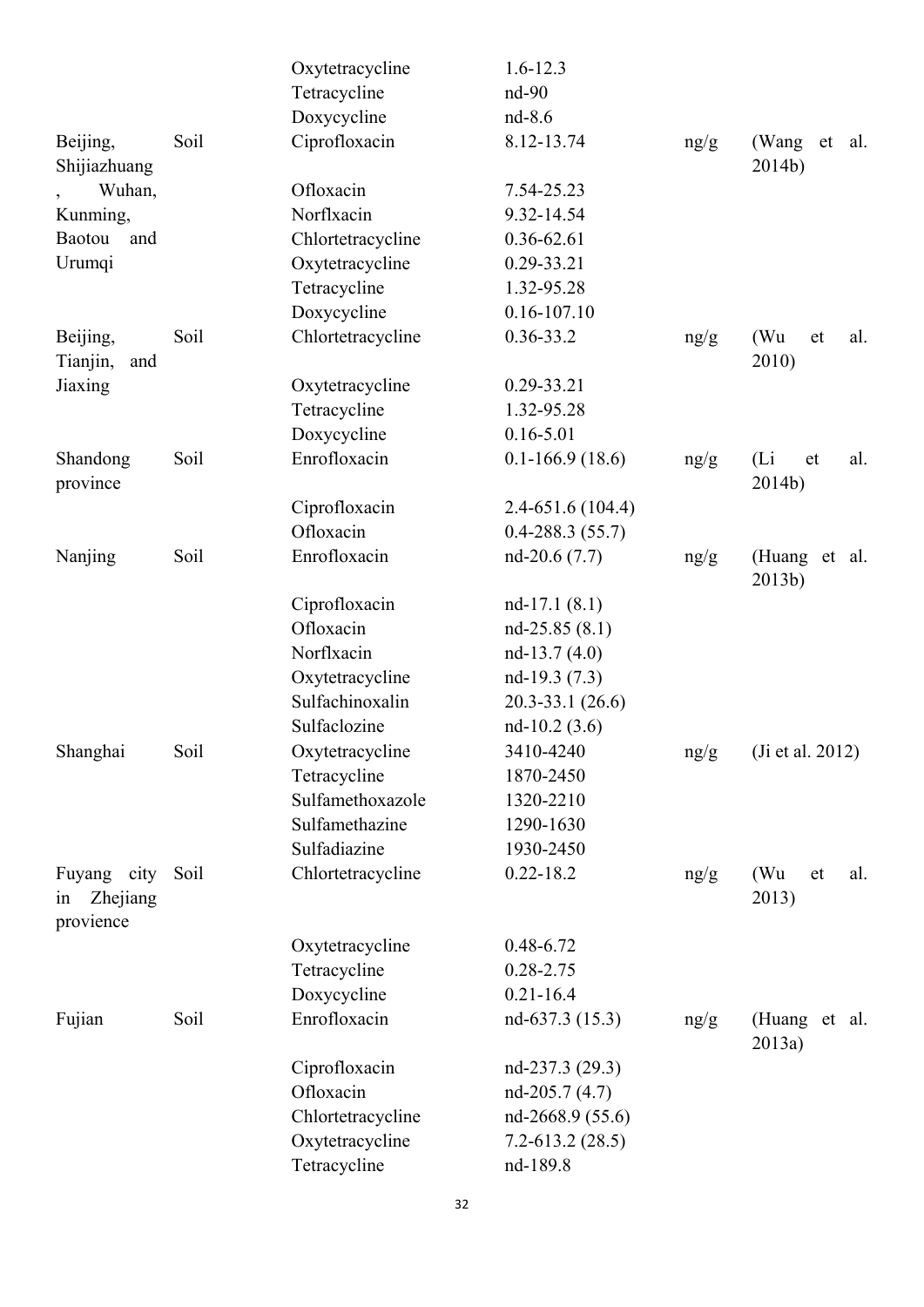| | | | | | |
|---|---|---|---|---|---|
| | | Oxytetracycline | 1.6-12.3 | | |
| | | Tetracycline | nd-90 | | |
| | | Doxycycline | nd-8.6 | | |
| Beijing, Shijiazhuang, Wuhan, Kunming, Baotou and Urumqi | Soil | Ciprofloxacin | 8.12-13.74 | ng/g | (Wang et al. 2014b) |
| | | Ofloxacin | 7.54-25.23 | | |
| | | Norflxacin | 9.32-14.54 | | |
| | | Chlortetracycline | 0.36-62.61 | | |
| | | Oxytetracycline | 0.29-33.21 | | |
| | | Tetracycline | 1.32-95.28 | | |
| | | Doxycycline | 0.16-107.10 | | |
| Beijing, Tianjin, and Jiaxing | Soil | Chlortetracycline | 0.36-33.2 | ng/g | (Wu et al. 2010) |
| | | Oxytetracycline | 0.29-33.21 | | |
| | | Tetracycline | 1.32-95.28 | | |
| | | Doxycycline | 0.16-5.01 | | |
| Shandong province | Soil | Enrofloxacin | 0.1-166.9 (18.6) | ng/g | (Li et al. 2014b) |
| | | Ciprofloxacin | 2.4-651.6 (104.4) | | |
| | | Ofloxacin | 0.4-288.3 (55.7) | | |
| Nanjing | Soil | Enrofloxacin | nd-20.6 (7.7) | ng/g | (Huang et al. 2013b) |
| | | Ciprofloxacin | nd-17.1 (8.1) | | |
| | | Ofloxacin | nd-25.85 (8.1) | | |
| | | Norflxacin | nd-13.7 (4.0) | | |
| | | Oxytetracycline | nd-19.3 (7.3) | | |
| | | Sulfachinoxalin | 20.3-33.1 (26.6) | | |
| | | Sulfaclozine | nd-10.2 (3.6) | | |
| Shanghai | Soil | Oxytetracycline | 3410-4240 | ng/g | (Ji et al. 2012) |
| | | Tetracycline | 1870-2450 | | |
| | | Sulfamethoxazole | 1320-2210 | | |
| | | Sulfamethazine | 1290-1630 | | |
| | | Sulfadiazine | 1930-2450 | | |
| Fuyang city in Zhejiang provience | Soil | Chlortetracycline | 0.22-18.2 | ng/g | (Wu et al. 2013) |
| | | Oxytetracycline | 0.48-6.72 | | |
| | | Tetracycline | 0.28-2.75 | | |
| | | Doxycycline | 0.21-16.4 | | |
| Fujian | Soil | Enrofloxacin | nd-637.3 (15.3) | ng/g | (Huang et al. 2013a) |
| | | Ciprofloxacin | nd-237.3 (29.3) | | |
| | | Ofloxacin | nd-205.7 (4.7) | | |
| | | Chlortetracycline | nd-2668.9 (55.6) | | |
| | | Oxytetracycline | 7.2-613.2 (28.5) | | |
| | | Tetracycline | nd-189.8 | | |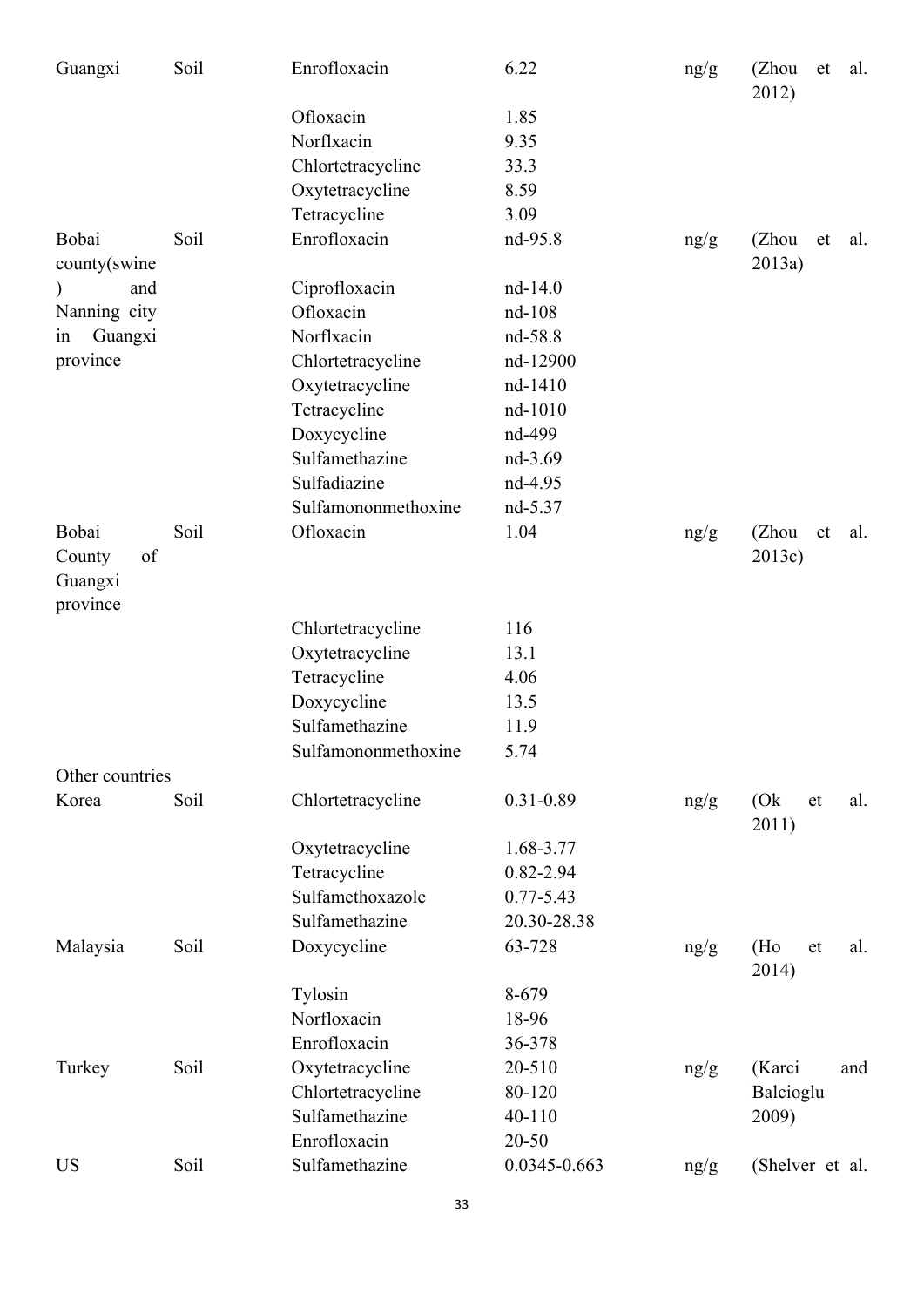| | | | | | |
|---|---|---|---|---|---|
| Guangxi | Soil | Enrofloxacin | 6.22 | ng/g | (Zhou et al. 2012) |
| | | Ofloxacin | 1.85 | | |
| | | Norflxacin | 9.35 | | |
| | | Chlortetracycline | 33.3 | | |
| | | Oxytetracycline | 8.59 | | |
| | | Tetracycline | 3.09 | | |
| Bobai county(swine) and Nanning city in Guangxi province | Soil | Enrofloxacin | nd-95.8 | ng/g | (Zhou et al. 2013a) |
| | | Ciprofloxacin | nd-14.0 | | |
| | | Ofloxacin | nd-108 | | |
| | | Norflxacin | nd-58.8 | | |
| | | Chlortetracycline | nd-12900 | | |
| | | Oxytetracycline | nd-1410 | | |
| | | Tetracycline | nd-1010 | | |
| | | Doxycycline | nd-499 | | |
| | | Sulfamethazine | nd-3.69 | | |
| | | Sulfadiazine | nd-4.95 | | |
| | | Sulfamononmethoxine | nd-5.37 | | |
| Bobai County of Guangxi province | Soil | Ofloxacin | 1.04 | ng/g | (Zhou et al. 2013c) |
| | | Chlortetracycline | 116 | | |
| | | Oxytetracycline | 13.1 | | |
| | | Tetracycline | 4.06 | | |
| | | Doxycycline | 13.5 | | |
| | | Sulfamethazine | 11.9 | | |
| | | Sulfamononmethoxine | 5.74 | | |
| Other countries | | | | | |
| Korea | Soil | Chlortetracycline | 0.31-0.89 | ng/g | (Ok et al. 2011) |
| | | Oxytetracycline | 1.68-3.77 | | |
| | | Tetracycline | 0.82-2.94 | | |
| | | Sulfamethoxazole | 0.77-5.43 | | |
| | | Sulfamethazine | 20.30-28.38 | | |
| Malaysia | Soil | Doxycycline | 63-728 | ng/g | (Ho et al. 2014) |
| | | Tylosin | 8-679 | | |
| | | Norfloxacin | 18-96 | | |
| | | Enrofloxacin | 36-378 | | |
| Turkey | Soil | Oxytetracycline | 20-510 | ng/g | (Karci and Balcioglu 2009) |
| | | Chlortetracycline | 80-120 | | |
| | | Sulfamethazine | 40-110 | | |
| | | Enrofloxacin | 20-50 | | |
| US | Soil | Sulfamethazine | 0.0345-0.663 | ng/g | (Shelver et al. |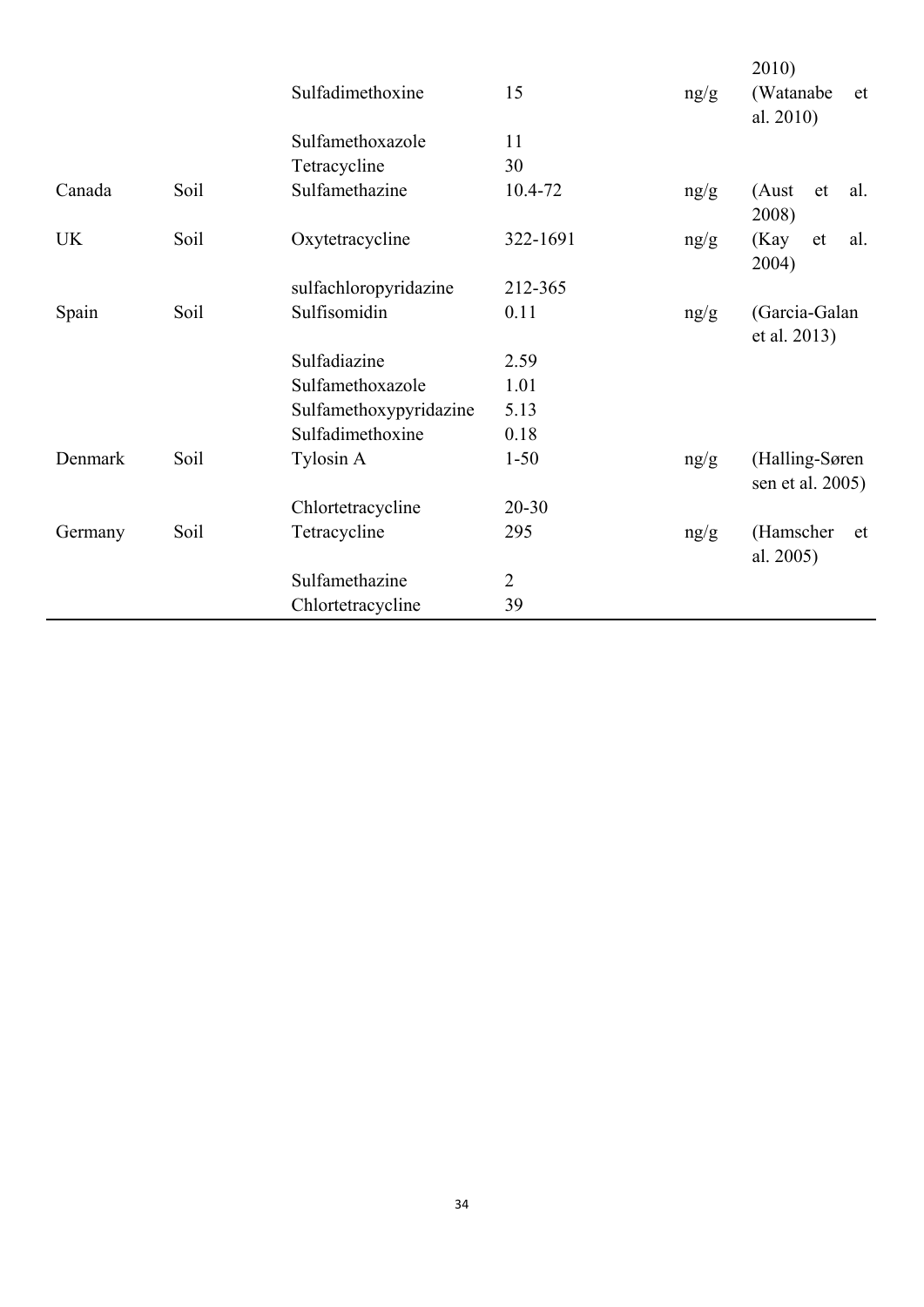| | | | | | |
|---|---|---|---|---|---|
| | | | | | 2010) |
| | | Sulfadimethoxine | 15 | ng/g | (Watanabe et al. 2010) |
| | | Sulfamethoxazole | 11 | | |
| | | Tetracycline | 30 | | |
| Canada | Soil | Sulfamethazine | 10.4-72 | ng/g | (Aust et al. 2008) |
| UK | Soil | Oxytetracycline | 322-1691 | ng/g | (Kay et al. 2004) |
| | | sulfachloropyridazine | 212-365 | | |
| Spain | Soil | Sulfisomidin | 0.11 | ng/g | (Garcia-Galan et al. 2013) |
| | | Sulfadiazine | 2.59 | | |
| | | Sulfamethoxazole | 1.01 | | |
| | | Sulfamethoxypyridazine | 5.13 | | |
| | | Sulfadimethoxine | 0.18 | | |
| Denmark | Soil | Tylosin A | 1-50 | ng/g | (Halling-Sørensen et al. 2005) |
| | | Chlortetracycline | 20-30 | | |
| Germany | Soil | Tetracycline | 295 | ng/g | (Hamscher et al. 2005) |
| | | Sulfamethazine | 2 | | |
| | | Chlortetracycline | 39 | | |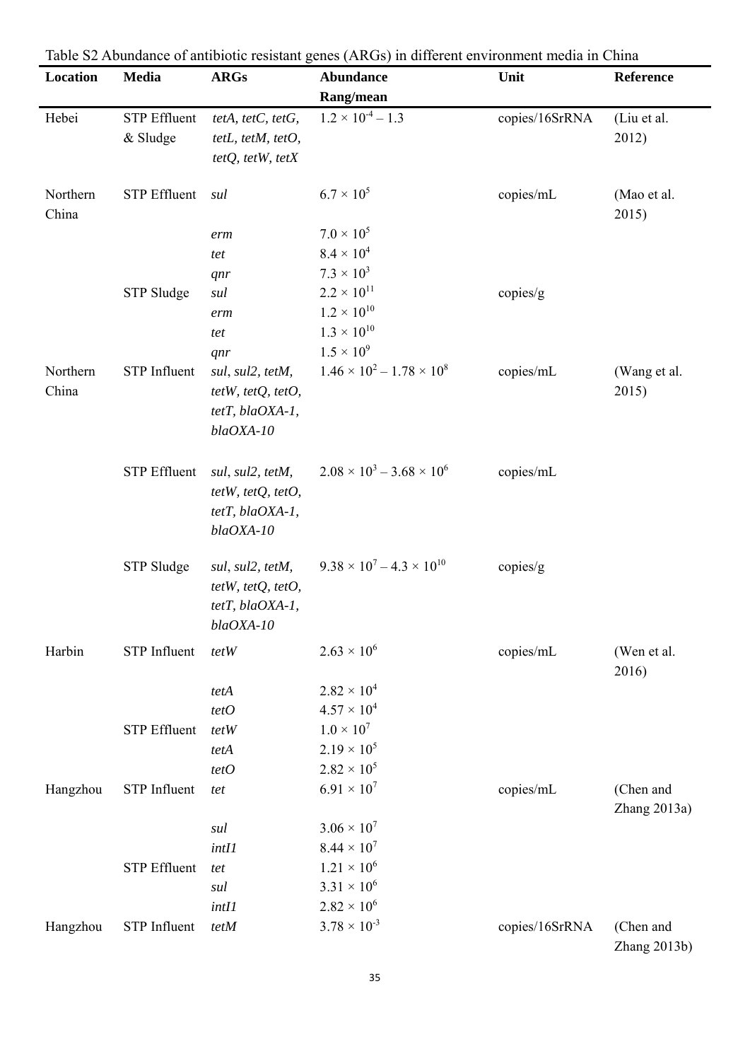Table S2 Abundance of antibiotic resistant genes (ARGs) in different environment media in China

| Location | Media | ARGs | Abundance Rang/mean | Unit | Reference |
|---|---|---|---|---|---|
| Hebei | STP Effluent & Sludge | *tetA, tetC, tetG, tetL, tetM, tetO, tetQ, tetW, tetX* | $1.2 \times 10^{-4} – 1.3$ | copies/16SrRNA | (Liu et al. 2012) |
| Northern China | STP Effluent | *sul* | $6.7 \times 10^{5}$ | copies/mL | (Mao et al. 2015) |
| | | *erm* | $7.0 \times 10^{5}$ | | |
| | | *tet* | $8.4 \times 10^{4}$ | | |
| | | *qnr* | $7.3 \times 10^{3}$ | | |
| | STP Sludge | *sul* | $2.2 \times 10^{11}$ | copies/g | |
| | | *erm* | $1.2 \times 10^{10}$ | | |
| | | *tet* | $1.3 \times 10^{10}$ | | |
| | | *qnr* | $1.5 \times 10^{9}$ | | |
| Northern China | STP Influent | *sul, sul2, tetM, tetW, tetQ, tetO, tetT, blaOXA-1, blaOXA-10* | $1.46 \times 10^{2} – 1.78 \times 10^{8}$ | copies/mL | (Wang et al. 2015) |
| | STP Effluent | *sul, sul2, tetM, tetW, tetQ, tetO, tetT, blaOXA-1, blaOXA-10* | $2.08 \times 10^{3} – 3.68 \times 10^{6}$ | copies/mL | |
| | STP Sludge | *sul, sul2, tetM, tetW, tetQ, tetO, tetT, blaOXA-1, blaOXA-10* | $9.38 \times 10^{7} – 4.3 \times 10^{10}$ | copies/g | |
| Harbin | STP Influent | *tetW* | $2.63 \times 10^{6}$ | copies/mL | (Wen et al. 2016) |
| | | *tetA* | $2.82 \times 10^{4}$ | | |
| | | *tetO* | $4.57 \times 10^{4}$ | | |
| | STP Effluent | *tetW* | $1.0 \times 10^{7}$ | | |
| | | *tetA* | $2.19 \times 10^{5}$ | | |
| | | *tetO* | $2.82 \times 10^{5}$ | | |
| Hangzhou | STP Influent | *tet* | $6.91 \times 10^{7}$ | copies/mL | (Chen and Zhang 2013a) |
| | | *sul* | $3.06 \times 10^{7}$ | | |
| | | *intI1* | $8.44 \times 10^{7}$ | | |
| | STP Effluent | *tet* | $1.21 \times 10^{6}$ | | |
| | | *sul* | $3.31 \times 10^{6}$ | | |
| | | *intI1* | $2.82 \times 10^{6}$ | | |
| Hangzhou | STP Influent | *tetM* | $3.78 \times 10^{-3}$ | copies/16SrRNA | (Chen and Zhang 2013b) |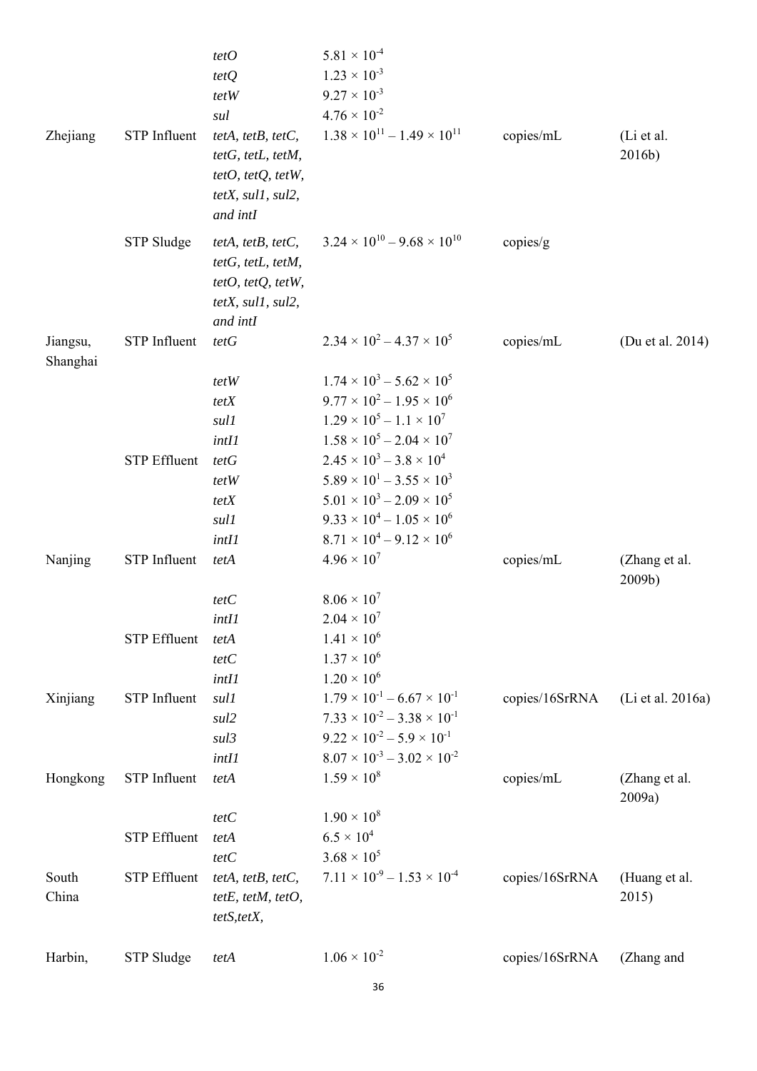| | | | | | |
|---|---|---|---|---|---|
| | | *tetO* | $5.81 \times 10^{-4}$ | | |
| | | *tetQ* | $1.23 \times 10^{-3}$ | | |
| | | *tetW* | $9.27 \times 10^{-3}$ | | |
| | | *sul* | $4.76 \times 10^{-2}$ | | |
| Zhejiang | STP Influent | *tetA, tetB, tetC, tetG, tetL, tetM, tetO, tetQ, tetW, tetX, sul1, sul2, and intI* | $1.38 \times 10^{11} – 1.49 \times 10^{11}$ | copies/mL | (Li et al. 2016b) |
| | STP Sludge | *tetA, tetB, tetC, tetG, tetL, tetM, tetO, tetQ, tetW, tetX, sul1, sul2, and intI* | $3.24 \times 10^{10} – 9.68 \times 10^{10}$ | copies/g | |
| Jiangsu, Shanghai | STP Influent | *tetG* | $2.34 \times 10^{2} – 4.37 \times 10^{5}$ | copies/mL | (Du et al. 2014) |
| | | *tetW* | $1.74 \times 10^{3} – 5.62 \times 10^{5}$ | | |
| | | *tetX* | $9.77 \times 10^{2} – 1.95 \times 10^{6}$ | | |
| | | *sul1* | $1.29 \times 10^{5} – 1.1 \times 10^{7}$ | | |
| | | *intI1* | $1.58 \times 10^{5} – 2.04 \times 10^{7}$ | | |
| | STP Effluent | *tetG* | $2.45 \times 10^{3} – 3.8 \times 10^{4}$ | | |
| | | *tetW* | $5.89 \times 10^{1} – 3.55 \times 10^{3}$ | | |
| | | *tetX* | $5.01 \times 10^{3} – 2.09 \times 10^{5}$ | | |
| | | *sul1* | $9.33 \times 10^{4} – 1.05 \times 10^{6}$ | | |
| | | *intI1* | $8.71 \times 10^{4} – 9.12 \times 10^{6}$ | | |
| Nanjing | STP Influent | *tetA* | $4.96 \times 10^{7}$ | copies/mL | (Zhang et al. 2009b) |
| | | *tetC* | $8.06 \times 10^{7}$ | | |
| | | *intI1* | $2.04 \times 10^{7}$ | | |
| | STP Effluent | *tetA* | $1.41 \times 10^{6}$ | | |
| | | *tetC* | $1.37 \times 10^{6}$ | | |
| | | *intI1* | $1.20 \times 10^{6}$ | | |
| Xinjiang | STP Influent | *sul1* | $1.79 \times 10^{-1} – 6.67 \times 10^{-1}$ | copies/16SrRNA | (Li et al. 2016a) |
| | | *sul2* | $7.33 \times 10^{-2} – 3.38 \times 10^{-1}$ | | |
| | | *sul3* | $9.22 \times 10^{-2} – 5.9 \times 10^{-1}$ | | |
| | | *intI1* | $8.07 \times 10^{-3} – 3.02 \times 10^{-2}$ | | |
| Hongkong | STP Influent | *tetA* | $1.59 \times 10^{8}$ | copies/mL | (Zhang et al. 2009a) |
| | | *tetC* | $1.90 \times 10^{8}$ | | |
| | STP Effluent | *tetA* | $6.5 \times 10^{4}$ | | |
| | | *tetC* | $3.68 \times 10^{5}$ | | |
| South China | STP Effluent | *tetA, tetB, tetC, tetE, tetM, tetO, tetS,tetX,* | $7.11 \times 10^{-9} – 1.53 \times 10^{-4}$ | copies/16SrRNA | (Huang et al. 2015) |
| Harbin, | STP Sludge | *tetA* | $1.06 \times 10^{-2}$ | copies/16SrRNA | (Zhang and |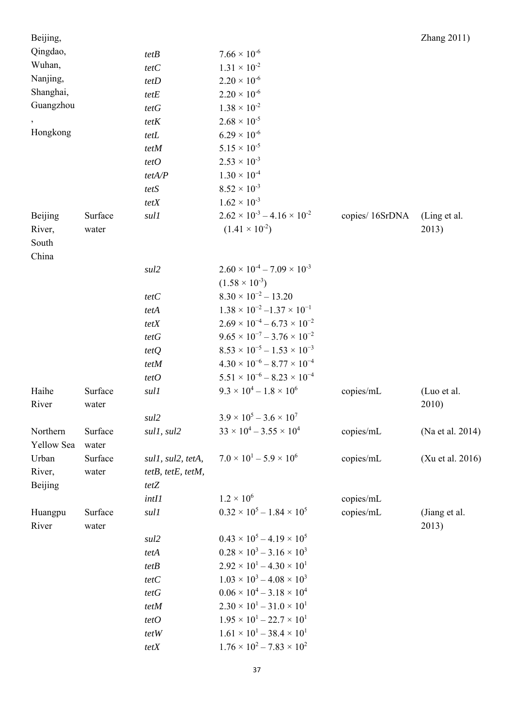| | | | | | |
|---|---|---|---|---|---|
| Beijing, Qingdao, Wuhan, Nanjing, Shanghai, Guangzhou, Hongkong | | | | | Zhang 2011) |
| | | *tetB* | $7.66 \times 10^{-6}$ | | |
| | | *tetC* | $1.31 \times 10^{-2}$ | | |
| | | *tetD* | $2.20 \times 10^{-6}$ | | |
| | | *tetE* | $2.20 \times 10^{-6}$ | | |
| | | *tetG* | $1.38 \times 10^{-2}$ | | |
| | | *tetK* | $2.68 \times 10^{-5}$ | | |
| | | *tetL* | $6.29 \times 10^{-6}$ | | |
| | | *tetM* | $5.15 \times 10^{-5}$ | | |
| | | *tetO* | $2.53 \times 10^{-3}$ | | |
| | | *tetA/P* | $1.30 \times 10^{-4}$ | | |
| | | *tetS* | $8.52 \times 10^{-3}$ | | |
| | | *tetX* | $1.62 \times 10^{-3}$ | | |
| Beijing River, South China | Surface water | *sul1* | $2.62 \times 10^{-3} – 4.16 \times 10^{-2}$ ($1.41 \times 10^{-2}$) | copies/ 16SrDNA | (Ling et al. 2013) |
| | | *sul2* | $2.60 \times 10^{-4} – 7.09 \times 10^{-3}$ ($1.58 \times 10^{-3}$) | | |
| | | *tetC* | $8.30 \times 10^{-2}$ – 13.20 | | |
| | | *tetA* | $1.38 \times 10^{-2} – 1.37 \times 10^{-1}$ | | |
| | | *tetX* | $2.69 \times 10^{-4} – 6.73 \times 10^{-2}$ | | |
| | | *tetG* | $9.65 \times 10^{-7} – 3.76 \times 10^{-2}$ | | |
| | | *tetQ* | $8.53 \times 10^{-5} – 1.53 \times 10^{-3}$ | | |
| | | *tetM* | $4.30 \times 10^{-6} – 8.77 \times 10^{-4}$ | | |
| | | *tetO* | $5.51 \times 10^{-6} – 8.23 \times 10^{-4}$ | | |
| Haihe River | Surface water | *sul1* | $9.3 \times 10^{4} – 1.8 \times 10^{6}$ | copies/mL | (Luo et al. 2010) |
| | | *sul2* | $3.9 \times 10^{5} – 3.6 \times 10^{7}$ | | |
| Northern Yellow Sea | Surface water | *sul1, sul2* | $33 \times 10^{4} – 3.55 \times 10^{4}$ | copies/mL | (Na et al. 2014) |
| Urban River, Beijing | Surface water | *sul1, sul2, tetA, tetB, tetE, tetM, tetZ* | $7.0 \times 10^{1} – 5.9 \times 10^{6}$ | copies/mL | (Xu et al. 2016) |
| | | *intI1* | $1.2 \times 10^{6}$ | copies/mL | |
| Huangpu River | Surface water | *sul1* | $0.32 \times 10^{5} – 1.84 \times 10^{5}$ | copies/mL | (Jiang et al. 2013) |
| | | *sul2* | $0.43 \times 10^{5} – 4.19 \times 10^{5}$ | | |
| | | *tetA* | $0.28 \times 10^{3} – 3.16 \times 10^{3}$ | | |
| | | *tetB* | $2.92 \times 10^{1} – 4.30 \times 10^{1}$ | | |
| | | *tetC* | $1.03 \times 10^{3} – 4.08 \times 10^{3}$ | | |
| | | *tetG* | $0.06 \times 10^{4} – 3.18 \times 10^{4}$ | | |
| | | *tetM* | $2.30 \times 10^{1} – 31.0 \times 10^{1}$ | | |
| | | *tetO* | $1.95 \times 10^{1} – 22.7 \times 10^{1}$ | | |
| | | *tetW* | $1.61 \times 10^{1} – 38.4 \times 10^{1}$ | | |
| | | *tetX* | $1.76 \times 10^{2} – 7.83 \times 10^{2}$ | | |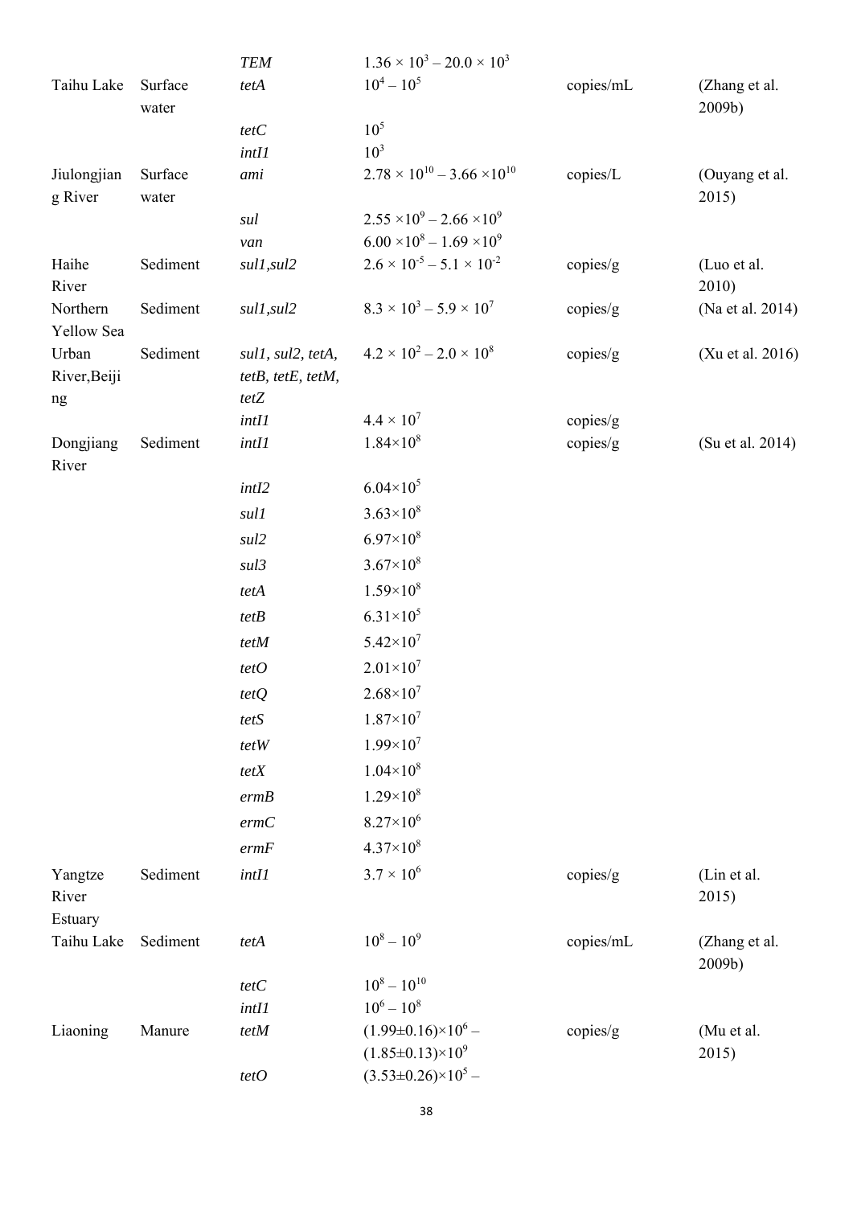| | | | | | |
|---|---|---|---|---|---|
| | | *TEM* | $1.36 \times 10^3 – 20.0 \times 10^3$ | | |
| Taihu Lake | Surface water | *tetA* | $10^4 – 10^5$ | copies/mL | (Zhang et al. 2009b) |
| | | *tetC* | $10^5$ | | |
| | | *intI1* | $10^3$ | | |
| Jiulongjiang River | Surface water | *ami* | $2.78 \times 10^{10} – 3.66 \times 10^{10}$ | copies/L | (Ouyang et al. 2015) |
| | | *sul* | $2.55 \times 10^9 – 2.66 \times 10^9$ | | |
| | | *van* | $6.00 \times 10^8 – 1.69 \times 10^9$ | | |
| Haihe River | Sediment | *sul1,sul2* | $2.6 \times 10^{-5} – 5.1 \times 10^{-2}$ | copies/g | (Luo et al. 2010) |
| Northern Yellow Sea | Sediment | *sul1,sul2* | $8.3 \times 10^3 – 5.9 \times 10^7$ | copies/g | (Na et al. 2014) |
| Urban River,Beijing | Sediment | *sul1, sul2, tetA, tetB, tetE, tetM, tetZ* | $4.2 \times 10^2 – 2.0 \times 10^8$ | copies/g | (Xu et al. 2016) |
| | | *intI1* | $4.4 \times 10^7$ | copies/g | |
| Dongjiang River | Sediment | *intI1* | $1.84 \times 10^8$ | copies/g | (Su et al. 2014) |
| | | *intI2* | $6.04 \times 10^5$ | | |
| | | *sul1* | $3.63 \times 10^8$ | | |
| | | *sul2* | $6.97 \times 10^8$ | | |
| | | *sul3* | $3.67 \times 10^8$ | | |
| | | *tetA* | $1.59 \times 10^8$ | | |
| | | *tetB* | $6.31 \times 10^5$ | | |
| | | *tetM* | $5.42 \times 10^7$ | | |
| | | *tetO* | $2.01 \times 10^7$ | | |
| | | *tetQ* | $2.68 \times 10^7$ | | |
| | | *tetS* | $1.87 \times 10^7$ | | |
| | | *tetW* | $1.99 \times 10^7$ | | |
| | | *tetX* | $1.04 \times 10^8$ | | |
| | | *ermB* | $1.29 \times 10^8$ | | |
| | | *ermC* | $8.27 \times 10^6$ | | |
| | | *ermF* | $4.37 \times 10^8$ | | |
| Yangtze River Estuary | Sediment | *intI1* | $3.7 \times 10^6$ | copies/g | (Lin et al. 2015) |
| Taihu Lake | Sediment | *tetA* | $10^8 – 10^9$ | copies/mL | (Zhang et al. 2009b) |
| | | *tetC* | $10^8 – 10^{10}$ | | |
| | | *intI1* | $10^6 – 10^8$ | | |
| Liaoning | Manure | *tetM* | $(1.99 \pm 0.16) \times 10^6 – (1.85 \pm 0.13) \times 10^9$ | copies/g | (Mu et al. 2015) |
| | | *tetO* | $(3.53 \pm 0.26) \times 10^5 –$ | | |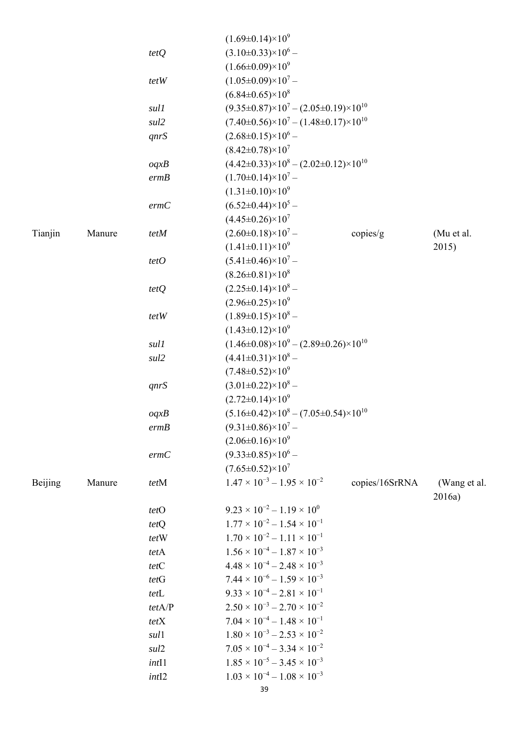| | | | $(1.69\pm0.14)\times10^{9}$ | | |
|---|---|---|---|---|---|
| | | *tetQ* | $(3.10\pm0.33)\times10^{6}$ – $(1.66\pm0.09)\times10^{9}$ | | |
| | | *tetW* | $(1.05\pm0.09)\times10^{7}$ – $(6.84\pm0.65)\times10^{8}$ | | |
| | | *sul1* | $(9.35\pm0.87)\times10^{7}$ – $(2.05\pm0.19)\times10^{10}$ | | |
| | | *sul2* | $(7.40\pm0.56)\times10^{7}$ – $(1.48\pm0.17)\times10^{10}$ | | |
| | | *qnrS* | $(2.68\pm0.15)\times10^{6}$ – $(8.42\pm0.78)\times10^{7}$ | | |
| | | *oqxB* | $(4.42\pm0.33)\times10^{8}$ – $(2.02\pm0.12)\times10^{10}$ | | |
| | | *ermB* | $(1.70\pm0.14)\times10^{7}$ – $(1.31\pm0.10)\times10^{9}$ | | |
| | | *ermC* | $(6.52\pm0.44)\times10^{5}$ – $(4.45\pm0.26)\times10^{7}$ | | |
| Tianjin | Manure | *tetM* | $(2.60\pm0.18)\times10^{7}$ – $(1.41\pm0.11)\times10^{9}$ | copies/g | (Mu et al. 2015) |
| | | *tetO* | $(5.41\pm0.46)\times10^{7}$ – $(8.26\pm0.81)\times10^{8}$ | | |
| | | *tetQ* | $(2.25\pm0.14)\times10^{8}$ – $(2.96\pm0.25)\times10^{9}$ | | |
| | | *tetW* | $(1.89\pm0.15)\times10^{8}$ – $(1.43\pm0.12)\times10^{9}$ | | |
| | | *sul1* | $(1.46\pm0.08)\times10^{9}$ – $(2.89\pm0.26)\times10^{10}$ | | |
| | | *sul2* | $(4.41\pm0.31)\times10^{8}$ – $(7.48\pm0.52)\times10^{9}$ | | |
| | | *qnrS* | $(3.01\pm0.22)\times10^{8}$ – $(2.72\pm0.14)\times10^{9}$ | | |
| | | *oqxB* | $(5.16\pm0.42)\times10^{8}$ – $(7.05\pm0.54)\times10^{10}$ | | |
| | | *ermB* | $(9.31\pm0.86)\times10^{7}$ – $(2.06\pm0.16)\times10^{9}$ | | |
| | | *ermC* | $(9.33\pm0.85)\times10^{6}$ – $(7.65\pm0.52)\times10^{7}$ | | |
| Beijing | Manure | *tet*M | $1.47\times10^{-3}$ – $1.95\times10^{-2}$ | copies/16SrRNA | (Wang et al. 2016a) |
| | | *tet*O | $9.23\times10^{-2}$ – $1.19\times10^{0}$ | | |
| | | *tet*Q | $1.77\times10^{-2}$ – $1.54\times10^{-1}$ | | |
| | | *tet*W | $1.70\times10^{-2}$ – $1.11\times10^{-1}$ | | |
| | | *tet*A | $1.56\times10^{-4}$ – $1.87\times10^{-3}$ | | |
| | | *tet*C | $4.48\times10^{-4}$ – $2.48\times10^{-3}$ | | |
| | | *tet*G | $7.44\times10^{-6}$ – $1.59\times10^{-3}$ | | |
| | | *tet*L | $9.33\times10^{-4}$ – $2.81\times10^{-1}$ | | |
| | | *tet*A/P | $2.50\times10^{-3}$ – $2.70\times10^{-2}$ | | |
| | | *tet*X | $7.04\times10^{-4}$ – $1.48\times10^{-1}$ | | |
| | | *sul*1 | $1.80\times10^{-3}$ – $2.53\times10^{-2}$ | | |
| | | *sul*2 | $7.05\times10^{-4}$ – $3.34\times10^{-2}$ | | |
| | | *int*I1 | $1.85\times10^{-5}$ – $3.45\times10^{-3}$ | | |
| | | *int*I2 | $1.03\times10^{-4}$ – $1.08\times10^{-3}$ | | |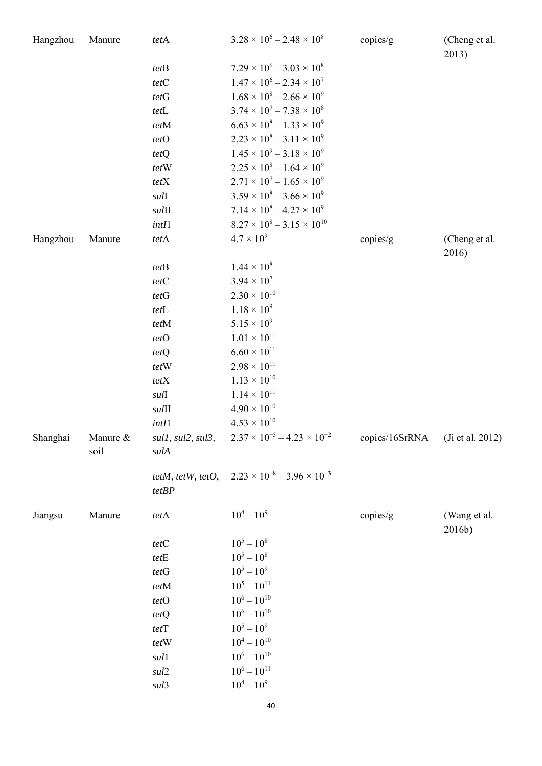| | | | | | |
|---|---|---|---|---|---|
| Hangzhou | Manure | *tet*A | $3.28 \times 10^6 – 2.48 \times 10^8$ | copies/g | (Cheng et al. 2013) |
| | | *tet*B | $7.29 \times 10^6 – 3.03 \times 10^8$ | | |
| | | *tet*C | $1.47 \times 10^6 – 2.34 \times 10^7$ | | |
| | | *tet*G | $1.68 \times 10^8 – 2.66 \times 10^9$ | | |
| | | *tet*L | $3.74 \times 10^7 – 7.38 \times 10^8$ | | |
| | | *tet*M | $6.63 \times 10^8 – 1.33 \times 10^9$ | | |
| | | *tet*O | $2.23 \times 10^8 – 3.11 \times 10^9$ | | |
| | | *tet*Q | $1.45 \times 10^9 – 3.18 \times 10^9$ | | |
| | | *tet*W | $2.25 \times 10^8 – 1.64 \times 10^9$ | | |
| | | *tet*X | $2.71 \times 10^7 – 1.65 \times 10^9$ | | |
| | | *sul*I | $3.59 \times 10^8 – 3.66 \times 10^9$ | | |
| | | *sul*II | $7.14 \times 10^8 – 4.27 \times 10^9$ | | |
| | | *intI*1 | $8.27 \times 10^8 – 3.15 \times 10^{10}$ | | |
| Hangzhou | Manure | *tet*A | $4.7 \times 10^9$ | copies/g | (Cheng et al. 2016) |
| | | *tet*B | $1.44 \times 10^8$ | | |
| | | *tet*C | $3.94 \times 10^7$ | | |
| | | *tet*G | $2.30 \times 10^{10}$ | | |
| | | *tet*L | $1.18 \times 10^9$ | | |
| | | *tet*M | $5.15 \times 10^9$ | | |
| | | *tet*O | $1.01 \times 10^{11}$ | | |
| | | *tet*Q | $6.60 \times 10^{11}$ | | |
| | | *tet*W | $2.98 \times 10^{11}$ | | |
| | | *tet*X | $1.13 \times 10^{10}$ | | |
| | | *sul*I | $1.14 \times 10^{11}$ | | |
| | | *sul*II | $4.90 \times 10^{10}$ | | |
| | | *intI*1 | $4.53 \times 10^{10}$ | | |
| Shanghai | Manure & soil | *sul1, sul2, sul3, sulA* | $2.37 \times 10^{-5} – 4.23 \times 10^{-2}$ | copies/16SrRNA | (Ji et al. 2012) |
| | | *tetM, tetW, tetO, tetBP* | $2.23 \times 10^{-8} – 3.96 \times 10^{-3}$ | | |
| Jiangsu | Manure | *tet*A | $10^4 – 10^9$ | copies/g | (Wang et al. 2016b) |
| | | *tet*C | $10^5 – 10^8$ | | |
| | | *tet*E | $10^5 – 10^8$ | | |
| | | *tet*G | $10^5 – 10^9$ | | |
| | | *tet*M | $10^5 – 10^{11}$ | | |
| | | *tet*O | $10^6 – 10^{10}$ | | |
| | | *tet*Q | $10^6 – 10^{10}$ | | |
| | | *tet*T | $10^5 – 10^9$ | | |
| | | *tet*W | $10^4 – 10^{10}$ | | |
| | | *sul*1 | $10^6 – 10^{10}$ | | |
| | | *sul*2 | $10^6 – 10^{11}$ | | |
| | | *sul*3 | $10^4 – 10^9$ | | |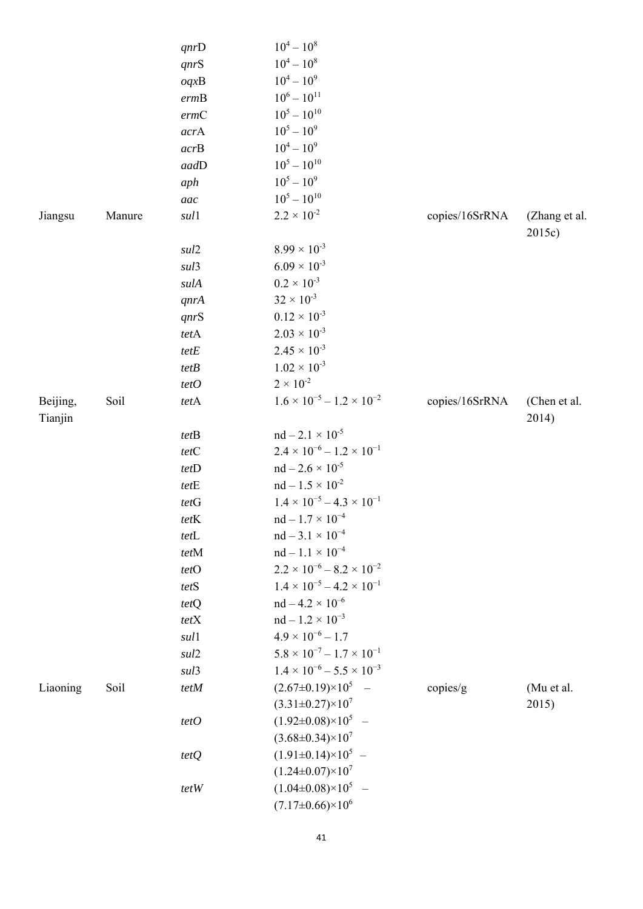| | | *qnr*D | $10^4 - 10^8$ | | |
|---|---|---|---|---|---|
| | | *qnr*S | $10^4 - 10^8$ | | |
| | | *oqx*B | $10^4 - 10^9$ | | |
| | | *erm*B | $10^6 - 10^{11}$ | | |
| | | *erm*C | $10^5 - 10^{10}$ | | |
| | | *acr*A | $10^5 - 10^9$ | | |
| | | *acr*B | $10^4 - 10^9$ | | |
| | | *aad*D | $10^5 - 10^{10}$ | | |
| | | *aph* | $10^5 - 10^9$ | | |
| | | *aac* | $10^5 - 10^{10}$ | | |
| Jiangsu | Manure | *sul*1 | $2.2 \times 10^{-2}$ | copies/16SrRNA | (Zhang et al. 2015c) |
| | | *sul*2 | $8.99 \times 10^{-3}$ | | |
| | | *sul*3 | $6.09 \times 10^{-3}$ | | |
| | | *sulA* | $0.2 \times 10^{-3}$ | | |
| | | *qnrA* | $32 \times 10^{-3}$ | | |
| | | *qnr*S | $0.12 \times 10^{-3}$ | | |
| | | *tet*A | $2.03 \times 10^{-3}$ | | |
| | | *tetE* | $2.45 \times 10^{-3}$ | | |
| | | *tetB* | $1.02 \times 10^{-3}$ | | |
| | | *tetO* | $2 \times 10^{-2}$ | | |
| Beijing, Tianjin | Soil | *tet*A | $1.6 \times 10^{-5} - 1.2 \times 10^{-2}$ | copies/16SrRNA | (Chen et al. 2014) |
| | | *tet*B | nd – $2.1 \times 10^{-5}$ | | |
| | | *tet*C | $2.4 \times 10^{-6} - 1.2 \times 10^{-1}$ | | |
| | | *tet*D | nd – $2.6 \times 10^{-5}$ | | |
| | | *tet*E | nd – $1.5 \times 10^{-2}$ | | |
| | | *tet*G | $1.4 \times 10^{-5} - 4.3 \times 10^{-1}$ | | |
| | | *tet*K | nd – $1.7 \times 10^{-4}$ | | |
| | | *tet*L | nd – $3.1 \times 10^{-4}$ | | |
| | | *tet*M | nd – $1.1 \times 10^{-4}$ | | |
| | | *tet*O | $2.2 \times 10^{-6} - 8.2 \times 10^{-2}$ | | |
| | | *tet*S | $1.4 \times 10^{-5} - 4.2 \times 10^{-1}$ | | |
| | | *tet*Q | nd – $4.2 \times 10^{-6}$ | | |
| | | *tet*X | nd – $1.2 \times 10^{-3}$ | | |
| | | *sul*1 | $4.9 \times 10^{-6} - 1.7$ | | |
| | | *sul*2 | $5.8 \times 10^{-7} - 1.7 \times 10^{-1}$ | | |
| | | *sul*3 | $1.4 \times 10^{-6} - 5.5 \times 10^{-3}$ | | |
| Liaoning | Soil | *tetM* | $(2.67 \pm 0.19) \times 10^5$ – $(3.31 \pm 0.27) \times 10^7$ | copies/g | (Mu et al. 2015) |
| | | *tetO* | $(1.92 \pm 0.08) \times 10^5$ – $(3.68 \pm 0.34) \times 10^7$ | | |
| | | *tetQ* | $(1.91 \pm 0.14) \times 10^5$ – $(1.24 \pm 0.07) \times 10^7$ | | |
| | | *tetW* | $(1.04 \pm 0.08) \times 10^5$ – $(7.17 \pm 0.66) \times 10^6$ | | |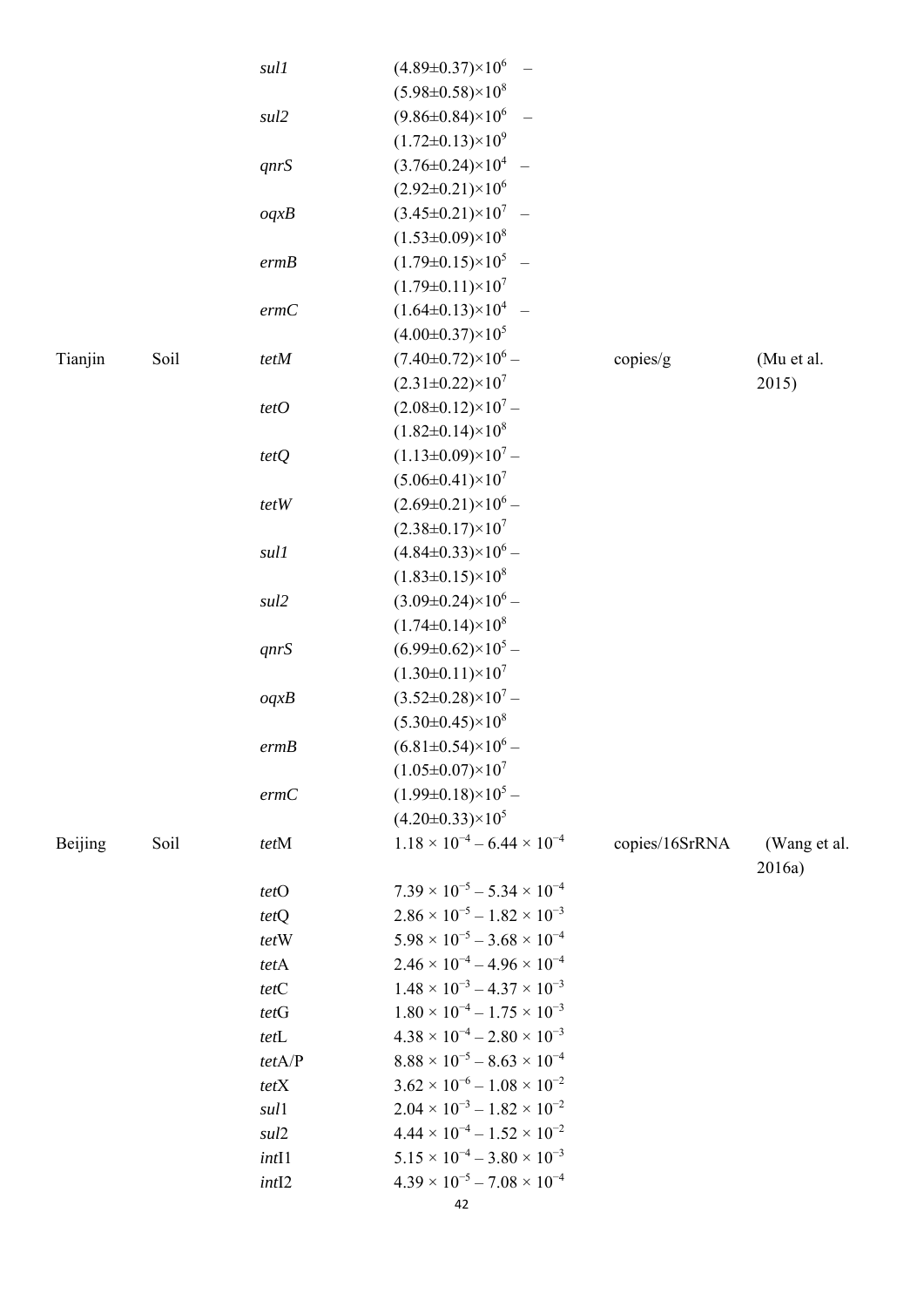| | | | | | |
|---|---|---|---|---|---|
| | | *sul1* | $(4.89\pm0.37)\times10^{6}$ – $(5.98\pm0.58)\times10^{8}$ | | |
| | | *sul2* | $(9.86\pm0.84)\times10^{6}$ – $(1.72\pm0.13)\times10^{9}$ | | |
| | | *qnrS* | $(3.76\pm0.24)\times10^{4}$ – $(2.92\pm0.21)\times10^{6}$ | | |
| | | *oqxB* | $(3.45\pm0.21)\times10^{7}$ – $(1.53\pm0.09)\times10^{8}$ | | |
| | | *ermB* | $(1.79\pm0.15)\times10^{5}$ – $(1.79\pm0.11)\times10^{7}$ | | |
| | | *ermC* | $(1.64\pm0.13)\times10^{4}$ – $(4.00\pm0.37)\times10^{5}$ | | |
| Tianjin | Soil | *tetM* | $(7.40\pm0.72)\times10^{6}$ – $(2.31\pm0.22)\times10^{7}$ | copies/g | (Mu et al. 2015) |
| | | *tetO* | $(2.08\pm0.12)\times10^{7}$ – $(1.82\pm0.14)\times10^{8}$ | | |
| | | *tetQ* | $(1.13\pm0.09)\times10^{7}$ – $(5.06\pm0.41)\times10^{7}$ | | |
| | | *tetW* | $(2.69\pm0.21)\times10^{6}$ – $(2.38\pm0.17)\times10^{7}$ | | |
| | | *sul1* | $(4.84\pm0.33)\times10^{6}$ – $(1.83\pm0.15)\times10^{8}$ | | |
| | | *sul2* | $(3.09\pm0.24)\times10^{6}$ – $(1.74\pm0.14)\times10^{8}$ | | |
| | | *qnrS* | $(6.99\pm0.62)\times10^{5}$ – $(1.30\pm0.11)\times10^{7}$ | | |
| | | *oqxB* | $(3.52\pm0.28)\times10^{7}$ – $(5.30\pm0.45)\times10^{8}$ | | |
| | | *ermB* | $(6.81\pm0.54)\times10^{6}$ – $(1.05\pm0.07)\times10^{7}$ | | |
| | | *ermC* | $(1.99\pm0.18)\times10^{5}$ – $(4.20\pm0.33)\times10^{5}$ | | |
| Beijing | Soil | *tet*M | $1.18\times10^{-4}$ – $6.44\times10^{-4}$ | copies/16SrRNA | (Wang et al. 2016a) |
| | | *tet*O | $7.39\times10^{-5}$ – $5.34\times10^{-4}$ | | |
| | | *tet*Q | $2.86\times10^{-5}$ – $1.82\times10^{-3}$ | | |
| | | *tet*W | $5.98\times10^{-5}$ – $3.68\times10^{-4}$ | | |
| | | *tet*A | $2.46\times10^{-4}$ – $4.96\times10^{-4}$ | | |
| | | *tet*C | $1.48\times10^{-3}$ – $4.37\times10^{-3}$ | | |
| | | *tet*G | $1.80\times10^{-4}$ – $1.75\times10^{-3}$ | | |
| | | *tet*L | $4.38\times10^{-4}$ – $2.80\times10^{-3}$ | | |
| | | *tet*A/P | $8.88\times10^{-5}$ – $8.63\times10^{-4}$ | | |
| | | *tet*X | $3.62\times10^{-6}$ – $1.08\times10^{-2}$ | | |
| | | *sul*1 | $2.04\times10^{-3}$ – $1.82\times10^{-2}$ | | |
| | | *sul*2 | $4.44\times10^{-4}$ – $1.52\times10^{-2}$ | | |
| | | *int*I1 | $5.15\times10^{-4}$ – $3.80\times10^{-3}$ | | |
| | | *int*I2 | $4.39\times10^{-5}$ – $7.08\times10^{-4}$ | | |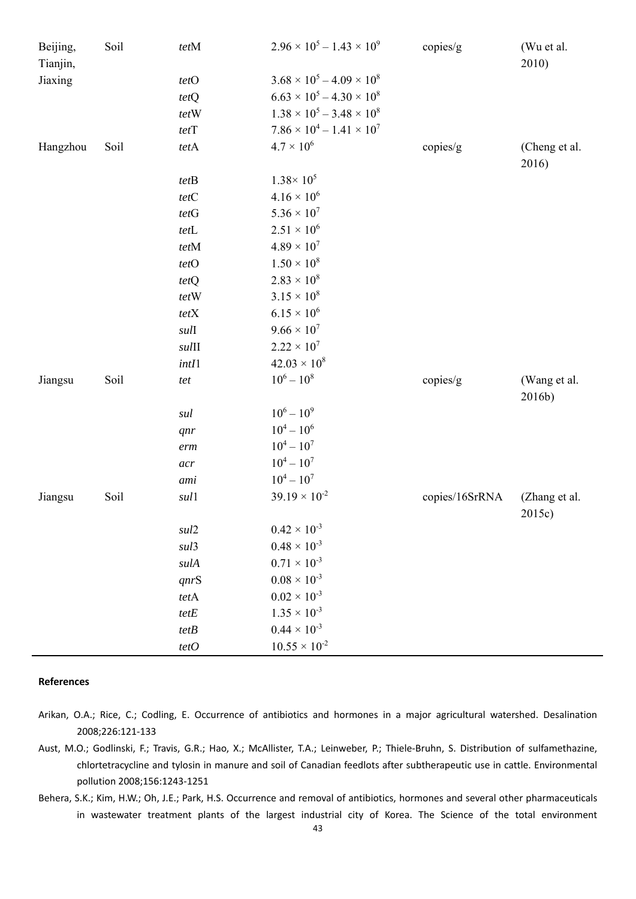| | | | | | |
|---|---|---|---|---|---|
| Beijing, Tianjin, | Soil | *tet*M | $2.96 \times 10^5 - 1.43 \times 10^9$ | copies/g | (Wu et al. 2010) |
| Jiaxing | | *tet*O | $3.68 \times 10^5 - 4.09 \times 10^8$ | | |
| | | *tet*Q | $6.63 \times 10^5 - 4.30 \times 10^8$ | | |
| | | *tet*W | $1.38 \times 10^5 - 3.48 \times 10^8$ | | |
| | | *tet*T | $7.86 \times 10^4 - 1.41 \times 10^7$ | | |
| Hangzhou | Soil | *tet*A | $4.7 \times 10^6$ | copies/g | (Cheng et al. 2016) |
| | | *tet*B | $1.38\times 10^5$ | | |
| | | *tet*C | $4.16 \times 10^6$ | | |
| | | *tet*G | $5.36 \times 10^7$ | | |
| | | *tet*L | $2.51 \times 10^6$ | | |
| | | *tet*M | $4.89 \times 10^7$ | | |
| | | *tet*O | $1.50 \times 10^8$ | | |
| | | *tet*Q | $2.83 \times 10^8$ | | |
| | | *tet*W | $3.15 \times 10^8$ | | |
| | | *tet*X | $6.15 \times 10^6$ | | |
| | | *sul*I | $9.66 \times 10^7$ | | |
| | | *sul*II | $2.22 \times 10^7$ | | |
| | | *intI*1 | $42.03 \times 10^8$ | | |
| Jiangsu | Soil | *tet* | $10^6 - 10^8$ | copies/g | (Wang et al. 2016b) |
| | | *sul* | $10^6 - 10^9$ | | |
| | | *qnr* | $10^4 - 10^6$ | | |
| | | *erm* | $10^4 - 10^7$ | | |
| | | *acr* | $10^4 - 10^7$ | | |
| | | *ami* | $10^4 - 10^7$ | | |
| Jiangsu | Soil | *sul*1 | $39.19 \times 10^{-2}$ | copies/16SrRNA | (Zhang et al. 2015c) |
| | | *sul*2 | $0.42 \times 10^{-3}$ | | |
| | | *sul*3 | $0.48 \times 10^{-3}$ | | |
| | | *sulA* | $0.71 \times 10^{-3}$ | | |
| | | *qnr*S | $0.08 \times 10^{-3}$ | | |
| | | *tet*A | $0.02 \times 10^{-3}$ | | |
| | | *tetE* | $1.35 \times 10^{-3}$ | | |
| | | *tetB* | $0.44 \times 10^{-3}$ | | |
| | | *tetO* | $10.55 \times 10^{-2}$ | | |

**References**

Arikan, O.A.; Rice, C.; Codling, E. Occurrence of antibiotics and hormones in a major agricultural watershed. Desalination 2008;226:121-133

Aust, M.O.; Godlinski, F.; Travis, G.R.; Hao, X.; McAllister, T.A.; Leinweber, P.; Thiele-Bruhn, S. Distribution of sulfamethazine, chlortetracycline and tylosin in manure and soil of Canadian feedlots after subtherapeutic use in cattle. Environmental pollution 2008;156:1243-1251

Behera, S.K.; Kim, H.W.; Oh, J.E.; Park, H.S. Occurrence and removal of antibiotics, hormones and several other pharmaceuticals in wastewater treatment plants of the largest industrial city of Korea. The Science of the total environment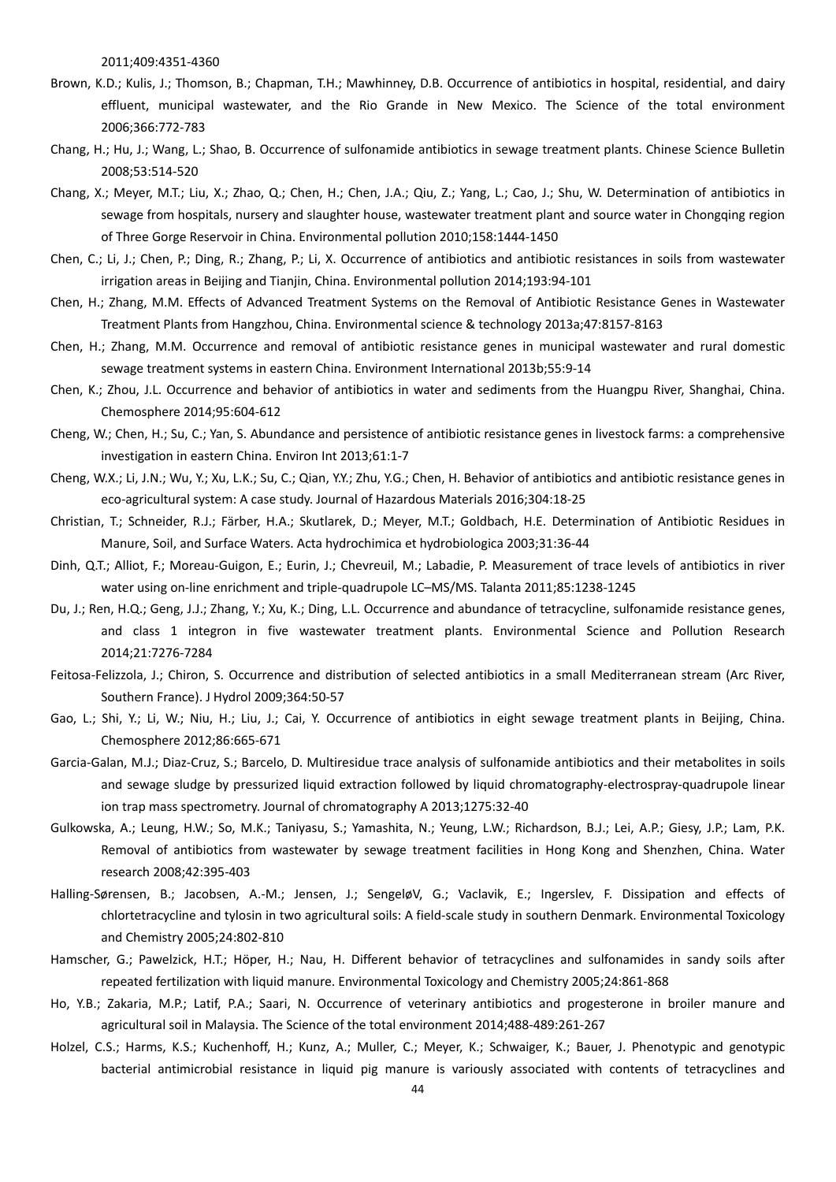2011;409:4351-4360

Brown, K.D.; Kulis, J.; Thomson, B.; Chapman, T.H.; Mawhinney, D.B. Occurrence of antibiotics in hospital, residential, and dairy effluent, municipal wastewater, and the Rio Grande in New Mexico. The Science of the total environment 2006;366:772-783

Chang, H.; Hu, J.; Wang, L.; Shao, B. Occurrence of sulfonamide antibiotics in sewage treatment plants. Chinese Science Bulletin 2008;53:514-520

Chang, X.; Meyer, M.T.; Liu, X.; Zhao, Q.; Chen, H.; Chen, J.A.; Qiu, Z.; Yang, L.; Cao, J.; Shu, W. Determination of antibiotics in sewage from hospitals, nursery and slaughter house, wastewater treatment plant and source water in Chongqing region of Three Gorge Reservoir in China. Environmental pollution 2010;158:1444-1450

Chen, C.; Li, J.; Chen, P.; Ding, R.; Zhang, P.; Li, X. Occurrence of antibiotics and antibiotic resistances in soils from wastewater irrigation areas in Beijing and Tianjin, China. Environmental pollution 2014;193:94-101

Chen, H.; Zhang, M.M. Effects of Advanced Treatment Systems on the Removal of Antibiotic Resistance Genes in Wastewater Treatment Plants from Hangzhou, China. Environmental science & technology 2013a;47:8157-8163

Chen, H.; Zhang, M.M. Occurrence and removal of antibiotic resistance genes in municipal wastewater and rural domestic sewage treatment systems in eastern China. Environment International 2013b;55:9-14

Chen, K.; Zhou, J.L. Occurrence and behavior of antibiotics in water and sediments from the Huangpu River, Shanghai, China. Chemosphere 2014;95:604-612

Cheng, W.; Chen, H.; Su, C.; Yan, S. Abundance and persistence of antibiotic resistance genes in livestock farms: a comprehensive investigation in eastern China. Environ Int 2013;61:1-7

Cheng, W.X.; Li, J.N.; Wu, Y.; Xu, L.K.; Su, C.; Qian, Y.Y.; Zhu, Y.G.; Chen, H. Behavior of antibiotics and antibiotic resistance genes in eco-agricultural system: A case study. Journal of Hazardous Materials 2016;304:18-25

Christian, T.; Schneider, R.J.; Färber, H.A.; Skutlarek, D.; Meyer, M.T.; Goldbach, H.E. Determination of Antibiotic Residues in Manure, Soil, and Surface Waters. Acta hydrochimica et hydrobiologica 2003;31:36-44

Dinh, Q.T.; Alliot, F.; Moreau-Guigon, E.; Eurin, J.; Chevreuil, M.; Labadie, P. Measurement of trace levels of antibiotics in river water using on-line enrichment and triple-quadrupole LC–MS/MS. Talanta 2011;85:1238-1245

Du, J.; Ren, H.Q.; Geng, J.J.; Zhang, Y.; Xu, K.; Ding, L.L. Occurrence and abundance of tetracycline, sulfonamide resistance genes, and class 1 integron in five wastewater treatment plants. Environmental Science and Pollution Research 2014;21:7276-7284

Feitosa-Felizzola, J.; Chiron, S. Occurrence and distribution of selected antibiotics in a small Mediterranean stream (Arc River, Southern France). J Hydrol 2009;364:50-57

Gao, L.; Shi, Y.; Li, W.; Niu, H.; Liu, J.; Cai, Y. Occurrence of antibiotics in eight sewage treatment plants in Beijing, China. Chemosphere 2012;86:665-671

Garcia-Galan, M.J.; Diaz-Cruz, S.; Barcelo, D. Multiresidue trace analysis of sulfonamide antibiotics and their metabolites in soils and sewage sludge by pressurized liquid extraction followed by liquid chromatography-electrospray-quadrupole linear ion trap mass spectrometry. Journal of chromatography A 2013;1275:32-40

Gulkowska, A.; Leung, H.W.; So, M.K.; Taniyasu, S.; Yamashita, N.; Yeung, L.W.; Richardson, B.J.; Lei, A.P.; Giesy, J.P.; Lam, P.K. Removal of antibiotics from wastewater by sewage treatment facilities in Hong Kong and Shenzhen, China. Water research 2008;42:395-403

Halling-Sørensen, B.; Jacobsen, A.-M.; Jensen, J.; SengeløV, G.; Vaclavik, E.; Ingerslev, F. Dissipation and effects of chlortetracycline and tylosin in two agricultural soils: A field-scale study in southern Denmark. Environmental Toxicology and Chemistry 2005;24:802-810

Hamscher, G.; Pawelzick, H.T.; Höper, H.; Nau, H. Different behavior of tetracyclines and sulfonamides in sandy soils after repeated fertilization with liquid manure. Environmental Toxicology and Chemistry 2005;24:861-868

Ho, Y.B.; Zakaria, M.P.; Latif, P.A.; Saari, N. Occurrence of veterinary antibiotics and progesterone in broiler manure and agricultural soil in Malaysia. The Science of the total environment 2014;488-489:261-267

Holzel, C.S.; Harms, K.S.; Kuchenhoff, H.; Kunz, A.; Muller, C.; Meyer, K.; Schwaiger, K.; Bauer, J. Phenotypic and genotypic bacterial antimicrobial resistance in liquid pig manure is variously associated with contents of tetracyclines and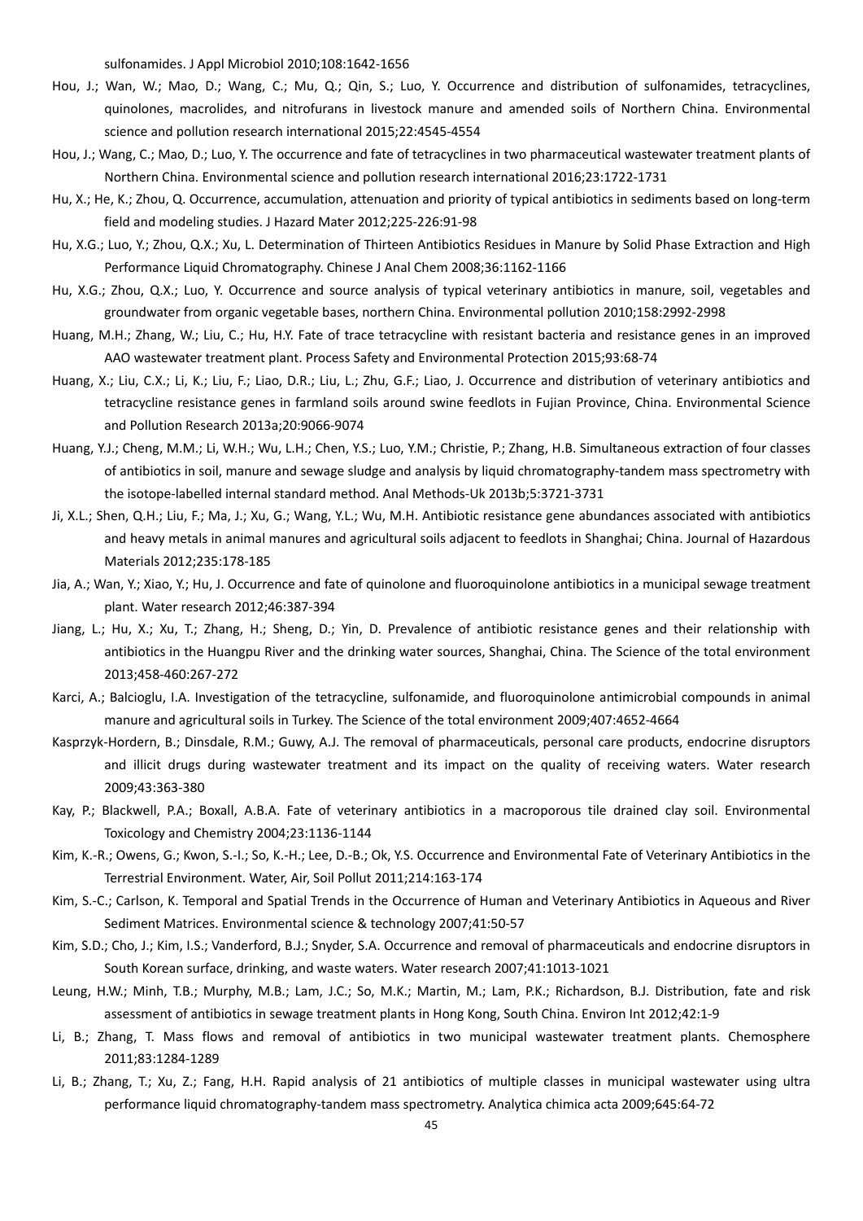sulfonamides. J Appl Microbiol 2010;108:1642-1656

Hou, J.; Wan, W.; Mao, D.; Wang, C.; Mu, Q.; Qin, S.; Luo, Y. Occurrence and distribution of sulfonamides, tetracyclines, quinolones, macrolides, and nitrofurans in livestock manure and amended soils of Northern China. Environmental science and pollution research international 2015;22:4545-4554

Hou, J.; Wang, C.; Mao, D.; Luo, Y. The occurrence and fate of tetracyclines in two pharmaceutical wastewater treatment plants of Northern China. Environmental science and pollution research international 2016;23:1722-1731

Hu, X.; He, K.; Zhou, Q. Occurrence, accumulation, attenuation and priority of typical antibiotics in sediments based on long-term field and modeling studies. J Hazard Mater 2012;225-226:91-98

Hu, X.G.; Luo, Y.; Zhou, Q.X.; Xu, L. Determination of Thirteen Antibiotics Residues in Manure by Solid Phase Extraction and High Performance Liquid Chromatography. Chinese J Anal Chem 2008;36:1162-1166

Hu, X.G.; Zhou, Q.X.; Luo, Y. Occurrence and source analysis of typical veterinary antibiotics in manure, soil, vegetables and groundwater from organic vegetable bases, northern China. Environmental pollution 2010;158:2992-2998

Huang, M.H.; Zhang, W.; Liu, C.; Hu, H.Y. Fate of trace tetracycline with resistant bacteria and resistance genes in an improved AAO wastewater treatment plant. Process Safety and Environmental Protection 2015;93:68-74

Huang, X.; Liu, C.X.; Li, K.; Liu, F.; Liao, D.R.; Liu, L.; Zhu, G.F.; Liao, J. Occurrence and distribution of veterinary antibiotics and tetracycline resistance genes in farmland soils around swine feedlots in Fujian Province, China. Environmental Science and Pollution Research 2013a;20:9066-9074

Huang, Y.J.; Cheng, M.M.; Li, W.H.; Wu, L.H.; Chen, Y.S.; Luo, Y.M.; Christie, P.; Zhang, H.B. Simultaneous extraction of four classes of antibiotics in soil, manure and sewage sludge and analysis by liquid chromatography-tandem mass spectrometry with the isotope-labelled internal standard method. Anal Methods-Uk 2013b;5:3721-3731

Ji, X.L.; Shen, Q.H.; Liu, F.; Ma, J.; Xu, G.; Wang, Y.L.; Wu, M.H. Antibiotic resistance gene abundances associated with antibiotics and heavy metals in animal manures and agricultural soils adjacent to feedlots in Shanghai; China. Journal of Hazardous Materials 2012;235:178-185

Jia, A.; Wan, Y.; Xiao, Y.; Hu, J. Occurrence and fate of quinolone and fluoroquinolone antibiotics in a municipal sewage treatment plant. Water research 2012;46:387-394

Jiang, L.; Hu, X.; Xu, T.; Zhang, H.; Sheng, D.; Yin, D. Prevalence of antibiotic resistance genes and their relationship with antibiotics in the Huangpu River and the drinking water sources, Shanghai, China. The Science of the total environment 2013;458-460:267-272

Karci, A.; Balcioglu, I.A. Investigation of the tetracycline, sulfonamide, and fluoroquinolone antimicrobial compounds in animal manure and agricultural soils in Turkey. The Science of the total environment 2009;407:4652-4664

Kasprzyk-Hordern, B.; Dinsdale, R.M.; Guwy, A.J. The removal of pharmaceuticals, personal care products, endocrine disruptors and illicit drugs during wastewater treatment and its impact on the quality of receiving waters. Water research 2009;43:363-380

Kay, P.; Blackwell, P.A.; Boxall, A.B.A. Fate of veterinary antibiotics in a macroporous tile drained clay soil. Environmental Toxicology and Chemistry 2004;23:1136-1144

Kim, K.-R.; Owens, G.; Kwon, S.-I.; So, K.-H.; Lee, D.-B.; Ok, Y.S. Occurrence and Environmental Fate of Veterinary Antibiotics in the Terrestrial Environment. Water, Air, Soil Pollut 2011;214:163-174

Kim, S.-C.; Carlson, K. Temporal and Spatial Trends in the Occurrence of Human and Veterinary Antibiotics in Aqueous and River Sediment Matrices. Environmental science & technology 2007;41:50-57

Kim, S.D.; Cho, J.; Kim, I.S.; Vanderford, B.J.; Snyder, S.A. Occurrence and removal of pharmaceuticals and endocrine disruptors in South Korean surface, drinking, and waste waters. Water research 2007;41:1013-1021

Leung, H.W.; Minh, T.B.; Murphy, M.B.; Lam, J.C.; So, M.K.; Martin, M.; Lam, P.K.; Richardson, B.J. Distribution, fate and risk assessment of antibiotics in sewage treatment plants in Hong Kong, South China. Environ Int 2012;42:1-9

Li, B.; Zhang, T. Mass flows and removal of antibiotics in two municipal wastewater treatment plants. Chemosphere 2011;83:1284-1289

Li, B.; Zhang, T.; Xu, Z.; Fang, H.H. Rapid analysis of 21 antibiotics of multiple classes in municipal wastewater using ultra performance liquid chromatography-tandem mass spectrometry. Analytica chimica acta 2009;645:64-72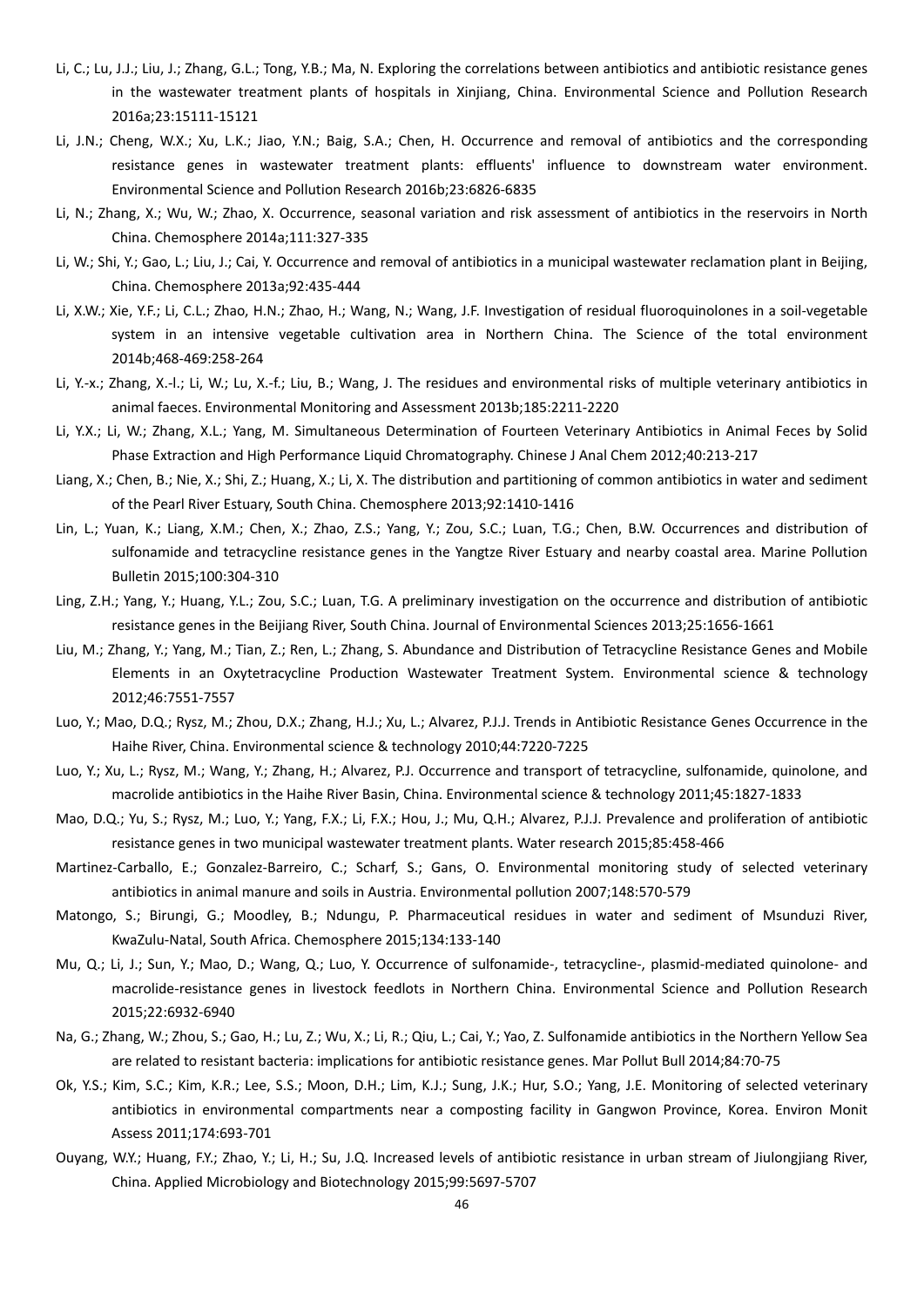Li, C.; Lu, J.J.; Liu, J.; Zhang, G.L.; Tong, Y.B.; Ma, N. Exploring the correlations between antibiotics and antibiotic resistance genes in the wastewater treatment plants of hospitals in Xinjiang, China. Environmental Science and Pollution Research 2016a;23:15111-15121

Li, J.N.; Cheng, W.X.; Xu, L.K.; Jiao, Y.N.; Baig, S.A.; Chen, H. Occurrence and removal of antibiotics and the corresponding resistance genes in wastewater treatment plants: effluents' influence to downstream water environment. Environmental Science and Pollution Research 2016b;23:6826-6835

Li, N.; Zhang, X.; Wu, W.; Zhao, X. Occurrence, seasonal variation and risk assessment of antibiotics in the reservoirs in North China. Chemosphere 2014a;111:327-335

Li, W.; Shi, Y.; Gao, L.; Liu, J.; Cai, Y. Occurrence and removal of antibiotics in a municipal wastewater reclamation plant in Beijing, China. Chemosphere 2013a;92:435-444

Li, X.W.; Xie, Y.F.; Li, C.L.; Zhao, H.N.; Zhao, H.; Wang, N.; Wang, J.F. Investigation of residual fluoroquinolones in a soil-vegetable system in an intensive vegetable cultivation area in Northern China. The Science of the total environment 2014b;468-469:258-264

Li, Y.-x.; Zhang, X.-l.; Li, W.; Lu, X.-f.; Liu, B.; Wang, J. The residues and environmental risks of multiple veterinary antibiotics in animal faeces. Environmental Monitoring and Assessment 2013b;185:2211-2220

Li, Y.X.; Li, W.; Zhang, X.L.; Yang, M. Simultaneous Determination of Fourteen Veterinary Antibiotics in Animal Feces by Solid Phase Extraction and High Performance Liquid Chromatography. Chinese J Anal Chem 2012;40:213-217

Liang, X.; Chen, B.; Nie, X.; Shi, Z.; Huang, X.; Li, X. The distribution and partitioning of common antibiotics in water and sediment of the Pearl River Estuary, South China. Chemosphere 2013;92:1410-1416

Lin, L.; Yuan, K.; Liang, X.M.; Chen, X.; Zhao, Z.S.; Yang, Y.; Zou, S.C.; Luan, T.G.; Chen, B.W. Occurrences and distribution of sulfonamide and tetracycline resistance genes in the Yangtze River Estuary and nearby coastal area. Marine Pollution Bulletin 2015;100:304-310

Ling, Z.H.; Yang, Y.; Huang, Y.L.; Zou, S.C.; Luan, T.G. A preliminary investigation on the occurrence and distribution of antibiotic resistance genes in the Beijiang River, South China. Journal of Environmental Sciences 2013;25:1656-1661

Liu, M.; Zhang, Y.; Yang, M.; Tian, Z.; Ren, L.; Zhang, S. Abundance and Distribution of Tetracycline Resistance Genes and Mobile Elements in an Oxytetracycline Production Wastewater Treatment System. Environmental science & technology 2012;46:7551-7557

Luo, Y.; Mao, D.Q.; Rysz, M.; Zhou, D.X.; Zhang, H.J.; Xu, L.; Alvarez, P.J.J. Trends in Antibiotic Resistance Genes Occurrence in the Haihe River, China. Environmental science & technology 2010;44:7220-7225

Luo, Y.; Xu, L.; Rysz, M.; Wang, Y.; Zhang, H.; Alvarez, P.J. Occurrence and transport of tetracycline, sulfonamide, quinolone, and macrolide antibiotics in the Haihe River Basin, China. Environmental science & technology 2011;45:1827-1833

Mao, D.Q.; Yu, S.; Rysz, M.; Luo, Y.; Yang, F.X.; Li, F.X.; Hou, J.; Mu, Q.H.; Alvarez, P.J.J. Prevalence and proliferation of antibiotic resistance genes in two municipal wastewater treatment plants. Water research 2015;85:458-466

Martinez-Carballo, E.; Gonzalez-Barreiro, C.; Scharf, S.; Gans, O. Environmental monitoring study of selected veterinary antibiotics in animal manure and soils in Austria. Environmental pollution 2007;148:570-579

Matongo, S.; Birungi, G.; Moodley, B.; Ndungu, P. Pharmaceutical residues in water and sediment of Msunduzi River, KwaZulu-Natal, South Africa. Chemosphere 2015;134:133-140

Mu, Q.; Li, J.; Sun, Y.; Mao, D.; Wang, Q.; Luo, Y. Occurrence of sulfonamide-, tetracycline-, plasmid-mediated quinolone- and macrolide-resistance genes in livestock feedlots in Northern China. Environmental Science and Pollution Research 2015;22:6932-6940

Na, G.; Zhang, W.; Zhou, S.; Gao, H.; Lu, Z.; Wu, X.; Li, R.; Qiu, L.; Cai, Y.; Yao, Z. Sulfonamide antibiotics in the Northern Yellow Sea are related to resistant bacteria: implications for antibiotic resistance genes. Mar Pollut Bull 2014;84:70-75

Ok, Y.S.; Kim, S.C.; Kim, K.R.; Lee, S.S.; Moon, D.H.; Lim, K.J.; Sung, J.K.; Hur, S.O.; Yang, J.E. Monitoring of selected veterinary antibiotics in environmental compartments near a composting facility in Gangwon Province, Korea. Environ Monit Assess 2011;174:693-701

Ouyang, W.Y.; Huang, F.Y.; Zhao, Y.; Li, H.; Su, J.Q. Increased levels of antibiotic resistance in urban stream of Jiulongjiang River, China. Applied Microbiology and Biotechnology 2015;99:5697-5707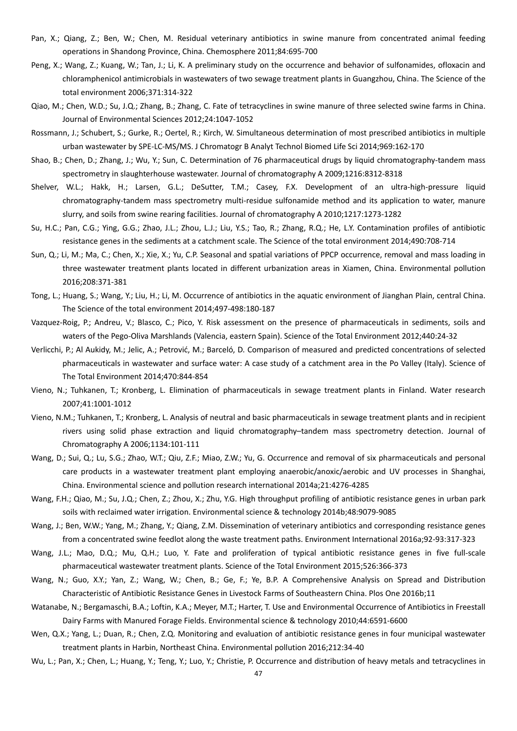Pan, X.; Qiang, Z.; Ben, W.; Chen, M. Residual veterinary antibiotics in swine manure from concentrated animal feeding operations in Shandong Province, China. Chemosphere 2011;84:695-700

Peng, X.; Wang, Z.; Kuang, W.; Tan, J.; Li, K. A preliminary study on the occurrence and behavior of sulfonamides, ofloxacin and chloramphenicol antimicrobials in wastewaters of two sewage treatment plants in Guangzhou, China. The Science of the total environment 2006;371:314-322

Qiao, M.; Chen, W.D.; Su, J.Q.; Zhang, B.; Zhang, C. Fate of tetracyclines in swine manure of three selected swine farms in China. Journal of Environmental Sciences 2012;24:1047-1052

Rossmann, J.; Schubert, S.; Gurke, R.; Oertel, R.; Kirch, W. Simultaneous determination of most prescribed antibiotics in multiple urban wastewater by SPE-LC-MS/MS. J Chromatogr B Analyt Technol Biomed Life Sci 2014;969:162-170

Shao, B.; Chen, D.; Zhang, J.; Wu, Y.; Sun, C. Determination of 76 pharmaceutical drugs by liquid chromatography-tandem mass spectrometry in slaughterhouse wastewater. Journal of chromatography A 2009;1216:8312-8318

Shelver, W.L.; Hakk, H.; Larsen, G.L.; DeSutter, T.M.; Casey, F.X. Development of an ultra-high-pressure liquid chromatography-tandem mass spectrometry multi-residue sulfonamide method and its application to water, manure slurry, and soils from swine rearing facilities. Journal of chromatography A 2010;1217:1273-1282

Su, H.C.; Pan, C.G.; Ying, G.G.; Zhao, J.L.; Zhou, L.J.; Liu, Y.S.; Tao, R.; Zhang, R.Q.; He, L.Y. Contamination profiles of antibiotic resistance genes in the sediments at a catchment scale. The Science of the total environment 2014;490:708-714

Sun, Q.; Li, M.; Ma, C.; Chen, X.; Xie, X.; Yu, C.P. Seasonal and spatial variations of PPCP occurrence, removal and mass loading in three wastewater treatment plants located in different urbanization areas in Xiamen, China. Environmental pollution 2016;208:371-381

Tong, L.; Huang, S.; Wang, Y.; Liu, H.; Li, M. Occurrence of antibiotics in the aquatic environment of Jianghan Plain, central China. The Science of the total environment 2014;497-498:180-187

Vazquez-Roig, P.; Andreu, V.; Blasco, C.; Pico, Y. Risk assessment on the presence of pharmaceuticals in sediments, soils and waters of the Pego-Oliva Marshlands (Valencia, eastern Spain). Science of the Total Environment 2012;440:24-32

Verlicchi, P.; Al Aukidy, M.; Jelic, A.; Petrović, M.; Barceló, D. Comparison of measured and predicted concentrations of selected pharmaceuticals in wastewater and surface water: A case study of a catchment area in the Po Valley (Italy). Science of The Total Environment 2014;470:844-854

Vieno, N.; Tuhkanen, T.; Kronberg, L. Elimination of pharmaceuticals in sewage treatment plants in Finland. Water research 2007;41:1001-1012

Vieno, N.M.; Tuhkanen, T.; Kronberg, L. Analysis of neutral and basic pharmaceuticals in sewage treatment plants and in recipient rivers using solid phase extraction and liquid chromatography–tandem mass spectrometry detection. Journal of Chromatography A 2006;1134:101-111

Wang, D.; Sui, Q.; Lu, S.G.; Zhao, W.T.; Qiu, Z.F.; Miao, Z.W.; Yu, G. Occurrence and removal of six pharmaceuticals and personal care products in a wastewater treatment plant employing anaerobic/anoxic/aerobic and UV processes in Shanghai, China. Environmental science and pollution research international 2014a;21:4276-4285

Wang, F.H.; Qiao, M.; Su, J.Q.; Chen, Z.; Zhou, X.; Zhu, Y.G. High throughput profiling of antibiotic resistance genes in urban park soils with reclaimed water irrigation. Environmental science & technology 2014b;48:9079-9085

Wang, J.; Ben, W.W.; Yang, M.; Zhang, Y.; Qiang, Z.M. Dissemination of veterinary antibiotics and corresponding resistance genes from a concentrated swine feedlot along the waste treatment paths. Environment International 2016a;92-93:317-323

Wang, J.L.; Mao, D.Q.; Mu, Q.H.; Luo, Y. Fate and proliferation of typical antibiotic resistance genes in five full-scale pharmaceutical wastewater treatment plants. Science of the Total Environment 2015;526:366-373

Wang, N.; Guo, X.Y.; Yan, Z.; Wang, W.; Chen, B.; Ge, F.; Ye, B.P. A Comprehensive Analysis on Spread and Distribution Characteristic of Antibiotic Resistance Genes in Livestock Farms of Southeastern China. Plos One 2016b;11

Watanabe, N.; Bergamaschi, B.A.; Loftin, K.A.; Meyer, M.T.; Harter, T. Use and Environmental Occurrence of Antibiotics in Freestall Dairy Farms with Manured Forage Fields. Environmental science & technology 2010;44:6591-6600

Wen, Q.X.; Yang, L.; Duan, R.; Chen, Z.Q. Monitoring and evaluation of antibiotic resistance genes in four municipal wastewater treatment plants in Harbin, Northeast China. Environmental pollution 2016;212:34-40

Wu, L.; Pan, X.; Chen, L.; Huang, Y.; Teng, Y.; Luo, Y.; Christie, P. Occurrence and distribution of heavy metals and tetracyclines in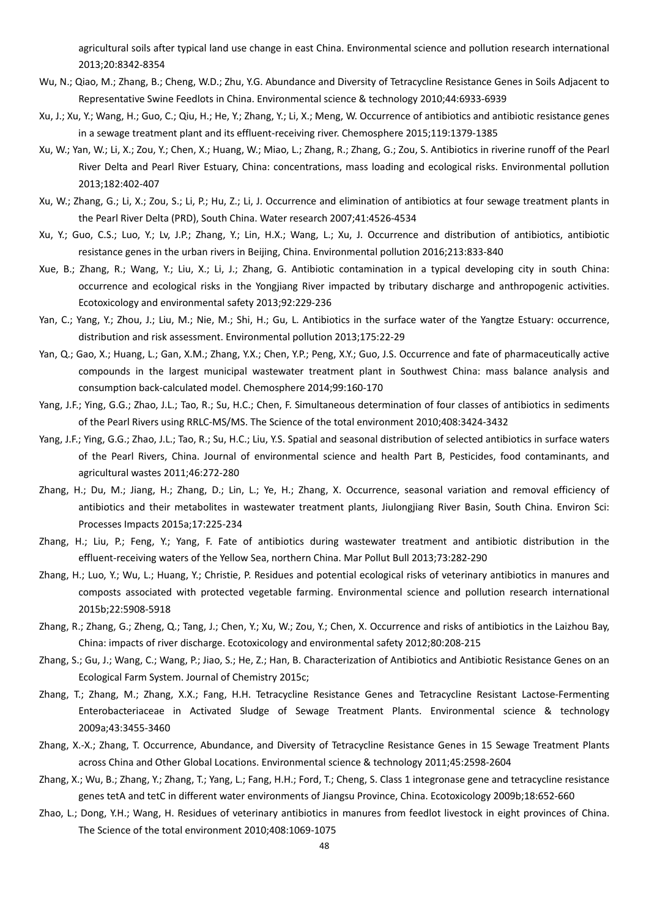agricultural soils after typical land use change in east China. Environmental science and pollution research international 2013;20:8342-8354

Wu, N.; Qiao, M.; Zhang, B.; Cheng, W.D.; Zhu, Y.G. Abundance and Diversity of Tetracycline Resistance Genes in Soils Adjacent to Representative Swine Feedlots in China. Environmental science & technology 2010;44:6933-6939

Xu, J.; Xu, Y.; Wang, H.; Guo, C.; Qiu, H.; He, Y.; Zhang, Y.; Li, X.; Meng, W. Occurrence of antibiotics and antibiotic resistance genes in a sewage treatment plant and its effluent-receiving river. Chemosphere 2015;119:1379-1385

Xu, W.; Yan, W.; Li, X.; Zou, Y.; Chen, X.; Huang, W.; Miao, L.; Zhang, R.; Zhang, G.; Zou, S. Antibiotics in riverine runoff of the Pearl River Delta and Pearl River Estuary, China: concentrations, mass loading and ecological risks. Environmental pollution 2013;182:402-407

Xu, W.; Zhang, G.; Li, X.; Zou, S.; Li, P.; Hu, Z.; Li, J. Occurrence and elimination of antibiotics at four sewage treatment plants in the Pearl River Delta (PRD), South China. Water research 2007;41:4526-4534

Xu, Y.; Guo, C.S.; Luo, Y.; Lv, J.P.; Zhang, Y.; Lin, H.X.; Wang, L.; Xu, J. Occurrence and distribution of antibiotics, antibiotic resistance genes in the urban rivers in Beijing, China. Environmental pollution 2016;213:833-840

Xue, B.; Zhang, R.; Wang, Y.; Liu, X.; Li, J.; Zhang, G. Antibiotic contamination in a typical developing city in south China: occurrence and ecological risks in the Yongjiang River impacted by tributary discharge and anthropogenic activities. Ecotoxicology and environmental safety 2013;92:229-236

Yan, C.; Yang, Y.; Zhou, J.; Liu, M.; Nie, M.; Shi, H.; Gu, L. Antibiotics in the surface water of the Yangtze Estuary: occurrence, distribution and risk assessment. Environmental pollution 2013;175:22-29

Yan, Q.; Gao, X.; Huang, L.; Gan, X.M.; Zhang, Y.X.; Chen, Y.P.; Peng, X.Y.; Guo, J.S. Occurrence and fate of pharmaceutically active compounds in the largest municipal wastewater treatment plant in Southwest China: mass balance analysis and consumption back-calculated model. Chemosphere 2014;99:160-170

Yang, J.F.; Ying, G.G.; Zhao, J.L.; Tao, R.; Su, H.C.; Chen, F. Simultaneous determination of four classes of antibiotics in sediments of the Pearl Rivers using RRLC-MS/MS. The Science of the total environment 2010;408:3424-3432

Yang, J.F.; Ying, G.G.; Zhao, J.L.; Tao, R.; Su, H.C.; Liu, Y.S. Spatial and seasonal distribution of selected antibiotics in surface waters of the Pearl Rivers, China. Journal of environmental science and health Part B, Pesticides, food contaminants, and agricultural wastes 2011;46:272-280

Zhang, H.; Du, M.; Jiang, H.; Zhang, D.; Lin, L.; Ye, H.; Zhang, X. Occurrence, seasonal variation and removal efficiency of antibiotics and their metabolites in wastewater treatment plants, Jiulongjiang River Basin, South China. Environ Sci: Processes Impacts 2015a;17:225-234

Zhang, H.; Liu, P.; Feng, Y.; Yang, F. Fate of antibiotics during wastewater treatment and antibiotic distribution in the effluent-receiving waters of the Yellow Sea, northern China. Mar Pollut Bull 2013;73:282-290

Zhang, H.; Luo, Y.; Wu, L.; Huang, Y.; Christie, P. Residues and potential ecological risks of veterinary antibiotics in manures and composts associated with protected vegetable farming. Environmental science and pollution research international 2015b;22:5908-5918

Zhang, R.; Zhang, G.; Zheng, Q.; Tang, J.; Chen, Y.; Xu, W.; Zou, Y.; Chen, X. Occurrence and risks of antibiotics in the Laizhou Bay, China: impacts of river discharge. Ecotoxicology and environmental safety 2012;80:208-215

Zhang, S.; Gu, J.; Wang, C.; Wang, P.; Jiao, S.; He, Z.; Han, B. Characterization of Antibiotics and Antibiotic Resistance Genes on an Ecological Farm System. Journal of Chemistry 2015c;

Zhang, T.; Zhang, M.; Zhang, X.X.; Fang, H.H. Tetracycline Resistance Genes and Tetracycline Resistant Lactose-Fermenting Enterobacteriaceae in Activated Sludge of Sewage Treatment Plants. Environmental science & technology 2009a;43:3455-3460

Zhang, X.-X.; Zhang, T. Occurrence, Abundance, and Diversity of Tetracycline Resistance Genes in 15 Sewage Treatment Plants across China and Other Global Locations. Environmental science & technology 2011;45:2598-2604

Zhang, X.; Wu, B.; Zhang, Y.; Zhang, T.; Yang, L.; Fang, H.H.; Ford, T.; Cheng, S. Class 1 integronase gene and tetracycline resistance genes tetA and tetC in different water environments of Jiangsu Province, China. Ecotoxicology 2009b;18:652-660

Zhao, L.; Dong, Y.H.; Wang, H. Residues of veterinary antibiotics in manures from feedlot livestock in eight provinces of China. The Science of the total environment 2010;408:1069-1075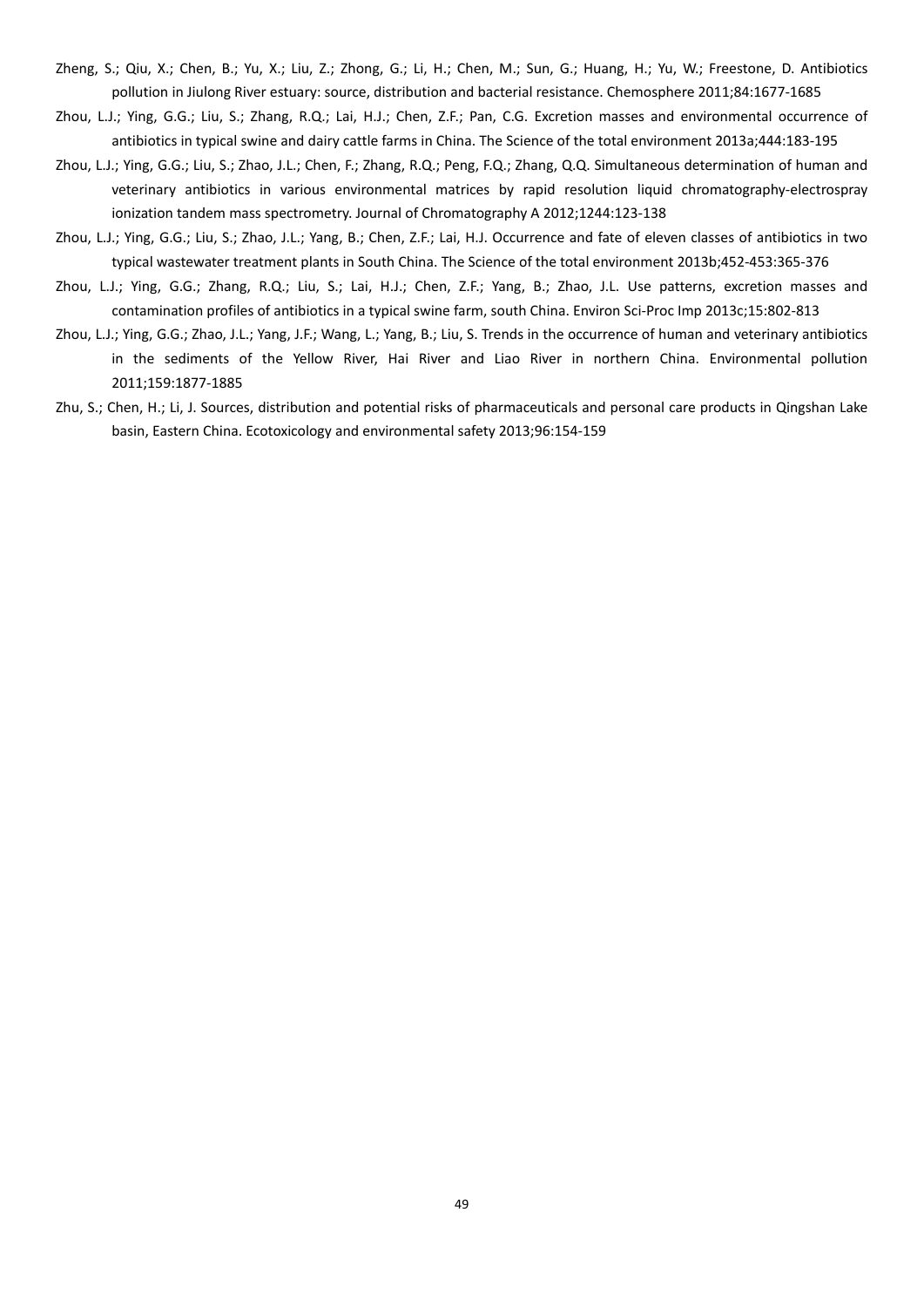Zheng, S.; Qiu, X.; Chen, B.; Yu, X.; Liu, Z.; Zhong, G.; Li, H.; Chen, M.; Sun, G.; Huang, H.; Yu, W.; Freestone, D. Antibiotics pollution in Jiulong River estuary: source, distribution and bacterial resistance. Chemosphere 2011;84:1677-1685

Zhou, L.J.; Ying, G.G.; Liu, S.; Zhang, R.Q.; Lai, H.J.; Chen, Z.F.; Pan, C.G. Excretion masses and environmental occurrence of antibiotics in typical swine and dairy cattle farms in China. The Science of the total environment 2013a;444:183-195

Zhou, L.J.; Ying, G.G.; Liu, S.; Zhao, J.L.; Chen, F.; Zhang, R.Q.; Peng, F.Q.; Zhang, Q.Q. Simultaneous determination of human and veterinary antibiotics in various environmental matrices by rapid resolution liquid chromatography-electrospray ionization tandem mass spectrometry. Journal of Chromatography A 2012;1244:123-138

Zhou, L.J.; Ying, G.G.; Liu, S.; Zhao, J.L.; Yang, B.; Chen, Z.F.; Lai, H.J. Occurrence and fate of eleven classes of antibiotics in two typical wastewater treatment plants in South China. The Science of the total environment 2013b;452-453:365-376

Zhou, L.J.; Ying, G.G.; Zhang, R.Q.; Liu, S.; Lai, H.J.; Chen, Z.F.; Yang, B.; Zhao, J.L. Use patterns, excretion masses and contamination profiles of antibiotics in a typical swine farm, south China. Environ Sci-Proc Imp 2013c;15:802-813

Zhou, L.J.; Ying, G.G.; Zhao, J.L.; Yang, J.F.; Wang, L.; Yang, B.; Liu, S. Trends in the occurrence of human and veterinary antibiotics in the sediments of the Yellow River, Hai River and Liao River in northern China. Environmental pollution 2011;159:1877-1885

Zhu, S.; Chen, H.; Li, J. Sources, distribution and potential risks of pharmaceuticals and personal care products in Qingshan Lake basin, Eastern China. Ecotoxicology and environmental safety 2013;96:154-159